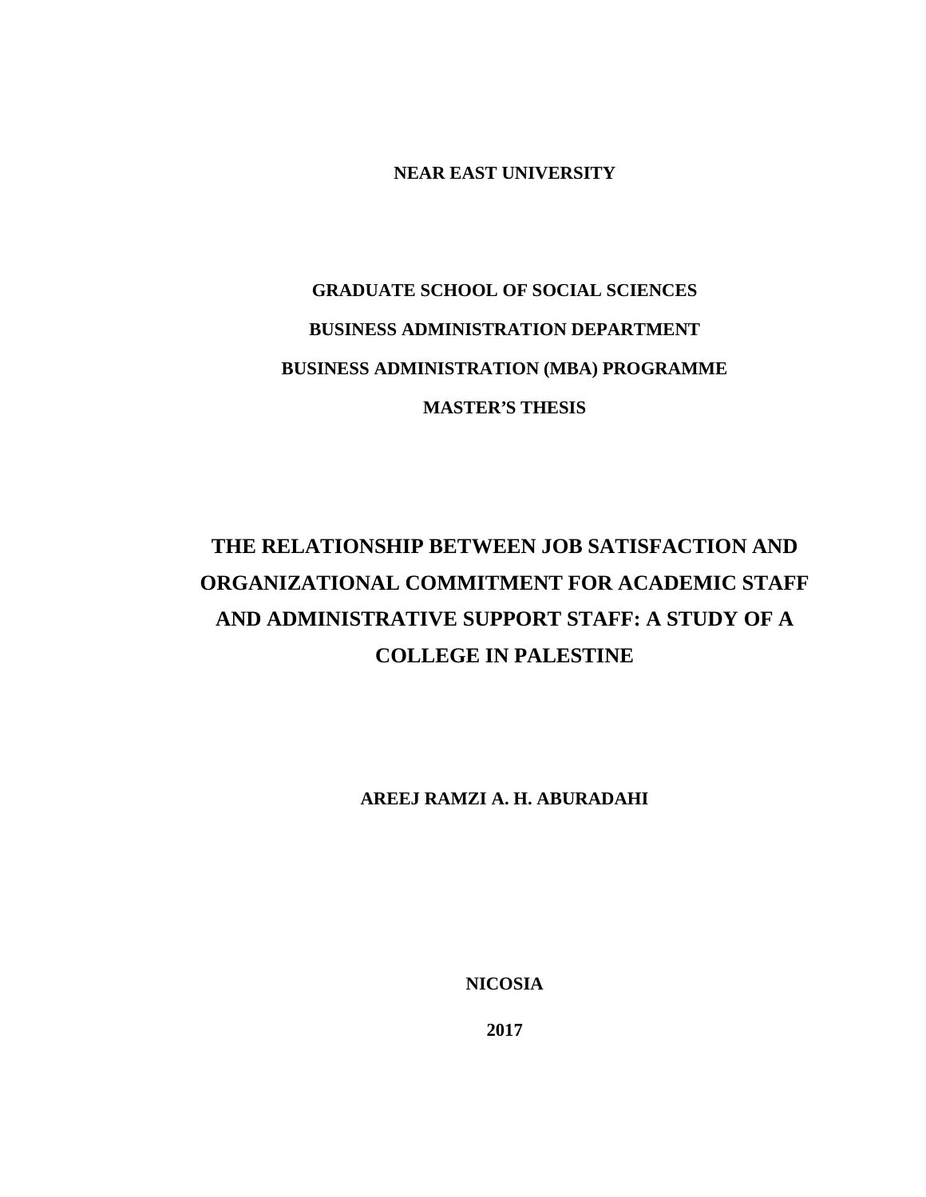**NEAR EAST UNIVERSITY**

**GRADUATE SCHOOL OF SOCIAL SCIENCES**

**BUSINESS ADMINISTRATION DEPARTMENT**

**BUSINESS ADMINISTRATION (MBA) PROGRAMME**

**MASTER'S THESIS**

# THE RELATIONSHIP BETWEEN JOB SATISFACTION AND ORGANIZATIONAL COMMITMENT FOR ACADEMIC STAFF AND ADMINISTRATIVE SUPPORT STAFF: A STUDY OF A COLLEGE IN PALESTINE

**AREEJ RAMZI A. H. ABURADAHI**

**NICOSIA**

**2017**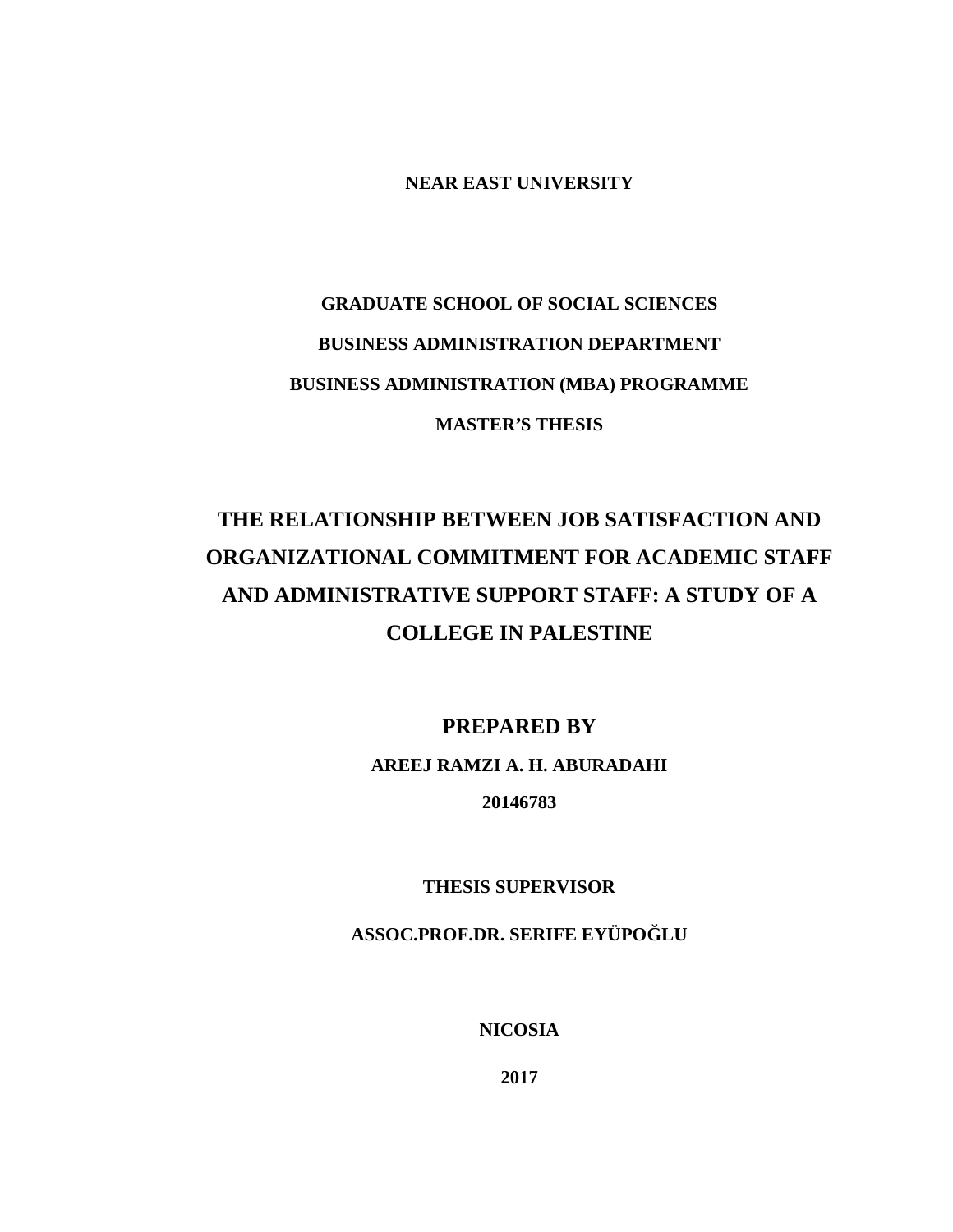**NEAR EAST UNIVERSITY**

**GRADUATE SCHOOL OF SOCIAL SCIENCES**

**BUSINESS ADMINISTRATION DEPARTMENT**

**BUSINESS ADMINISTRATION (MBA) PROGRAMME**

**MASTER'S THESIS**

# THE RELATIONSHIP BETWEEN JOB SATISFACTION AND ORGANIZATIONAL COMMITMENT FOR ACADEMIC STAFF AND ADMINISTRATIVE SUPPORT STAFF: A STUDY OF A COLLEGE IN PALESTINE

**PREPARED BY**

**AREEJ RAMZI A. H. ABURADAHI**

**20146783**

**THESIS SUPERVISOR**

**ASSOC.PROF.DR. SERIFE EYÜPOĞLU**

**NICOSIA**

**2017**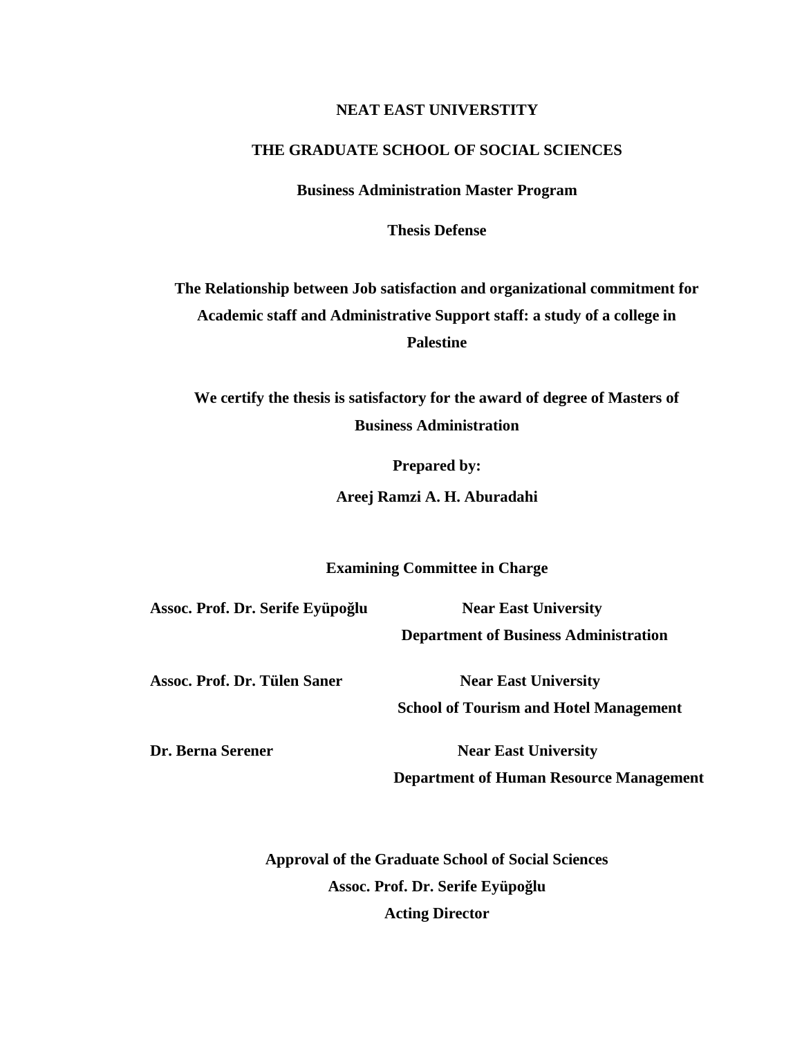**NEAT EAST UNIVERSTITY**

**THE GRADUATE SCHOOL OF SOCIAL SCIENCES**

**Business Administration Master Program**

**Thesis Defense**

**The Relationship between Job satisfaction and organizational commitment for Academic staff and Administrative Support staff: a study of a college in Palestine**

**We certify the thesis is satisfactory for the award of degree of Masters of Business Administration**

**Prepared by:**

**Areej Ramzi A. H. Aburadahi**

**Examining Committee in Charge**

**Assoc. Prof. Dr. Serife Eyüpoğlu** — **Near East University, Department of Business Administration**

**Assoc. Prof. Dr. Tülen Saner** — **Near East University, School of Tourism and Hotel Management**

**Dr. Berna Serener** — **Near East University, Department of Human Resource Management**

**Approval of the Graduate School of Social Sciences**

**Assoc. Prof. Dr. Serife Eyüpoğlu**

**Acting Director**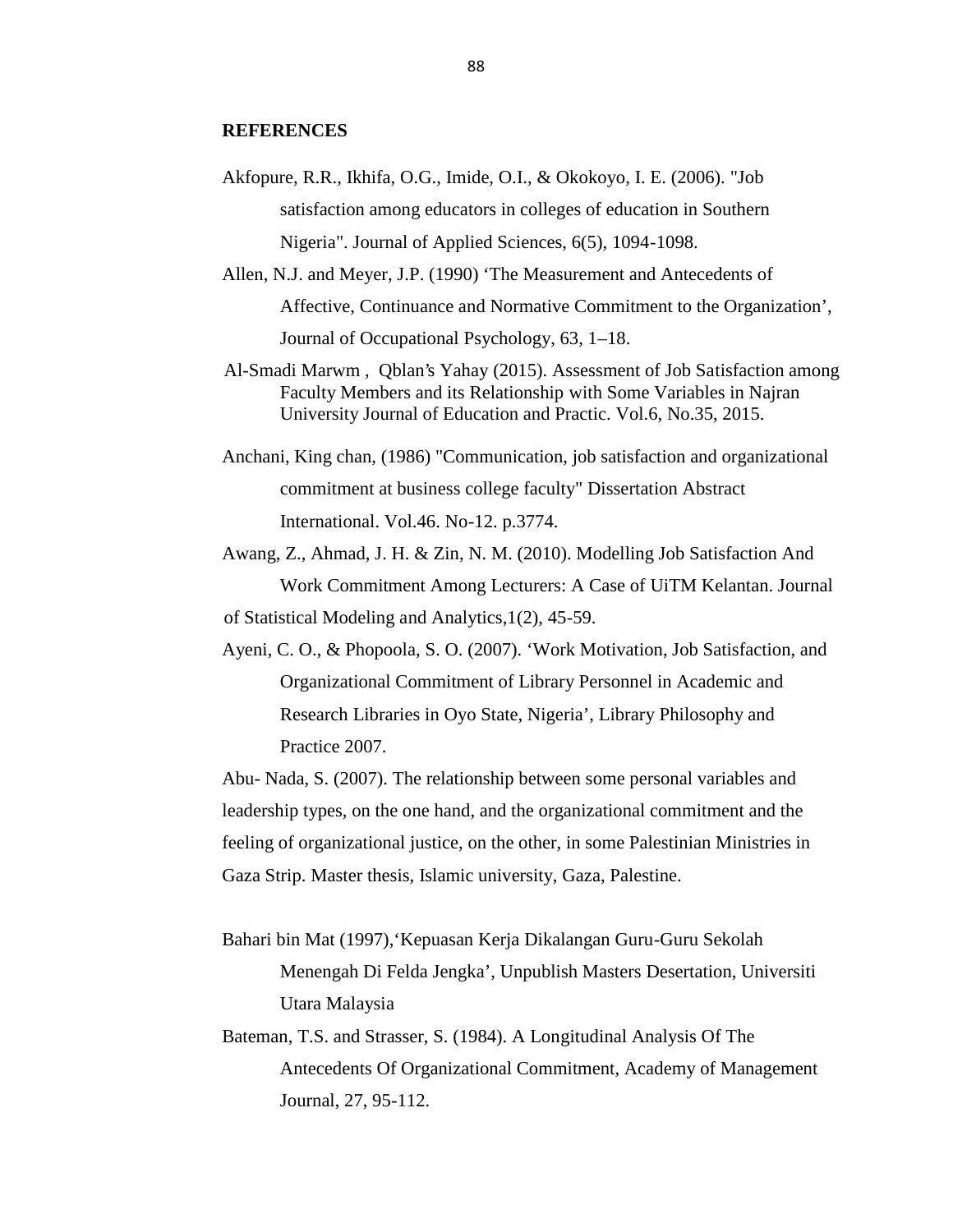## REFERENCES

Akfopure, R.R., Ikhifa, O.G., Imide, O.I., & Okokoyo, I. E. (2006). "Job satisfaction among educators in colleges of education in Southern Nigeria". Journal of Applied Sciences, 6(5), 1094-1098.

Allen, N.J. and Meyer, J.P. (1990) 'The Measurement and Antecedents of Affective, Continuance and Normative Commitment to the Organization', Journal of Occupational Psychology, 63, 1–18.

Al-Smadi Marwm , Qblan's Yahay (2015). Assessment of Job Satisfaction among Faculty Members and its Relationship with Some Variables in Najran University Journal of Education and Practic. Vol.6, No.35, 2015.

Anchani, King chan, (1986) "Communication, job satisfaction and organizational commitment at business college faculty" Dissertation Abstract International. Vol.46. No-12. p.3774.

Awang, Z., Ahmad, J. H. & Zin, N. M. (2010). Modelling Job Satisfaction And Work Commitment Among Lecturers: A Case of UiTM Kelantan. Journal of Statistical Modeling and Analytics,1(2), 45-59.

Ayeni, C. O., & Phopoola, S. O. (2007). 'Work Motivation, Job Satisfaction, and Organizational Commitment of Library Personnel in Academic and Research Libraries in Oyo State, Nigeria', Library Philosophy and Practice 2007.

Abu- Nada, S. (2007). The relationship between some personal variables and leadership types, on the one hand, and the organizational commitment and the feeling of organizational justice, on the other, in some Palestinian Ministries in Gaza Strip. Master thesis, Islamic university, Gaza, Palestine.

Bahari bin Mat (1997),'Kepuasan Kerja Dikalangan Guru-Guru Sekolah Menengah Di Felda Jengka', Unpublish Masters Desertation, Universiti Utara Malaysia

Bateman, T.S. and Strasser, S. (1984). A Longitudinal Analysis Of The Antecedents Of Organizational Commitment, Academy of Management Journal, 27, 95-112.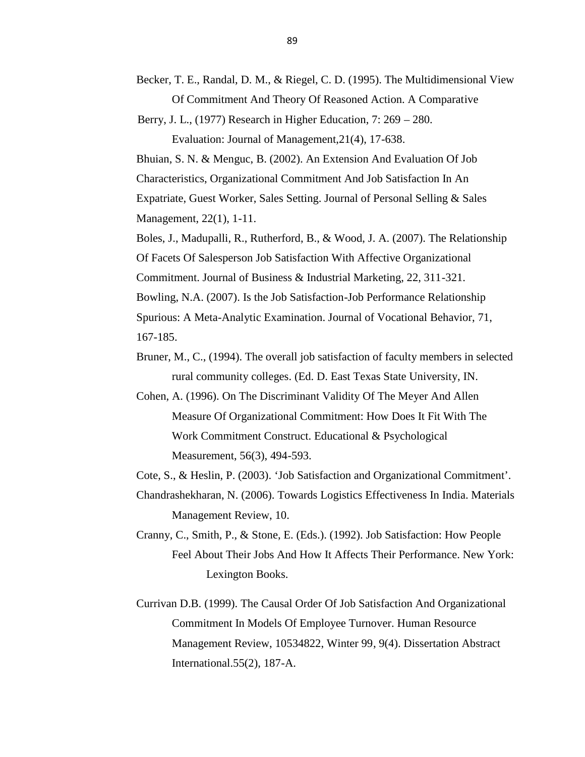Becker, T. E., Randal, D. M., & Riegel, C. D. (1995). The Multidimensional View Of Commitment And Theory Of Reasoned Action. A Comparative

Berry, J. L., (1977) Research in Higher Education, 7: 269 – 280.

Evaluation: Journal of Management,21(4), 17-638.

Bhuian, S. N. & Menguc, B. (2002). An Extension And Evaluation Of Job Characteristics, Organizational Commitment And Job Satisfaction In An Expatriate, Guest Worker, Sales Setting. Journal of Personal Selling & Sales Management, 22(1), 1-11.

Boles, J., Madupalli, R., Rutherford, B., & Wood, J. A. (2007). The Relationship Of Facets Of Salesperson Job Satisfaction With Affective Organizational Commitment. Journal of Business & Industrial Marketing, 22, 311-321.

Bowling, N.A. (2007). Is the Job Satisfaction-Job Performance Relationship Spurious: A Meta-Analytic Examination. Journal of Vocational Behavior, 71, 167-185.

Bruner, M., C., (1994). The overall job satisfaction of faculty members in selected rural community colleges. (Ed. D. East Texas State University, IN.

Cohen, A. (1996). On The Discriminant Validity Of The Meyer And Allen Measure Of Organizational Commitment: How Does It Fit With The Work Commitment Construct. Educational & Psychological Measurement, 56(3), 494-593.

Cote, S., & Heslin, P. (2003). 'Job Satisfaction and Organizational Commitment'.

Chandrashekharan, N. (2006). Towards Logistics Effectiveness In India. Materials Management Review, 10.

Cranny, C., Smith, P., & Stone, E. (Eds.). (1992). Job Satisfaction: How People Feel About Their Jobs And How It Affects Their Performance. New York: Lexington Books.

Currivan D.B. (1999). The Causal Order Of Job Satisfaction And Organizational Commitment In Models Of Employee Turnover. Human Resource Management Review, 10534822, Winter 99, 9(4). Dissertation Abstract International.55(2), 187-A.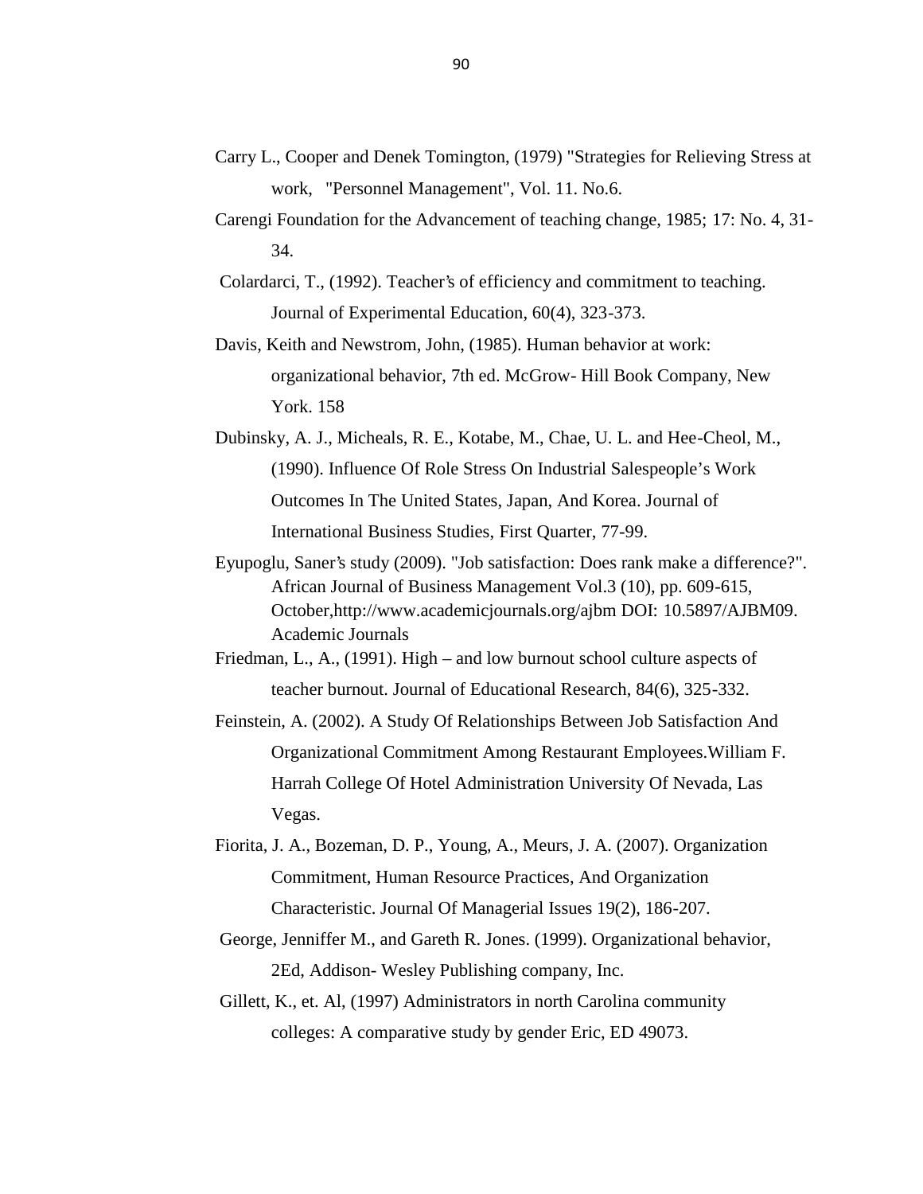Carry L., Cooper and Denek Tomington, (1979) "Strategies for Relieving Stress at work, "Personnel Management", Vol. 11. No.6.

Carengi Foundation for the Advancement of teaching change, 1985; 17: No. 4, 31-34.

Colardarci, T., (1992). Teacher's of efficiency and commitment to teaching. Journal of Experimental Education, 60(4), 323-373.

Davis, Keith and Newstrom, John, (1985). Human behavior at work: organizational behavior, 7th ed. McGrow- Hill Book Company, New York. 158

Dubinsky, A. J., Micheals, R. E., Kotabe, M., Chae, U. L. and Hee-Cheol, M., (1990). Influence Of Role Stress On Industrial Salespeople's Work Outcomes In The United States, Japan, And Korea. Journal of International Business Studies, First Quarter, 77-99.

Eyupoglu, Saner's study (2009). "Job satisfaction: Does rank make a difference?". African Journal of Business Management Vol.3 (10), pp. 609-615, October,http://www.academicjournals.org/ajbm DOI: 10.5897/AJBM09. Academic Journals

Friedman, L., A., (1991). High – and low burnout school culture aspects of teacher burnout. Journal of Educational Research, 84(6), 325-332.

Feinstein, A. (2002). A Study Of Relationships Between Job Satisfaction And Organizational Commitment Among Restaurant Employees.William F. Harrah College Of Hotel Administration University Of Nevada, Las Vegas.

Fiorita, J. A., Bozeman, D. P., Young, A., Meurs, J. A. (2007). Organization Commitment, Human Resource Practices, And Organization Characteristic. Journal Of Managerial Issues 19(2), 186-207.

George, Jenniffer M., and Gareth R. Jones. (1999). Organizational behavior, 2Ed, Addison- Wesley Publishing company, Inc.

Gillett, K., et. Al, (1997) Administrators in north Carolina community colleges: A comparative study by gender Eric, ED 49073.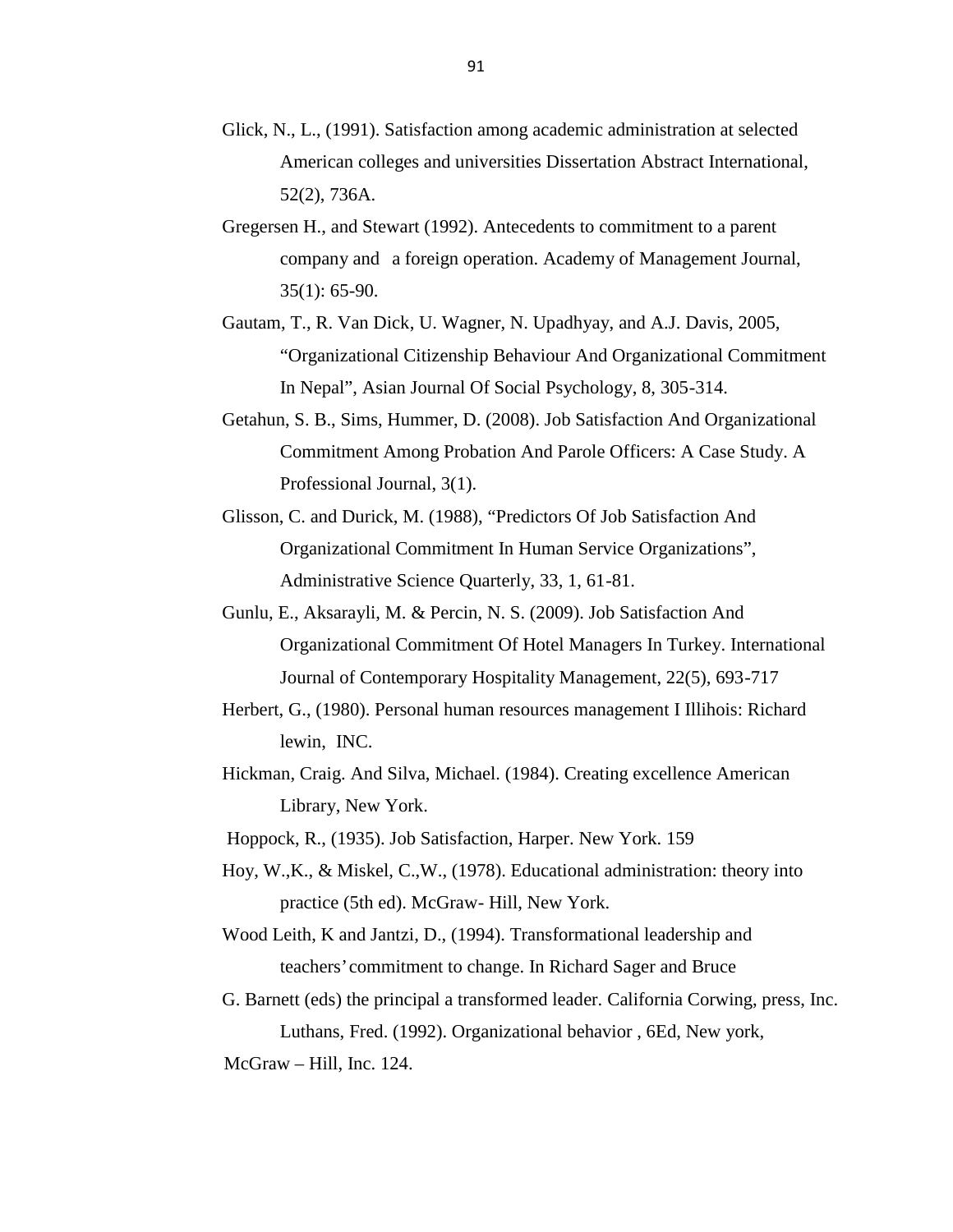Glick, N., L., (1991). Satisfaction among academic administration at selected American colleges and universities Dissertation Abstract International, 52(2), 736A.

Gregersen H., and Stewart (1992). Antecedents to commitment to a parent company and a foreign operation. Academy of Management Journal, 35(1): 65-90.

Gautam, T., R. Van Dick, U. Wagner, N. Upadhyay, and A.J. Davis, 2005, "Organizational Citizenship Behaviour And Organizational Commitment In Nepal", Asian Journal Of Social Psychology, 8, 305-314.

Getahun, S. B., Sims, Hummer, D. (2008). Job Satisfaction And Organizational Commitment Among Probation And Parole Officers: A Case Study. A Professional Journal, 3(1).

Glisson, C. and Durick, M. (1988), "Predictors Of Job Satisfaction And Organizational Commitment In Human Service Organizations", Administrative Science Quarterly, 33, 1, 61-81.

Gunlu, E., Aksarayli, M. & Percin, N. S. (2009). Job Satisfaction And Organizational Commitment Of Hotel Managers In Turkey. International Journal of Contemporary Hospitality Management, 22(5), 693-717

Herbert, G., (1980). Personal human resources management I Illihois: Richard lewin, INC.

Hickman, Craig. And Silva, Michael. (1984). Creating excellence American Library, New York.

Hoppock, R., (1935). Job Satisfaction, Harper. New York. 159

Hoy, W.,K., & Miskel, C.,W., (1978). Educational administration: theory into practice (5th ed). McGraw- Hill, New York.

Wood Leith, K and Jantzi, D., (1994). Transformational leadership and teachers' commitment to change. In Richard Sager and Bruce

G. Barnett (eds) the principal a transformed leader. California Corwing, press, Inc. Luthans, Fred. (1992). Organizational behavior , 6Ed, New york,

McGraw – Hill, Inc. 124.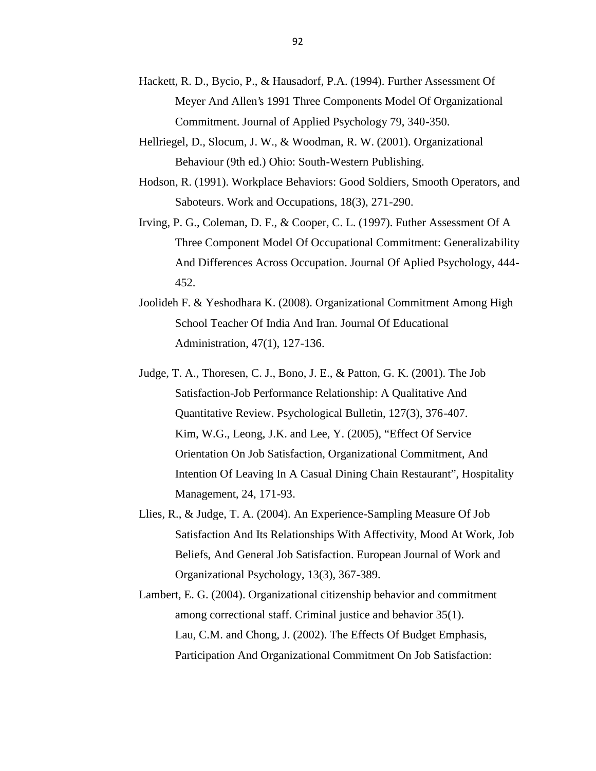Hackett, R. D., Bycio, P., & Hausadorf, P.A. (1994). Further Assessment Of Meyer And Allen's 1991 Three Components Model Of Organizational Commitment. Journal of Applied Psychology 79, 340-350.

Hellriegel, D., Slocum, J. W., & Woodman, R. W. (2001). Organizational Behaviour (9th ed.) Ohio: South-Western Publishing.

Hodson, R. (1991). Workplace Behaviors: Good Soldiers, Smooth Operators, and Saboteurs. Work and Occupations, 18(3), 271-290.

Irving, P. G., Coleman, D. F., & Cooper, C. L. (1997). Futher Assessment Of A Three Component Model Of Occupational Commitment: Generalizability And Differences Across Occupation. Journal Of Aplied Psychology, 444-452.

Joolideh F. & Yeshodhara K. (2008). Organizational Commitment Among High School Teacher Of India And Iran. Journal Of Educational Administration, 47(1), 127-136.

Judge, T. A., Thoresen, C. J., Bono, J. E., & Patton, G. K. (2001). The Job Satisfaction-Job Performance Relationship: A Qualitative And Quantitative Review. Psychological Bulletin, 127(3), 376-407.

Kim, W.G., Leong, J.K. and Lee, Y. (2005), "Effect Of Service Orientation On Job Satisfaction, Organizational Commitment, And Intention Of Leaving In A Casual Dining Chain Restaurant", Hospitality Management, 24, 171-93.

Llies, R., & Judge, T. A. (2004). An Experience-Sampling Measure Of Job Satisfaction And Its Relationships With Affectivity, Mood At Work, Job Beliefs, And General Job Satisfaction. European Journal of Work and Organizational Psychology, 13(3), 367-389.

Lambert, E. G. (2004). Organizational citizenship behavior and commitment among correctional staff. Criminal justice and behavior 35(1).

Lau, C.M. and Chong, J. (2002). The Effects Of Budget Emphasis, Participation And Organizational Commitment On Job Satisfaction: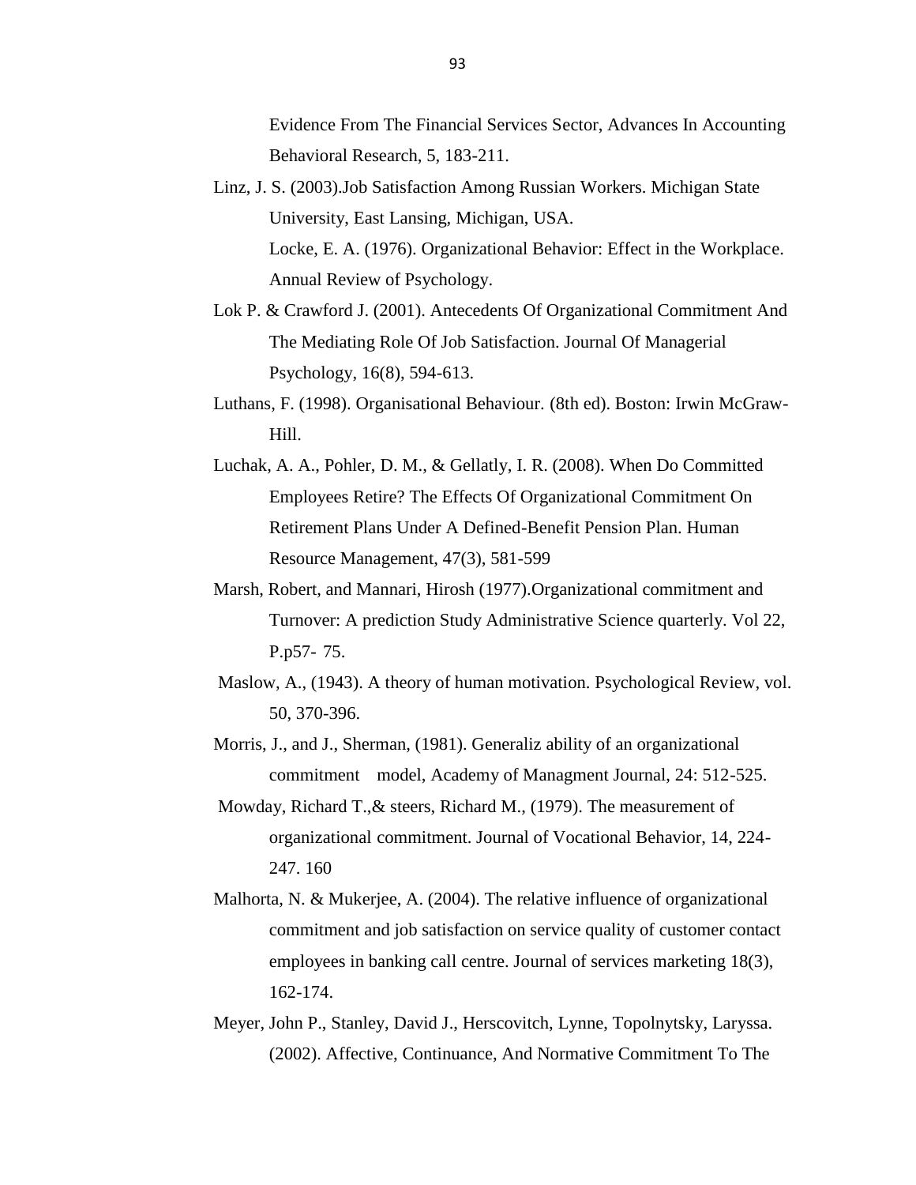Evidence From The Financial Services Sector, Advances In Accounting Behavioral Research, 5, 183-211.

Linz, J. S. (2003).Job Satisfaction Among Russian Workers. Michigan State University, East Lansing, Michigan, USA.

Locke, E. A. (1976). Organizational Behavior: Effect in the Workplace. Annual Review of Psychology.

Lok P. & Crawford J. (2001). Antecedents Of Organizational Commitment And The Mediating Role Of Job Satisfaction. Journal Of Managerial Psychology, 16(8), 594-613.

Luthans, F. (1998). Organisational Behaviour. (8th ed). Boston: Irwin McGraw-Hill.

Luchak, A. A., Pohler, D. M., & Gellatly, I. R. (2008). When Do Committed Employees Retire? The Effects Of Organizational Commitment On Retirement Plans Under A Defined-Benefit Pension Plan. Human Resource Management, 47(3), 581-599

Marsh, Robert, and Mannari, Hirosh (1977).Organizational commitment and Turnover: A prediction Study Administrative Science quarterly. Vol 22, P.p57- 75.

Maslow, A., (1943). A theory of human motivation. Psychological Review, vol. 50, 370-396.

Morris, J., and J., Sherman, (1981). Generaliz ability of an organizational commitment model, Academy of Managment Journal, 24: 512-525.

Mowday, Richard T.,& steers, Richard M., (1979). The measurement of organizational commitment. Journal of Vocational Behavior, 14, 224-247. 160

Malhorta, N. & Mukerjee, A. (2004). The relative influence of organizational commitment and job satisfaction on service quality of customer contact employees in banking call centre. Journal of services marketing 18(3), 162-174.

Meyer, John P., Stanley, David J., Herscovitch, Lynne, Topolnytsky, Laryssa. (2002). Affective, Continuance, And Normative Commitment To The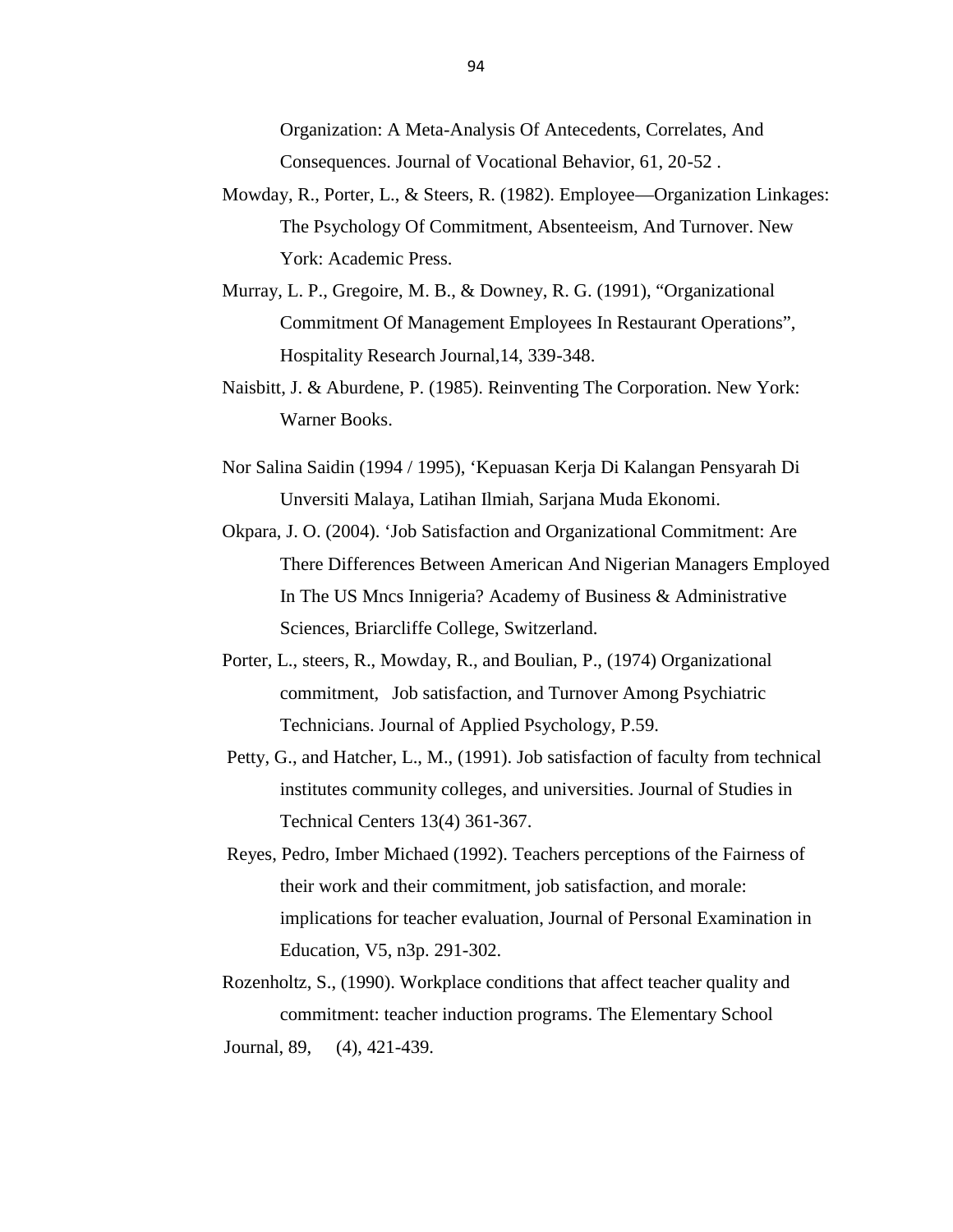Organization: A Meta-Analysis Of Antecedents, Correlates, And Consequences. Journal of Vocational Behavior, 61, 20-52 .

Mowday, R., Porter, L., & Steers, R. (1982). Employee—Organization Linkages: The Psychology Of Commitment, Absenteeism, And Turnover. New York: Academic Press.

Murray, L. P., Gregoire, M. B., & Downey, R. G. (1991), "Organizational Commitment Of Management Employees In Restaurant Operations", Hospitality Research Journal,14, 339-348.

Naisbitt, J. & Aburdene, P. (1985). Reinventing The Corporation. New York: Warner Books.

Nor Salina Saidin (1994 / 1995), 'Kepuasan Kerja Di Kalangan Pensyarah Di Unversiti Malaya, Latihan Ilmiah, Sarjana Muda Ekonomi.

Okpara, J. O. (2004). 'Job Satisfaction and Organizational Commitment: Are There Differences Between American And Nigerian Managers Employed In The US Mncs Innigeria? Academy of Business & Administrative Sciences, Briarcliffe College, Switzerland.

Porter, L., steers, R., Mowday, R., and Boulian, P., (1974) Organizational commitment, Job satisfaction, and Turnover Among Psychiatric Technicians. Journal of Applied Psychology, P.59.

Petty, G., and Hatcher, L., M., (1991). Job satisfaction of faculty from technical institutes community colleges, and universities. Journal of Studies in Technical Centers 13(4) 361-367.

Reyes, Pedro, Imber Michaed (1992). Teachers perceptions of the Fairness of their work and their commitment, job satisfaction, and morale: implications for teacher evaluation, Journal of Personal Examination in Education, V5, n3p. 291-302.

Rozenholtz, S., (1990). Workplace conditions that affect teacher quality and commitment: teacher induction programs. The Elementary School Journal, 89, (4), 421-439.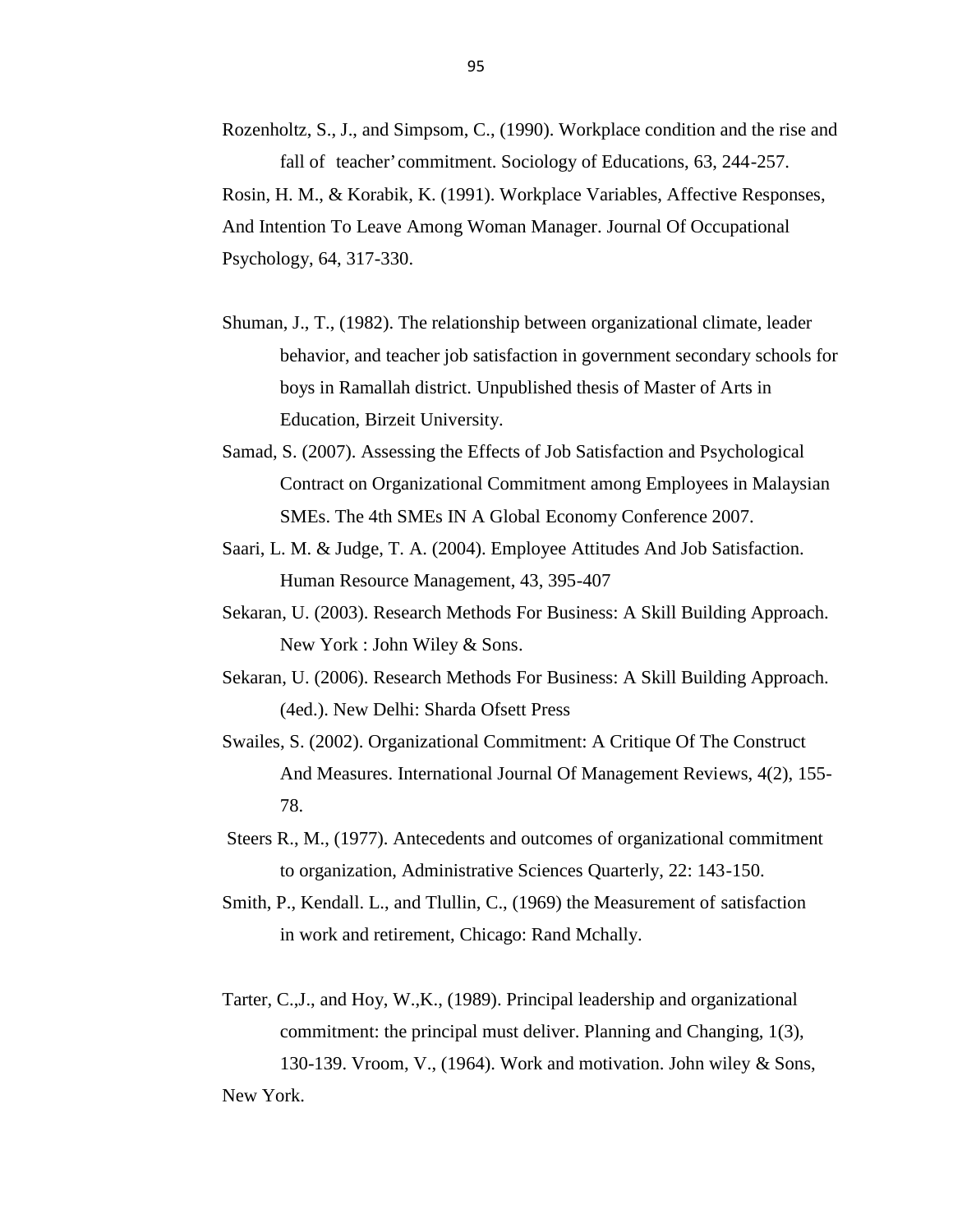Rozenholtz, S., J., and Simpsom, C., (1990). Workplace condition and the rise and fall of teacher' commitment. Sociology of Educations, 63, 244-257.

Rosin, H. M., & Korabik, K. (1991). Workplace Variables, Affective Responses, And Intention To Leave Among Woman Manager. Journal Of Occupational Psychology, 64, 317-330.

Shuman, J., T., (1982). The relationship between organizational climate, leader behavior, and teacher job satisfaction in government secondary schools for boys in Ramallah district. Unpublished thesis of Master of Arts in Education, Birzeit University.

Samad, S. (2007). Assessing the Effects of Job Satisfaction and Psychological Contract on Organizational Commitment among Employees in Malaysian SMEs. The 4th SMEs IN A Global Economy Conference 2007.

Saari, L. M. & Judge, T. A. (2004). Employee Attitudes And Job Satisfaction. Human Resource Management, 43, 395-407

Sekaran, U. (2003). Research Methods For Business: A Skill Building Approach. New York : John Wiley & Sons.

Sekaran, U. (2006). Research Methods For Business: A Skill Building Approach. (4ed.). New Delhi: Sharda Ofsett Press

Swailes, S. (2002). Organizational Commitment: A Critique Of The Construct And Measures. International Journal Of Management Reviews, 4(2), 155-78.

Steers R., M., (1977). Antecedents and outcomes of organizational commitment to organization, Administrative Sciences Quarterly, 22: 143-150.

Smith, P., Kendall. L., and Tlullin, C., (1969) the Measurement of satisfaction in work and retirement, Chicago: Rand Mchally.

Tarter, C.,J., and Hoy, W.,K., (1989). Principal leadership and organizational commitment: the principal must deliver. Planning and Changing, 1(3), 130-139. Vroom, V., (1964). Work and motivation. John wiley & Sons, New York.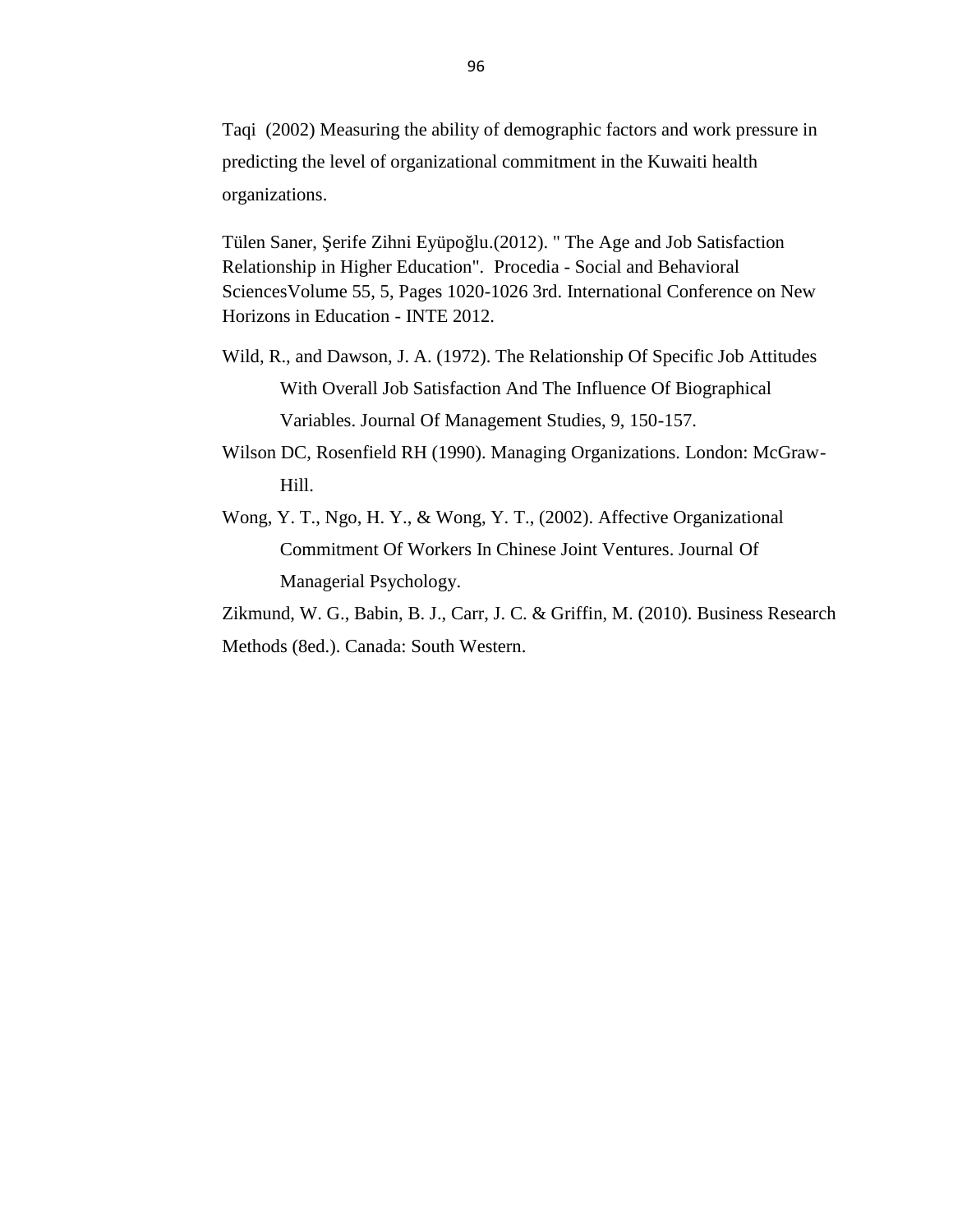Taqi (2002) Measuring the ability of demographic factors and work pressure in predicting the level of organizational commitment in the Kuwaiti health organizations.

Tülen Saner, Şerife Zihni Eyüpoğlu.(2012). " The Age and Job Satisfaction Relationship in Higher Education". Procedia - Social and Behavioral SciencesVolume 55, 5, Pages 1020-1026 3rd. International Conference on New Horizons in Education - INTE 2012.

Wild, R., and Dawson, J. A. (1972). The Relationship Of Specific Job Attitudes With Overall Job Satisfaction And The Influence Of Biographical Variables. Journal Of Management Studies, 9, 150-157.

Wilson DC, Rosenfield RH (1990). Managing Organizations. London: McGraw-Hill.

Wong, Y. T., Ngo, H. Y., & Wong, Y. T., (2002). Affective Organizational Commitment Of Workers In Chinese Joint Ventures. Journal Of Managerial Psychology.

Zikmund, W. G., Babin, B. J., Carr, J. C. & Griffin, M. (2010). Business Research Methods (8ed.). Canada: South Western.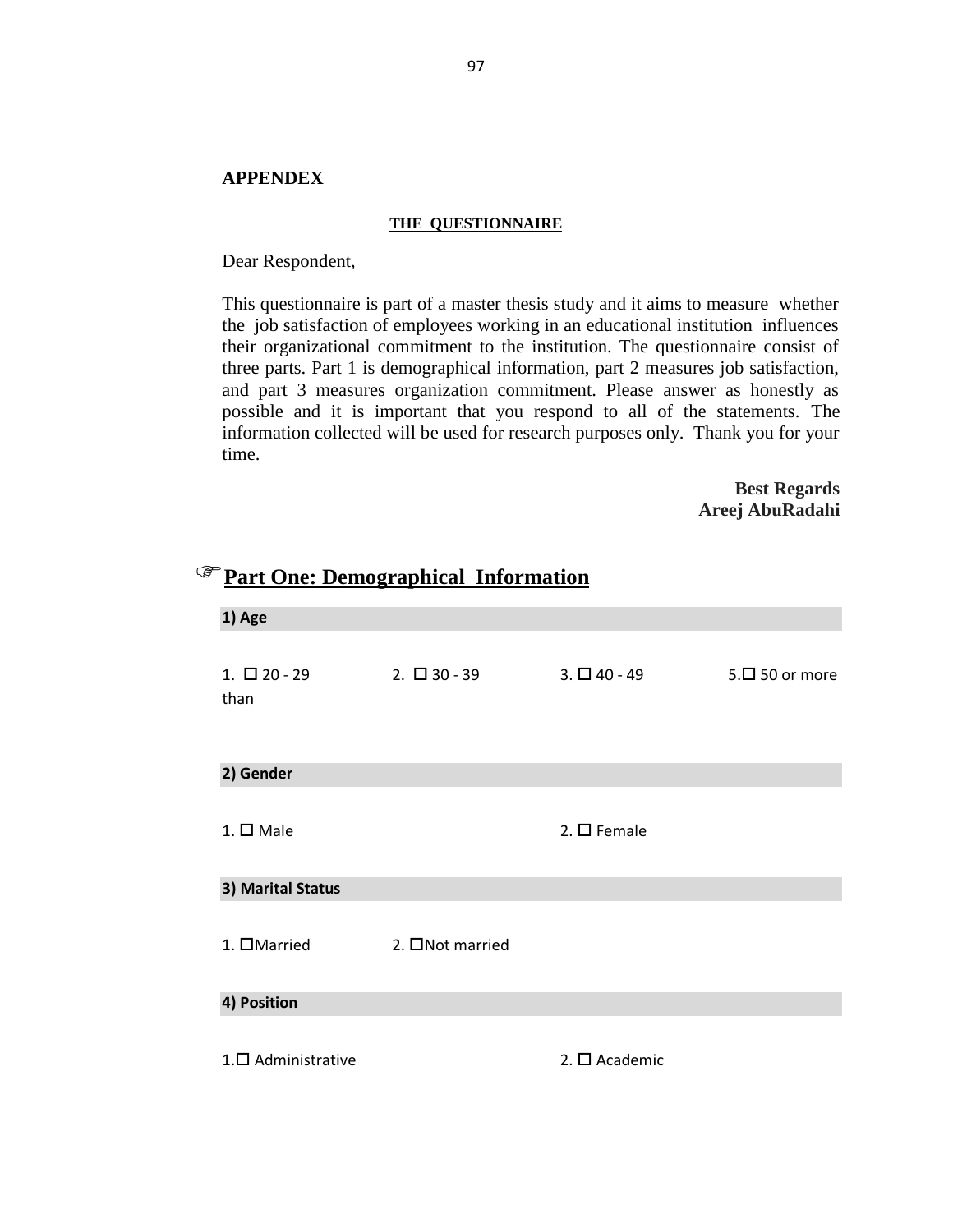**APPENDEX**

**THE QUESTIONNAIRE**

Dear Respondent,

This questionnaire is part of a master thesis study and it aims to measure whether the job satisfaction of employees working in an educational institution influences their organizational commitment to the institution. The questionnaire consist of three parts. Part 1 is demographical information, part 2 measures job satisfaction, and part 3 measures organization commitment. Please answer as honestly as possible and it is important that you respond to all of the statements. The information collected will be used for research purposes only. Thank you for your time.

**Best Regards**
**Areej AbuRadahi**

## ☞ Part One: Demographical Information

**1) Age**

1. ☐ 20 - 29 2. ☐ 30 - 39 3. ☐ 40 - 49 5.☐ 50 or more than

**2) Gender**

1. ☐ Male 2. ☐ Female

**3) Marital Status**

1. ☐Married 2. ☐Not married

**4) Position**

1.☐ Administrative 2. ☐ Academic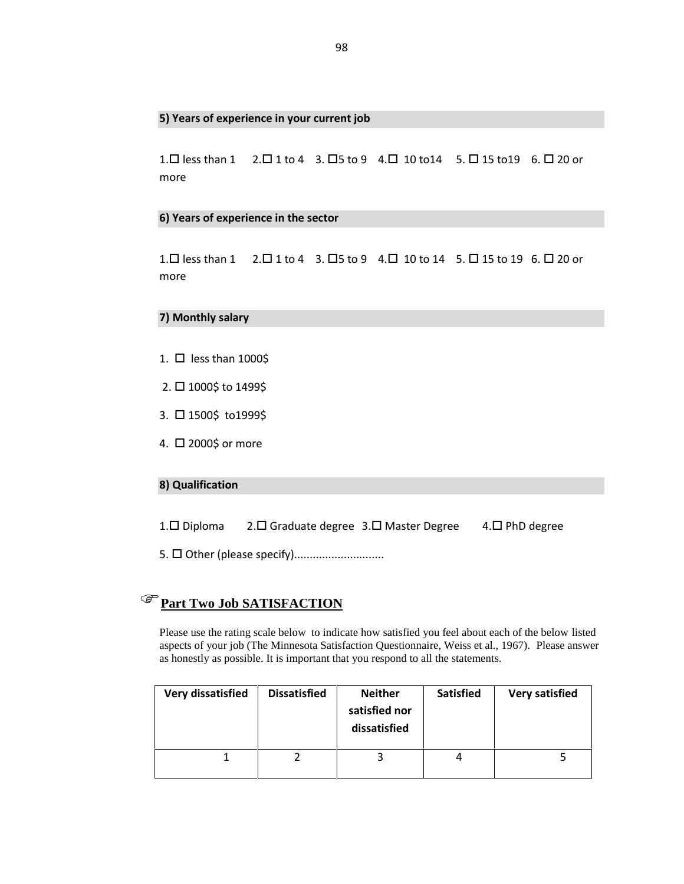**5) Years of experience in your current job**

1.☐ less than 1   2.☐ 1 to 4   3. ☐5 to 9   4.☐ 10 to14   5. ☐ 15 to19   6. ☐ 20 or more

**6) Years of experience in the sector**

1.☐ less than 1   2.☐ 1 to 4   3. ☐5 to 9   4.☐ 10 to 14   5. ☐ 15 to 19   6. ☐ 20 or more

**7) Monthly salary**

1. ☐ less than 1000$

2. ☐ 1000$ to 1499$

3. ☐ 1500$ to1999$

4. ☐ 2000$ or more

**8) Qualification**

1.☐ Diploma   2.☐ Graduate degree   3.☐ Master Degree   4.☐ PhD degree

5. ☐ Other (please specify).............................

## ☞ <u>Part Two Job SATISFACTION</u>

Please use the rating scale below to indicate how satisfied you feel about each of the below listed aspects of your job (The Minnesota Satisfaction Questionnaire, Weiss et al., 1967). Please answer as honestly as possible. It is important that you respond to all the statements.

| Very dissatisfied | Dissatisfied | Neither satisfied nor dissatisfied | Satisfied | Very satisfied |
|---|---|---|---|---|
| 1 | 2 | 3 | 4 | 5 |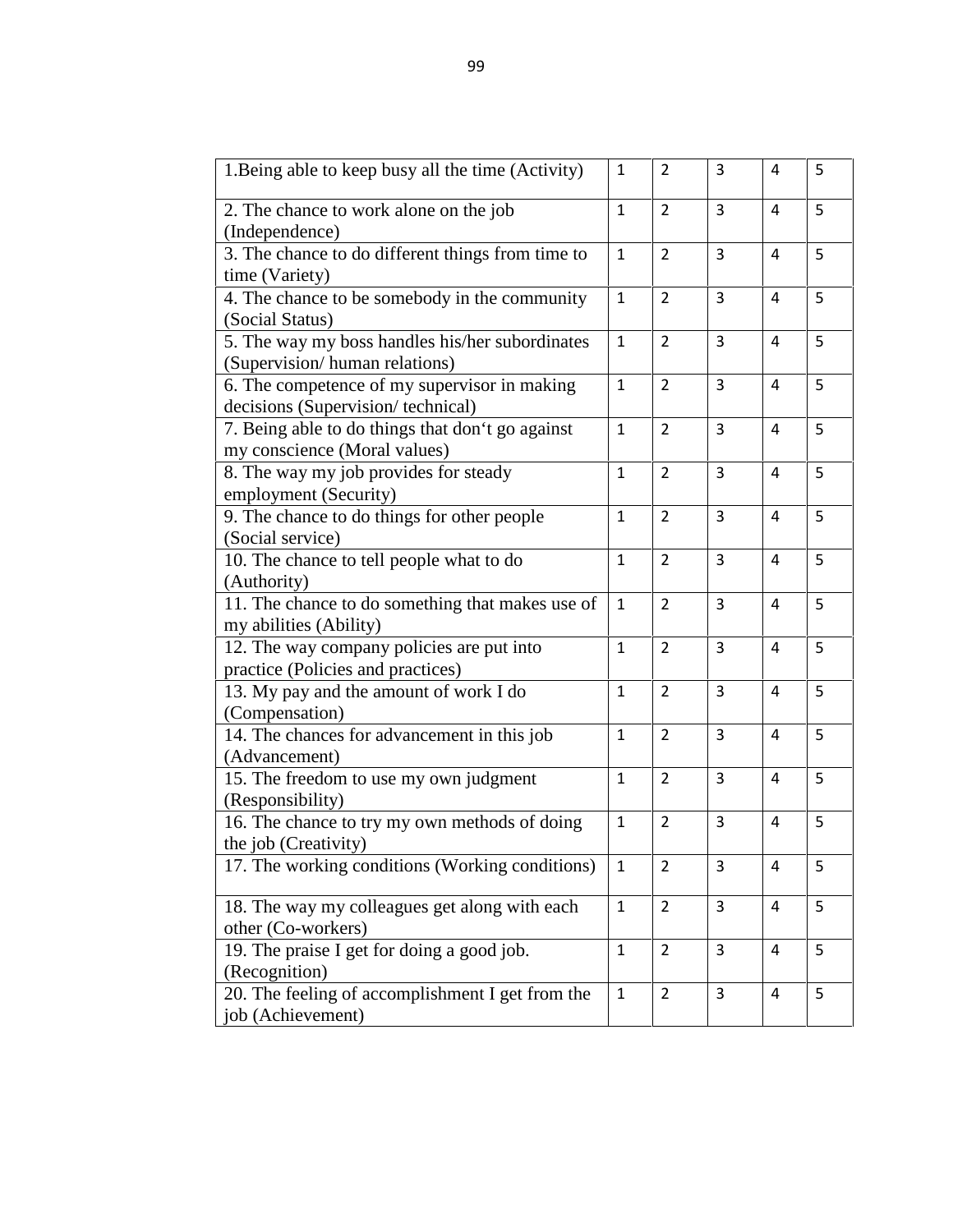| 1.Being able to keep busy all the time (Activity) | 1 | 2 | 3 | 4 | 5 |
|---|---|---|---|---|---|
| 2. The chance to work alone on the job (Independence) | 1 | 2 | 3 | 4 | 5 |
| 3. The chance to do different things from time to time (Variety) | 1 | 2 | 3 | 4 | 5 |
| 4. The chance to be somebody in the community (Social Status) | 1 | 2 | 3 | 4 | 5 |
| 5. The way my boss handles his/her subordinates (Supervision/ human relations) | 1 | 2 | 3 | 4 | 5 |
| 6. The competence of my supervisor in making decisions (Supervision/ technical) | 1 | 2 | 3 | 4 | 5 |
| 7. Being able to do things that don't go against my conscience (Moral values) | 1 | 2 | 3 | 4 | 5 |
| 8. The way my job provides for steady employment (Security) | 1 | 2 | 3 | 4 | 5 |
| 9. The chance to do things for other people (Social service) | 1 | 2 | 3 | 4 | 5 |
| 10. The chance to tell people what to do (Authority) | 1 | 2 | 3 | 4 | 5 |
| 11. The chance to do something that makes use of my abilities (Ability) | 1 | 2 | 3 | 4 | 5 |
| 12. The way company policies are put into practice (Policies and practices) | 1 | 2 | 3 | 4 | 5 |
| 13. My pay and the amount of work I do (Compensation) | 1 | 2 | 3 | 4 | 5 |
| 14. The chances for advancement in this job (Advancement) | 1 | 2 | 3 | 4 | 5 |
| 15. The freedom to use my own judgment (Responsibility) | 1 | 2 | 3 | 4 | 5 |
| 16. The chance to try my own methods of doing the job (Creativity) | 1 | 2 | 3 | 4 | 5 |
| 17. The working conditions (Working conditions) | 1 | 2 | 3 | 4 | 5 |
| 18. The way my colleagues get along with each other (Co-workers) | 1 | 2 | 3 | 4 | 5 |
| 19. The praise I get for doing a good job. (Recognition) | 1 | 2 | 3 | 4 | 5 |
| 20. The feeling of accomplishment I get from the job (Achievement) | 1 | 2 | 3 | 4 | 5 |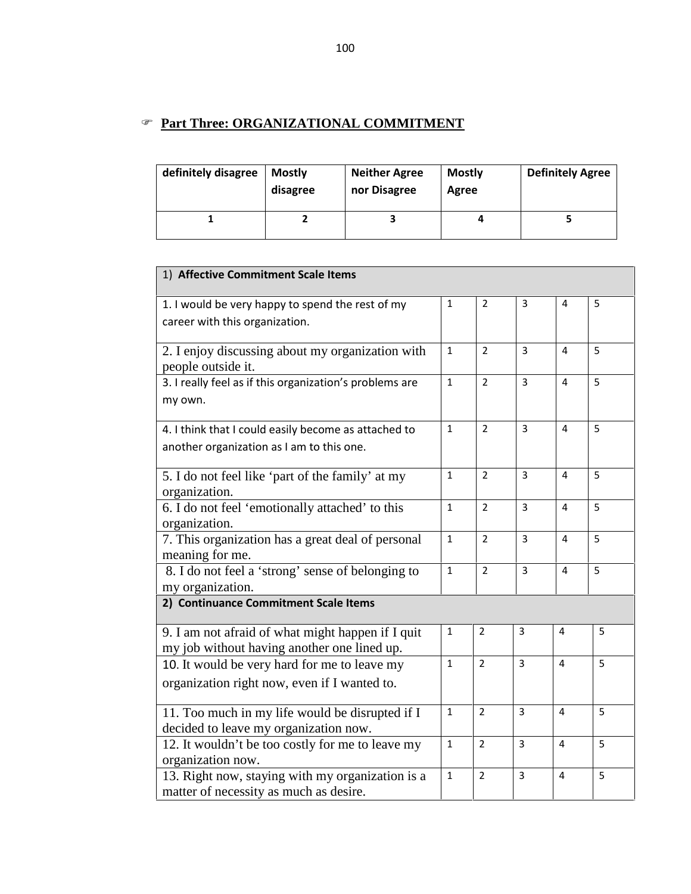## ☞ Part Three: ORGANIZATIONAL COMMITMENT

| definitely disagree | Mostly disagree | Neither Agree nor Disagree | Mostly Agree | Definitely Agree |
|---|---|---|---|---|
| 1 | 2 | 3 | 4 | 5 |

| 1) **Affective Commitment Scale Items** | | | | | |
|---|---|---|---|---|---|
| 1. I would be very happy to spend the rest of my career with this organization. | 1 | 2 | 3 | 4 | 5 |
| 2. I enjoy discussing about my organization with people outside it. | 1 | 2 | 3 | 4 | 5 |
| 3. I really feel as if this organization's problems are my own. | 1 | 2 | 3 | 4 | 5 |
| 4. I think that I could easily become as attached to another organization as I am to this one. | 1 | 2 | 3 | 4 | 5 |
| 5. I do not feel like 'part of the family' at my organization. | 1 | 2 | 3 | 4 | 5 |
| 6. I do not feel 'emotionally attached' to this organization. | 1 | 2 | 3 | 4 | 5 |
| 7. This organization has a great deal of personal meaning for me. | 1 | 2 | 3 | 4 | 5 |
| 8. I do not feel a 'strong' sense of belonging to my organization. | 1 | 2 | 3 | 4 | 5 |
| **2) Continuance Commitment Scale Items** | | | | | |
| 9. I am not afraid of what might happen if I quit my job without having another one lined up. | 1 | 2 | 3 | 4 | 5 |
| 10. It would be very hard for me to leave my organization right now, even if I wanted to. | 1 | 2 | 3 | 4 | 5 |
| 11. Too much in my life would be disrupted if I decided to leave my organization now. | 1 | 2 | 3 | 4 | 5 |
| 12. It wouldn't be too costly for me to leave my organization now. | 1 | 2 | 3 | 4 | 5 |
| 13. Right now, staying with my organization is a matter of necessity as much as desire. | 1 | 2 | 3 | 4 | 5 |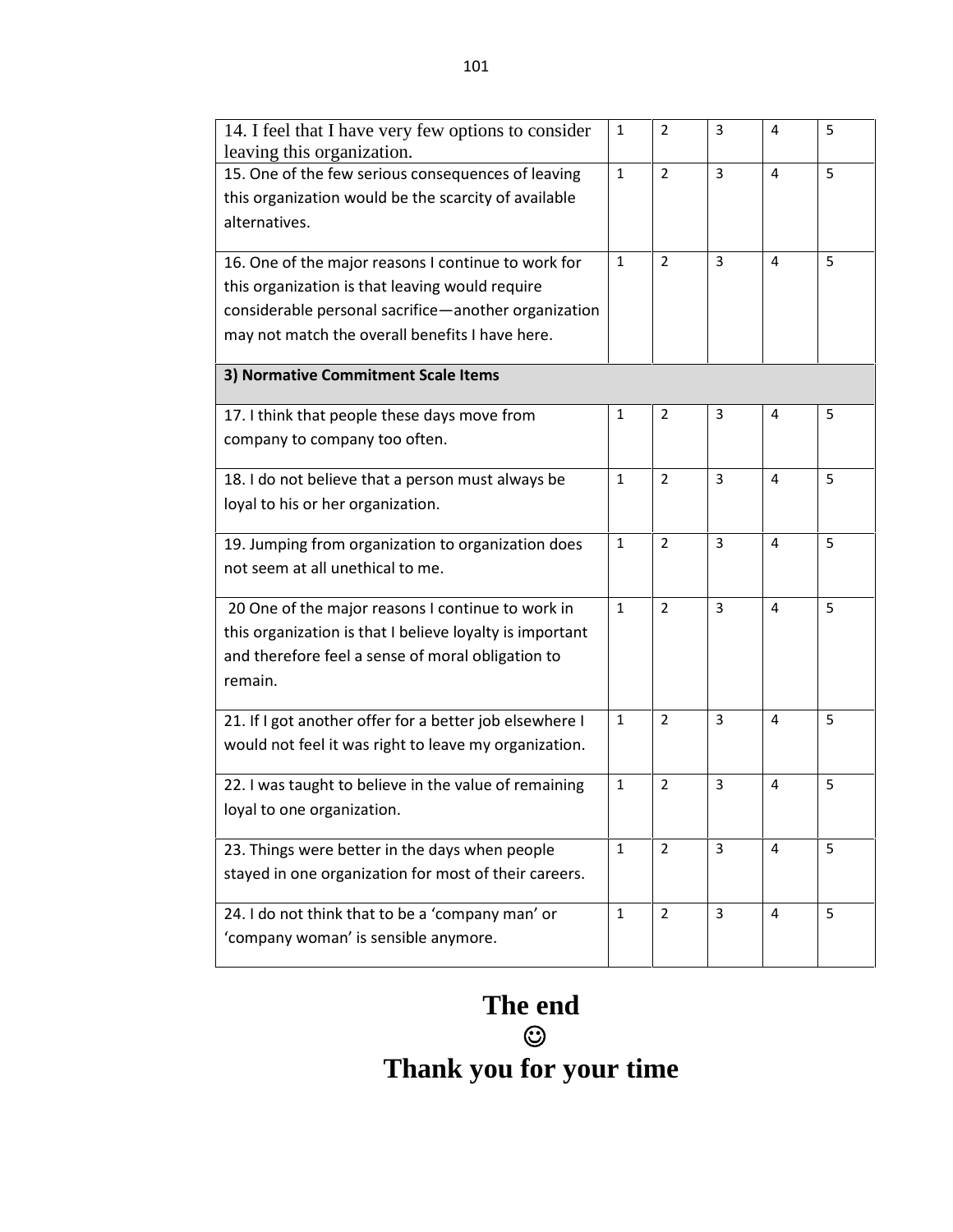| | | | | | |
|---|---|---|---|---|---|
| 14. I feel that I have very few options to consider leaving this organization. | 1 | 2 | 3 | 4 | 5 |
| 15. One of the few serious consequences of leaving this organization would be the scarcity of available alternatives. | 1 | 2 | 3 | 4 | 5 |
| 16. One of the major reasons I continue to work for this organization is that leaving would require considerable personal sacrifice—another organization may not match the overall benefits I have here. | 1 | 2 | 3 | 4 | 5 |
| **3) Normative Commitment Scale Items** | | | | | |
| 17. I think that people these days move from company to company too often. | 1 | 2 | 3 | 4 | 5 |
| 18. I do not believe that a person must always be loyal to his or her organization. | 1 | 2 | 3 | 4 | 5 |
| 19. Jumping from organization to organization does not seem at all unethical to me. | 1 | 2 | 3 | 4 | 5 |
| 20 One of the major reasons I continue to work in this organization is that I believe loyalty is important and therefore feel a sense of moral obligation to remain. | 1 | 2 | 3 | 4 | 5 |
| 21. If I got another offer for a better job elsewhere I would not feel it was right to leave my organization. | 1 | 2 | 3 | 4 | 5 |
| 22. I was taught to believe in the value of remaining loyal to one organization. | 1 | 2 | 3 | 4 | 5 |
| 23. Things were better in the days when people stayed in one organization for most of their careers. | 1 | 2 | 3 | 4 | 5 |
| 24. I do not think that to be a ‘company man’ or ‘company woman’ is sensible anymore. | 1 | 2 | 3 | 4 | 5 |

**The end**

☺

**Thank you for your time**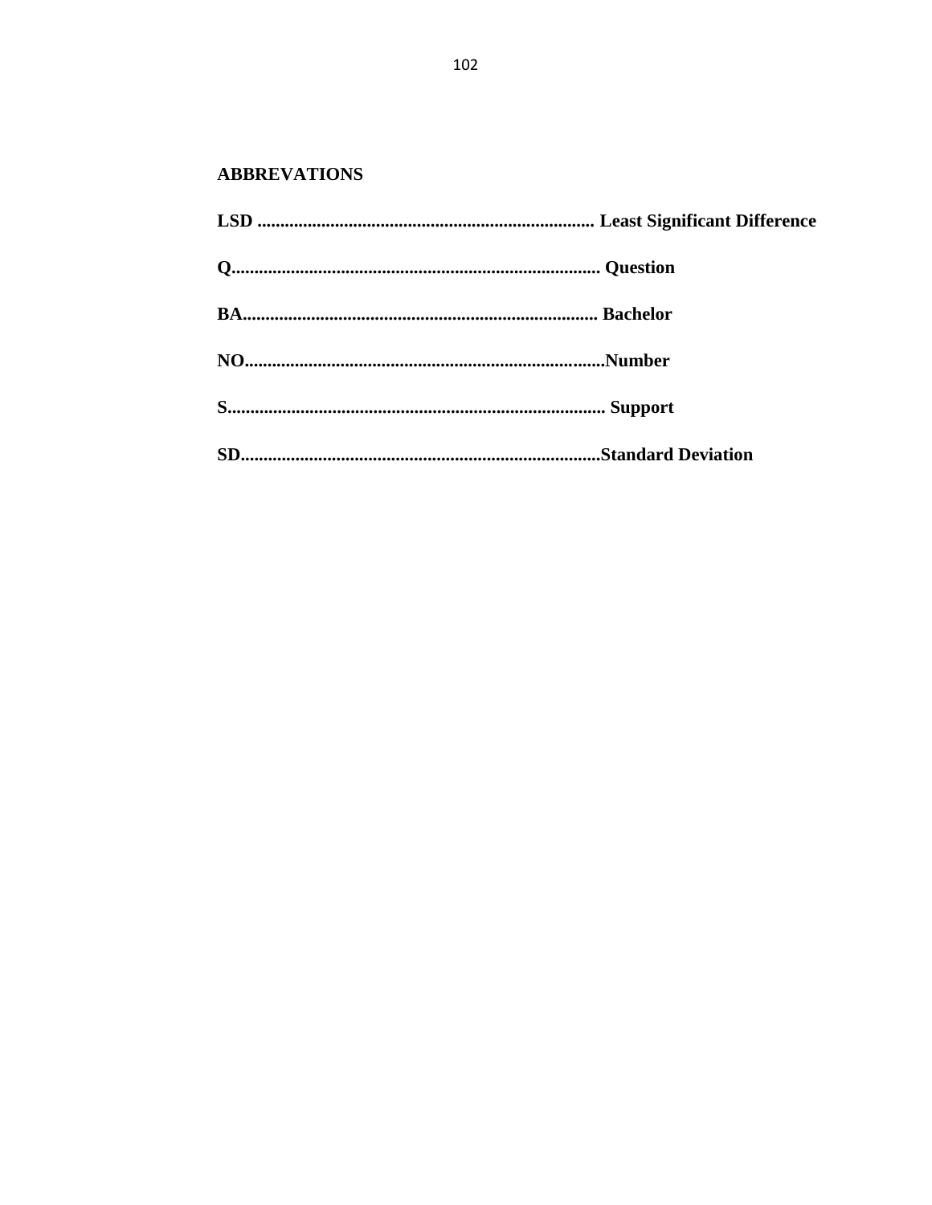## ABBREVATIONS

**LSD ........................................................................ Least Significant Difference**

**Q................................................................................ Question**

**BA............................................................................. Bachelor**

**NO..............................................................................Number**

**S.................................................................................. Support**

**SD..............................................................................Standard Deviation**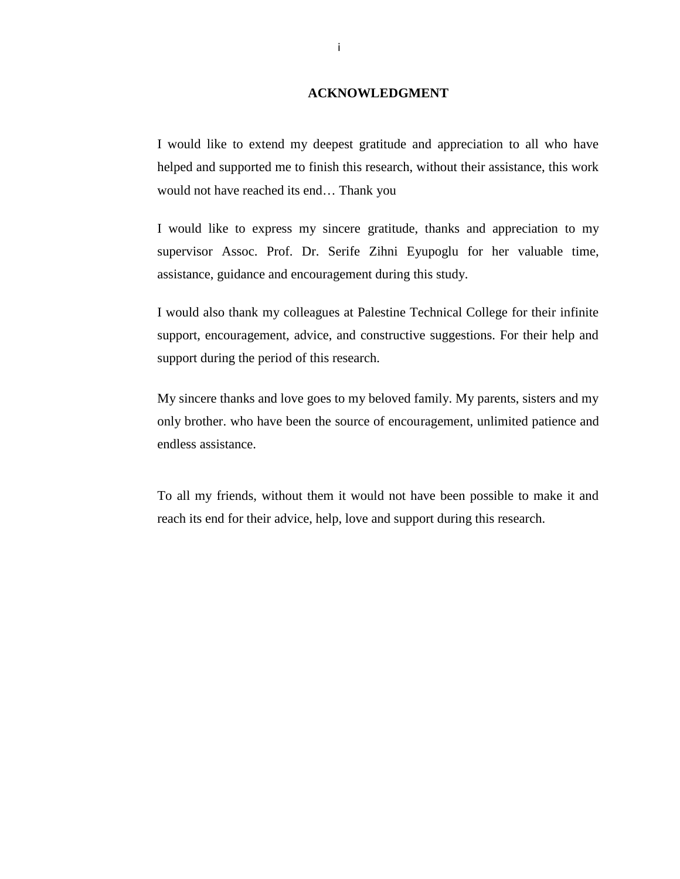# ACKNOWLEDGMENT

I would like to extend my deepest gratitude and appreciation to all who have helped and supported me to finish this research, without their assistance, this work would not have reached its end… Thank you

I would like to express my sincere gratitude, thanks and appreciation to my supervisor Assoc. Prof. Dr. Serife Zihni Eyupoglu for her valuable time, assistance, guidance and encouragement during this study.

I would also thank my colleagues at Palestine Technical College for their infinite support, encouragement, advice, and constructive suggestions. For their help and support during the period of this research.

My sincere thanks and love goes to my beloved family. My parents, sisters and my only brother. who have been the source of encouragement, unlimited patience and endless assistance.

To all my friends, without them it would not have been possible to make it and reach its end for their advice, help, love and support during this research.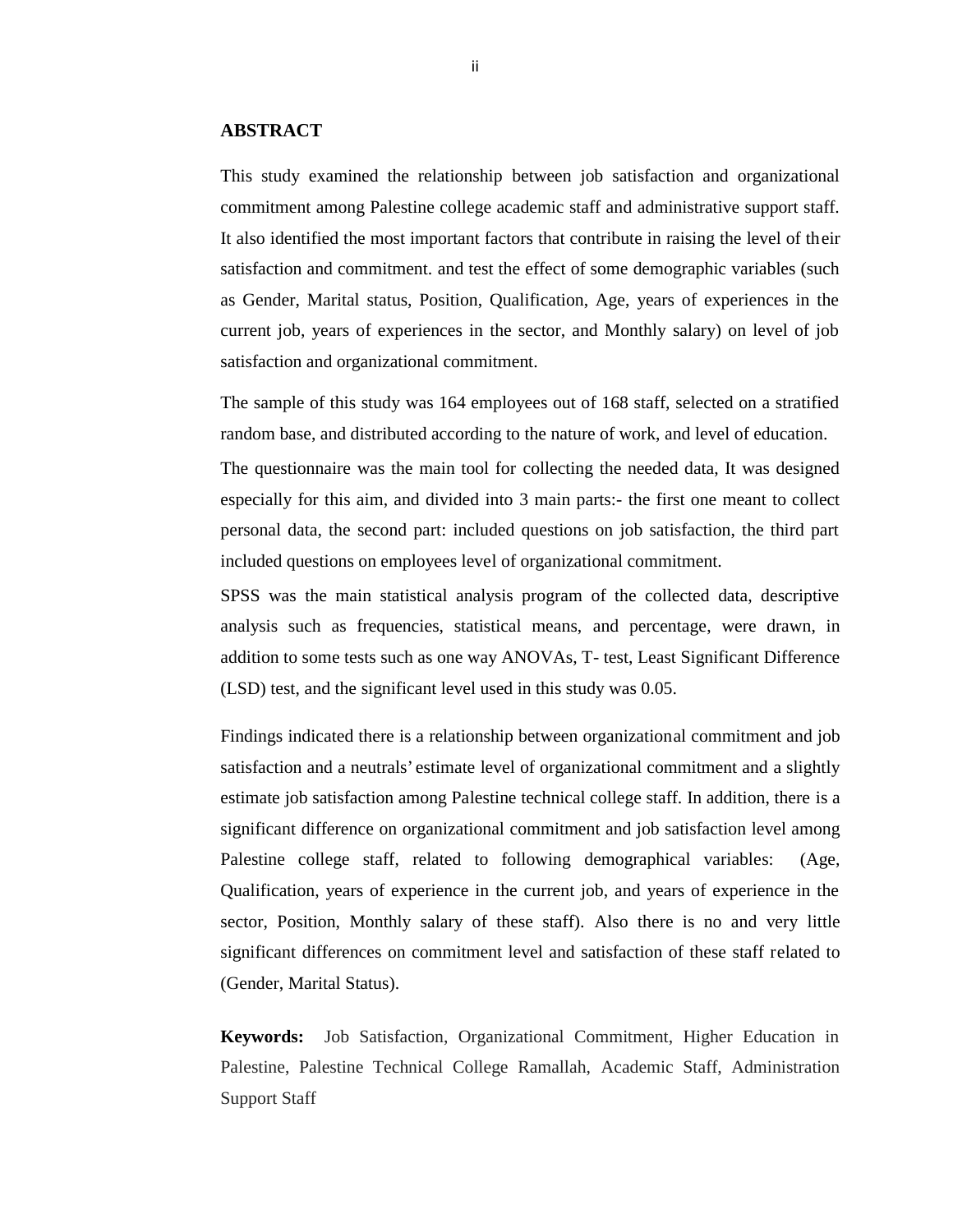## ABSTRACT

This study examined the relationship between job satisfaction and organizational commitment among Palestine college academic staff and administrative support staff. It also identified the most important factors that contribute in raising the level of their satisfaction and commitment. and test the effect of some demographic variables (such as Gender, Marital status, Position, Qualification, Age, years of experiences in the current job, years of experiences in the sector, and Monthly salary) on level of job satisfaction and organizational commitment.

The sample of this study was 164 employees out of 168 staff, selected on a stratified random base, and distributed according to the nature of work, and level of education.

The questionnaire was the main tool for collecting the needed data, It was designed especially for this aim, and divided into 3 main parts:- the first one meant to collect personal data, the second part: included questions on job satisfaction, the third part included questions on employees level of organizational commitment.

SPSS was the main statistical analysis program of the collected data, descriptive analysis such as frequencies, statistical means, and percentage, were drawn, in addition to some tests such as one way ANOVAs, T- test, Least Significant Difference (LSD) test, and the significant level used in this study was 0.05.

Findings indicated there is a relationship between organizational commitment and job satisfaction and a neutrals' estimate level of organizational commitment and a slightly estimate job satisfaction among Palestine technical college staff. In addition, there is a significant difference on organizational commitment and job satisfaction level among Palestine college staff, related to following demographical variables: (Age, Qualification, years of experience in the current job, and years of experience in the sector, Position, Monthly salary of these staff). Also there is no and very little significant differences on commitment level and satisfaction of these staff related to (Gender, Marital Status).

**Keywords:** Job Satisfaction, Organizational Commitment, Higher Education in Palestine, Palestine Technical College Ramallah, Academic Staff, Administration Support Staff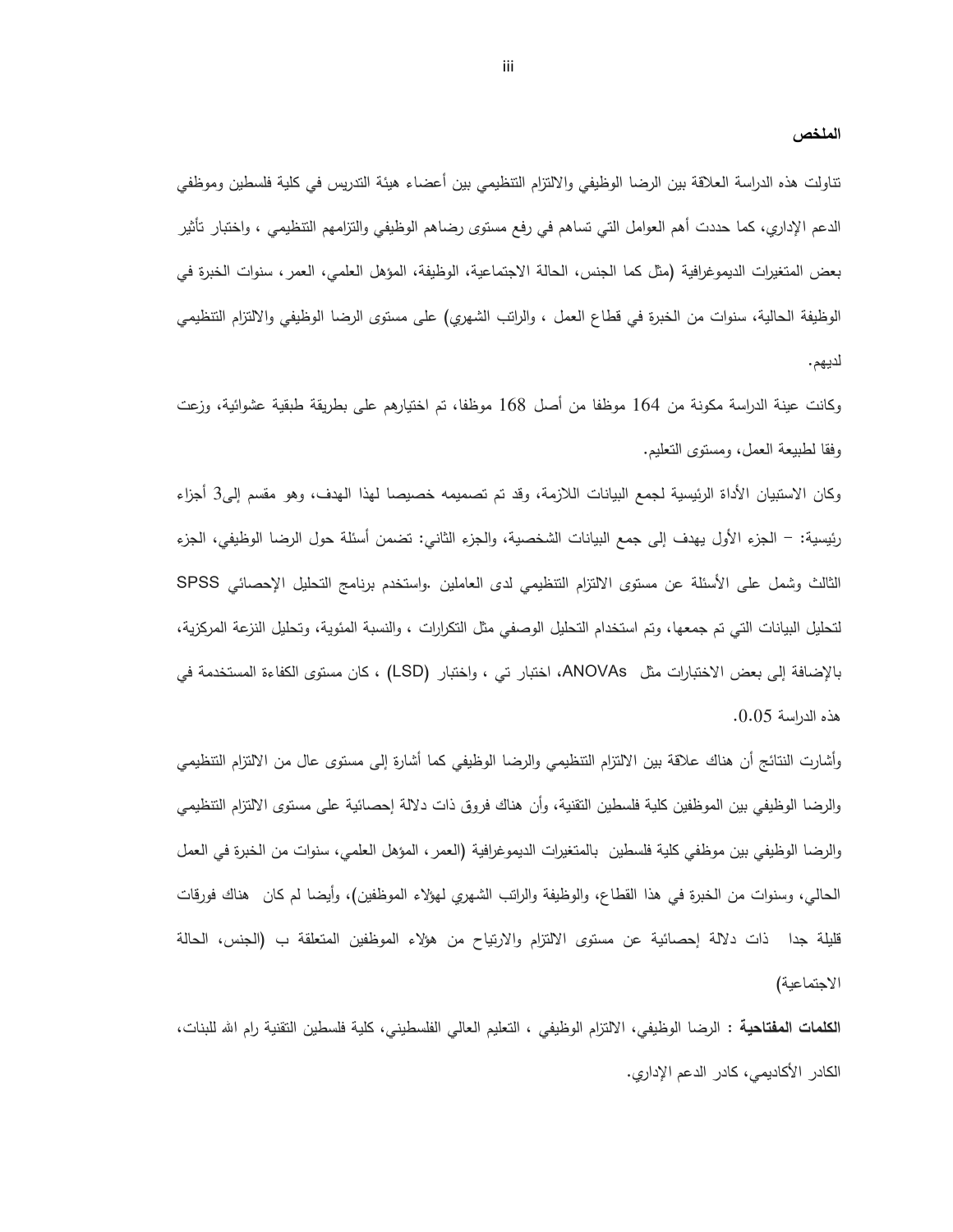## الملخص

تناولت هذه الدراسة العلاقة بين الرضا الوظيفي والالتزام التنظيمي بين أعضاء هيئة التدريس في كلية فلسطين وموظفي الدعم الإداري، كما حددت أهم العوامل التي تساهم في رفع مستوى رضاهم الوظيفي والتزامهم التنظيمي ، واختبار تأثير بعض المتغيرات الديموغرافية (مثل كما الجنس، الحالة الاجتماعية، الوظيفة، المؤهل العلمي، العمر، سنوات الخبرة في الوظيفة الحالية، سنوات من الخبرة في قطاع العمل ، والراتب الشهري) على مستوى الرضا الوظيفي والالتزام التنظيمي لديهم.

وكانت عينة الدراسة مكونة من 164 موظفا من أصل 168 موظفا، تم اختيارهم على بطريقة طبقية عشوائية، وزعت وفقا لطبيعة العمل، ومستوى التعليم.

وكان الاستبيان الأداة الرئيسية لجمع البيانات اللازمة، وقد تم تصميمه خصيصا لهذا الهدف، وهو مقسم إلى3 أجزاء رئيسية: – الجزء الأول يهدف إلى جمع البيانات الشخصية، والجزء الثاني: تضمن أسئلة حول الرضا الوظيفي، الجزء الثالث وشمل على الأسئلة عن مستوى الالتزام التنظيمي لدى العاملين .واستخدم برنامج التحليل الإحصائي SPSS لتحليل البيانات التي تم جمعها، وتم استخدام التحليل الوصفي مثل التكرارات ، والنسبة المئوية، وتحليل النزعة المركزية، بالإضافة إلى بعض الاختبارات مثل ANOVAs، اختبار تي ، واختبار (LSD) ، كان مستوى الكفاءة المستخدمة في هذه الدراسة 0.05.

وأشارت النتائج أن هناك علاقة بين الالتزام التنظيمي والرضا الوظيفي كما أشارة إلى مستوى عال من الالتزام التنظيمي والرضا الوظيفي بين الموظفين كلية فلسطين التقنية، وأن هناك فروق ذات دلالة إحصائية على مستوى الالتزام التنظيمي والرضا الوظيفي بين موظفي كلية فلسطين بالمتغيرات الديموغرافية (العمر، المؤهل العلمي، سنوات من الخبرة في العمل الحالي، وسنوات من الخبرة في هذا القطاع، والوظيفة والراتب الشهري لهؤلاء الموظفين)، وأيضا لم كان هناك فورقات قليلة جدا ذات دلالة إحصائية عن مستوى الالتزام والارتياح من هؤلاء الموظفين المتعلقة ب (الجنس، الحالة الاجتماعية)

**الكلمات المفتاحية :** الرضا الوظيفي، الالتزام الوظيفي ، التعليم العالي الفلسطيني، كلية فلسطين التقنية رام الله للبنات، الكادر الأكاديمي، كادر الدعم الإداري.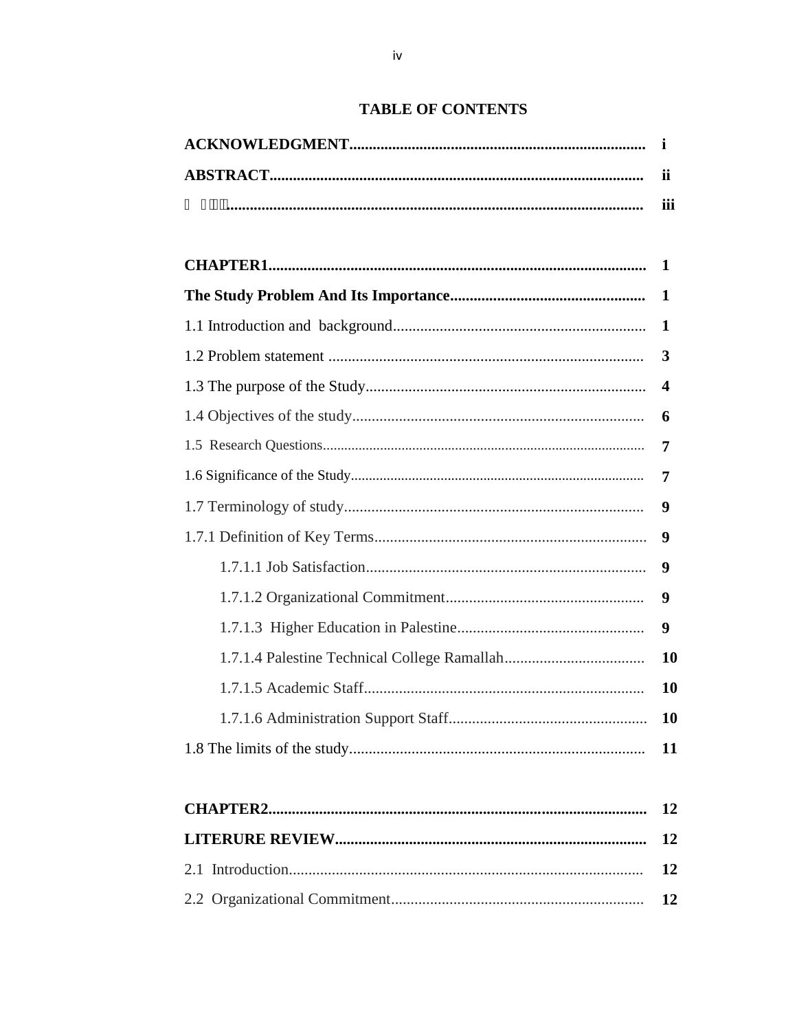# TABLE OF CONTENTS

| | |
|---|---|
| **ACKNOWLEDGMENT** | **i** |
| **ABSTRACT** | **ii** |
| **� ���** | **iii** |
| | |
| **CHAPTER1** | **1** |
| **The Study Problem And Its Importance** | **1** |
| 1.1 Introduction and background | **1** |
| 1.2 Problem statement | **3** |
| 1.3 The purpose of the Study | **4** |
| 1.4 Objectives of the study | **6** |
| 1.5 Research Questions | **7** |
| 1.6 Significance of the Study | **7** |
| 1.7 Terminology of study | **9** |
| 1.7.1 Definition of Key Terms | **9** |
| 1.7.1.1 Job Satisfaction | **9** |
| 1.7.1.2 Organizational Commitment | **9** |
| 1.7.1.3 Higher Education in Palestine | **9** |
| 1.7.1.4 Palestine Technical College Ramallah | **10** |
| 1.7.1.5 Academic Staff | **10** |
| 1.7.1.6 Administration Support Staff | **10** |
| 1.8 The limits of the study | **11** |
| | |
| **CHAPTER2** | **12** |
| **LITERURE REVIEW** | **12** |
| 2.1 Introduction | **12** |
| 2.2 Organizational Commitment | **12** |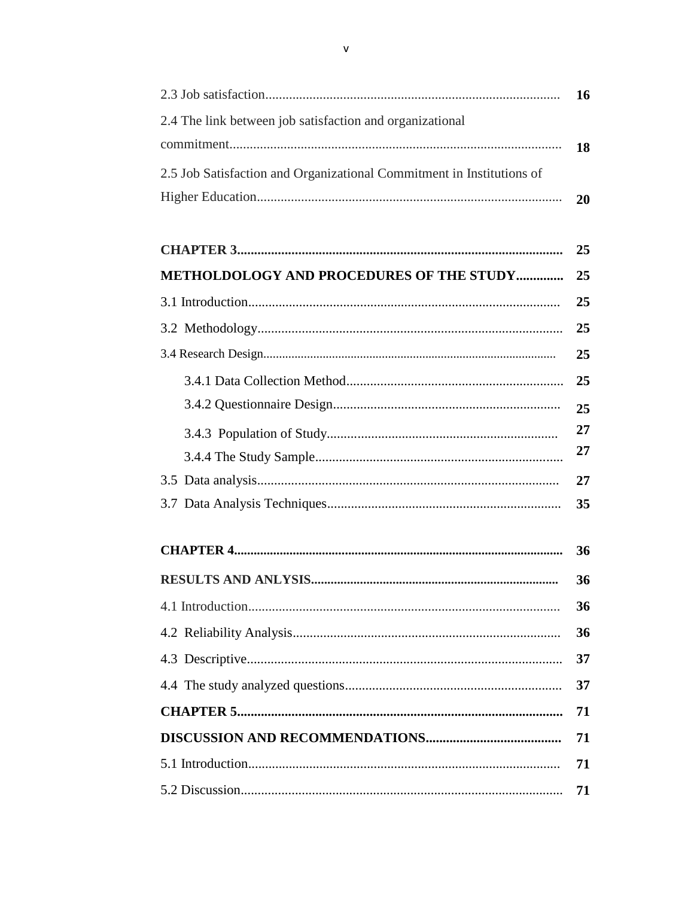| | |
|---|---|
| 2.3 Job satisfaction | 16 |
| 2.4 The link between job satisfaction and organizational commitment | 18 |
| 2.5 Job Satisfaction and Organizational Commitment in Institutions of Higher Education | 20 |
| | |
| **CHAPTER 3** | **25** |
| **METHOLDOLOGY AND PROCEDURES OF THE STUDY** | **25** |
| 3.1 Introduction | 25 |
| 3.2 Methodology | 25 |
| 3.4 Research Design | 25 |
| 3.4.1 Data Collection Method | 25 |
| 3.4.2 Questionnaire Design | 25 |
| 3.4.3 Population of Study | 27 |
| 3.4.4 The Study Sample | 27 |
| 3.5 Data analysis | 27 |
| 3.7 Data Analysis Techniques | 35 |
| | |
| **CHAPTER 4** | **36** |
| **RESULTS AND ANLYSIS** | **36** |
| 4.1 Introduction | 36 |
| 4.2 Reliability Analysis | 36 |
| 4.3 Descriptive | 37 |
| 4.4 The study analyzed questions | 37 |
| **CHAPTER 5** | **71** |
| **DISCUSSION AND RECOMMENDATIONS** | **71** |
| 5.1 Introduction | 71 |
| 5.2 Discussion | 71 |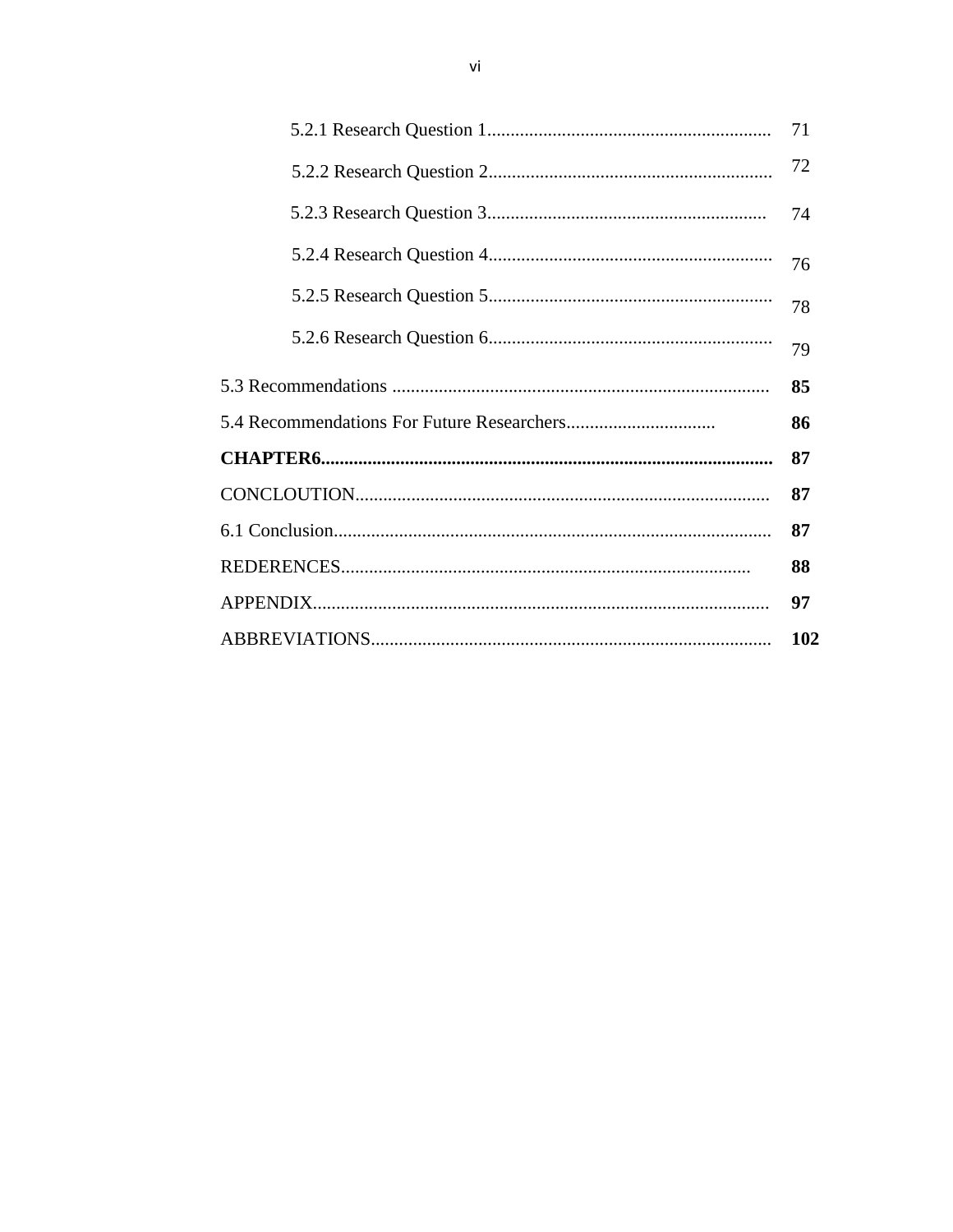| | |
|---|---|
| 5.2.1 Research Question 1............................................................ | 71 |
| 5.2.2 Research Question 2............................................................ | 72 |
| 5.2.3 Research Question 3........................................................... | 74 |
| 5.2.4 Research Question 4............................................................ | 76 |
| 5.2.5 Research Question 5............................................................ | 78 |
| 5.2.6 Research Question 6............................................................ | 79 |
| 5.3 Recommendations ................................................................................ | **85** |
| 5.4 Recommendations For Future Researchers................................ | **86** |
| **CHAPTER6................................................................................................** | **87** |
| CONCLOUTION........................................................................................ | **87** |
| 6.1 Conclusion............................................................................................ | **87** |
| REDERENCES....................................................................................... | **88** |
| APPENDIX................................................................................................ | **97** |
| ABBREVIATIONS.................................................................................... | **102** |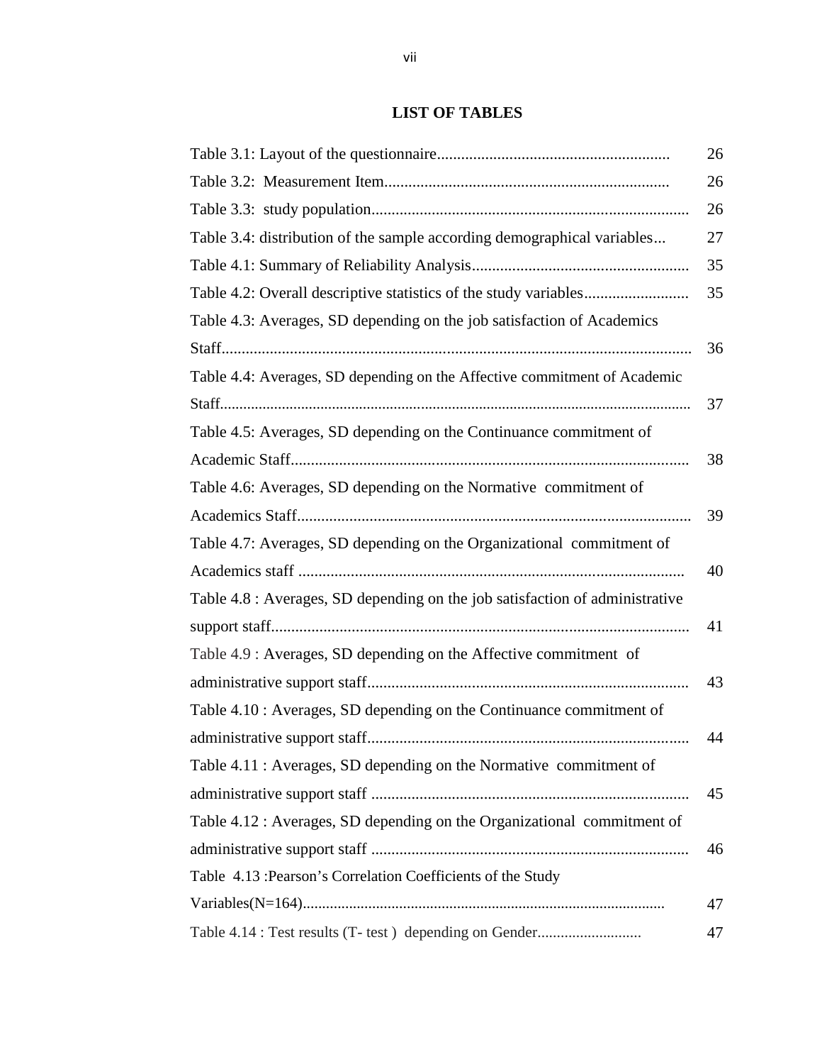## LIST OF TABLES

| | |
|---|---|
| Table 3.1: Layout of the questionnaire......................................................... | 26 |
| Table 3.2: Measurement Item...................................................................... | 26 |
| Table 3.3: study population............................................................................ | 26 |
| Table 3.4: distribution of the sample according demographical variables... | 27 |
| Table 4.1: Summary of Reliability Analysis..................................................... | 35 |
| Table 4.2: Overall descriptive statistics of the study variables.......................... | 35 |
| Table 4.3: Averages, SD depending on the job satisfaction of Academics Staff.................................................................................................................... | 36 |
| Table 4.4: Averages, SD depending on the Affective commitment of Academic Staff...................................................................................................................... | 37 |
| Table 4.5: Averages, SD depending on the Continuance commitment of Academic Staff.................................................................................................. | 38 |
| Table 4.6: Averages, SD depending on the Normative commitment of Academics Staff................................................................................................. | 39 |
| Table 4.7: Averages, SD depending on the Organizational commitment of Academics staff ............................................................................................... | 40 |
| Table 4.8 : Averages, SD depending on the job satisfaction of administrative support staff...................................................................................................... | 41 |
| Table 4.9 : Averages, SD depending on the Affective commitment of administrative support staff............................................................................... | 43 |
| Table 4.10 : Averages, SD depending on the Continuance commitment of administrative support staff............................................................................... | 44 |
| Table 4.11 : Averages, SD depending on the Normative commitment of administrative support staff .............................................................................. | 45 |
| Table 4.12 : Averages, SD depending on the Organizational commitment of administrative support staff .............................................................................. | 46 |
| Table 4.13 :Pearson's Correlation Coefficients of the Study Variables(N=164)........................................................................................... | 47 |
| Table 4.14 : Test results (T- test ) depending on Gender.......................... | 47 |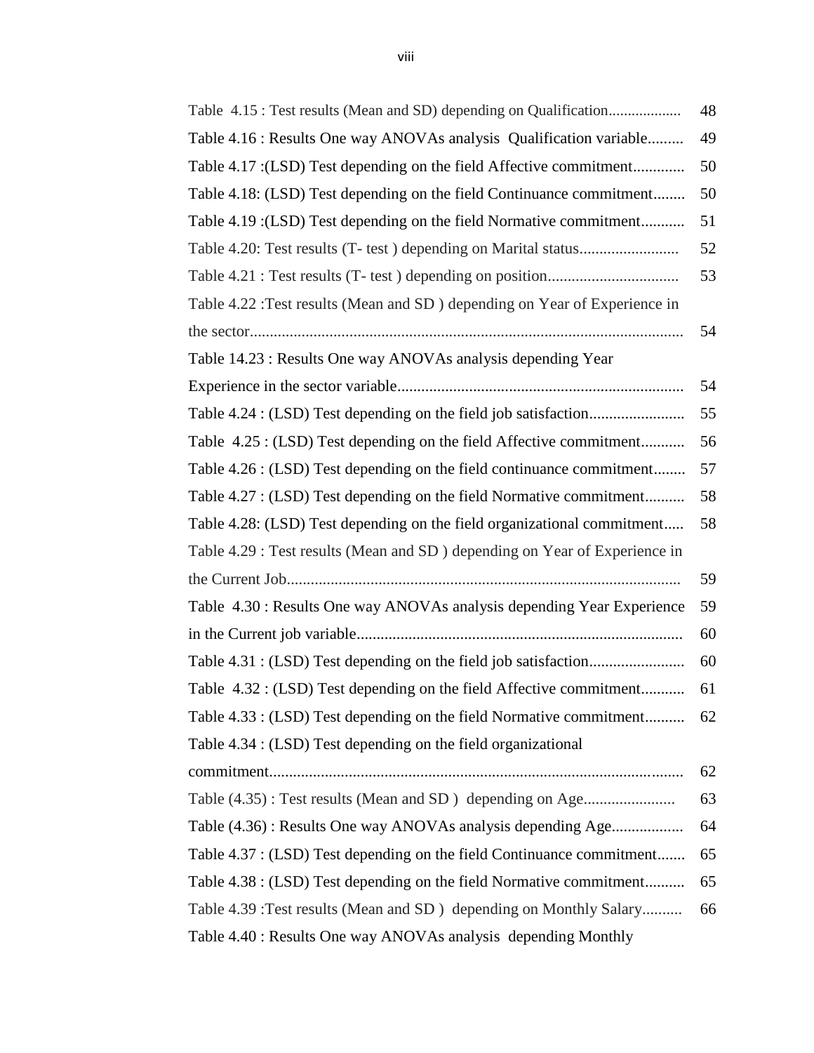Table 4.15 : Test results (Mean and SD) depending on Qualification.................. 48

Table 4.16 : Results One way ANOVAs analysis Qualification variable......... 49

Table 4.17 :(LSD) Test depending on the field Affective commitment............ 50

Table 4.18: (LSD) Test depending on the field Continuance commitment........ 50

Table 4.19 :(LSD) Test depending on the field Normative commitment........... 51

Table 4.20: Test results (T- test ) depending on Marital status......................... 52

Table 4.21 : Test results (T- test ) depending on position................................ 53

Table 4.22 :Test results (Mean and SD ) depending on Year of Experience in the sector............................................................................................................ 54

Table 14.23 : Results One way ANOVAs analysis depending Year Experience in the sector variable....................................................................... 54

Table 4.24 : (LSD) Test depending on the field job satisfaction........................ 55

Table 4.25 : (LSD) Test depending on the field Affective commitment........... 56

Table 4.26 : (LSD) Test depending on the field continuance commitment........ 57

Table 4.27 : (LSD) Test depending on the field Normative commitment.......... 58

Table 4.28: (LSD) Test depending on the field organizational commitment..... 58

Table 4.29 : Test results (Mean and SD ) depending on Year of Experience in the Current Job.................................................................................................. 59

Table 4.30 : Results One way ANOVAs analysis depending Year Experience 59 in the Current job variable................................................................................. 60

Table 4.31 : (LSD) Test depending on the field job satisfaction........................ 60

Table 4.32 : (LSD) Test depending on the field Affective commitment........... 61

Table 4.33 : (LSD) Test depending on the field Normative commitment.......... 62

Table 4.34 : (LSD) Test depending on the field organizational commitment....................................................................................................... 62

Table (4.35) : Test results (Mean and SD ) depending on Age....................... 63

Table (4.36) : Results One way ANOVAs analysis depending Age.................. 64

Table 4.37 : (LSD) Test depending on the field Continuance commitment....... 65

Table 4.38 : (LSD) Test depending on the field Normative commitment.......... 65

Table 4.39 :Test results (Mean and SD ) depending on Monthly Salary.......... 66

Table 4.40 : Results One way ANOVAs analysis depending Monthly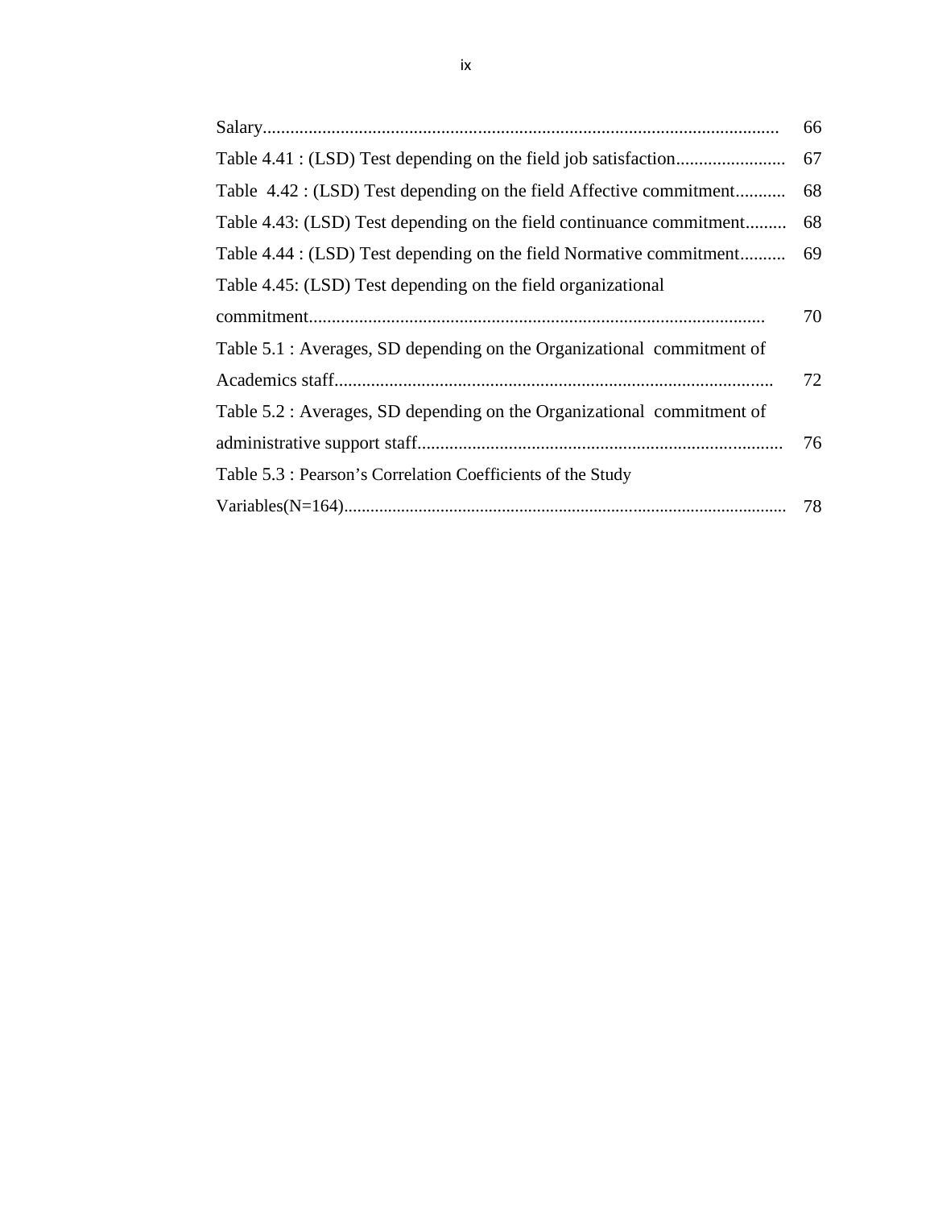| | |
|---|---|
| Salary................................................................................................................ | 66 |
| Table 4.41 : (LSD) Test depending on the field job satisfaction........................ | 67 |
| Table 4.42 : (LSD) Test depending on the field Affective commitment........... | 68 |
| Table 4.43: (LSD) Test depending on the field continuance commitment......... | 68 |
| Table 4.44 : (LSD) Test depending on the field Normative commitment.......... | 69 |
| Table 4.45: (LSD) Test depending on the field organizational commitment................................................................................................... | 70 |
| Table 5.1 : Averages, SD depending on the Organizational commitment of Academics staff................................................................................................ | 72 |
| Table 5.2 : Averages, SD depending on the Organizational commitment of administrative support staff................................................................................ | 76 |
| Table 5.3 : Pearson's Correlation Coefficients of the Study Variables(N=164).................................................................................................. | 78 |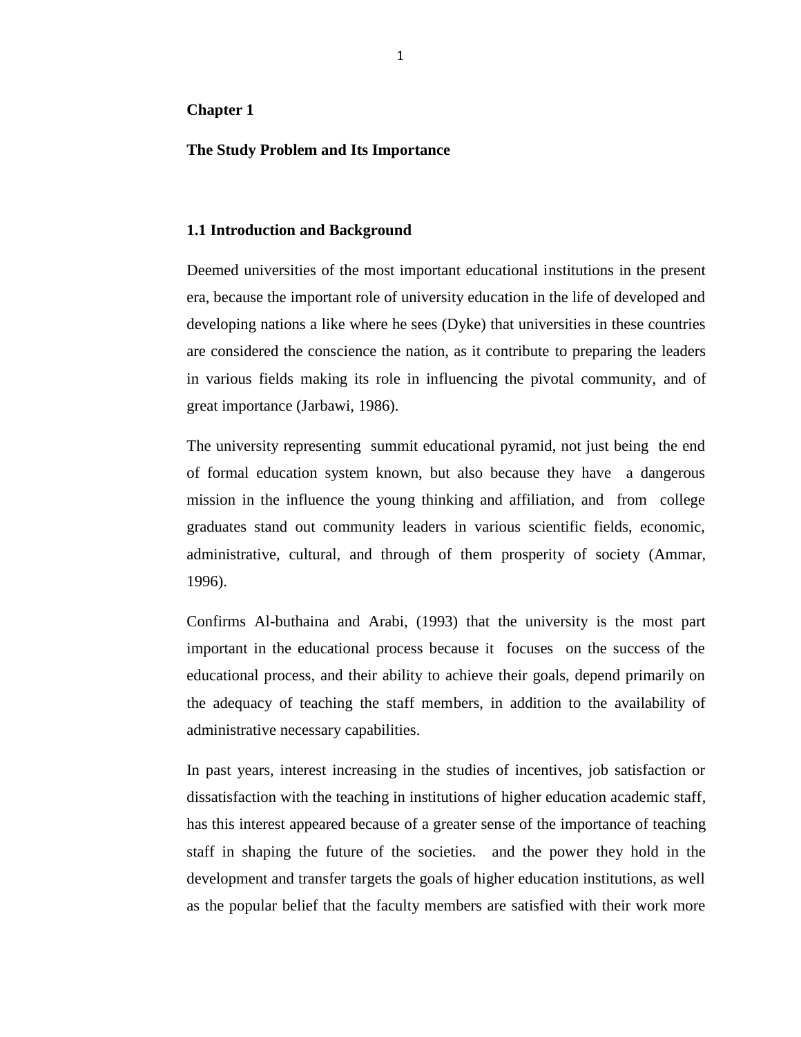# Chapter 1

## The Study Problem and Its Importance

### 1.1 Introduction and Background

Deemed universities of the most important educational institutions in the present era, because the important role of university education in the life of developed and developing nations a like where he sees (Dyke) that universities in these countries are considered the conscience the nation, as it contribute to preparing the leaders in various fields making its role in influencing the pivotal community, and of great importance (Jarbawi, 1986).

The university representing summit educational pyramid, not just being the end of formal education system known, but also because they have a dangerous mission in the influence the young thinking and affiliation, and from college graduates stand out community leaders in various scientific fields, economic, administrative, cultural, and through of them prosperity of society (Ammar, 1996).

Confirms Al-buthaina and Arabi, (1993) that the university is the most part important in the educational process because it focuses on the success of the educational process, and their ability to achieve their goals, depend primarily on the adequacy of teaching the staff members, in addition to the availability of administrative necessary capabilities.

In past years, interest increasing in the studies of incentives, job satisfaction or dissatisfaction with the teaching in institutions of higher education academic staff, has this interest appeared because of a greater sense of the importance of teaching staff in shaping the future of the societies. and the power they hold in the development and transfer targets the goals of higher education institutions, as well as the popular belief that the faculty members are satisfied with their work more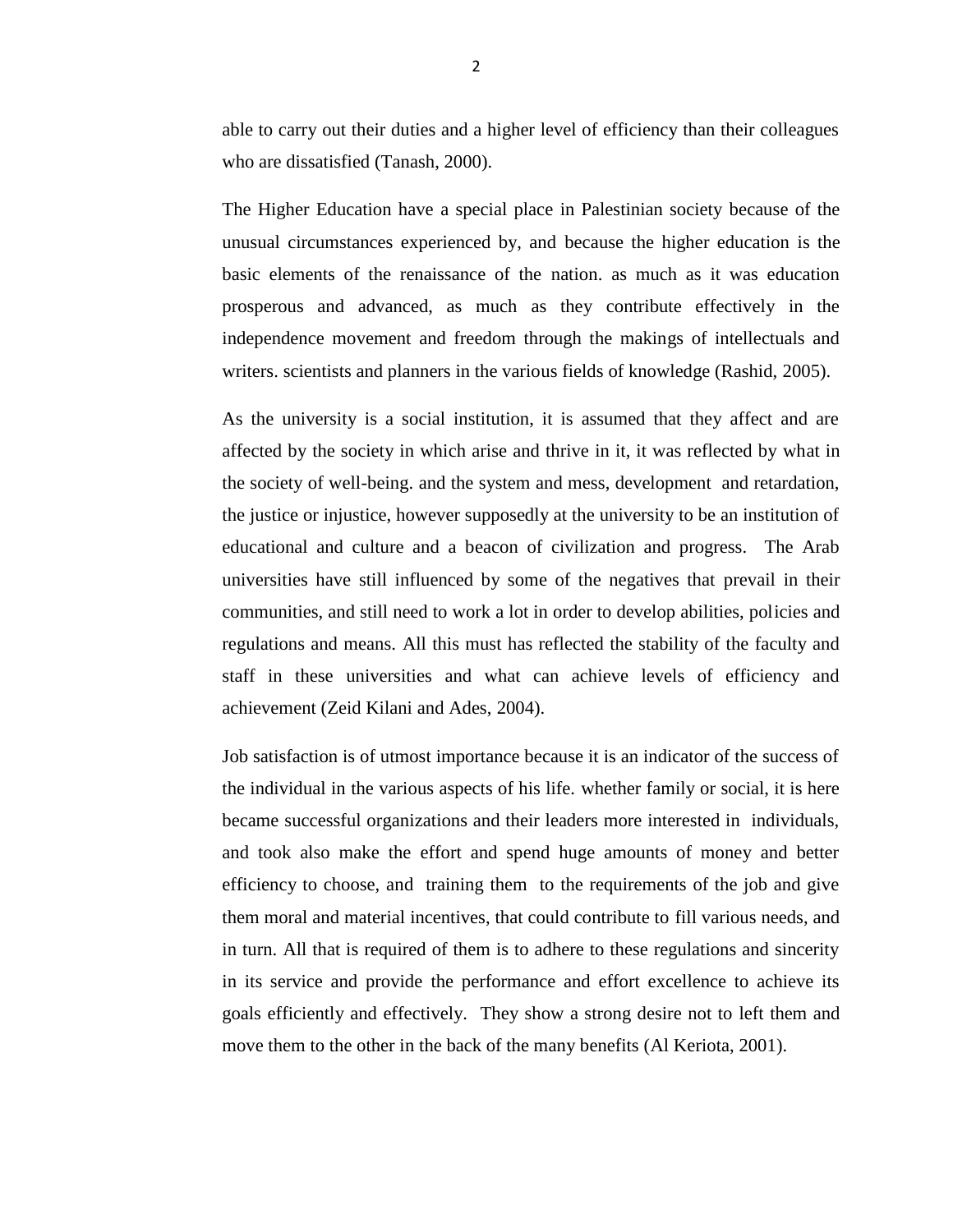able to carry out their duties and a higher level of efficiency than their colleagues who are dissatisfied (Tanash, 2000).

The Higher Education have a special place in Palestinian society because of the unusual circumstances experienced by, and because the higher education is the basic elements of the renaissance of the nation. as much as it was education prosperous and advanced, as much as they contribute effectively in the independence movement and freedom through the makings of intellectuals and writers. scientists and planners in the various fields of knowledge (Rashid, 2005).

As the university is a social institution, it is assumed that they affect and are affected by the society in which arise and thrive in it, it was reflected by what in the society of well-being. and the system and mess, development and retardation, the justice or injustice, however supposedly at the university to be an institution of educational and culture and a beacon of civilization and progress. The Arab universities have still influenced by some of the negatives that prevail in their communities, and still need to work a lot in order to develop abilities, policies and regulations and means. All this must has reflected the stability of the faculty and staff in these universities and what can achieve levels of efficiency and achievement (Zeid Kilani and Ades, 2004).

Job satisfaction is of utmost importance because it is an indicator of the success of the individual in the various aspects of his life. whether family or social, it is here became successful organizations and their leaders more interested in individuals, and took also make the effort and spend huge amounts of money and better efficiency to choose, and training them to the requirements of the job and give them moral and material incentives, that could contribute to fill various needs, and in turn. All that is required of them is to adhere to these regulations and sincerity in its service and provide the performance and effort excellence to achieve its goals efficiently and effectively. They show a strong desire not to left them and move them to the other in the back of the many benefits (Al Keriota, 2001).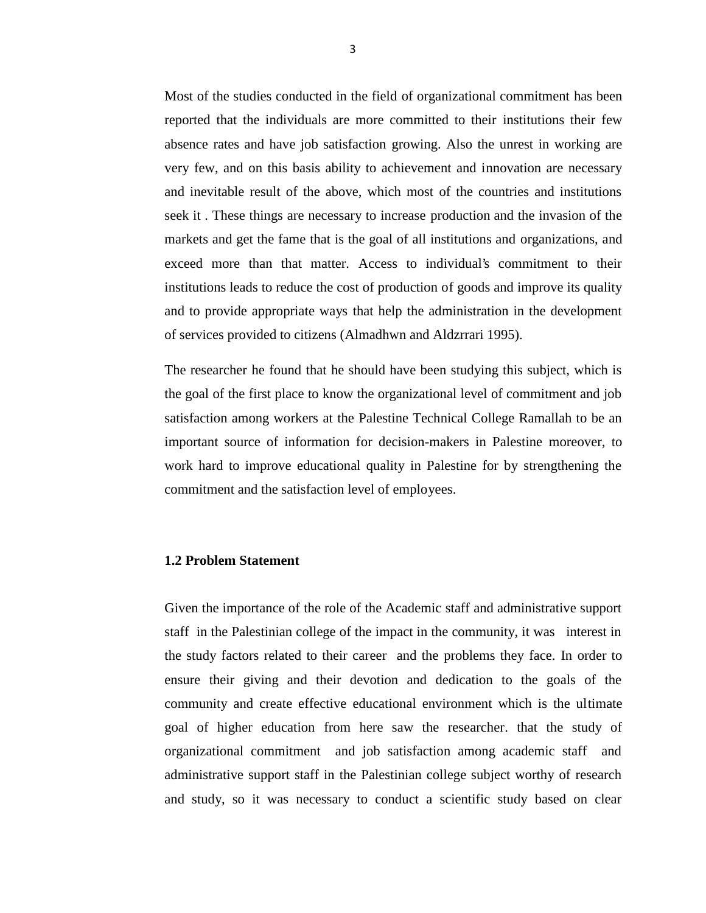Most of the studies conducted in the field of organizational commitment has been reported that the individuals are more committed to their institutions their few absence rates and have job satisfaction growing. Also the unrest in working are very few, and on this basis ability to achievement and innovation are necessary and inevitable result of the above, which most of the countries and institutions seek it . These things are necessary to increase production and the invasion of the markets and get the fame that is the goal of all institutions and organizations, and exceed more than that matter. Access to individual's commitment to their institutions leads to reduce the cost of production of goods and improve its quality and to provide appropriate ways that help the administration in the development of services provided to citizens (Almadhwn and Aldzrrari 1995).

The researcher he found that he should have been studying this subject, which is the goal of the first place to know the organizational level of commitment and job satisfaction among workers at the Palestine Technical College Ramallah to be an important source of information for decision-makers in Palestine moreover, to work hard to improve educational quality in Palestine for by strengthening the commitment and the satisfaction level of employees.

### 1.2 Problem Statement

Given the importance of the role of the Academic staff and administrative support staff in the Palestinian college of the impact in the community, it was interest in the study factors related to their career and the problems they face. In order to ensure their giving and their devotion and dedication to the goals of the community and create effective educational environment which is the ultimate goal of higher education from here saw the researcher. that the study of organizational commitment and job satisfaction among academic staff and administrative support staff in the Palestinian college subject worthy of research and study, so it was necessary to conduct a scientific study based on clear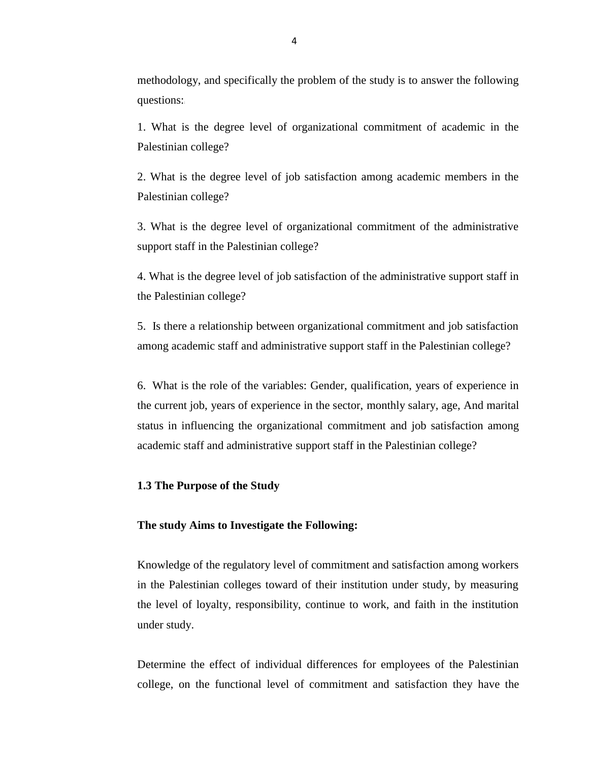methodology, and specifically the problem of the study is to answer the following questions:

1. What is the degree level of organizational commitment of academic in the Palestinian college?

2. What is the degree level of job satisfaction among academic members in the Palestinian college?

3. What is the degree level of organizational commitment of the administrative support staff in the Palestinian college?

4. What is the degree level of job satisfaction of the administrative support staff in the Palestinian college?

5. Is there a relationship between organizational commitment and job satisfaction among academic staff and administrative support staff in the Palestinian college?

6. What is the role of the variables: Gender, qualification, years of experience in the current job, years of experience in the sector, monthly salary, age, And marital status in influencing the organizational commitment and job satisfaction among academic staff and administrative support staff in the Palestinian college?

### 1.3 The Purpose of the Study

**The study Aims to Investigate the Following:**

Knowledge of the regulatory level of commitment and satisfaction among workers in the Palestinian colleges toward of their institution under study, by measuring the level of loyalty, responsibility, continue to work, and faith in the institution under study.

Determine the effect of individual differences for employees of the Palestinian college, on the functional level of commitment and satisfaction they have the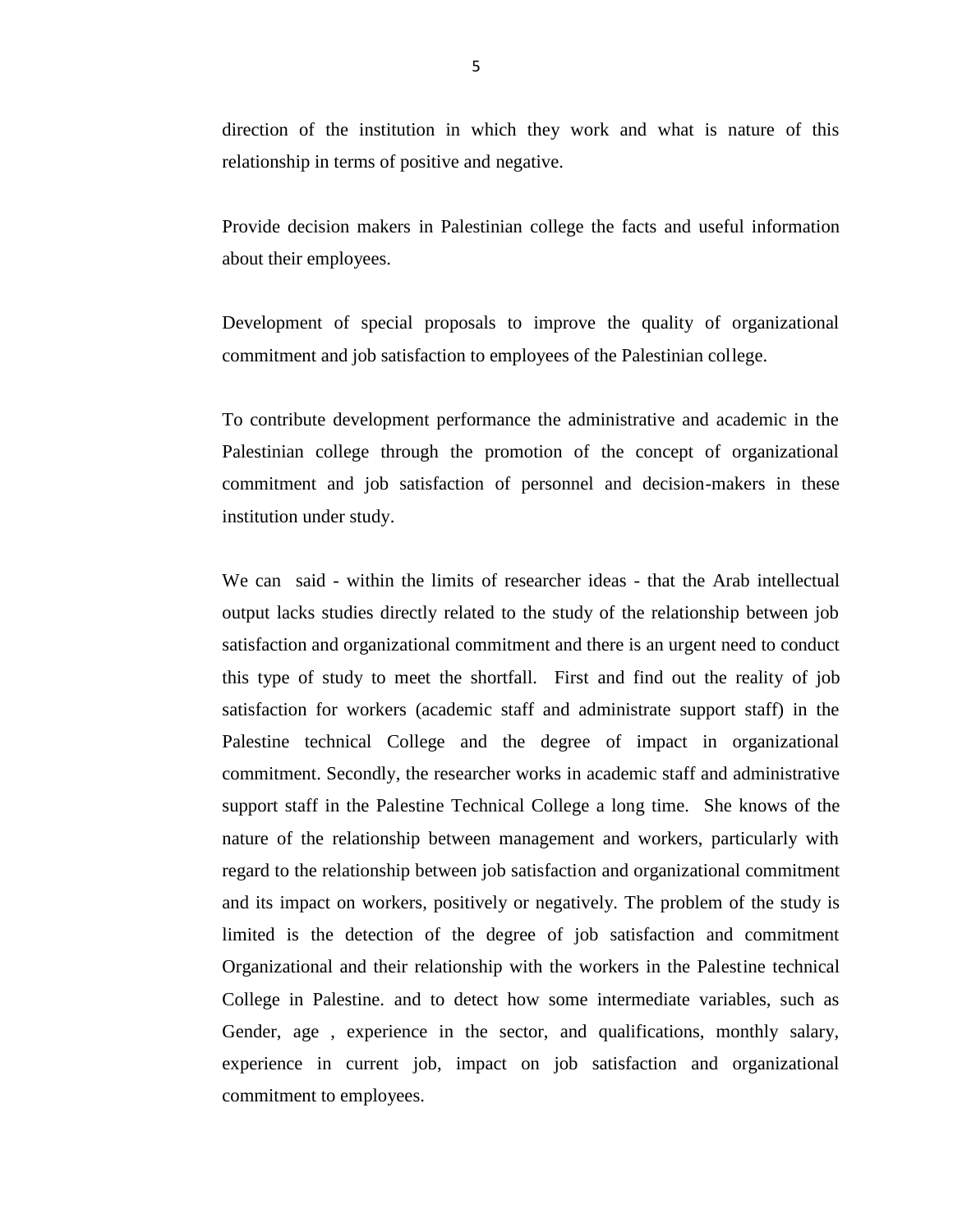direction of the institution in which they work and what is nature of this relationship in terms of positive and negative.

Provide decision makers in Palestinian college the facts and useful information about their employees.

Development of special proposals to improve the quality of organizational commitment and job satisfaction to employees of the Palestinian college.

To contribute development performance the administrative and academic in the Palestinian college through the promotion of the concept of organizational commitment and job satisfaction of personnel and decision-makers in these institution under study.

We can said - within the limits of researcher ideas - that the Arab intellectual output lacks studies directly related to the study of the relationship between job satisfaction and organizational commitment and there is an urgent need to conduct this type of study to meet the shortfall. First and find out the reality of job satisfaction for workers (academic staff and administrate support staff) in the Palestine technical College and the degree of impact in organizational commitment. Secondly, the researcher works in academic staff and administrative support staff in the Palestine Technical College a long time. She knows of the nature of the relationship between management and workers, particularly with regard to the relationship between job satisfaction and organizational commitment and its impact on workers, positively or negatively. The problem of the study is limited is the detection of the degree of job satisfaction and commitment Organizational and their relationship with the workers in the Palestine technical College in Palestine. and to detect how some intermediate variables, such as Gender, age , experience in the sector, and qualifications, monthly salary, experience in current job, impact on job satisfaction and organizational commitment to employees.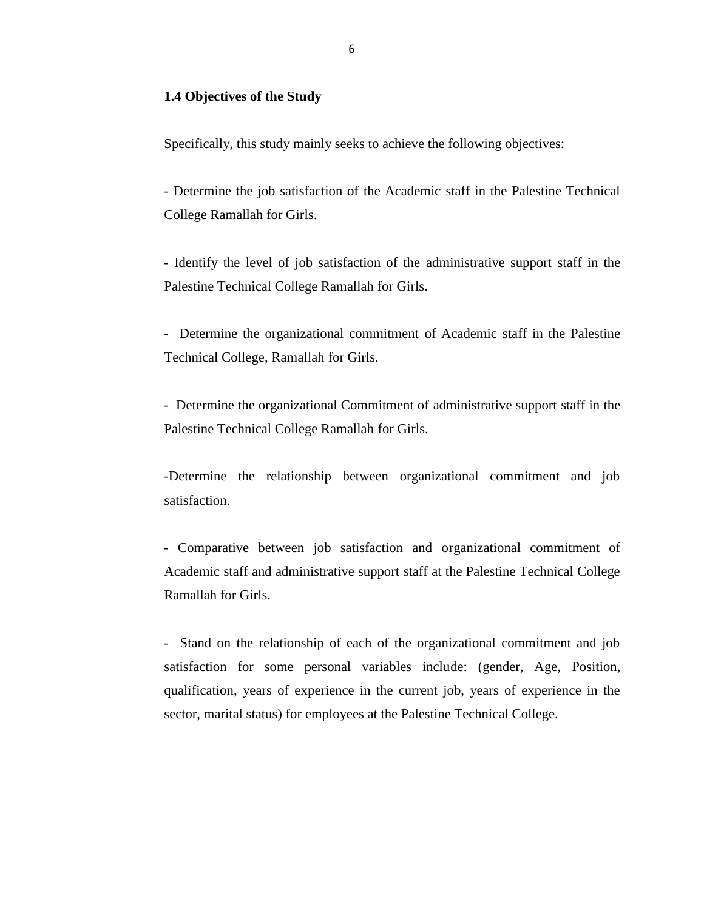### 1.4 Objectives of the Study

Specifically, this study mainly seeks to achieve the following objectives:

- Determine the job satisfaction of the Academic staff in the Palestine Technical College Ramallah for Girls.

- Identify the level of job satisfaction of the administrative support staff in the Palestine Technical College Ramallah for Girls.

- Determine the organizational commitment of Academic staff in the Palestine Technical College, Ramallah for Girls.

- Determine the organizational Commitment of administrative support staff in the Palestine Technical College Ramallah for Girls.

- Determine the relationship between organizational commitment and job satisfaction.

- Comparative between job satisfaction and organizational commitment of Academic staff and administrative support staff at the Palestine Technical College Ramallah for Girls.

- Stand on the relationship of each of the organizational commitment and job satisfaction for some personal variables include: (gender, Age, Position, qualification, years of experience in the current job, years of experience in the sector, marital status) for employees at the Palestine Technical College.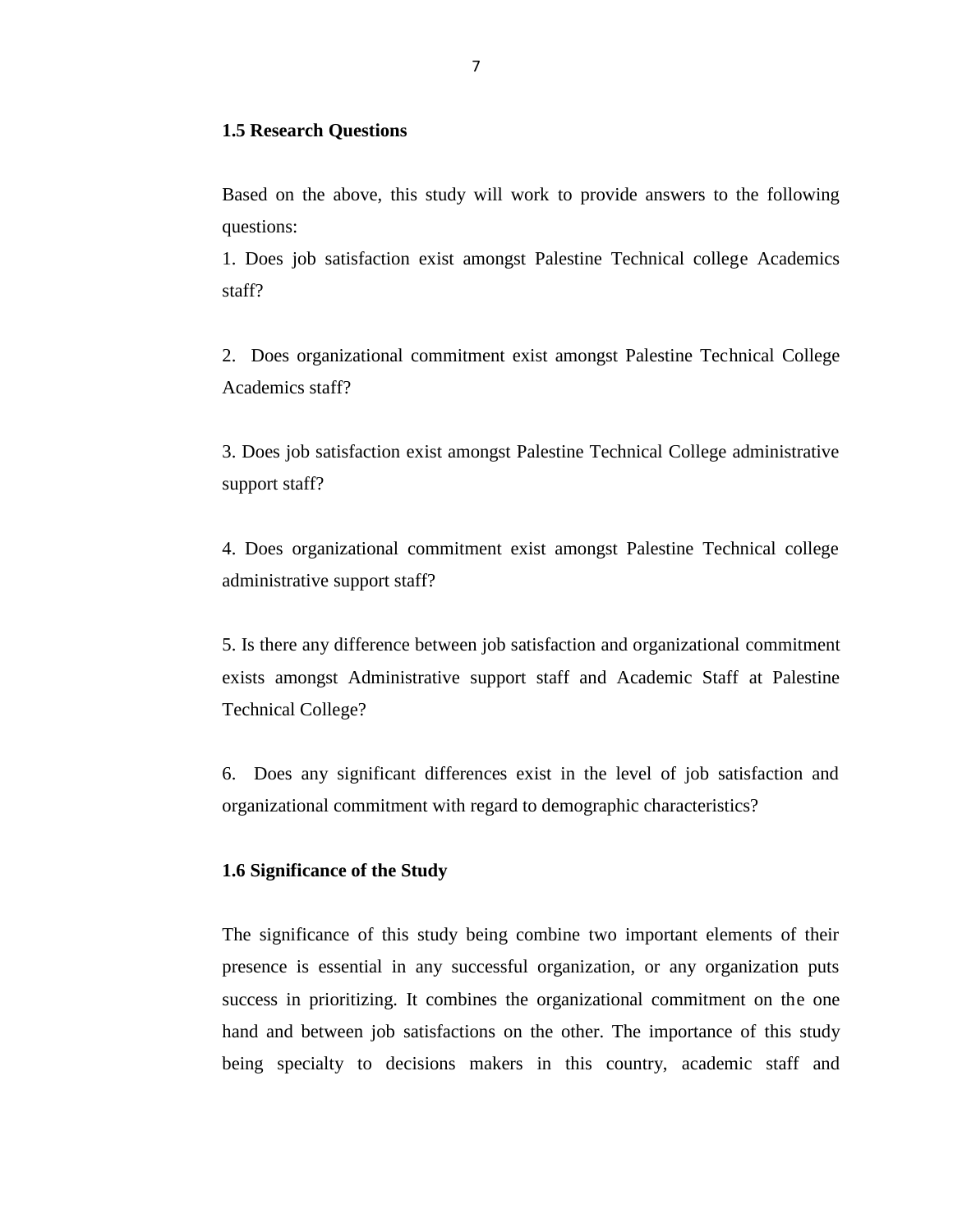## 1.5 Research Questions

Based on the above, this study will work to provide answers to the following questions:

1. Does job satisfaction exist amongst Palestine Technical college Academics staff?

2. Does organizational commitment exist amongst Palestine Technical College Academics staff?

3. Does job satisfaction exist amongst Palestine Technical College administrative support staff?

4. Does organizational commitment exist amongst Palestine Technical college administrative support staff?

5. Is there any difference between job satisfaction and organizational commitment exists amongst Administrative support staff and Academic Staff at Palestine Technical College?

6. Does any significant differences exist in the level of job satisfaction and organizational commitment with regard to demographic characteristics?

## 1.6 Significance of the Study

The significance of this study being combine two important elements of their presence is essential in any successful organization, or any organization puts success in prioritizing. It combines the organizational commitment on the one hand and between job satisfactions on the other. The importance of this study being specialty to decisions makers in this country, academic staff and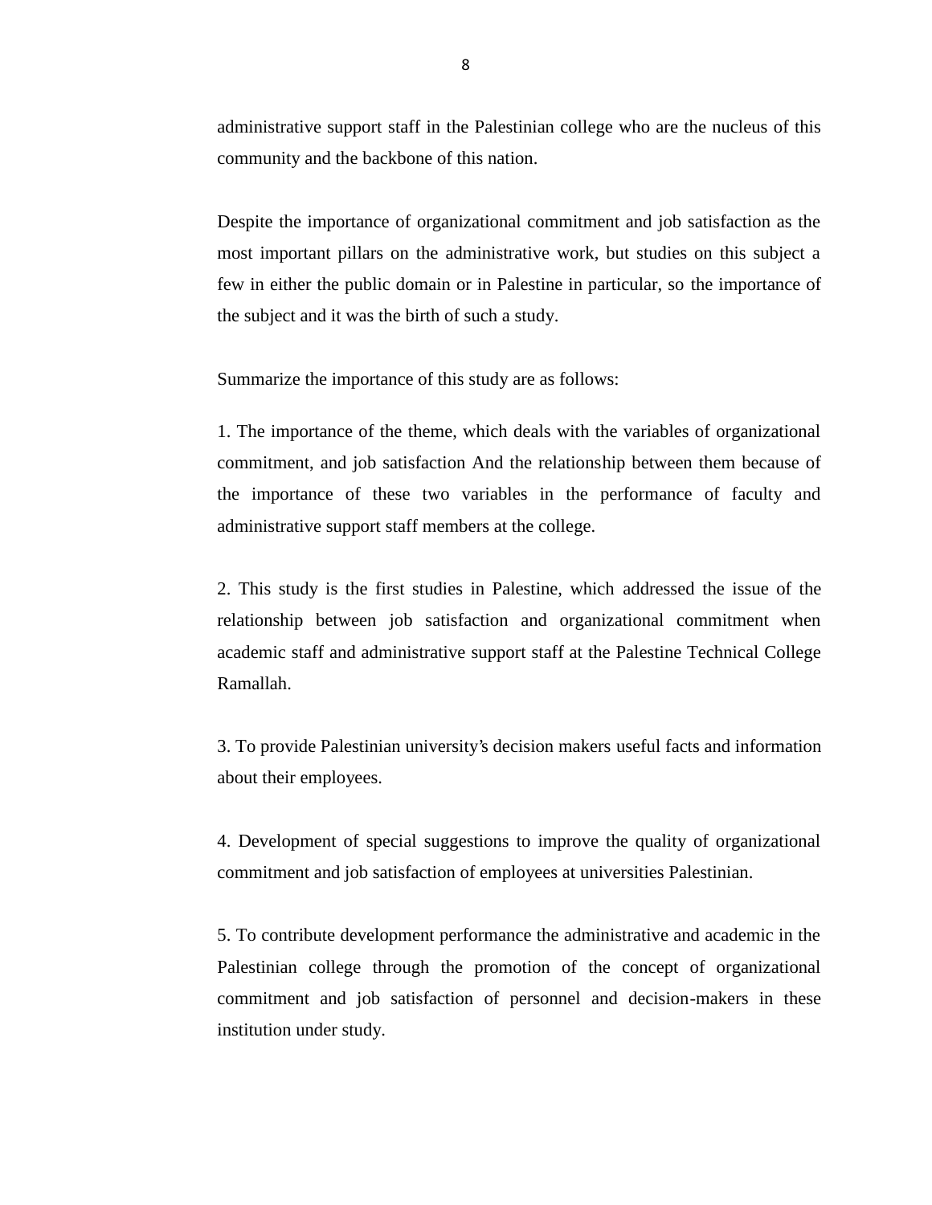administrative support staff in the Palestinian college who are the nucleus of this community and the backbone of this nation.

Despite the importance of organizational commitment and job satisfaction as the most important pillars on the administrative work, but studies on this subject a few in either the public domain or in Palestine in particular, so the importance of the subject and it was the birth of such a study.

Summarize the importance of this study are as follows:

1. The importance of the theme, which deals with the variables of organizational commitment, and job satisfaction And the relationship between them because of the importance of these two variables in the performance of faculty and administrative support staff members at the college.

2. This study is the first studies in Palestine, which addressed the issue of the relationship between job satisfaction and organizational commitment when academic staff and administrative support staff at the Palestine Technical College Ramallah.

3. To provide Palestinian university's decision makers useful facts and information about their employees.

4. Development of special suggestions to improve the quality of organizational commitment and job satisfaction of employees at universities Palestinian.

5. To contribute development performance the administrative and academic in the Palestinian college through the promotion of the concept of organizational commitment and job satisfaction of personnel and decision-makers in these institution under study.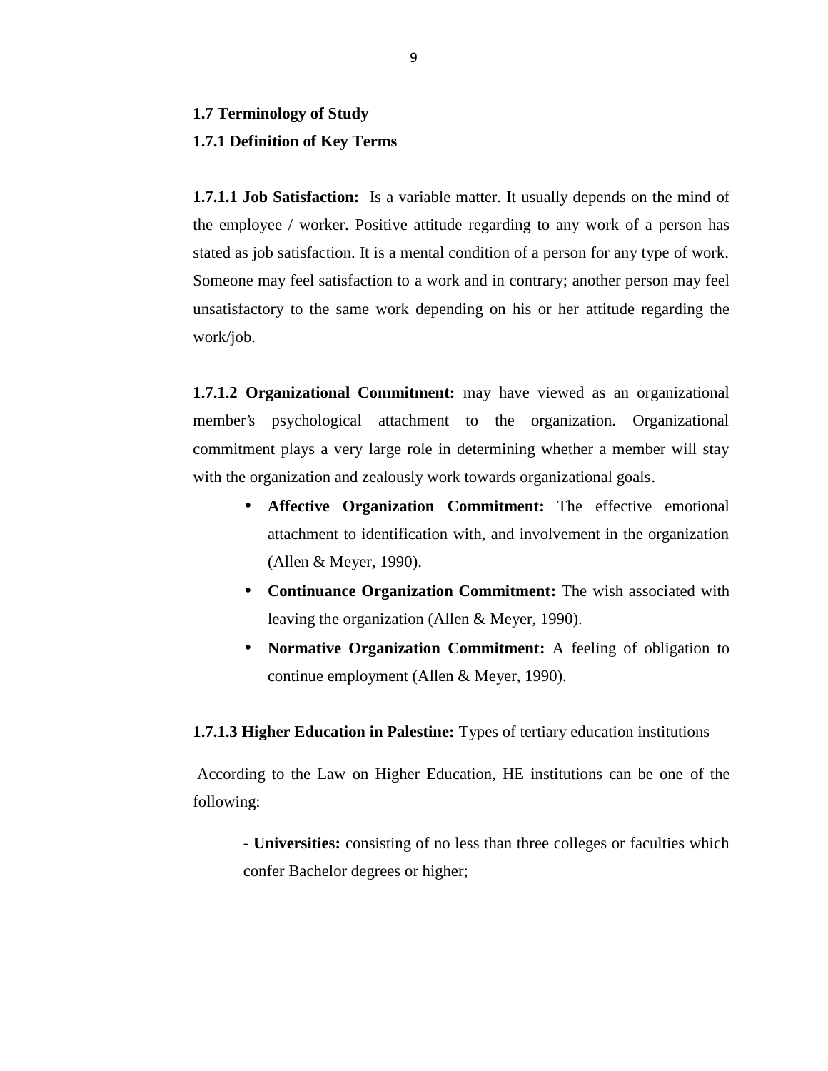## 1.7 Terminology of Study

### 1.7.1 Definition of Key Terms

**1.7.1.1 Job Satisfaction:** Is a variable matter. It usually depends on the mind of the employee / worker. Positive attitude regarding to any work of a person has stated as job satisfaction. It is a mental condition of a person for any type of work. Someone may feel satisfaction to a work and in contrary; another person may feel unsatisfactory to the same work depending on his or her attitude regarding the work/job.

**1.7.1.2 Organizational Commitment:** may have viewed as an organizational member's psychological attachment to the organization. Organizational commitment plays a very large role in determining whether a member will stay with the organization and zealously work towards organizational goals.

- **Affective Organization Commitment:** The effective emotional attachment to identification with, and involvement in the organization (Allen & Meyer, 1990).
- **Continuance Organization Commitment:** The wish associated with leaving the organization (Allen & Meyer, 1990).
- **Normative Organization Commitment:** A feeling of obligation to continue employment (Allen & Meyer, 1990).

**1.7.1.3 Higher Education in Palestine:** Types of tertiary education institutions

According to the Law on Higher Education, HE institutions can be one of the following:

- **Universities:** consisting of no less than three colleges or faculties which confer Bachelor degrees or higher;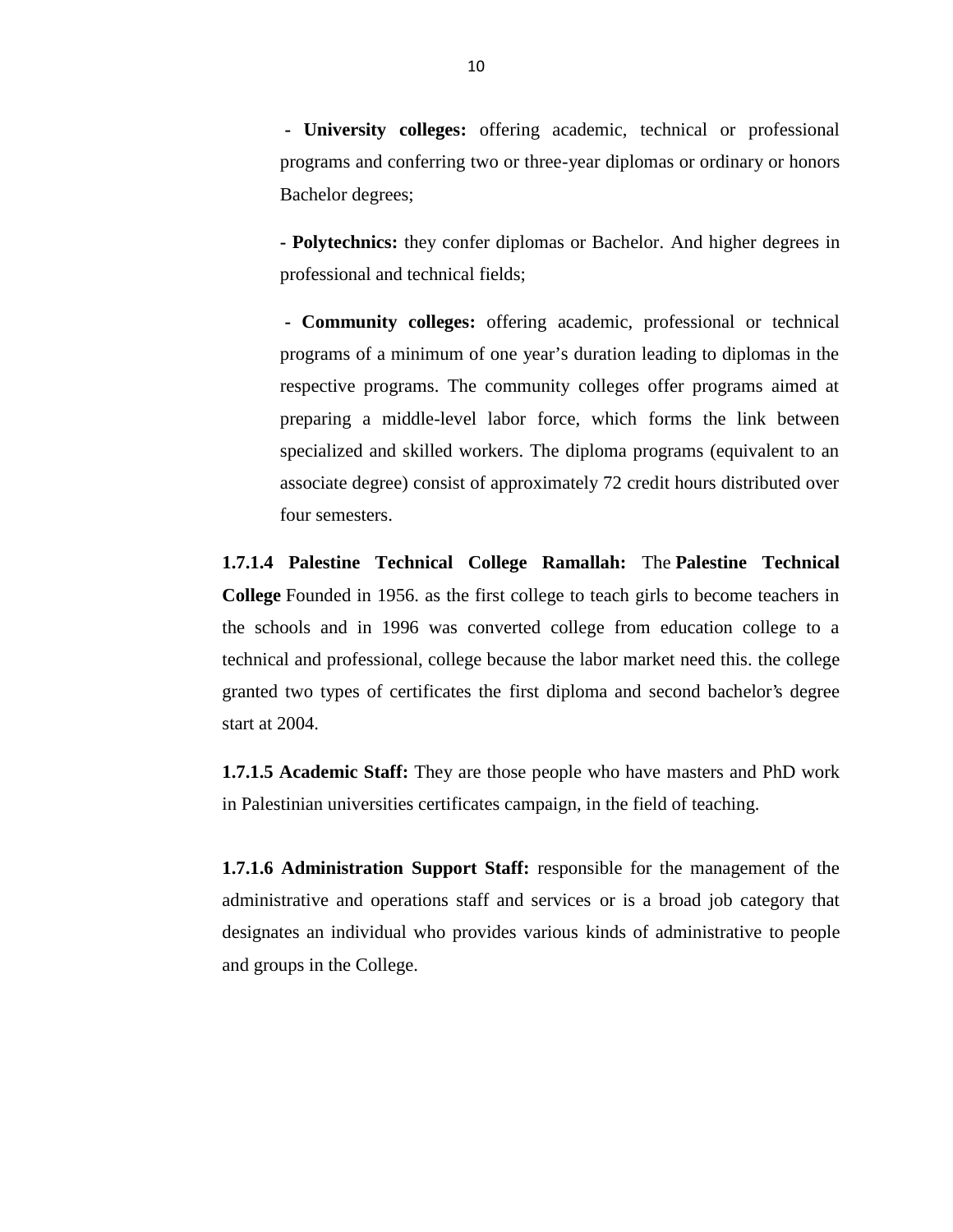- **University colleges:** offering academic, technical or professional programs and conferring two or three-year diplomas or ordinary or honors Bachelor degrees;

- **Polytechnics:** they confer diplomas or Bachelor. And higher degrees in professional and technical fields;

- **Community colleges:** offering academic, professional or technical programs of a minimum of one year's duration leading to diplomas in the respective programs. The community colleges offer programs aimed at preparing a middle-level labor force, which forms the link between specialized and skilled workers. The diploma programs (equivalent to an associate degree) consist of approximately 72 credit hours distributed over four semesters.

**1.7.1.4 Palestine Technical College Ramallah:** The **Palestine Technical College** Founded in 1956. as the first college to teach girls to become teachers in the schools and in 1996 was converted college from education college to a technical and professional, college because the labor market need this. the college granted two types of certificates the first diploma and second bachelor's degree start at 2004.

**1.7.1.5 Academic Staff:** They are those people who have masters and PhD work in Palestinian universities certificates campaign, in the field of teaching.

**1.7.1.6 Administration Support Staff:** responsible for the management of the administrative and operations staff and services or is a broad job category that designates an individual who provides various kinds of administrative to people and groups in the College.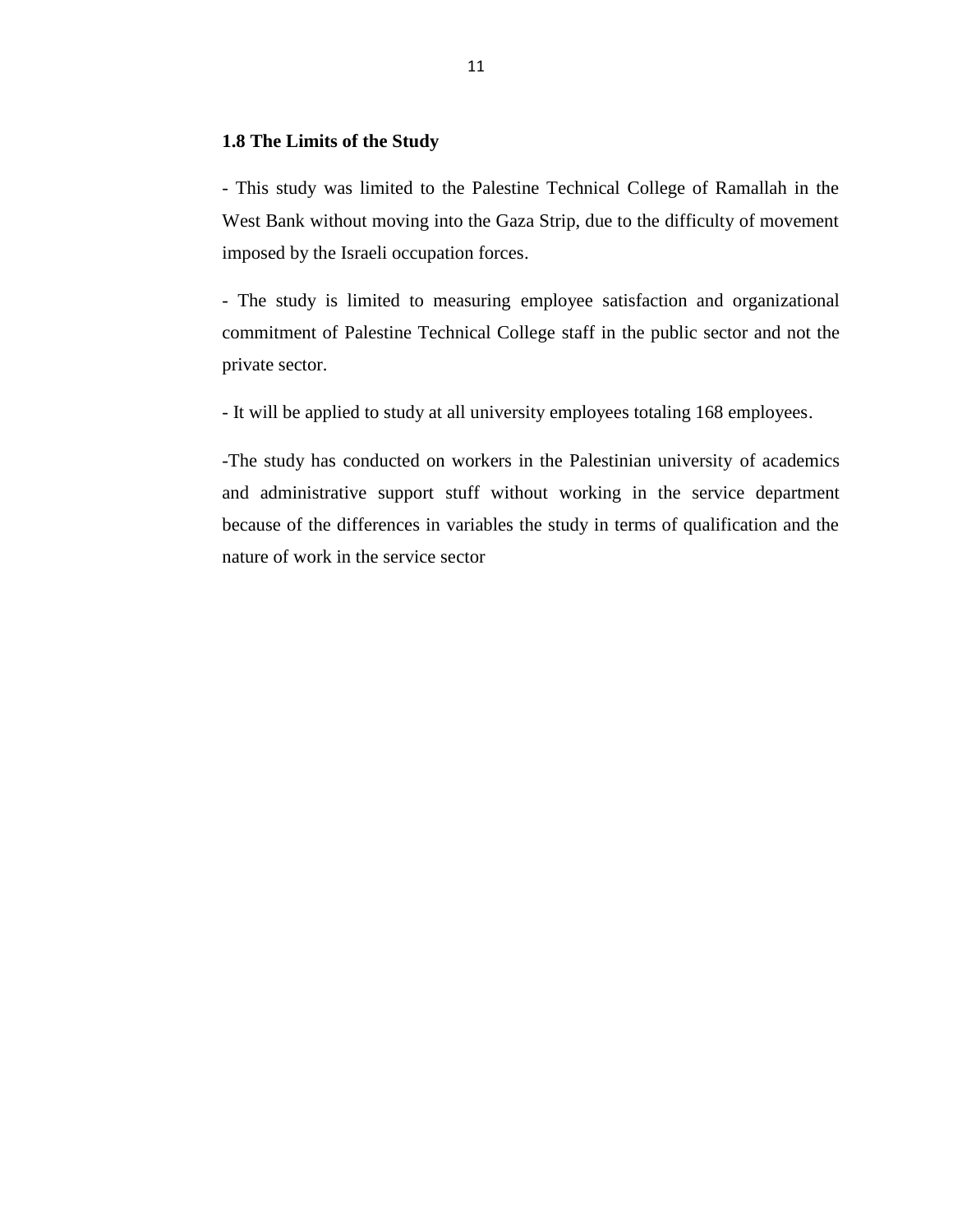### 1.8 The Limits of the Study

- This study was limited to the Palestine Technical College of Ramallah in the West Bank without moving into the Gaza Strip, due to the difficulty of movement imposed by the Israeli occupation forces.

- The study is limited to measuring employee satisfaction and organizational commitment of Palestine Technical College staff in the public sector and not the private sector.

- It will be applied to study at all university employees totaling 168 employees.

-The study has conducted on workers in the Palestinian university of academics and administrative support stuff without working in the service department because of the differences in variables the study in terms of qualification and the nature of work in the service sector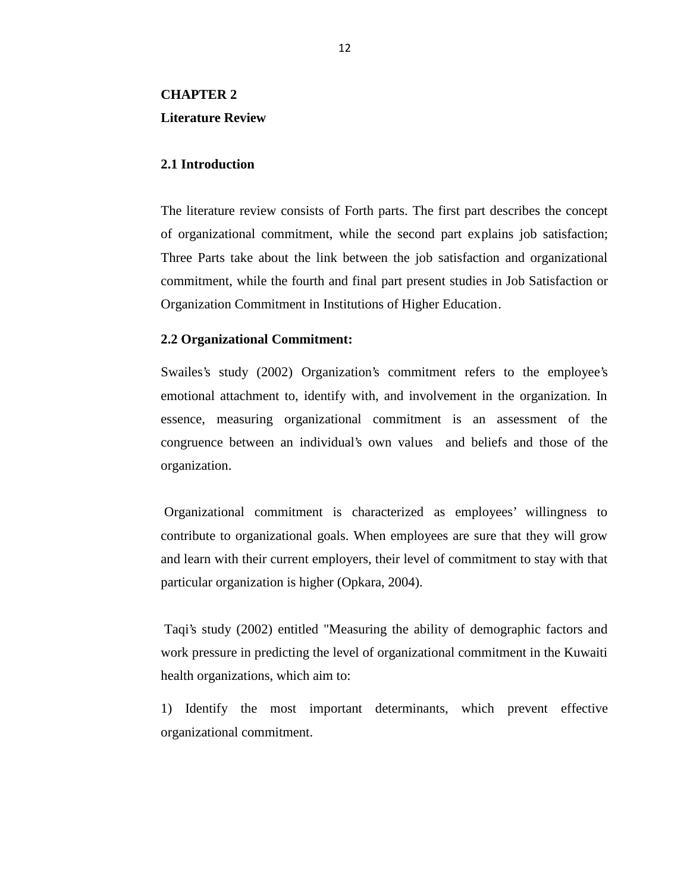# CHAPTER 2

# Literature Review

## 2.1 Introduction

The literature review consists of Forth parts. The first part describes the concept of organizational commitment, while the second part explains job satisfaction; Three Parts take about the link between the job satisfaction and organizational commitment, while the fourth and final part present studies in Job Satisfaction or Organization Commitment in Institutions of Higher Education.

## 2.2 Organizational Commitment:

Swailes's study (2002) Organization's commitment refers to the employee's emotional attachment to, identify with, and involvement in the organization. In essence, measuring organizational commitment is an assessment of the congruence between an individual's own values and beliefs and those of the organization.

Organizational commitment is characterized as employees' willingness to contribute to organizational goals. When employees are sure that they will grow and learn with their current employers, their level of commitment to stay with that particular organization is higher (Opkara, 2004).

Taqi's study (2002) entitled "Measuring the ability of demographic factors and work pressure in predicting the level of organizational commitment in the Kuwaiti health organizations, which aim to:

1) Identify the most important determinants, which prevent effective organizational commitment.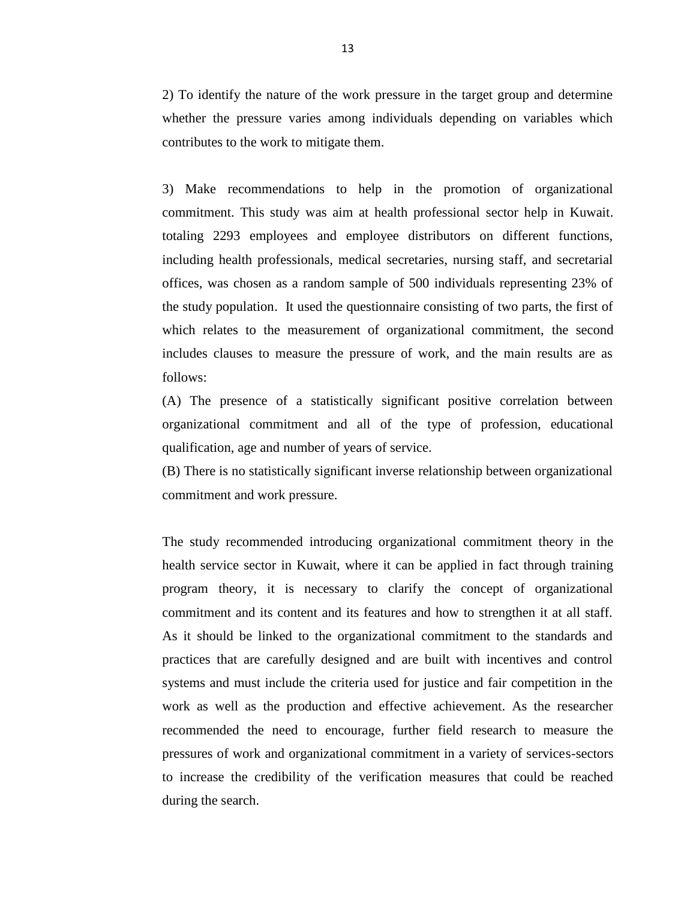2) To identify the nature of the work pressure in the target group and determine whether the pressure varies among individuals depending on variables which contributes to the work to mitigate them.

3) Make recommendations to help in the promotion of organizational commitment. This study was aim at health professional sector help in Kuwait. totaling 2293 employees and employee distributors on different functions, including health professionals, medical secretaries, nursing staff, and secretarial offices, was chosen as a random sample of 500 individuals representing 23% of the study population. It used the questionnaire consisting of two parts, the first of which relates to the measurement of organizational commitment, the second includes clauses to measure the pressure of work, and the main results are as follows:

(A) The presence of a statistically significant positive correlation between organizational commitment and all of the type of profession, educational qualification, age and number of years of service.

(B) There is no statistically significant inverse relationship between organizational commitment and work pressure.

The study recommended introducing organizational commitment theory in the health service sector in Kuwait, where it can be applied in fact through training program theory, it is necessary to clarify the concept of organizational commitment and its content and its features and how to strengthen it at all staff. As it should be linked to the organizational commitment to the standards and practices that are carefully designed and are built with incentives and control systems and must include the criteria used for justice and fair competition in the work as well as the production and effective achievement. As the researcher recommended the need to encourage, further field research to measure the pressures of work and organizational commitment in a variety of services-sectors to increase the credibility of the verification measures that could be reached during the search.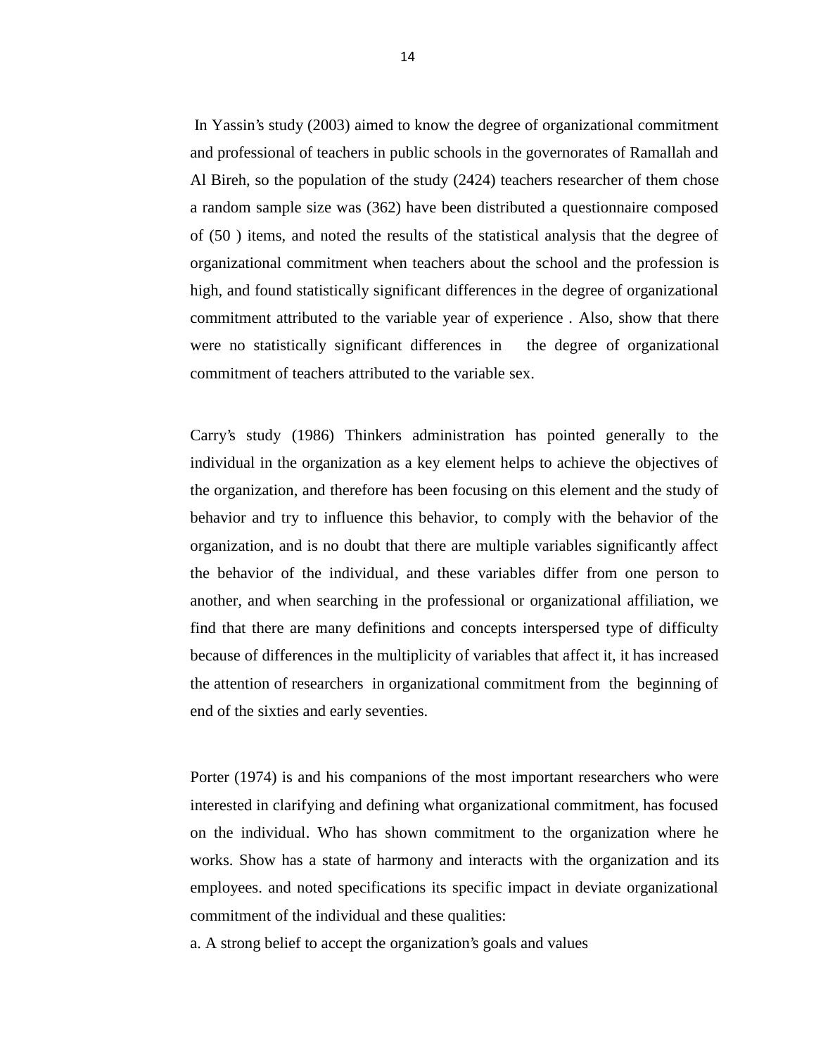In Yassin's study (2003) aimed to know the degree of organizational commitment and professional of teachers in public schools in the governorates of Ramallah and Al Bireh, so the population of the study (2424) teachers researcher of them chose a random sample size was (362) have been distributed a questionnaire composed of (50 ) items, and noted the results of the statistical analysis that the degree of organizational commitment when teachers about the school and the profession is high, and found statistically significant differences in the degree of organizational commitment attributed to the variable year of experience . Also, show that there were no statistically significant differences in the degree of organizational commitment of teachers attributed to the variable sex.

Carry's study (1986) Thinkers administration has pointed generally to the individual in the organization as a key element helps to achieve the objectives of the organization, and therefore has been focusing on this element and the study of behavior and try to influence this behavior, to comply with the behavior of the organization, and is no doubt that there are multiple variables significantly affect the behavior of the individual, and these variables differ from one person to another, and when searching in the professional or organizational affiliation, we find that there are many definitions and concepts interspersed type of difficulty because of differences in the multiplicity of variables that affect it, it has increased the attention of researchers in organizational commitment from the beginning of end of the sixties and early seventies.

Porter (1974) is and his companions of the most important researchers who were interested in clarifying and defining what organizational commitment, has focused on the individual. Who has shown commitment to the organization where he works. Show has a state of harmony and interacts with the organization and its employees. and noted specifications its specific impact in deviate organizational commitment of the individual and these qualities:

a. A strong belief to accept the organization's goals and values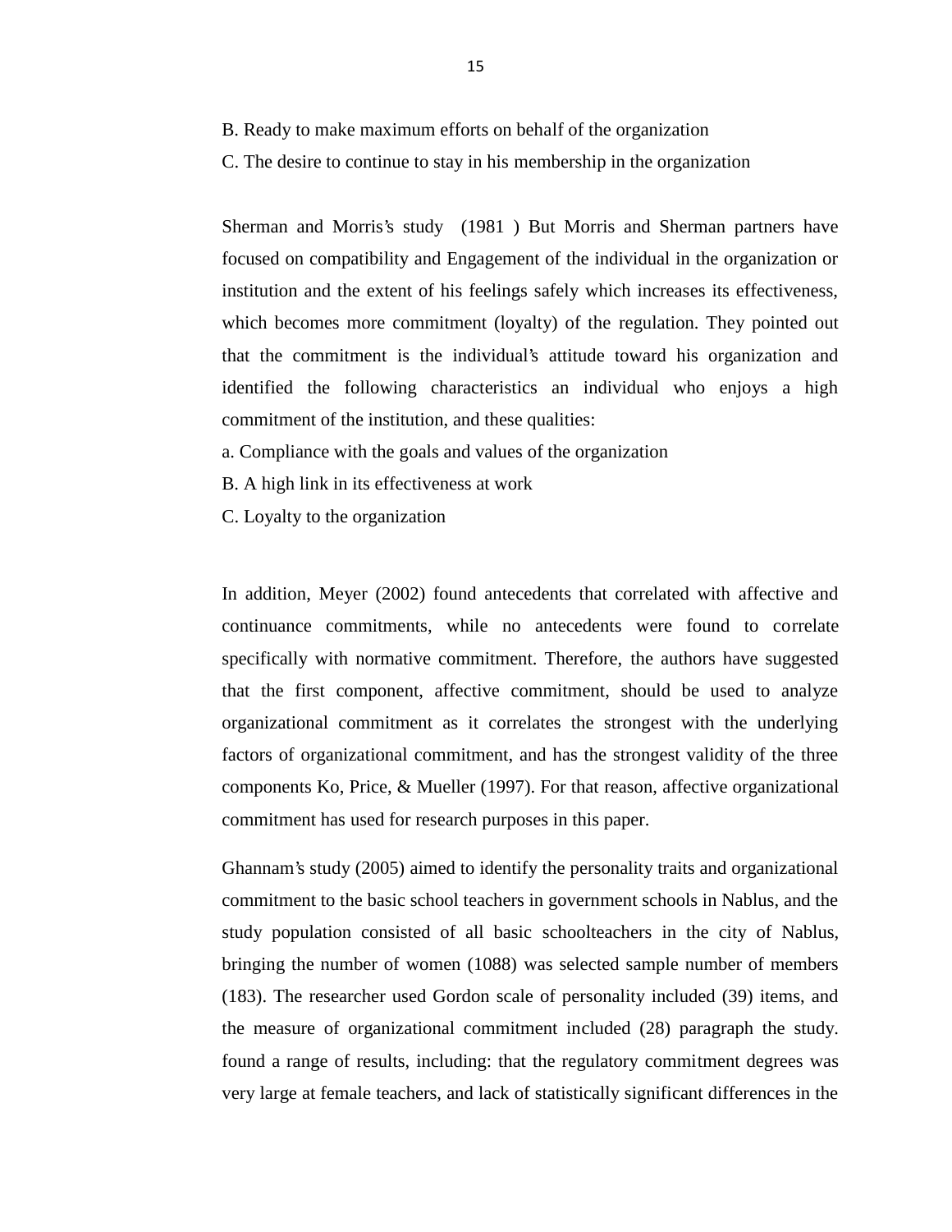B. Ready to make maximum efforts on behalf of the organization

C. The desire to continue to stay in his membership in the organization

Sherman and Morris's study (1981 ) But Morris and Sherman partners have focused on compatibility and Engagement of the individual in the organization or institution and the extent of his feelings safely which increases its effectiveness, which becomes more commitment (loyalty) of the regulation. They pointed out that the commitment is the individual's attitude toward his organization and identified the following characteristics an individual who enjoys a high commitment of the institution, and these qualities:

a. Compliance with the goals and values of the organization

B. A high link in its effectiveness at work

C. Loyalty to the organization

In addition, Meyer (2002) found antecedents that correlated with affective and continuance commitments, while no antecedents were found to correlate specifically with normative commitment. Therefore, the authors have suggested that the first component, affective commitment, should be used to analyze organizational commitment as it correlates the strongest with the underlying factors of organizational commitment, and has the strongest validity of the three components Ko, Price, & Mueller (1997). For that reason, affective organizational commitment has used for research purposes in this paper.

Ghannam's study (2005) aimed to identify the personality traits and organizational commitment to the basic school teachers in government schools in Nablus, and the study population consisted of all basic schoolteachers in the city of Nablus, bringing the number of women (1088) was selected sample number of members (183). The researcher used Gordon scale of personality included (39) items, and the measure of organizational commitment included (28) paragraph the study. found a range of results, including: that the regulatory commitment degrees was very large at female teachers, and lack of statistically significant differences in the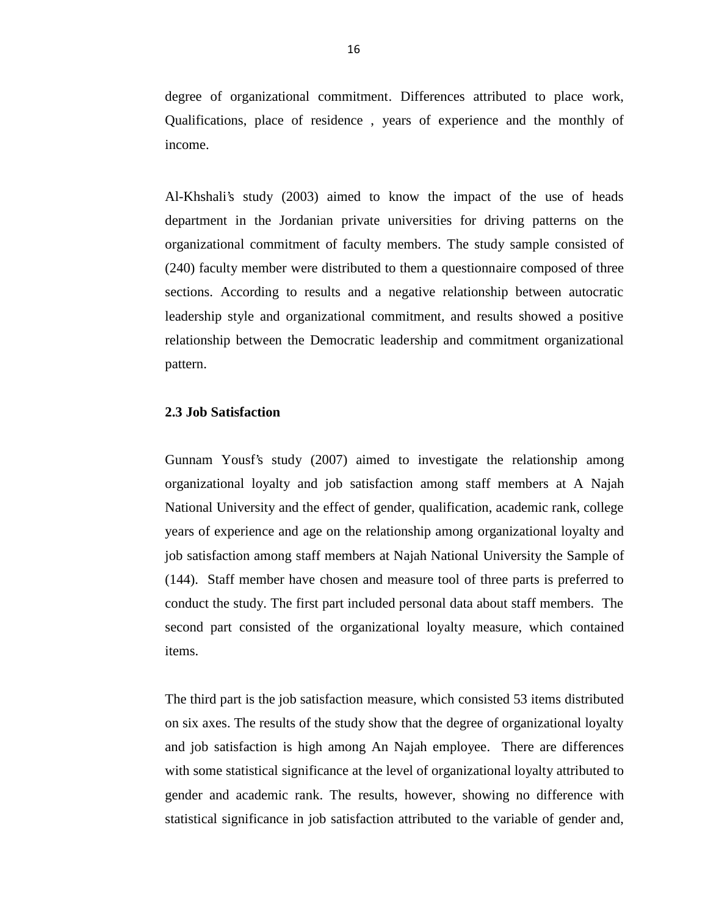degree of organizational commitment. Differences attributed to place work, Qualifications, place of residence , years of experience and the monthly of income.

Al-Khshali's study (2003) aimed to know the impact of the use of heads department in the Jordanian private universities for driving patterns on the organizational commitment of faculty members. The study sample consisted of (240) faculty member were distributed to them a questionnaire composed of three sections. According to results and a negative relationship between autocratic leadership style and organizational commitment, and results showed a positive relationship between the Democratic leadership and commitment organizational pattern.

### 2.3 Job Satisfaction

Gunnam Yousf's study (2007) aimed to investigate the relationship among organizational loyalty and job satisfaction among staff members at A Najah National University and the effect of gender, qualification, academic rank, college years of experience and age on the relationship among organizational loyalty and job satisfaction among staff members at Najah National University the Sample of (144). Staff member have chosen and measure tool of three parts is preferred to conduct the study. The first part included personal data about staff members. The second part consisted of the organizational loyalty measure, which contained items.

The third part is the job satisfaction measure, which consisted 53 items distributed on six axes. The results of the study show that the degree of organizational loyalty and job satisfaction is high among An Najah employee. There are differences with some statistical significance at the level of organizational loyalty attributed to gender and academic rank. The results, however, showing no difference with statistical significance in job satisfaction attributed to the variable of gender and,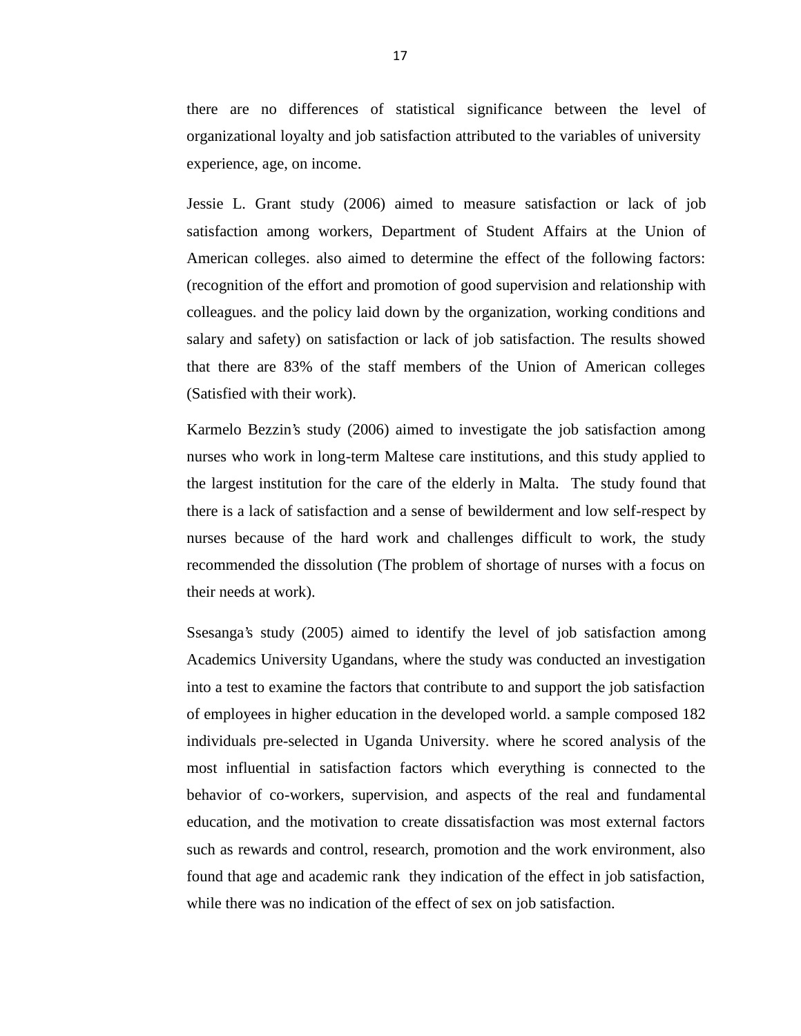there are no differences of statistical significance between the level of organizational loyalty and job satisfaction attributed to the variables of university experience, age, on income.

Jessie L. Grant study (2006) aimed to measure satisfaction or lack of job satisfaction among workers, Department of Student Affairs at the Union of American colleges. also aimed to determine the effect of the following factors: (recognition of the effort and promotion of good supervision and relationship with colleagues. and the policy laid down by the organization, working conditions and salary and safety) on satisfaction or lack of job satisfaction. The results showed that there are 83% of the staff members of the Union of American colleges (Satisfied with their work).

Karmelo Bezzin's study (2006) aimed to investigate the job satisfaction among nurses who work in long-term Maltese care institutions, and this study applied to the largest institution for the care of the elderly in Malta. The study found that there is a lack of satisfaction and a sense of bewilderment and low self-respect by nurses because of the hard work and challenges difficult to work, the study recommended the dissolution (The problem of shortage of nurses with a focus on their needs at work).

Ssesanga's study (2005) aimed to identify the level of job satisfaction among Academics University Ugandans, where the study was conducted an investigation into a test to examine the factors that contribute to and support the job satisfaction of employees in higher education in the developed world. a sample composed 182 individuals pre-selected in Uganda University. where he scored analysis of the most influential in satisfaction factors which everything is connected to the behavior of co-workers, supervision, and aspects of the real and fundamental education, and the motivation to create dissatisfaction was most external factors such as rewards and control, research, promotion and the work environment, also found that age and academic rank they indication of the effect in job satisfaction, while there was no indication of the effect of sex on job satisfaction.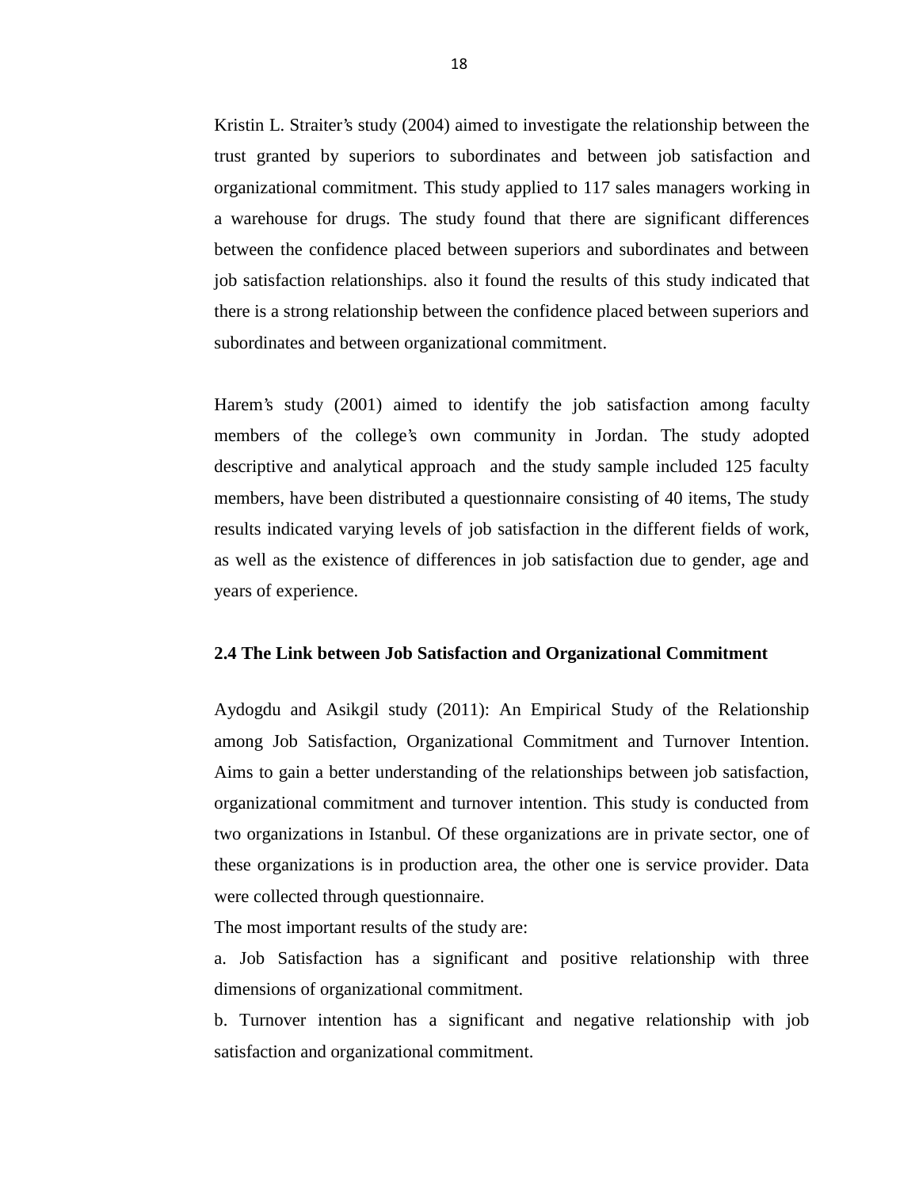Kristin L. Straiter's study (2004) aimed to investigate the relationship between the trust granted by superiors to subordinates and between job satisfaction and organizational commitment. This study applied to 117 sales managers working in a warehouse for drugs. The study found that there are significant differences between the confidence placed between superiors and subordinates and between job satisfaction relationships. also it found the results of this study indicated that there is a strong relationship between the confidence placed between superiors and subordinates and between organizational commitment.

Harem's study (2001) aimed to identify the job satisfaction among faculty members of the college's own community in Jordan. The study adopted descriptive and analytical approach and the study sample included 125 faculty members, have been distributed a questionnaire consisting of 40 items, The study results indicated varying levels of job satisfaction in the different fields of work, as well as the existence of differences in job satisfaction due to gender, age and years of experience.

### 2.4 The Link between Job Satisfaction and Organizational Commitment

Aydogdu and Asikgil study (2011): An Empirical Study of the Relationship among Job Satisfaction, Organizational Commitment and Turnover Intention. Aims to gain a better understanding of the relationships between job satisfaction, organizational commitment and turnover intention. This study is conducted from two organizations in Istanbul. Of these organizations are in private sector, one of these organizations is in production area, the other one is service provider. Data were collected through questionnaire.

The most important results of the study are:

a. Job Satisfaction has a significant and positive relationship with three dimensions of organizational commitment.

b. Turnover intention has a significant and negative relationship with job satisfaction and organizational commitment.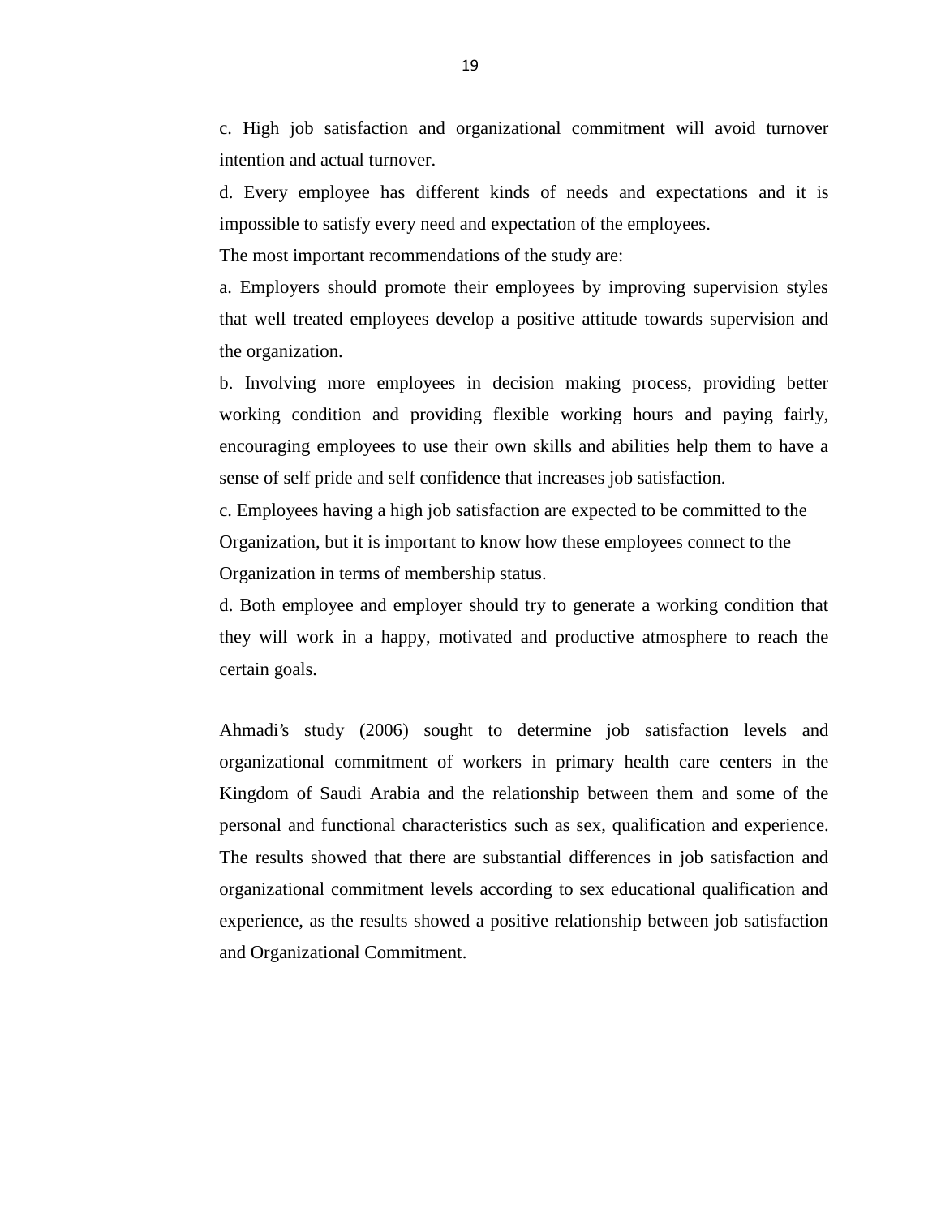c. High job satisfaction and organizational commitment will avoid turnover intention and actual turnover.

d. Every employee has different kinds of needs and expectations and it is impossible to satisfy every need and expectation of the employees.

The most important recommendations of the study are:

a. Employers should promote their employees by improving supervision styles that well treated employees develop a positive attitude towards supervision and the organization.

b. Involving more employees in decision making process, providing better working condition and providing flexible working hours and paying fairly, encouraging employees to use their own skills and abilities help them to have a sense of self pride and self confidence that increases job satisfaction.

c. Employees having a high job satisfaction are expected to be committed to the Organization, but it is important to know how these employees connect to the Organization in terms of membership status.

d. Both employee and employer should try to generate a working condition that they will work in a happy, motivated and productive atmosphere to reach the certain goals.

Ahmadi's study (2006) sought to determine job satisfaction levels and organizational commitment of workers in primary health care centers in the Kingdom of Saudi Arabia and the relationship between them and some of the personal and functional characteristics such as sex, qualification and experience. The results showed that there are substantial differences in job satisfaction and organizational commitment levels according to sex educational qualification and experience, as the results showed a positive relationship between job satisfaction and Organizational Commitment.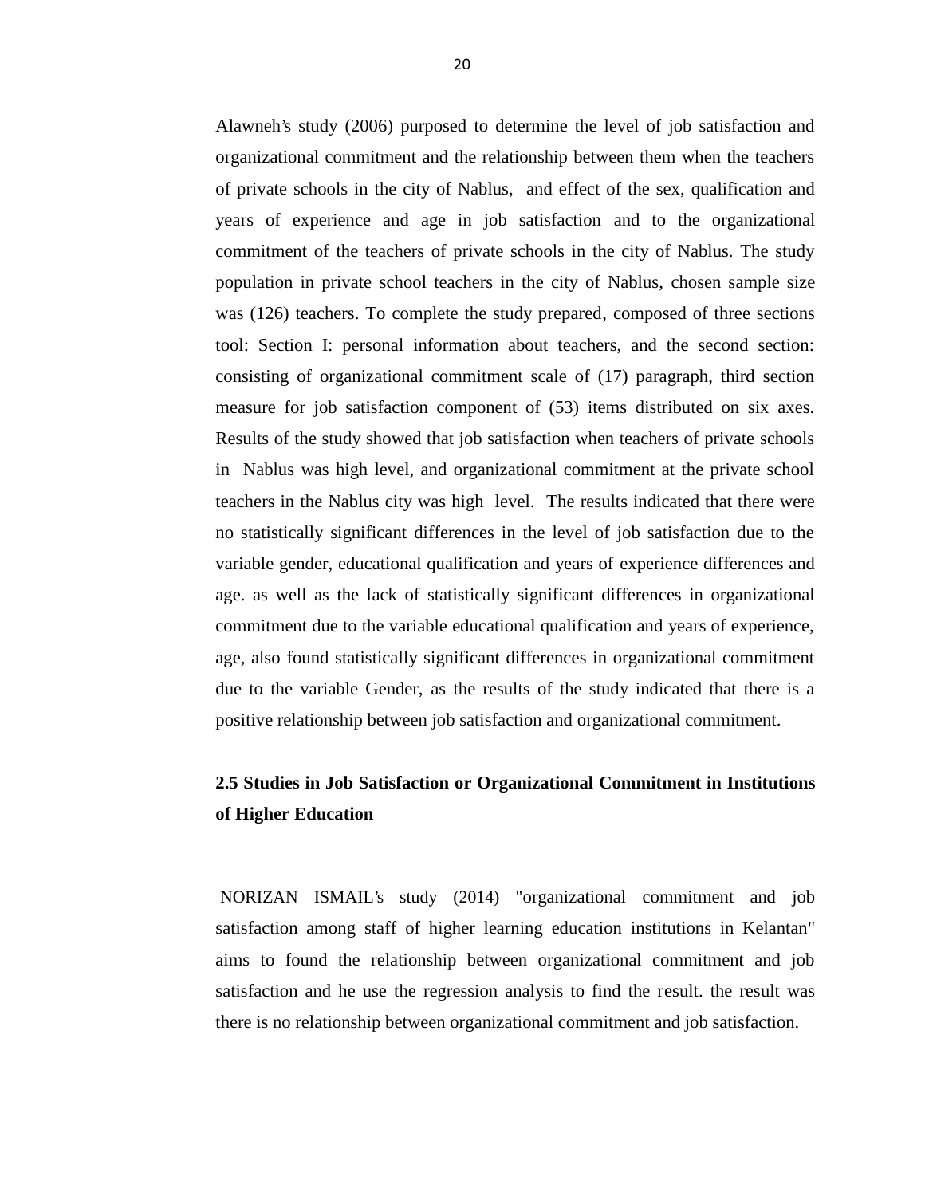Alawneh's study (2006) purposed to determine the level of job satisfaction and organizational commitment and the relationship between them when the teachers of private schools in the city of Nablus, and effect of the sex, qualification and years of experience and age in job satisfaction and to the organizational commitment of the teachers of private schools in the city of Nablus. The study population in private school teachers in the city of Nablus, chosen sample size was (126) teachers. To complete the study prepared, composed of three sections tool: Section I: personal information about teachers, and the second section: consisting of organizational commitment scale of (17) paragraph, third section measure for job satisfaction component of (53) items distributed on six axes. Results of the study showed that job satisfaction when teachers of private schools in Nablus was high level, and organizational commitment at the private school teachers in the Nablus city was high level. The results indicated that there were no statistically significant differences in the level of job satisfaction due to the variable gender, educational qualification and years of experience differences and age. as well as the lack of statistically significant differences in organizational commitment due to the variable educational qualification and years of experience, age, also found statistically significant differences in organizational commitment due to the variable Gender, as the results of the study indicated that there is a positive relationship between job satisfaction and organizational commitment.

## 2.5 Studies in Job Satisfaction or Organizational Commitment in Institutions of Higher Education

NORIZAN ISMAIL's study (2014) "organizational commitment and job satisfaction among staff of higher learning education institutions in Kelantan" aims to found the relationship between organizational commitment and job satisfaction and he use the regression analysis to find the result. the result was there is no relationship between organizational commitment and job satisfaction.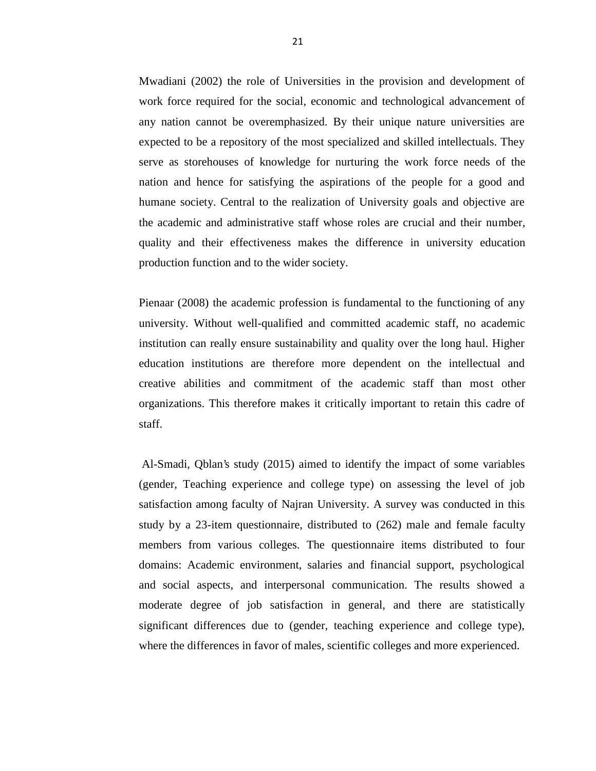Mwadiani (2002) the role of Universities in the provision and development of work force required for the social, economic and technological advancement of any nation cannot be overemphasized. By their unique nature universities are expected to be a repository of the most specialized and skilled intellectuals. They serve as storehouses of knowledge for nurturing the work force needs of the nation and hence for satisfying the aspirations of the people for a good and humane society. Central to the realization of University goals and objective are the academic and administrative staff whose roles are crucial and their number, quality and their effectiveness makes the difference in university education production function and to the wider society.

Pienaar (2008) the academic profession is fundamental to the functioning of any university. Without well-qualified and committed academic staff, no academic institution can really ensure sustainability and quality over the long haul. Higher education institutions are therefore more dependent on the intellectual and creative abilities and commitment of the academic staff than most other organizations. This therefore makes it critically important to retain this cadre of staff.

Al-Smadi, Qblan's study (2015) aimed to identify the impact of some variables (gender, Teaching experience and college type) on assessing the level of job satisfaction among faculty of Najran University. A survey was conducted in this study by a 23-item questionnaire, distributed to (262) male and female faculty members from various colleges. The questionnaire items distributed to four domains: Academic environment, salaries and financial support, psychological and social aspects, and interpersonal communication. The results showed a moderate degree of job satisfaction in general, and there are statistically significant differences due to (gender, teaching experience and college type), where the differences in favor of males, scientific colleges and more experienced.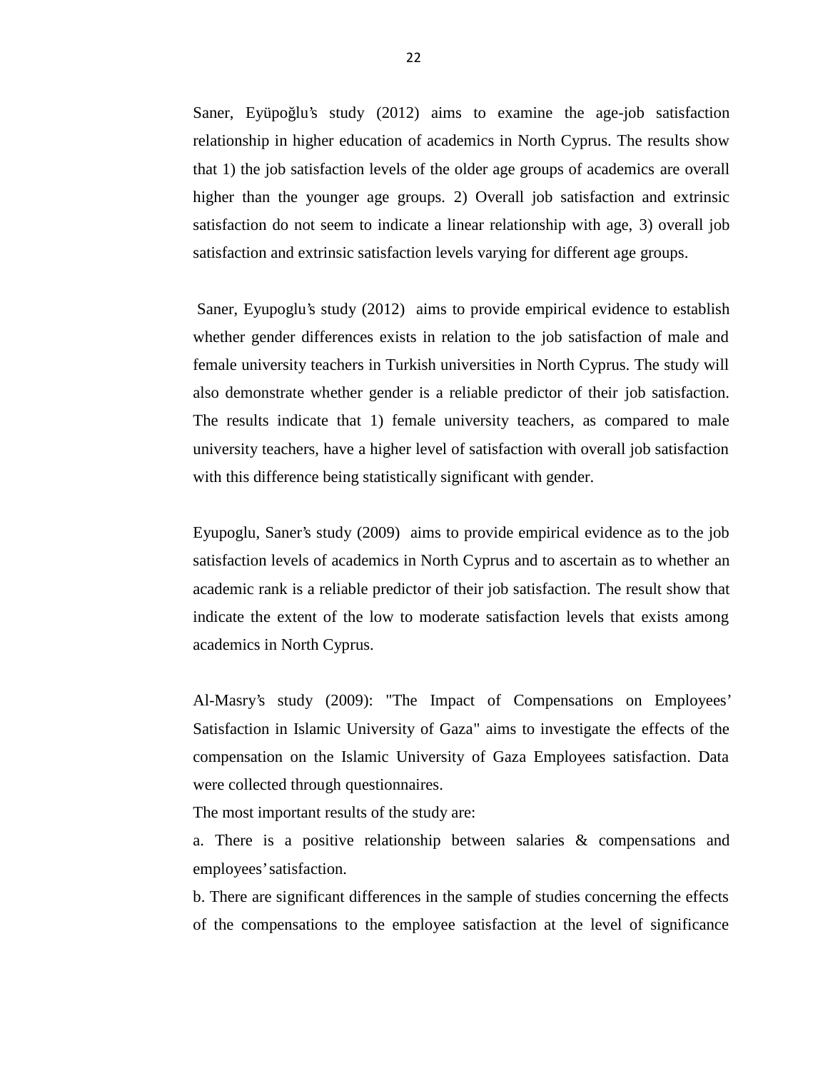Saner, Eyüpoğlu's study (2012) aims to examine the age-job satisfaction relationship in higher education of academics in North Cyprus. The results show that 1) the job satisfaction levels of the older age groups of academics are overall higher than the younger age groups. 2) Overall job satisfaction and extrinsic satisfaction do not seem to indicate a linear relationship with age, 3) overall job satisfaction and extrinsic satisfaction levels varying for different age groups.

Saner, Eyupoglu's study (2012) aims to provide empirical evidence to establish whether gender differences exists in relation to the job satisfaction of male and female university teachers in Turkish universities in North Cyprus. The study will also demonstrate whether gender is a reliable predictor of their job satisfaction. The results indicate that 1) female university teachers, as compared to male university teachers, have a higher level of satisfaction with overall job satisfaction with this difference being statistically significant with gender.

Eyupoglu, Saner's study (2009) aims to provide empirical evidence as to the job satisfaction levels of academics in North Cyprus and to ascertain as to whether an academic rank is a reliable predictor of their job satisfaction. The result show that indicate the extent of the low to moderate satisfaction levels that exists among academics in North Cyprus.

Al-Masry's study (2009): "The Impact of Compensations on Employees' Satisfaction in Islamic University of Gaza" aims to investigate the effects of the compensation on the Islamic University of Gaza Employees satisfaction. Data were collected through questionnaires.

The most important results of the study are:

a. There is a positive relationship between salaries & compensations and employees' satisfaction.

b. There are significant differences in the sample of studies concerning the effects of the compensations to the employee satisfaction at the level of significance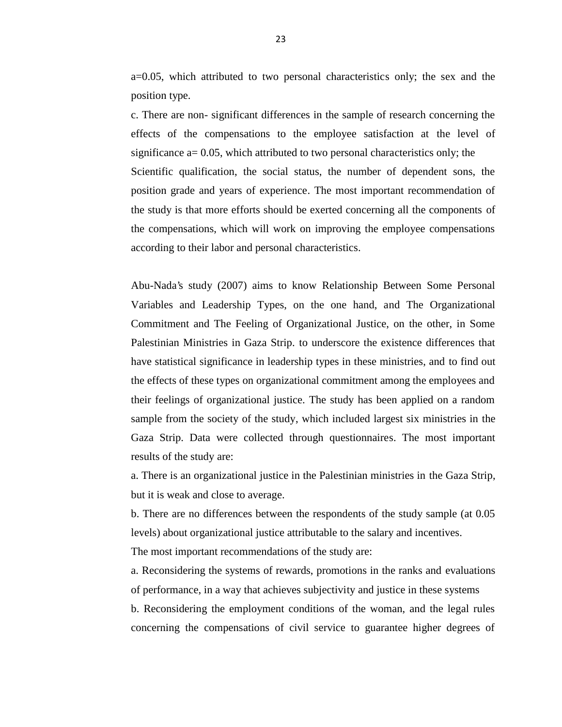a=0.05, which attributed to two personal characteristics only; the sex and the position type.

c. There are non- significant differences in the sample of research concerning the effects of the compensations to the employee satisfaction at the level of significance a= 0.05, which attributed to two personal characteristics only; the Scientific qualification, the social status, the number of dependent sons, the position grade and years of experience. The most important recommendation of the study is that more efforts should be exerted concerning all the components of the compensations, which will work on improving the employee compensations according to their labor and personal characteristics.

Abu-Nada's study (2007) aims to know Relationship Between Some Personal Variables and Leadership Types, on the one hand, and The Organizational Commitment and The Feeling of Organizational Justice, on the other, in Some Palestinian Ministries in Gaza Strip. to underscore the existence differences that have statistical significance in leadership types in these ministries, and to find out the effects of these types on organizational commitment among the employees and their feelings of organizational justice. The study has been applied on a random sample from the society of the study, which included largest six ministries in the Gaza Strip. Data were collected through questionnaires. The most important results of the study are:

a. There is an organizational justice in the Palestinian ministries in the Gaza Strip, but it is weak and close to average.

b. There are no differences between the respondents of the study sample (at 0.05 levels) about organizational justice attributable to the salary and incentives.

The most important recommendations of the study are:

a. Reconsidering the systems of rewards, promotions in the ranks and evaluations of performance, in a way that achieves subjectivity and justice in these systems

b. Reconsidering the employment conditions of the woman, and the legal rules concerning the compensations of civil service to guarantee higher degrees of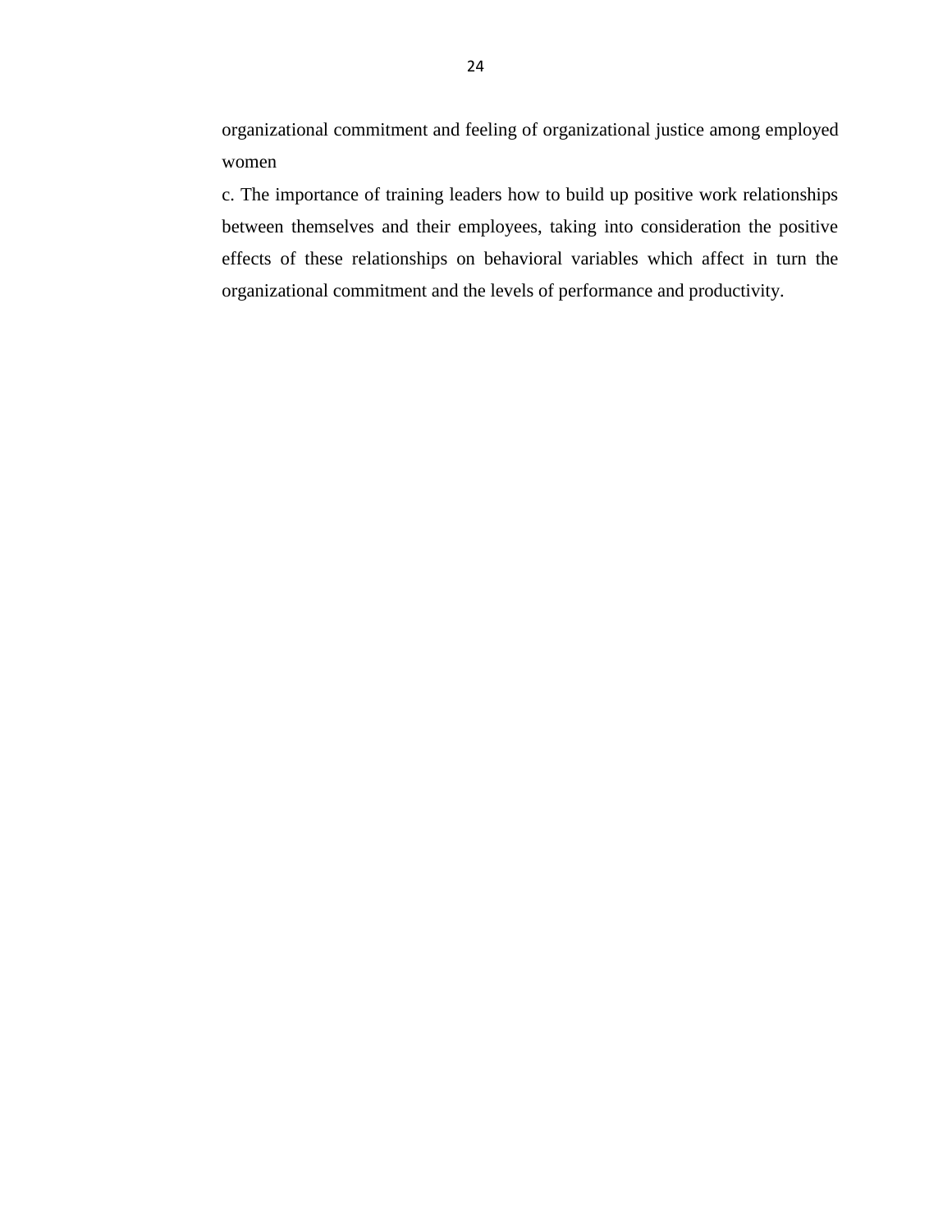organizational commitment and feeling of organizational justice among employed women

c. The importance of training leaders how to build up positive work relationships between themselves and their employees, taking into consideration the positive effects of these relationships on behavioral variables which affect in turn the organizational commitment and the levels of performance and productivity.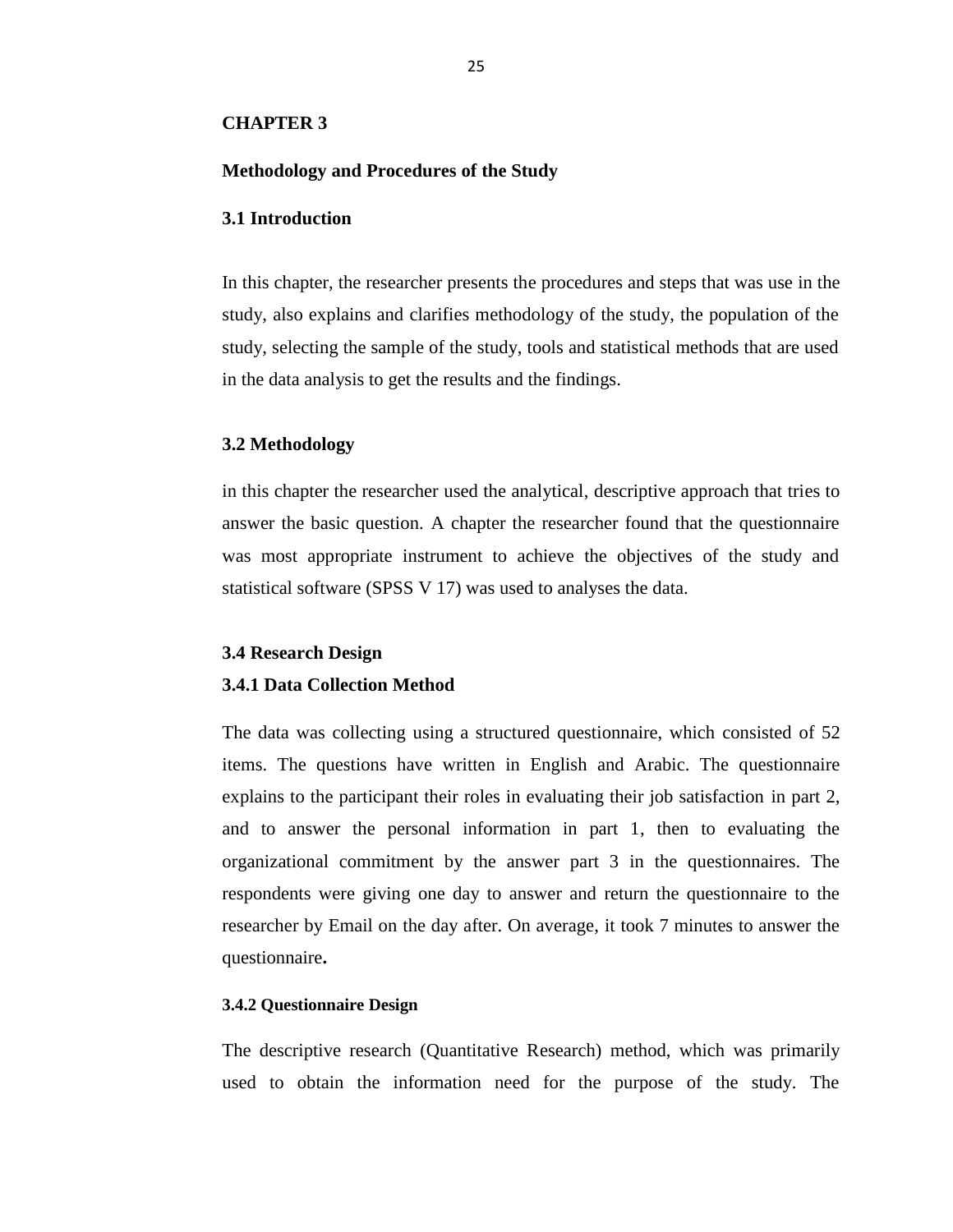# CHAPTER 3

## Methodology and Procedures of the Study

### 3.1 Introduction

In this chapter, the researcher presents the procedures and steps that was use in the study, also explains and clarifies methodology of the study, the population of the study, selecting the sample of the study, tools and statistical methods that are used in the data analysis to get the results and the findings.

### 3.2 Methodology

in this chapter the researcher used the analytical, descriptive approach that tries to answer the basic question. A chapter the researcher found that the questionnaire was most appropriate instrument to achieve the objectives of the study and statistical software (SPSS V 17) was used to analyses the data.

### 3.4 Research Design

#### 3.4.1 Data Collection Method

The data was collecting using a structured questionnaire, which consisted of 52 items. The questions have written in English and Arabic. The questionnaire explains to the participant their roles in evaluating their job satisfaction in part 2, and to answer the personal information in part 1, then to evaluating the organizational commitment by the answer part 3 in the questionnaires. The respondents were giving one day to answer and return the questionnaire to the researcher by Email on the day after. On average, it took 7 minutes to answer the questionnaire**.**

#### 3.4.2 Questionnaire Design

The descriptive research (Quantitative Research) method, which was primarily used to obtain the information need for the purpose of the study. The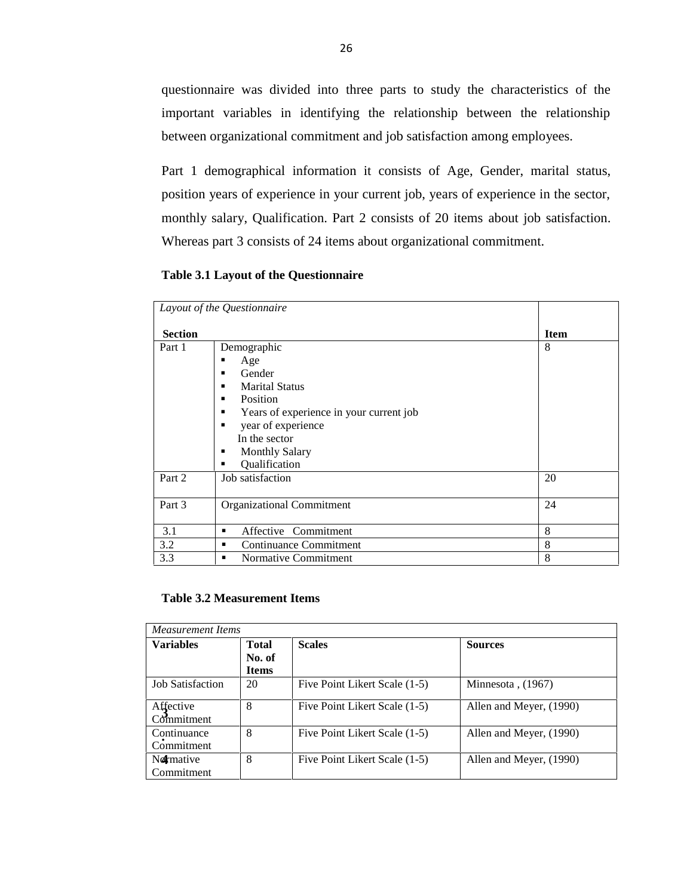questionnaire was divided into three parts to study the characteristics of the important variables in identifying the relationship between the relationship between organizational commitment and job satisfaction among employees.

Part 1 demographical information it consists of Age, Gender, marital status, position years of experience in your current job, years of experience in the sector, monthly salary, Qualification. Part 2 consists of 20 items about job satisfaction. Whereas part 3 consists of 24 items about organizational commitment.

**Table 3.1 Layout of the Questionnaire**

| *Layout of the Questionnaire*<br><br>**Section** | | **Item** |
|---|---|---|
| Part 1 | Demographic<br>▪ Age<br>▪ Gender<br>▪ Marital Status<br>▪ Position<br>▪ Years of experience in your current job<br>▪ year of experience In the sector<br>▪ Monthly Salary<br>▪ Qualification | 8 |
| Part 2 | Job satisfaction | 20 |
| Part 3 | Organizational Commitment | 24 |
| 3.1 | ▪ Affective Commitment | 8 |
| 3.2 | ▪ Continuance Commitment | 8 |
| 3.3 | ▪ Normative Commitment | 8 |

**Table 3.2 Measurement Items**

| *Measurement Items* | | | |
|---|---|---|---|
| **Variables** | **Total No. of Items** | **Scales** | **Sources** |
| Job Satisfaction | 20 | Five Point Likert Scale (1-5) | Minnesota , (1967) |
| Affective Commitment | 8 | Five Point Likert Scale (1-5) | Allen and Meyer, (1990) |
| Continuance Commitment | 8 | Five Point Likert Scale (1-5) | Allen and Meyer, (1990) |
| Normative Commitment | 8 | Five Point Likert Scale (1-5) | Allen and Meyer, (1990) |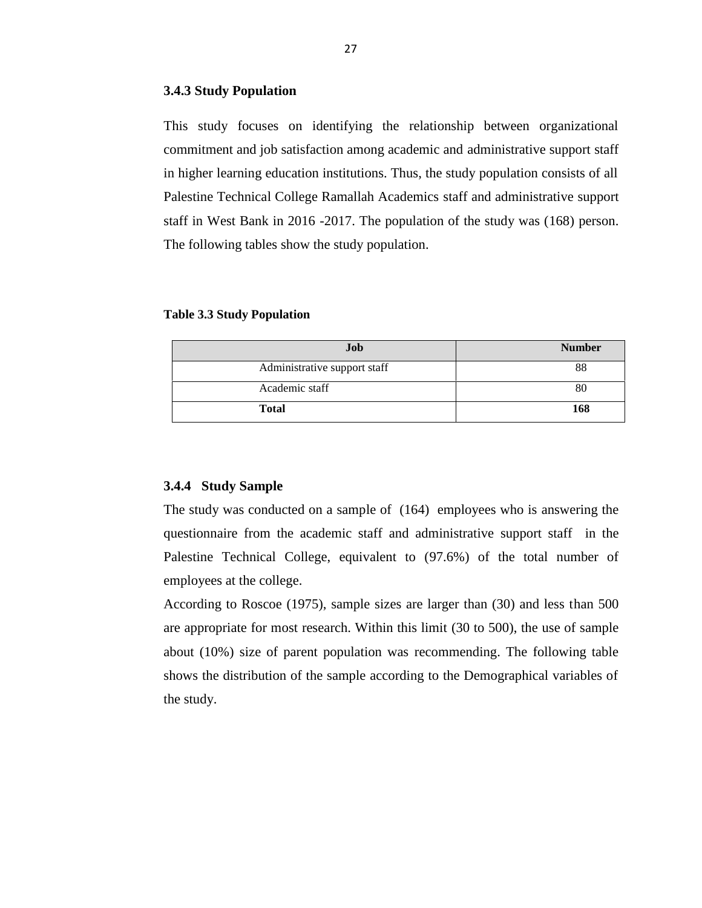### 3.4.3 Study Population

This study focuses on identifying the relationship between organizational commitment and job satisfaction among academic and administrative support staff in higher learning education institutions. Thus, the study population consists of all Palestine Technical College Ramallah Academics staff and administrative support staff in West Bank in 2016 -2017. The population of the study was (168) person. The following tables show the study population.

**Table 3.3 Study Population**

| Job | Number |
|---|---|
| Administrative support staff | 88 |
| Academic staff | 80 |
| **Total** | **168** |

### 3.4.4 Study Sample

The study was conducted on a sample of (164) employees who is answering the questionnaire from the academic staff and administrative support staff in the Palestine Technical College, equivalent to (97.6%) of the total number of employees at the college.

According to Roscoe (1975), sample sizes are larger than (30) and less than 500 are appropriate for most research. Within this limit (30 to 500), the use of sample about (10%) size of parent population was recommending. The following table shows the distribution of the sample according to the Demographical variables of the study.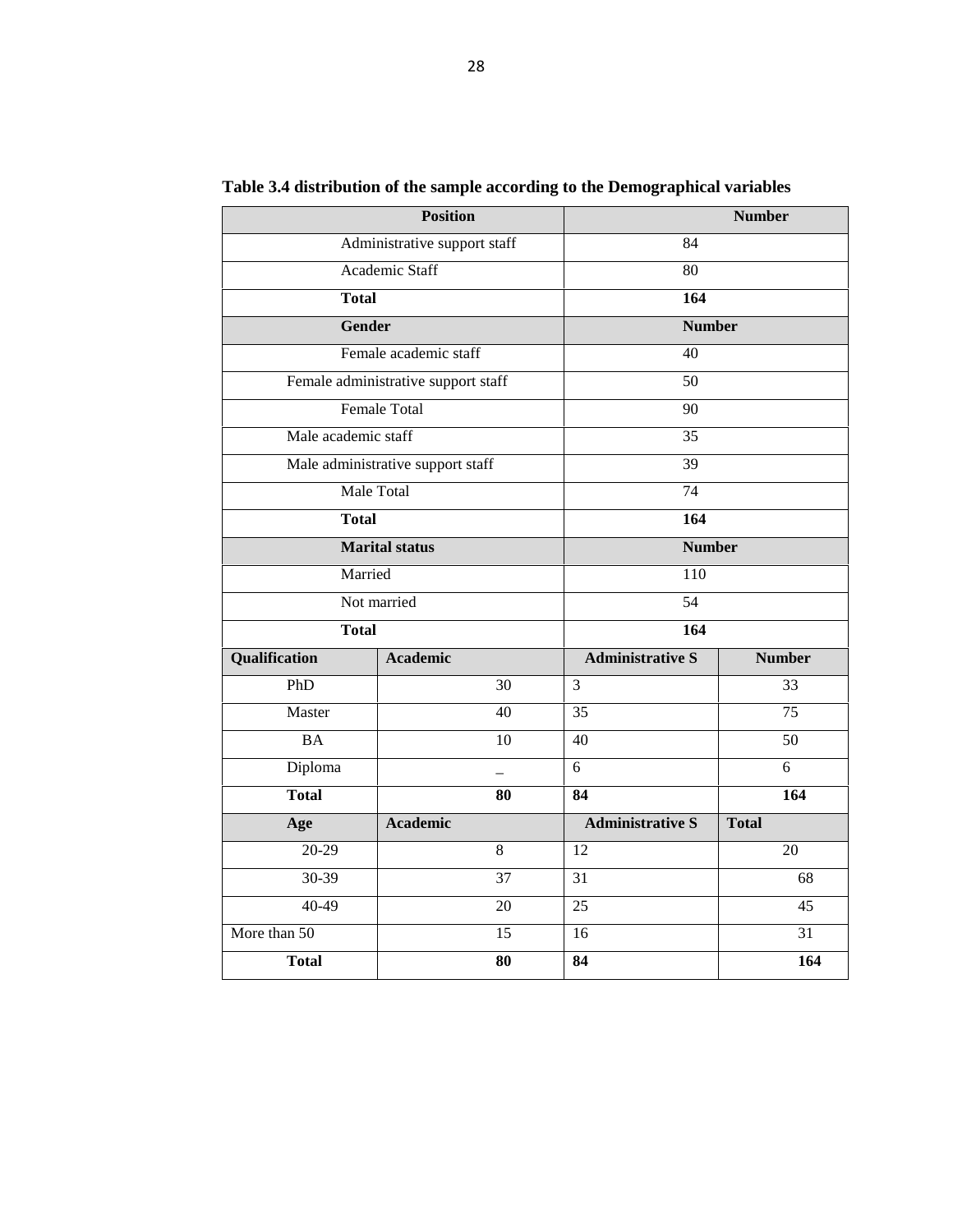**Table 3.4 distribution of the sample according to the Demographical variables**

| Position | | Number | |
|---|---|---|---|
| Administrative support staff | | 84 | |
| Academic Staff | | 80 | |
| **Total** | | **164** | |
| **Gender** | | **Number** | |
| Female academic staff | | 40 | |
| Female administrative support staff | | 50 | |
| Female Total | | 90 | |
| Male academic staff | | 35 | |
| Male administrative support staff | | 39 | |
| Male Total | | 74 | |
| **Total** | | **164** | |
| **Marital status** | | **Number** | |
| Married | | 110 | |
| Not married | | 54 | |
| **Total** | | **164** | |
| **Qualification** | **Academic** | **Administrative S** | **Number** |
| PhD | 30 | 3 | 33 |
| Master | 40 | 35 | 75 |
| BA | 10 | 40 | 50 |
| Diploma | _ | 6 | 6 |
| **Total** | **80** | **84** | **164** |
| **Age** | **Academic** | **Administrative S** | **Total** |
| 20-29 | 8 | 12 | 20 |
| 30-39 | 37 | 31 | 68 |
| 40-49 | 20 | 25 | 45 |
| More than 50 | 15 | 16 | 31 |
| **Total** | **80** | **84** | **164** |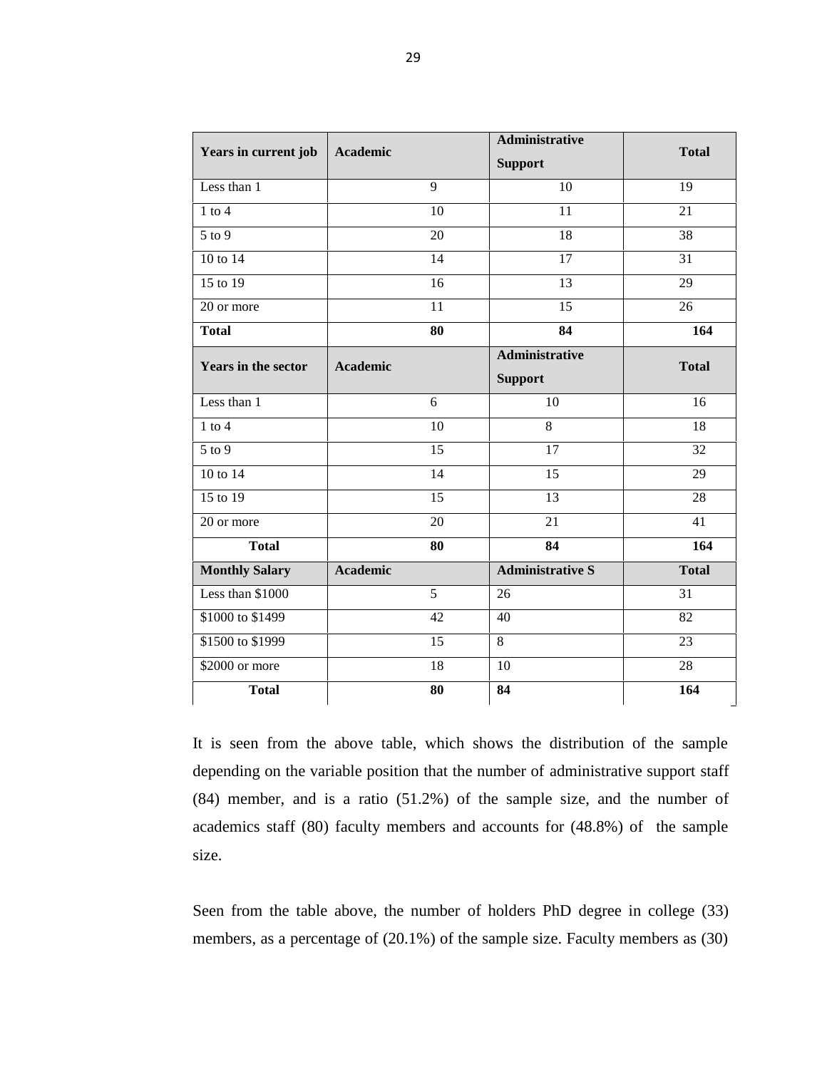| Years in current job | Academic | Administrative Support | Total |
|---|---|---|---|
| Less than 1 | 9 | 10 | 19 |
| 1 to 4 | 10 | 11 | 21 |
| 5 to 9 | 20 | 18 | 38 |
| 10 to 14 | 14 | 17 | 31 |
| 15 to 19 | 16 | 13 | 29 |
| 20 or more | 11 | 15 | 26 |
| **Total** | **80** | **84** | **164** |
| **Years in the sector** | **Academic** | **Administrative Support** | **Total** |
| Less than 1 | 6 | 10 | 16 |
| 1 to 4 | 10 | 8 | 18 |
| 5 to 9 | 15 | 17 | 32 |
| 10 to 14 | 14 | 15 | 29 |
| 15 to 19 | 15 | 13 | 28 |
| 20 or more | 20 | 21 | 41 |
| **Total** | **80** | **84** | **164** |
| **Monthly Salary** | **Academic** | **Administrative S** | **Total** |
| Less than $1000 | 5 | 26 | 31 |
| $1000 to $1499 | 42 | 40 | 82 |
| $1500 to $1999 | 15 | 8 | 23 |
| $2000 or more | 18 | 10 | 28 |
| **Total** | **80** | **84** | **164** |

It is seen from the above table, which shows the distribution of the sample depending on the variable position that the number of administrative support staff (84) member, and is a ratio (51.2%) of the sample size, and the number of academics staff (80) faculty members and accounts for (48.8%) of the sample size.

Seen from the table above, the number of holders PhD degree in college (33) members, as a percentage of (20.1%) of the sample size. Faculty members as (30)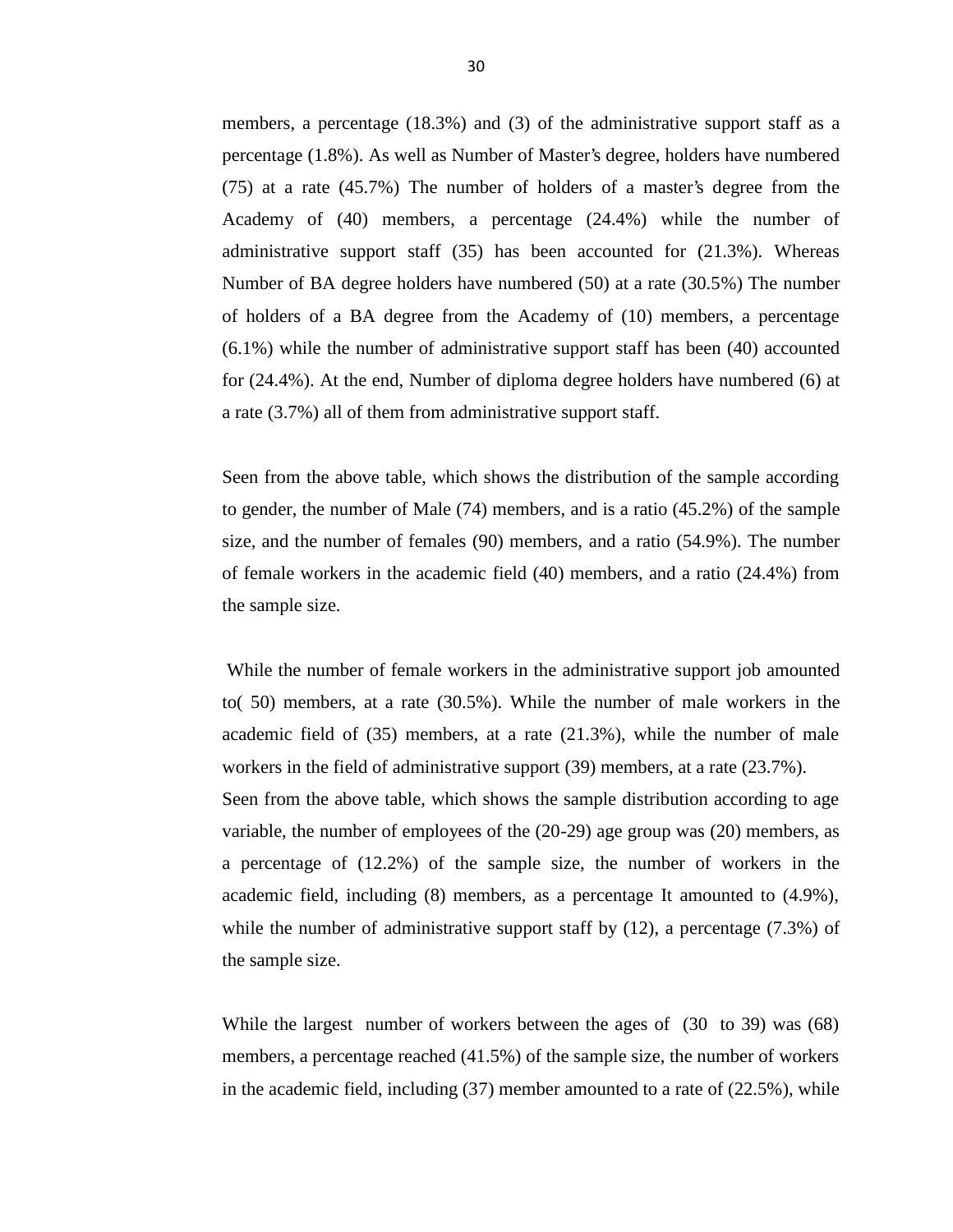members, a percentage (18.3%) and (3) of the administrative support staff as a percentage (1.8%). As well as Number of Master's degree, holders have numbered (75) at a rate (45.7%) The number of holders of a master's degree from the Academy of (40) members, a percentage (24.4%) while the number of administrative support staff (35) has been accounted for (21.3%). Whereas Number of BA degree holders have numbered (50) at a rate (30.5%) The number of holders of a BA degree from the Academy of (10) members, a percentage (6.1%) while the number of administrative support staff has been (40) accounted for (24.4%). At the end, Number of diploma degree holders have numbered (6) at a rate (3.7%) all of them from administrative support staff.

Seen from the above table, which shows the distribution of the sample according to gender, the number of Male (74) members, and is a ratio (45.2%) of the sample size, and the number of females (90) members, and a ratio (54.9%). The number of female workers in the academic field (40) members, and a ratio (24.4%) from the sample size.

While the number of female workers in the administrative support job amounted to( 50) members, at a rate (30.5%). While the number of male workers in the academic field of (35) members, at a rate (21.3%), while the number of male workers in the field of administrative support (39) members, at a rate (23.7%).
Seen from the above table, which shows the sample distribution according to age variable, the number of employees of the (20-29) age group was (20) members, as a percentage of (12.2%) of the sample size, the number of workers in the academic field, including (8) members, as a percentage It amounted to (4.9%), while the number of administrative support staff by (12), a percentage (7.3%) of the sample size.

While the largest number of workers between the ages of (30 to 39) was (68) members, a percentage reached (41.5%) of the sample size, the number of workers in the academic field, including (37) member amounted to a rate of (22.5%), while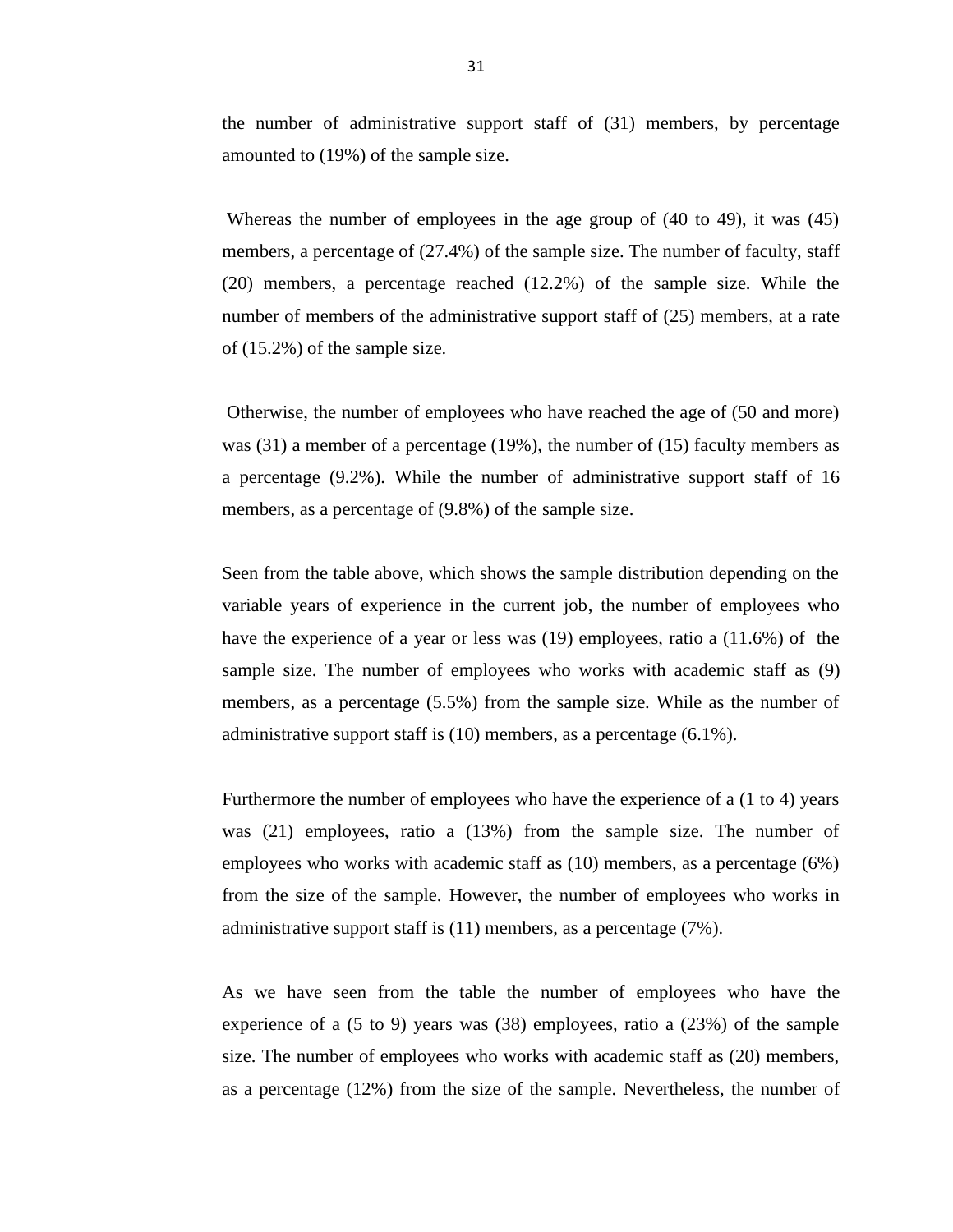the number of administrative support staff of (31) members, by percentage amounted to (19%) of the sample size.

Whereas the number of employees in the age group of (40 to 49), it was (45) members, a percentage of (27.4%) of the sample size. The number of faculty, staff (20) members, a percentage reached (12.2%) of the sample size. While the number of members of the administrative support staff of (25) members, at a rate of (15.2%) of the sample size.

Otherwise, the number of employees who have reached the age of (50 and more) was (31) a member of a percentage (19%), the number of (15) faculty members as a percentage (9.2%). While the number of administrative support staff of 16 members, as a percentage of (9.8%) of the sample size.

Seen from the table above, which shows the sample distribution depending on the variable years of experience in the current job, the number of employees who have the experience of a year or less was (19) employees, ratio a (11.6%) of the sample size. The number of employees who works with academic staff as (9) members, as a percentage (5.5%) from the sample size. While as the number of administrative support staff is (10) members, as a percentage (6.1%).

Furthermore the number of employees who have the experience of a (1 to 4) years was (21) employees, ratio a (13%) from the sample size. The number of employees who works with academic staff as (10) members, as a percentage (6%) from the size of the sample. However, the number of employees who works in administrative support staff is (11) members, as a percentage (7%).

As we have seen from the table the number of employees who have the experience of a (5 to 9) years was (38) employees, ratio a (23%) of the sample size. The number of employees who works with academic staff as (20) members, as a percentage (12%) from the size of the sample. Nevertheless, the number of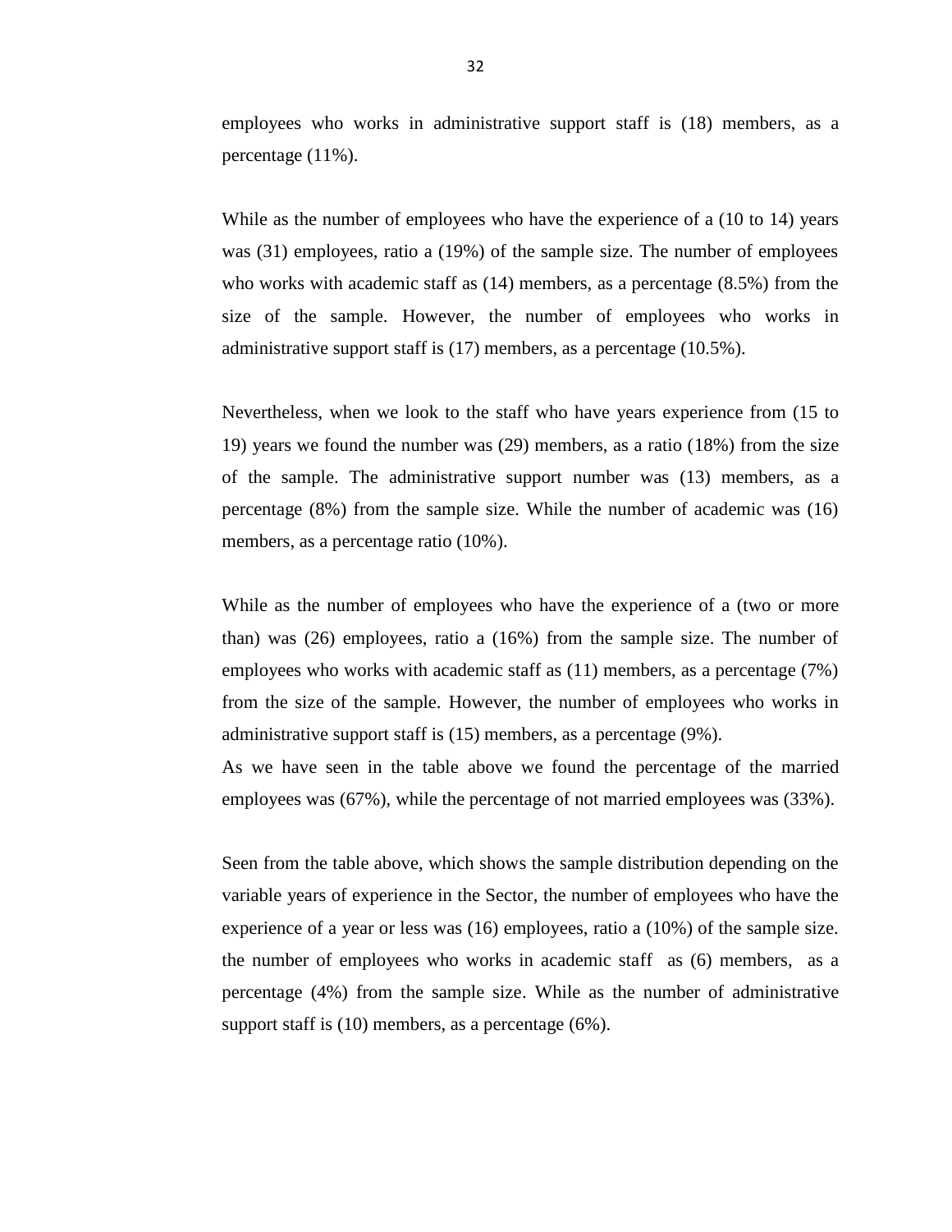employees who works in administrative support staff is (18) members, as a percentage (11%).

While as the number of employees who have the experience of a (10 to 14) years was (31) employees, ratio a (19%) of the sample size. The number of employees who works with academic staff as (14) members, as a percentage (8.5%) from the size of the sample. However, the number of employees who works in administrative support staff is (17) members, as a percentage (10.5%).

Nevertheless, when we look to the staff who have years experience from (15 to 19) years we found the number was (29) members, as a ratio (18%) from the size of the sample. The administrative support number was (13) members, as a percentage (8%) from the sample size. While the number of academic was (16) members, as a percentage ratio (10%).

While as the number of employees who have the experience of a (two or more than) was (26) employees, ratio a (16%) from the sample size. The number of employees who works with academic staff as (11) members, as a percentage (7%) from the size of the sample. However, the number of employees who works in administrative support staff is (15) members, as a percentage (9%).

As we have seen in the table above we found the percentage of the married employees was (67%), while the percentage of not married employees was (33%).

Seen from the table above, which shows the sample distribution depending on the variable years of experience in the Sector, the number of employees who have the experience of a year or less was (16) employees, ratio a (10%) of the sample size. the number of employees who works in academic staff as (6) members, as a percentage (4%) from the sample size. While as the number of administrative support staff is (10) members, as a percentage (6%).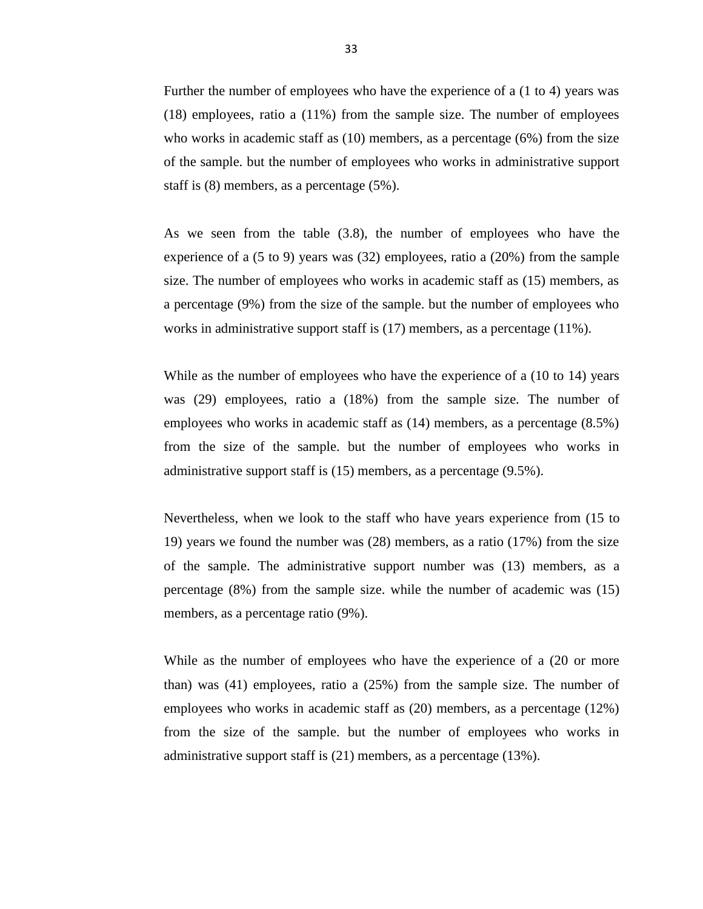Further the number of employees who have the experience of a (1 to 4) years was (18) employees, ratio a (11%) from the sample size. The number of employees who works in academic staff as (10) members, as a percentage (6%) from the size of the sample. but the number of employees who works in administrative support staff is (8) members, as a percentage (5%).

As we seen from the table (3.8), the number of employees who have the experience of a (5 to 9) years was (32) employees, ratio a (20%) from the sample size. The number of employees who works in academic staff as (15) members, as a percentage (9%) from the size of the sample. but the number of employees who works in administrative support staff is (17) members, as a percentage (11%).

While as the number of employees who have the experience of a (10 to 14) years was (29) employees, ratio a (18%) from the sample size. The number of employees who works in academic staff as (14) members, as a percentage (8.5%) from the size of the sample. but the number of employees who works in administrative support staff is (15) members, as a percentage (9.5%).

Nevertheless, when we look to the staff who have years experience from (15 to 19) years we found the number was (28) members, as a ratio (17%) from the size of the sample. The administrative support number was (13) members, as a percentage (8%) from the sample size. while the number of academic was (15) members, as a percentage ratio (9%).

While as the number of employees who have the experience of a (20 or more than) was (41) employees, ratio a (25%) from the sample size. The number of employees who works in academic staff as (20) members, as a percentage (12%) from the size of the sample. but the number of employees who works in administrative support staff is (21) members, as a percentage (13%).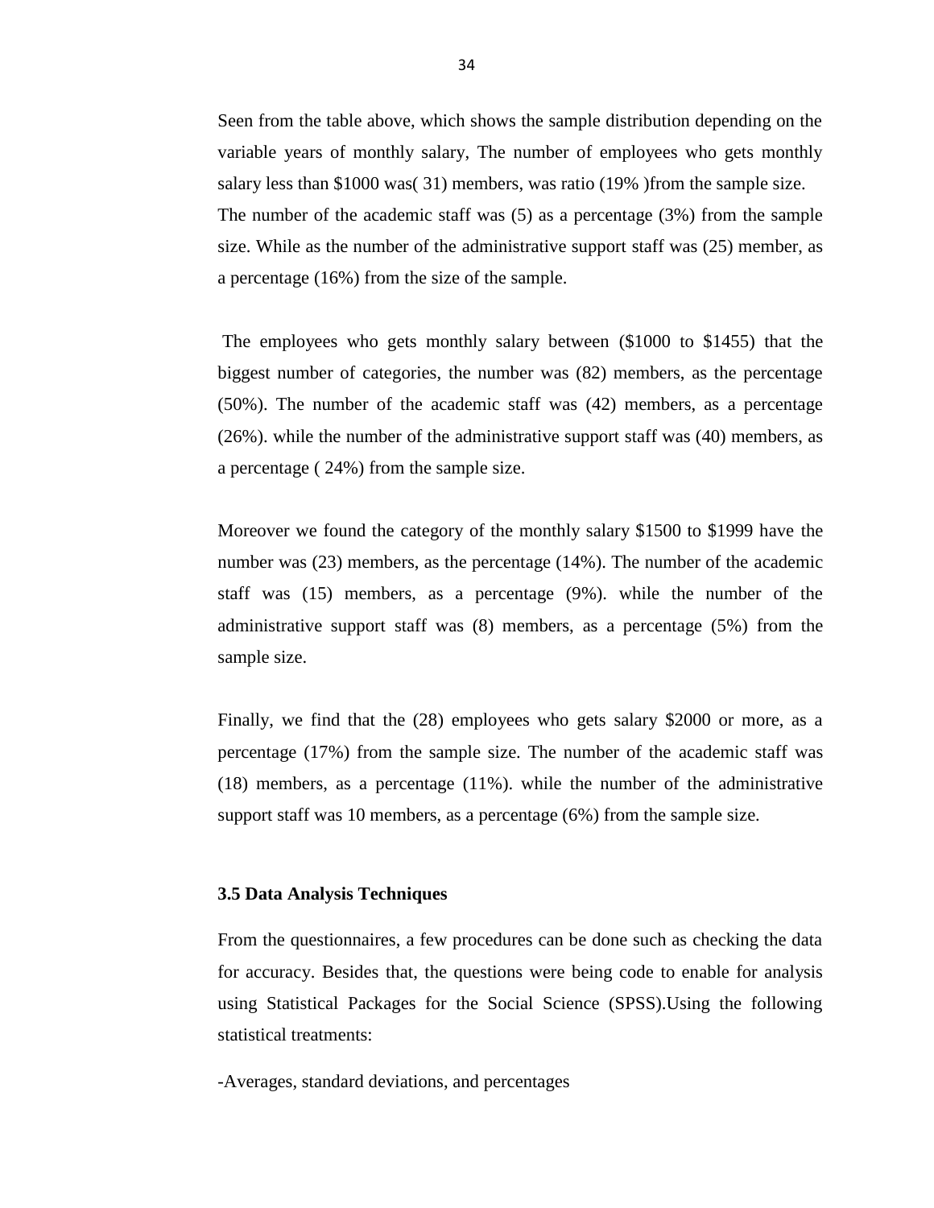Seen from the table above, which shows the sample distribution depending on the variable years of monthly salary, The number of employees who gets monthly salary less than $1000 was( 31) members, was ratio (19% )from the sample size. The number of the academic staff was (5) as a percentage (3%) from the sample size. While as the number of the administrative support staff was (25) member, as a percentage (16%) from the size of the sample.

The employees who gets monthly salary between ($1000 to $1455) that the biggest number of categories, the number was (82) members, as the percentage (50%). The number of the academic staff was (42) members, as a percentage (26%). while the number of the administrative support staff was (40) members, as a percentage ( 24%) from the sample size.

Moreover we found the category of the monthly salary $1500 to $1999 have the number was (23) members, as the percentage (14%). The number of the academic staff was (15) members, as a percentage (9%). while the number of the administrative support staff was (8) members, as a percentage (5%) from the sample size.

Finally, we find that the (28) employees who gets salary $2000 or more, as a percentage (17%) from the sample size. The number of the academic staff was (18) members, as a percentage (11%). while the number of the administrative support staff was 10 members, as a percentage (6%) from the sample size.

### 3.5 Data Analysis Techniques

From the questionnaires, a few procedures can be done such as checking the data for accuracy. Besides that, the questions were being code to enable for analysis using Statistical Packages for the Social Science (SPSS).Using the following statistical treatments:

-Averages, standard deviations, and percentages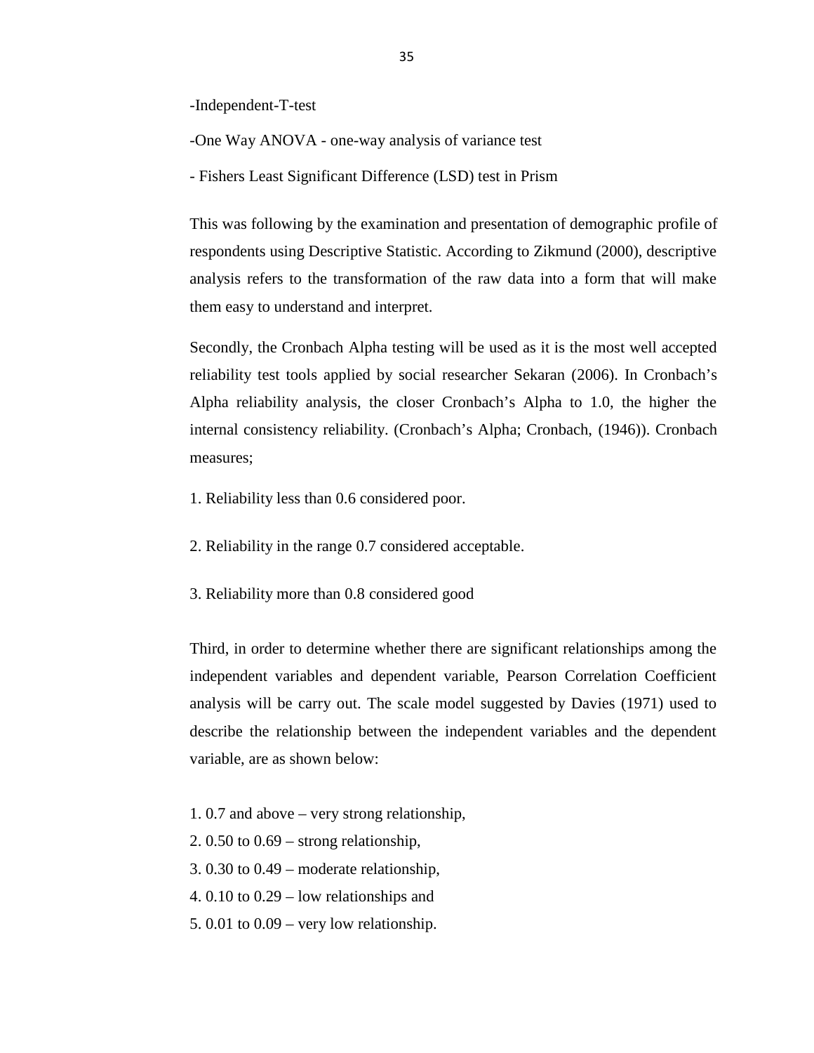-Independent-T-test

-One Way ANOVA - one-way analysis of variance test

- Fishers Least Significant Difference (LSD) test in Prism

This was following by the examination and presentation of demographic profile of respondents using Descriptive Statistic. According to Zikmund (2000), descriptive analysis refers to the transformation of the raw data into a form that will make them easy to understand and interpret.

Secondly, the Cronbach Alpha testing will be used as it is the most well accepted reliability test tools applied by social researcher Sekaran (2006). In Cronbach's Alpha reliability analysis, the closer Cronbach's Alpha to 1.0, the higher the internal consistency reliability. (Cronbach's Alpha; Cronbach, (1946)). Cronbach measures;

1. Reliability less than 0.6 considered poor.

2. Reliability in the range 0.7 considered acceptable.

3. Reliability more than 0.8 considered good

Third, in order to determine whether there are significant relationships among the independent variables and dependent variable, Pearson Correlation Coefficient analysis will be carry out. The scale model suggested by Davies (1971) used to describe the relationship between the independent variables and the dependent variable, are as shown below:

1. 0.7 and above – very strong relationship,
2. 0.50 to 0.69 – strong relationship,
3. 0.30 to 0.49 – moderate relationship,
4. 0.10 to 0.29 – low relationships and
5. 0.01 to 0.09 – very low relationship.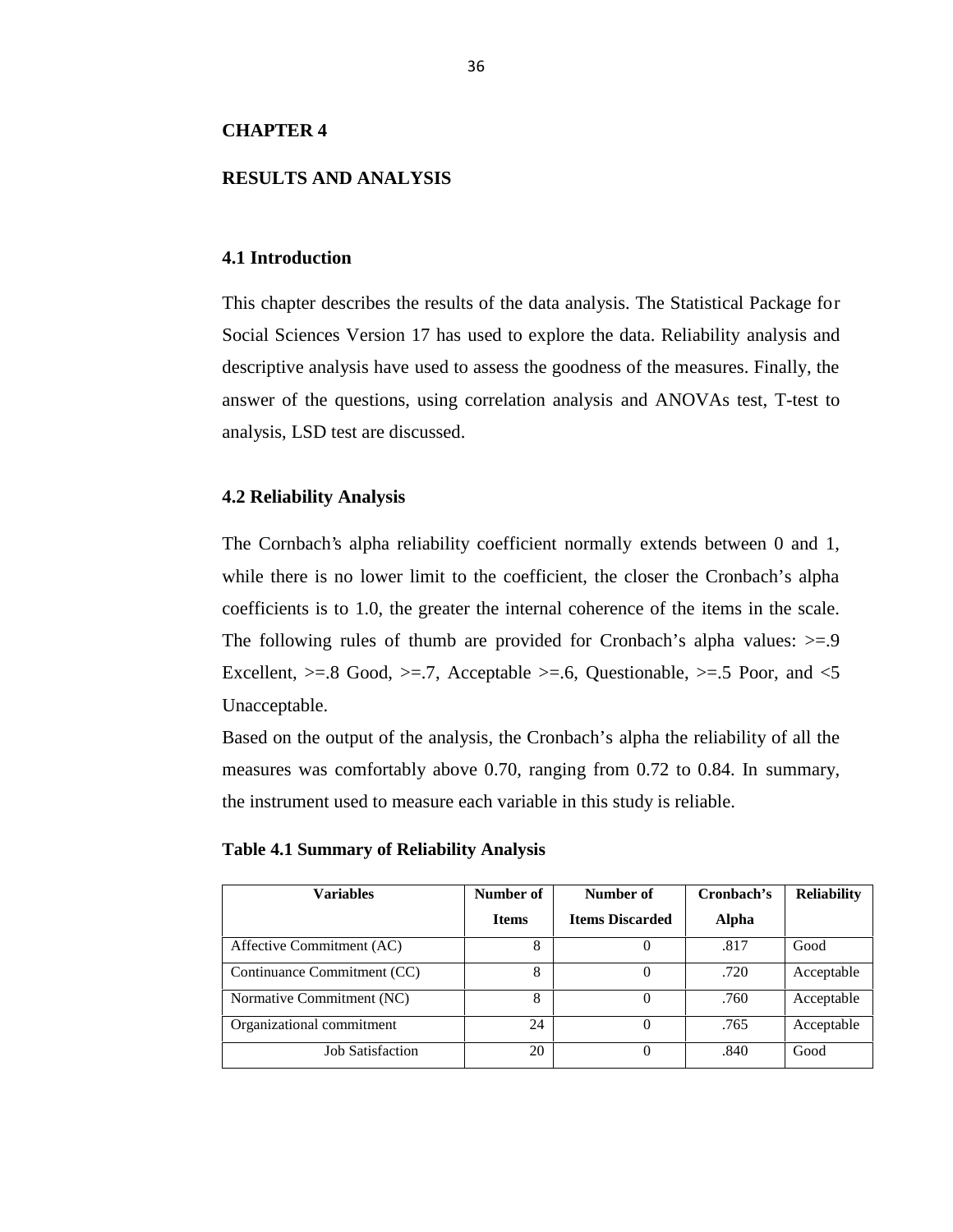# CHAPTER 4

# RESULTS AND ANALYSIS

## 4.1 Introduction

This chapter describes the results of the data analysis. The Statistical Package for Social Sciences Version 17 has used to explore the data. Reliability analysis and descriptive analysis have used to assess the goodness of the measures. Finally, the answer of the questions, using correlation analysis and ANOVAs test, T-test to analysis, LSD test are discussed.

## 4.2 Reliability Analysis

The Cornbach's alpha reliability coefficient normally extends between 0 and 1, while there is no lower limit to the coefficient, the closer the Cronbach's alpha coefficients is to 1.0, the greater the internal coherence of the items in the scale. The following rules of thumb are provided for Cronbach's alpha values: >=.9 Excellent, >=.8 Good, >=.7, Acceptable >=.6, Questionable, >=.5 Poor, and <5 Unacceptable.

Based on the output of the analysis, the Cronbach's alpha the reliability of all the measures was comfortably above 0.70, ranging from 0.72 to 0.84. In summary, the instrument used to measure each variable in this study is reliable.

**Table 4.1 Summary of Reliability Analysis**

| Variables | Number of Items | Number of Items Discarded | Cronbach's Alpha | Reliability |
|---|---|---|---|---|
| Affective Commitment (AC) | 8 | 0 | .817 | Good |
| Continuance Commitment (CC) | 8 | 0 | .720 | Acceptable |
| Normative Commitment (NC) | 8 | 0 | .760 | Acceptable |
| Organizational commitment | 24 | 0 | .765 | Acceptable |
| Job Satisfaction | 20 | 0 | .840 | Good |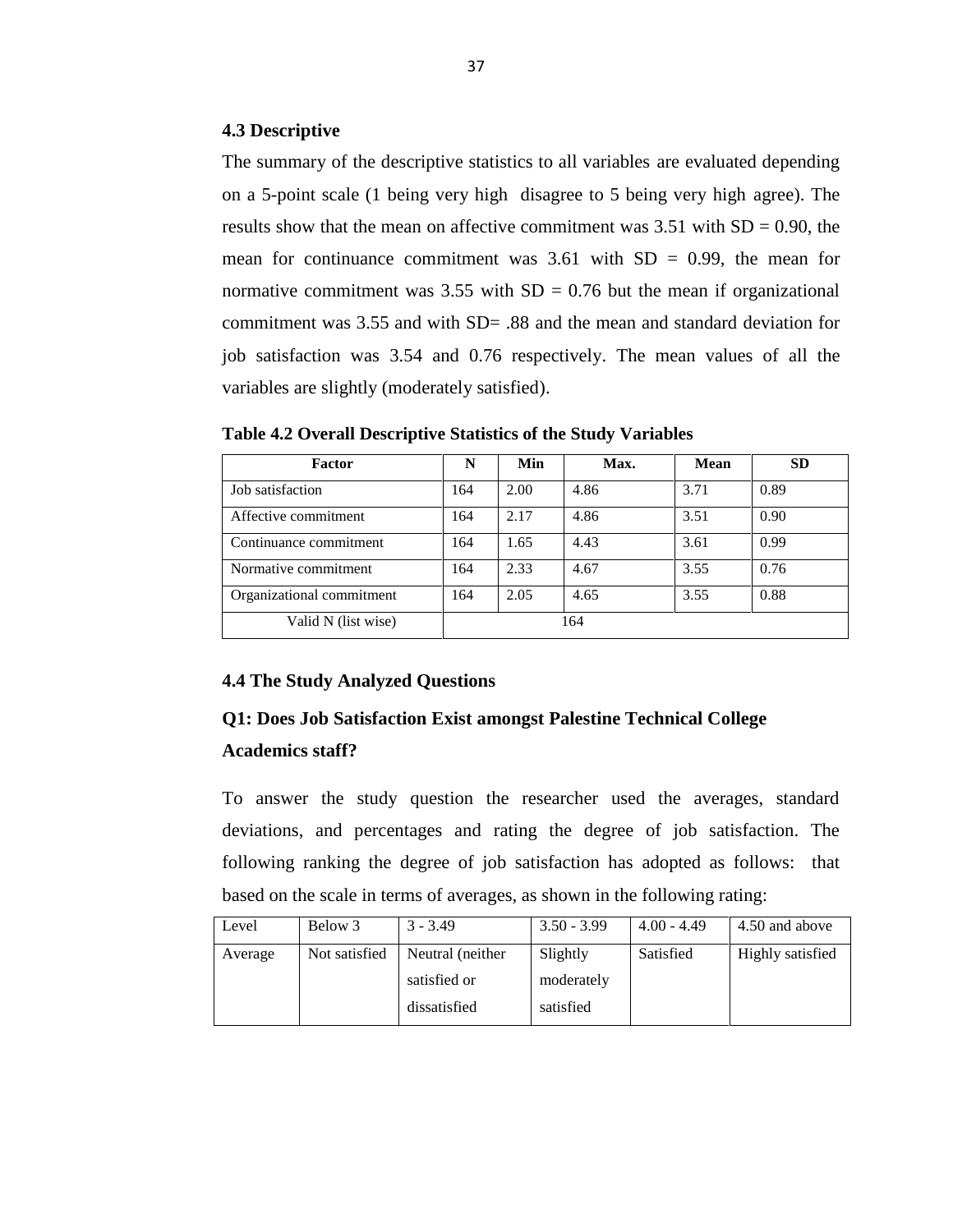### 4.3 Descriptive

The summary of the descriptive statistics to all variables are evaluated depending on a 5-point scale (1 being very high disagree to 5 being very high agree). The results show that the mean on affective commitment was 3.51 with SD = 0.90, the mean for continuance commitment was 3.61 with SD = 0.99, the mean for normative commitment was 3.55 with SD = 0.76 but the mean if organizational commitment was 3.55 and with SD= .88 and the mean and standard deviation for job satisfaction was 3.54 and 0.76 respectively. The mean values of all the variables are slightly (moderately satisfied).

**Table 4.2 Overall Descriptive Statistics of the Study Variables**

| Factor | N | Min | Max. | Mean | SD |
|---|---|---|---|---|---|
| Job satisfaction | 164 | 2.00 | 4.86 | 3.71 | 0.89 |
| Affective commitment | 164 | 2.17 | 4.86 | 3.51 | 0.90 |
| Continuance commitment | 164 | 1.65 | 4.43 | 3.61 | 0.99 |
| Normative commitment | 164 | 2.33 | 4.67 | 3.55 | 0.76 |
| Organizational commitment | 164 | 2.05 | 4.65 | 3.55 | 0.88 |
| Valid N (list wise) | 164 | | | | |

### 4.4 The Study Analyzed Questions

### Q1: Does Job Satisfaction Exist amongst Palestine Technical College Academics staff?

To answer the study question the researcher used the averages, standard deviations, and percentages and rating the degree of job satisfaction. The following ranking the degree of job satisfaction has adopted as follows: that based on the scale in terms of averages, as shown in the following rating:

| Level | Below 3 | 3 - 3.49 | 3.50 - 3.99 | 4.00 - 4.49 | 4.50 and above |
|---|---|---|---|---|---|
| Average | Not satisfied | Neutral (neither satisfied or dissatisfied | Slightly moderately satisfied | Satisfied | Highly satisfied |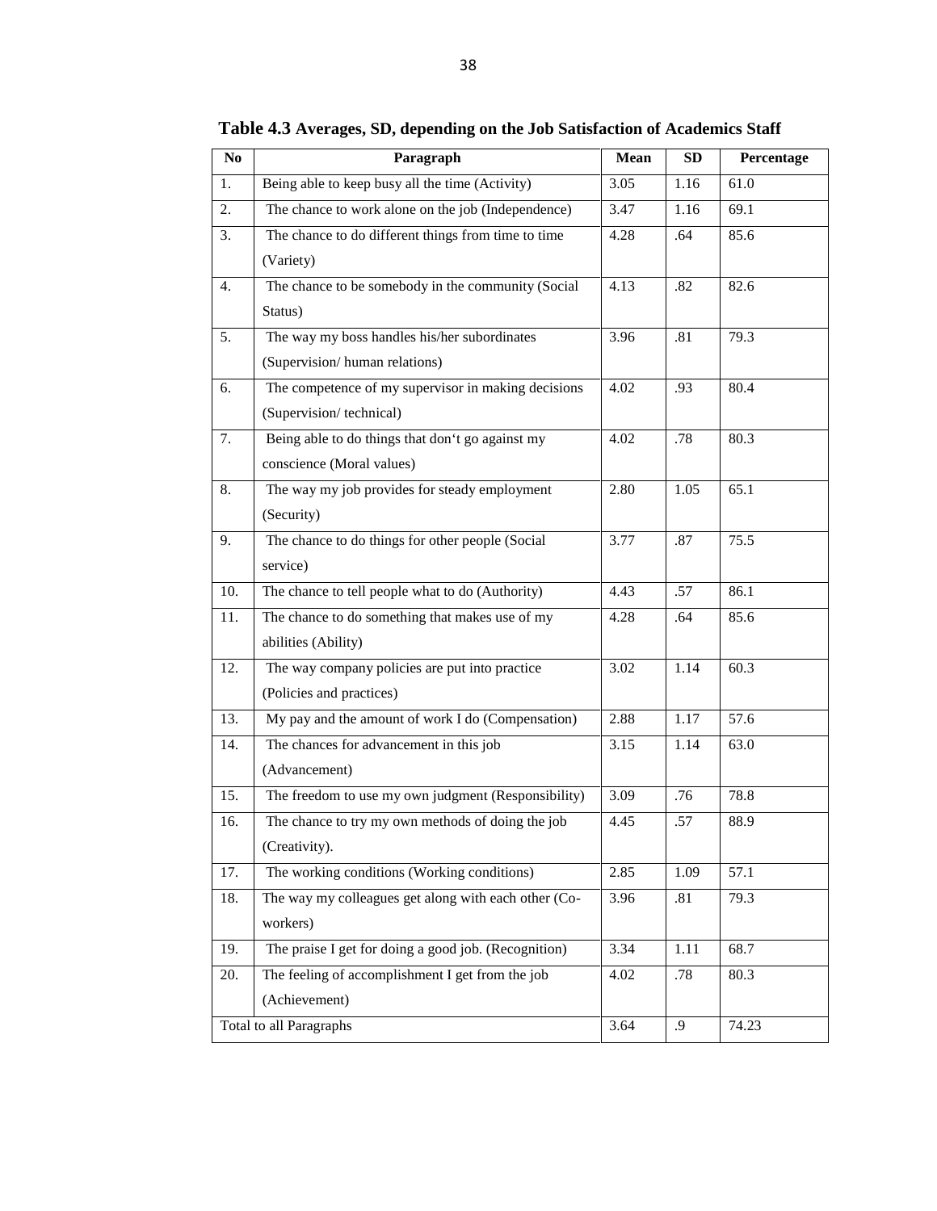**Table 4.3 Averages, SD, depending on the Job Satisfaction of Academics Staff**

| No | Paragraph | Mean | SD | Percentage |
|---|---|---|---|---|
| 1. | Being able to keep busy all the time (Activity) | 3.05 | 1.16 | 61.0 |
| 2. | The chance to work alone on the job (Independence) | 3.47 | 1.16 | 69.1 |
| 3. | The chance to do different things from time to time (Variety) | 4.28 | .64 | 85.6 |
| 4. | The chance to be somebody in the community (Social Status) | 4.13 | .82 | 82.6 |
| 5. | The way my boss handles his/her subordinates (Supervision/ human relations) | 3.96 | .81 | 79.3 |
| 6. | The competence of my supervisor in making decisions (Supervision/ technical) | 4.02 | .93 | 80.4 |
| 7. | Being able to do things that don't go against my conscience (Moral values) | 4.02 | .78 | 80.3 |
| 8. | The way my job provides for steady employment (Security) | 2.80 | 1.05 | 65.1 |
| 9. | The chance to do things for other people (Social service) | 3.77 | .87 | 75.5 |
| 10. | The chance to tell people what to do (Authority) | 4.43 | .57 | 86.1 |
| 11. | The chance to do something that makes use of my abilities (Ability) | 4.28 | .64 | 85.6 |
| 12. | The way company policies are put into practice (Policies and practices) | 3.02 | 1.14 | 60.3 |
| 13. | My pay and the amount of work I do (Compensation) | 2.88 | 1.17 | 57.6 |
| 14. | The chances for advancement in this job (Advancement) | 3.15 | 1.14 | 63.0 |
| 15. | The freedom to use my own judgment (Responsibility) | 3.09 | .76 | 78.8 |
| 16. | The chance to try my own methods of doing the job (Creativity). | 4.45 | .57 | 88.9 |
| 17. | The working conditions (Working conditions) | 2.85 | 1.09 | 57.1 |
| 18. | The way my colleagues get along with each other (Co-workers) | 3.96 | .81 | 79.3 |
| 19. | The praise I get for doing a good job. (Recognition) | 3.34 | 1.11 | 68.7 |
| 20. | The feeling of accomplishment I get from the job (Achievement) | 4.02 | .78 | 80.3 |
| Total to all Paragraphs | | 3.64 | .9 | 74.23 |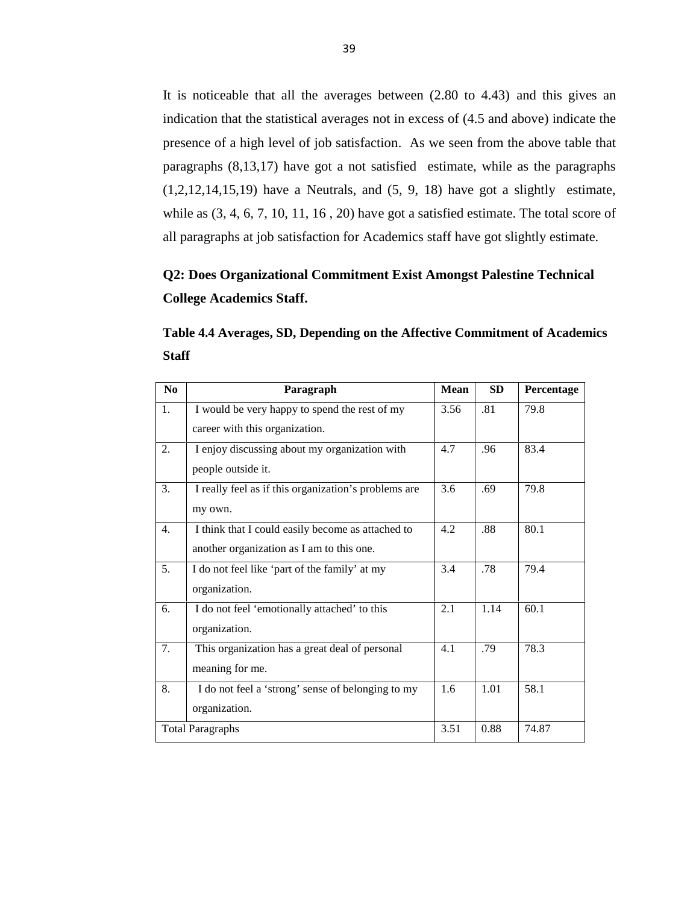It is noticeable that all the averages between (2.80 to 4.43) and this gives an indication that the statistical averages not in excess of (4.5 and above) indicate the presence of a high level of job satisfaction. As we seen from the above table that paragraphs (8,13,17) have got a not satisfied estimate, while as the paragraphs (1,2,12,14,15,19) have a Neutrals, and (5, 9, 18) have got a slightly estimate, while as (3, 4, 6, 7, 10, 11, 16 , 20) have got a satisfied estimate. The total score of all paragraphs at job satisfaction for Academics staff have got slightly estimate.

**Q2: Does Organizational Commitment Exist Amongst Palestine Technical College Academics Staff.**

**Table 4.4 Averages, SD, Depending on the Affective Commitment of Academics Staff**

| No | Paragraph | Mean | SD | Percentage |
|---|---|---|---|---|
| 1. | I would be very happy to spend the rest of my career with this organization. | 3.56 | .81 | 79.8 |
| 2. | I enjoy discussing about my organization with people outside it. | 4.7 | .96 | 83.4 |
| 3. | I really feel as if this organization's problems are my own. | 3.6 | .69 | 79.8 |
| 4. | I think that I could easily become as attached to another organization as I am to this one. | 4.2 | .88 | 80.1 |
| 5. | I do not feel like 'part of the family' at my organization. | 3.4 | .78 | 79.4 |
| 6. | I do not feel 'emotionally attached' to this organization. | 2.1 | 1.14 | 60.1 |
| 7. | This organization has a great deal of personal meaning for me. | 4.1 | .79 | 78.3 |
| 8. | I do not feel a 'strong' sense of belonging to my organization. | 1.6 | 1.01 | 58.1 |
| Total Paragraphs | | 3.51 | 0.88 | 74.87 |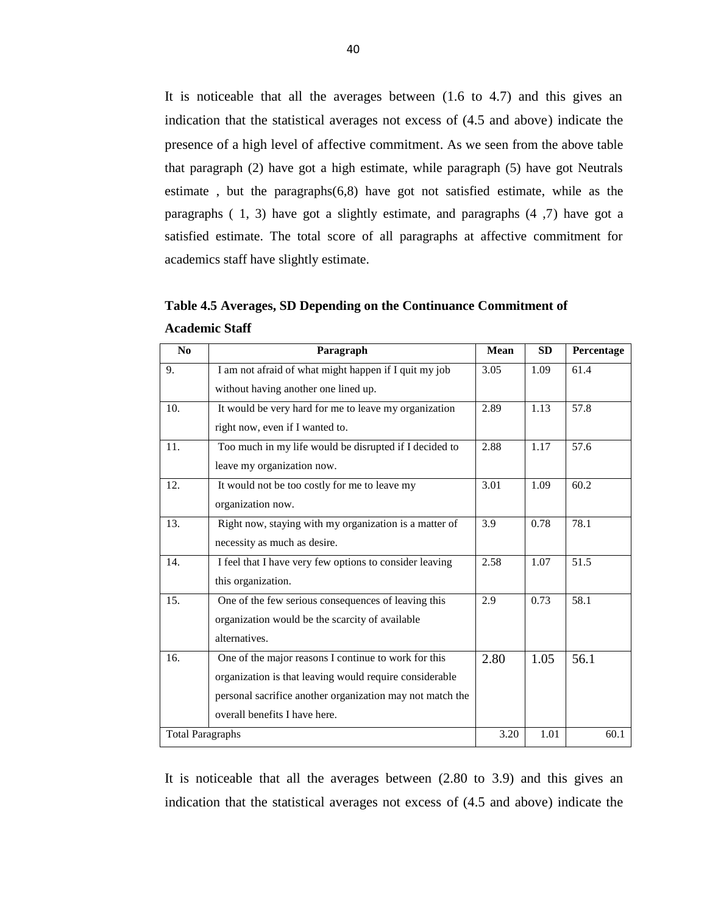It is noticeable that all the averages between (1.6 to 4.7) and this gives an indication that the statistical averages not excess of (4.5 and above) indicate the presence of a high level of affective commitment. As we seen from the above table that paragraph (2) have got a high estimate, while paragraph (5) have got Neutrals estimate , but the paragraphs(6,8) have got not satisfied estimate, while as the paragraphs ( 1, 3) have got a slightly estimate, and paragraphs (4 ,7) have got a satisfied estimate. The total score of all paragraphs at affective commitment for academics staff have slightly estimate.

**Table 4.5 Averages, SD Depending on the Continuance Commitment of Academic Staff**

| No | Paragraph | Mean | SD | Percentage |
|---|---|---|---|---|
| 9. | I am not afraid of what might happen if I quit my job without having another one lined up. | 3.05 | 1.09 | 61.4 |
| 10. | It would be very hard for me to leave my organization right now, even if I wanted to. | 2.89 | 1.13 | 57.8 |
| 11. | Too much in my life would be disrupted if I decided to leave my organization now. | 2.88 | 1.17 | 57.6 |
| 12. | It would not be too costly for me to leave my organization now. | 3.01 | 1.09 | 60.2 |
| 13. | Right now, staying with my organization is a matter of necessity as much as desire. | 3.9 | 0.78 | 78.1 |
| 14. | I feel that I have very few options to consider leaving this organization. | 2.58 | 1.07 | 51.5 |
| 15. | One of the few serious consequences of leaving this organization would be the scarcity of available alternatives. | 2.9 | 0.73 | 58.1 |
| 16. | One of the major reasons I continue to work for this organization is that leaving would require considerable personal sacrifice another organization may not match the overall benefits I have here. | 2.80 | 1.05 | 56.1 |
| Total Paragraphs | | 3.20 | 1.01 | 60.1 |

It is noticeable that all the averages between (2.80 to 3.9) and this gives an indication that the statistical averages not excess of (4.5 and above) indicate the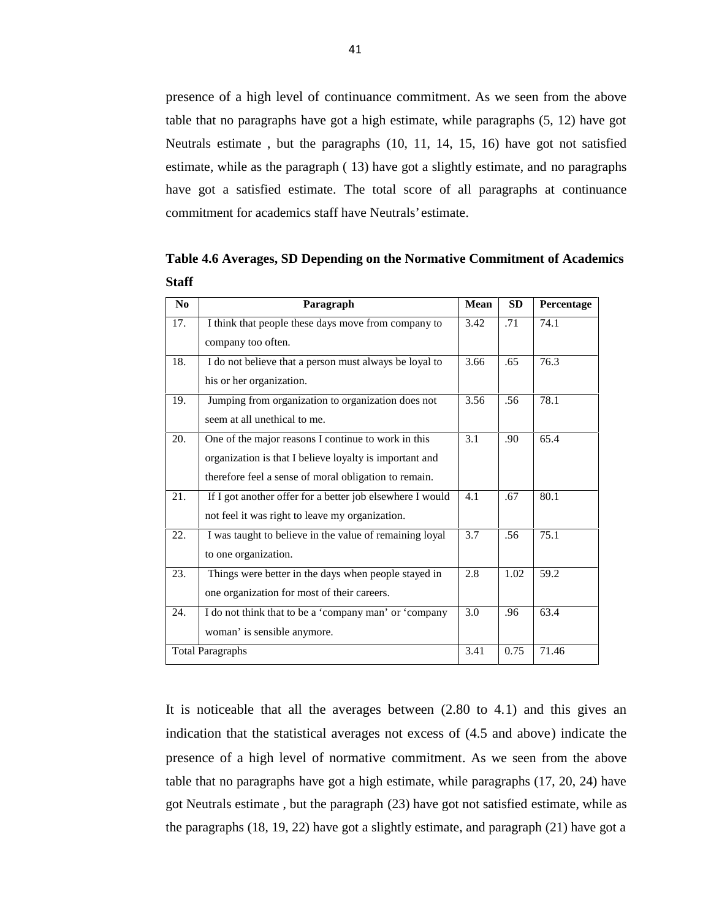presence of a high level of continuance commitment. As we seen from the above table that no paragraphs have got a high estimate, while paragraphs (5, 12) have got Neutrals estimate , but the paragraphs (10, 11, 14, 15, 16) have got not satisfied estimate, while as the paragraph ( 13) have got a slightly estimate, and no paragraphs have got a satisfied estimate. The total score of all paragraphs at continuance commitment for academics staff have Neutrals' estimate.

**Table 4.6 Averages, SD Depending on the Normative Commitment of Academics Staff**

| No | Paragraph | Mean | SD | Percentage |
|---|---|---|---|---|
| 17. | I think that people these days move from company to company too often. | 3.42 | .71 | 74.1 |
| 18. | I do not believe that a person must always be loyal to his or her organization. | 3.66 | .65 | 76.3 |
| 19. | Jumping from organization to organization does not seem at all unethical to me. | 3.56 | .56 | 78.1 |
| 20. | One of the major reasons I continue to work in this organization is that I believe loyalty is important and therefore feel a sense of moral obligation to remain. | 3.1 | .90 | 65.4 |
| 21. | If I got another offer for a better job elsewhere I would not feel it was right to leave my organization. | 4.1 | .67 | 80.1 |
| 22. | I was taught to believe in the value of remaining loyal to one organization. | 3.7 | .56 | 75.1 |
| 23. | Things were better in the days when people stayed in one organization for most of their careers. | 2.8 | 1.02 | 59.2 |
| 24. | I do not think that to be a 'company man' or 'company woman' is sensible anymore. | 3.0 | .96 | 63.4 |
| Total Paragraphs | | 3.41 | 0.75 | 71.46 |

It is noticeable that all the averages between (2.80 to 4.1) and this gives an indication that the statistical averages not excess of (4.5 and above) indicate the presence of a high level of normative commitment. As we seen from the above table that no paragraphs have got a high estimate, while paragraphs (17, 20, 24) have got Neutrals estimate , but the paragraph (23) have got not satisfied estimate, while as the paragraphs (18, 19, 22) have got a slightly estimate, and paragraph (21) have got a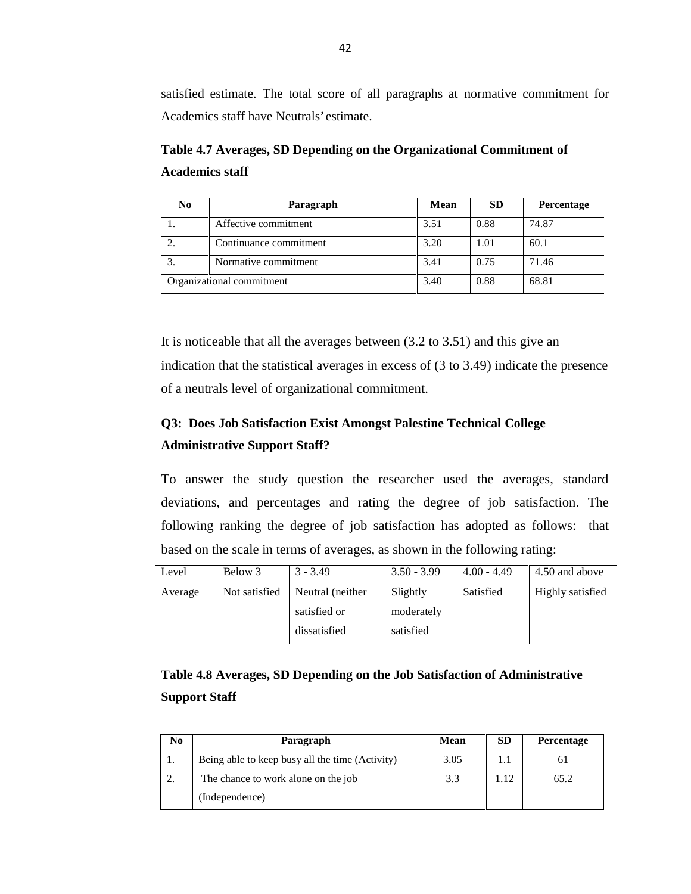satisfied estimate. The total score of all paragraphs at normative commitment for Academics staff have Neutrals' estimate.

**Table 4.7 Averages, SD Depending on the Organizational Commitment of Academics staff**

| No | Paragraph | Mean | SD | Percentage |
|---|---|---|---|---|
| 1. | Affective commitment | 3.51 | 0.88 | 74.87 |
| 2. | Continuance commitment | 3.20 | 1.01 | 60.1 |
| 3. | Normative commitment | 3.41 | 0.75 | 71.46 |
| Organizational commitment | | 3.40 | 0.88 | 68.81 |

It is noticeable that all the averages between (3.2 to 3.51) and this give an indication that the statistical averages in excess of (3 to 3.49) indicate the presence of a neutrals level of organizational commitment.

**Q3: Does Job Satisfaction Exist Amongst Palestine Technical College Administrative Support Staff?**

To answer the study question the researcher used the averages, standard deviations, and percentages and rating the degree of job satisfaction. The following ranking the degree of job satisfaction has adopted as follows: that based on the scale in terms of averages, as shown in the following rating:

| Level | Below 3 | 3 - 3.49 | 3.50 - 3.99 | 4.00 - 4.49 | 4.50 and above |
|---|---|---|---|---|---|
| Average | Not satisfied | Neutral (neither satisfied or dissatisfied | Slightly moderately satisfied | Satisfied | Highly satisfied |

**Table 4.8 Averages, SD Depending on the Job Satisfaction of Administrative Support Staff**

| No | Paragraph | Mean | SD | Percentage |
|---|---|---|---|---|
| 1. | Being able to keep busy all the time (Activity) | 3.05 | 1.1 | 61 |
| 2. | The chance to work alone on the job (Independence) | 3.3 | 1.12 | 65.2 |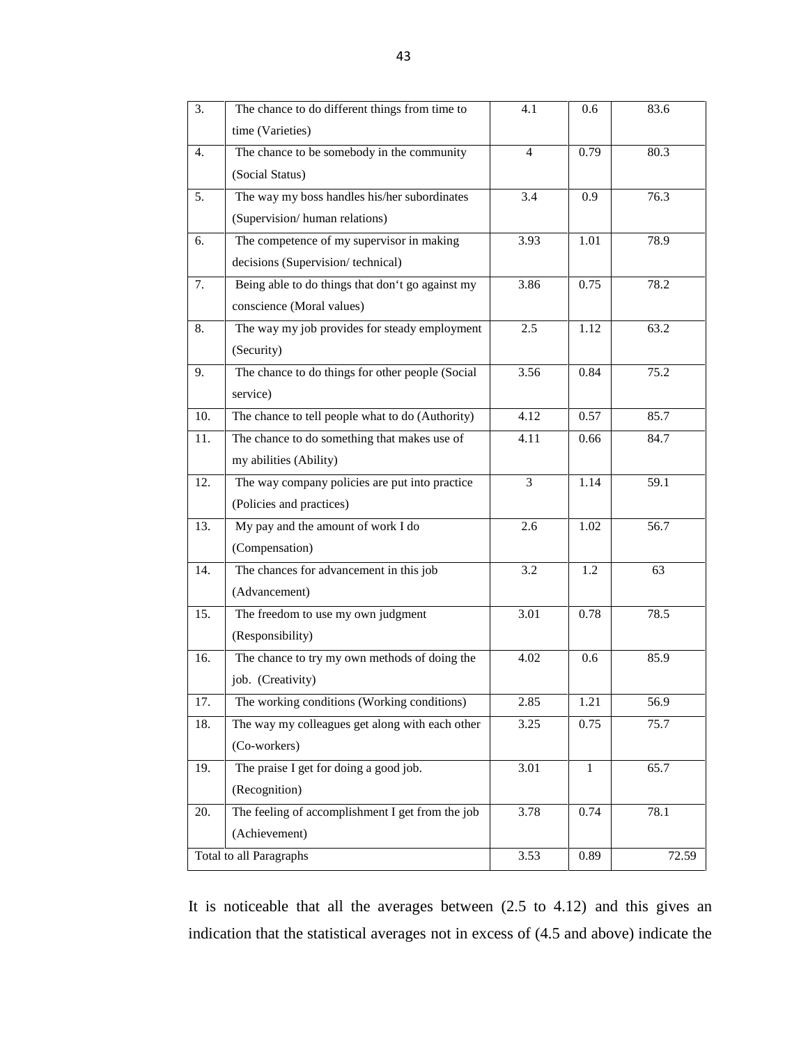| 3. | The chance to do different things from time to time (Varieties) | 4.1 | 0.6 | 83.6 |
|---|---|---|---|---|
| 4. | The chance to be somebody in the community (Social Status) | 4 | 0.79 | 80.3 |
| 5. | The way my boss handles his/her subordinates (Supervision/ human relations) | 3.4 | 0.9 | 76.3 |
| 6. | The competence of my supervisor in making decisions (Supervision/ technical) | 3.93 | 1.01 | 78.9 |
| 7. | Being able to do things that don't go against my conscience (Moral values) | 3.86 | 0.75 | 78.2 |
| 8. | The way my job provides for steady employment (Security) | 2.5 | 1.12 | 63.2 |
| 9. | The chance to do things for other people (Social service) | 3.56 | 0.84 | 75.2 |
| 10. | The chance to tell people what to do (Authority) | 4.12 | 0.57 | 85.7 |
| 11. | The chance to do something that makes use of my abilities (Ability) | 4.11 | 0.66 | 84.7 |
| 12. | The way company policies are put into practice (Policies and practices) | 3 | 1.14 | 59.1 |
| 13. | My pay and the amount of work I do (Compensation) | 2.6 | 1.02 | 56.7 |
| 14. | The chances for advancement in this job (Advancement) | 3.2 | 1.2 | 63 |
| 15. | The freedom to use my own judgment (Responsibility) | 3.01 | 0.78 | 78.5 |
| 16. | The chance to try my own methods of doing the job. (Creativity) | 4.02 | 0.6 | 85.9 |
| 17. | The working conditions (Working conditions) | 2.85 | 1.21 | 56.9 |
| 18. | The way my colleagues get along with each other (Co-workers) | 3.25 | 0.75 | 75.7 |
| 19. | The praise I get for doing a good job. (Recognition) | 3.01 | 1 | 65.7 |
| 20. | The feeling of accomplishment I get from the job (Achievement) | 3.78 | 0.74 | 78.1 |
| Total to all Paragraphs | | 3.53 | 0.89 | 72.59 |

It is noticeable that all the averages between (2.5 to 4.12) and this gives an indication that the statistical averages not in excess of (4.5 and above) indicate the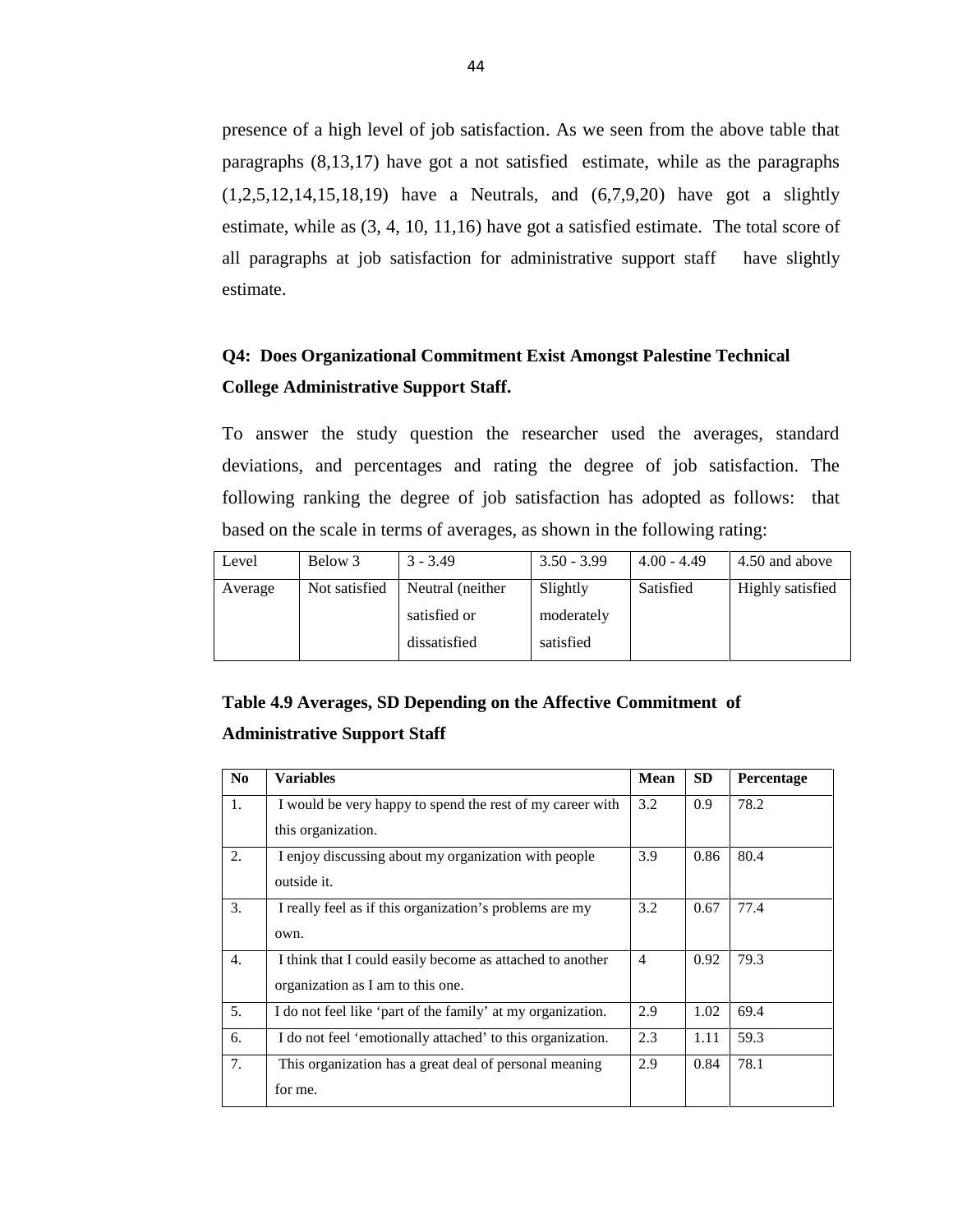presence of a high level of job satisfaction. As we seen from the above table that paragraphs (8,13,17) have got a not satisfied estimate, while as the paragraphs (1,2,5,12,14,15,18,19) have a Neutrals, and (6,7,9,20) have got a slightly estimate, while as (3, 4, 10, 11,16) have got a satisfied estimate. The total score of all paragraphs at job satisfaction for administrative support staff have slightly estimate.

**Q4: Does Organizational Commitment Exist Amongst Palestine Technical College Administrative Support Staff.**

To answer the study question the researcher used the averages, standard deviations, and percentages and rating the degree of job satisfaction. The following ranking the degree of job satisfaction has adopted as follows: that based on the scale in terms of averages, as shown in the following rating:

| Level | Below 3 | 3 - 3.49 | 3.50 - 3.99 | 4.00 - 4.49 | 4.50 and above |
|---|---|---|---|---|---|
| Average | Not satisfied | Neutral (neither satisfied or dissatisfied | Slightly moderately satisfied | Satisfied | Highly satisfied |

**Table 4.9 Averages, SD Depending on the Affective Commitment of Administrative Support Staff**

| No | Variables | Mean | SD | Percentage |
|---|---|---|---|---|
| 1. | I would be very happy to spend the rest of my career with this organization. | 3.2 | 0.9 | 78.2 |
| 2. | I enjoy discussing about my organization with people outside it. | 3.9 | 0.86 | 80.4 |
| 3. | I really feel as if this organization's problems are my own. | 3.2 | 0.67 | 77.4 |
| 4. | I think that I could easily become as attached to another organization as I am to this one. | 4 | 0.92 | 79.3 |
| 5. | I do not feel like 'part of the family' at my organization. | 2.9 | 1.02 | 69.4 |
| 6. | I do not feel 'emotionally attached' to this organization. | 2.3 | 1.11 | 59.3 |
| 7. | This organization has a great deal of personal meaning for me. | 2.9 | 0.84 | 78.1 |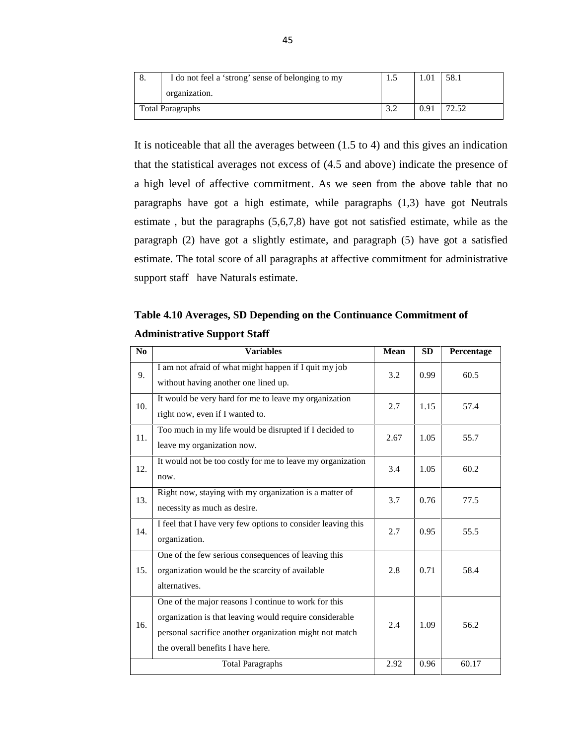| 8. | I do not feel a 'strong' sense of belonging to my organization. | 1.5 | 1.01 | 58.1 |
|---|---|---|---|---|
| Total Paragraphs | | 3.2 | 0.91 | 72.52 |

It is noticeable that all the averages between (1.5 to 4) and this gives an indication that the statistical averages not excess of (4.5 and above) indicate the presence of a high level of affective commitment. As we seen from the above table that no paragraphs have got a high estimate, while paragraphs (1,3) have got Neutrals estimate , but the paragraphs (5,6,7,8) have got not satisfied estimate, while as the paragraph (2) have got a slightly estimate, and paragraph (5) have got a satisfied estimate. The total score of all paragraphs at affective commitment for administrative support staff have Naturals estimate.

**Table 4.10 Averages, SD Depending on the Continuance Commitment of Administrative Support Staff**

| No | Variables | Mean | SD | Percentage |
|---|---|---|---|---|
| 9. | I am not afraid of what might happen if I quit my job without having another one lined up. | 3.2 | 0.99 | 60.5 |
| 10. | It would be very hard for me to leave my organization right now, even if I wanted to. | 2.7 | 1.15 | 57.4 |
| 11. | Too much in my life would be disrupted if I decided to leave my organization now. | 2.67 | 1.05 | 55.7 |
| 12. | It would not be too costly for me to leave my organization now. | 3.4 | 1.05 | 60.2 |
| 13. | Right now, staying with my organization is a matter of necessity as much as desire. | 3.7 | 0.76 | 77.5 |
| 14. | I feel that I have very few options to consider leaving this organization. | 2.7 | 0.95 | 55.5 |
| 15. | One of the few serious consequences of leaving this organization would be the scarcity of available alternatives. | 2.8 | 0.71 | 58.4 |
| 16. | One of the major reasons I continue to work for this organization is that leaving would require considerable personal sacrifice another organization might not match the overall benefits I have here. | 2.4 | 1.09 | 56.2 |
| Total Paragraphs | | 2.92 | 0.96 | 60.17 |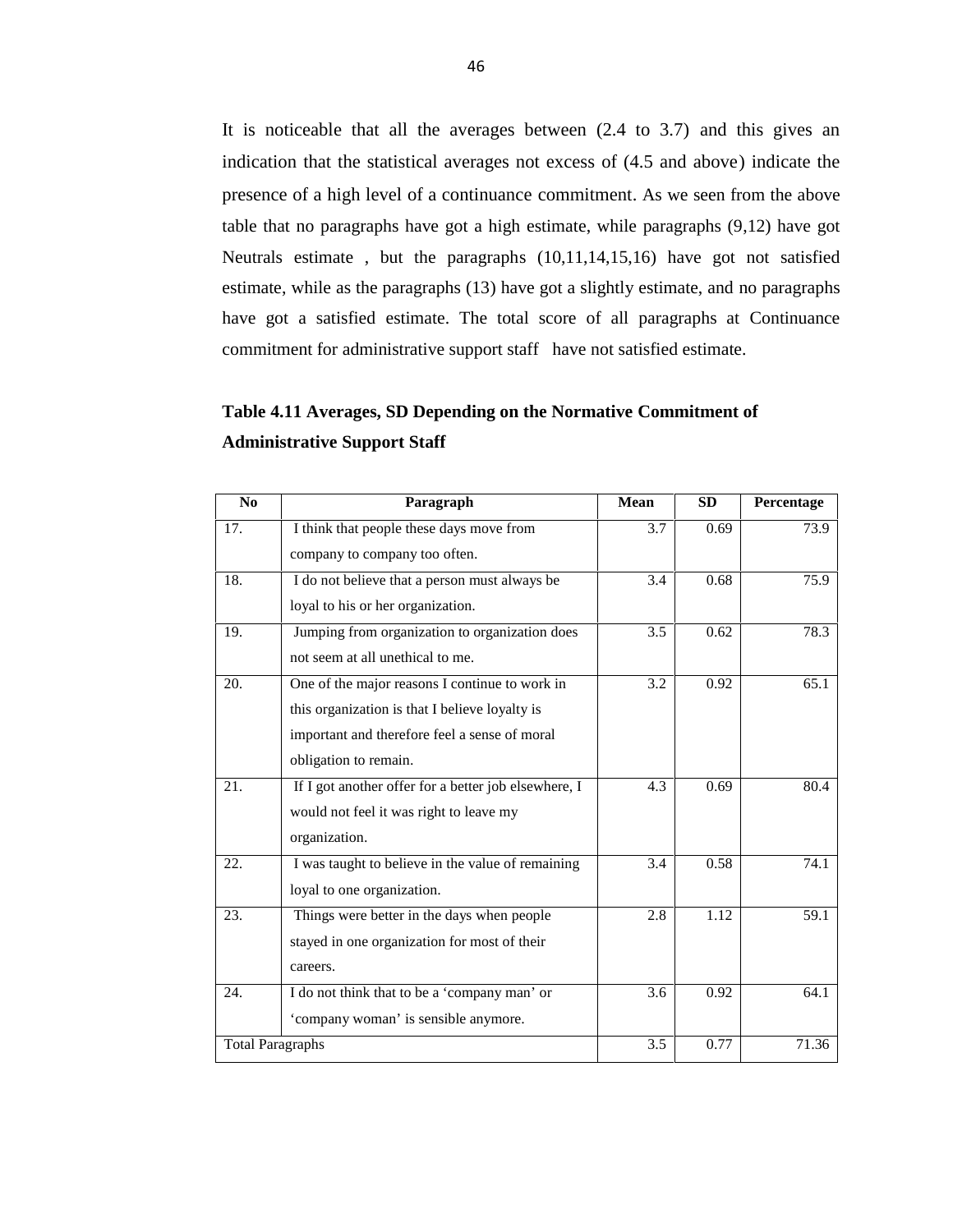It is noticeable that all the averages between (2.4 to 3.7) and this gives an indication that the statistical averages not excess of (4.5 and above) indicate the presence of a high level of a continuance commitment. As we seen from the above table that no paragraphs have got a high estimate, while paragraphs (9,12) have got Neutrals estimate , but the paragraphs (10,11,14,15,16) have got not satisfied estimate, while as the paragraphs (13) have got a slightly estimate, and no paragraphs have got a satisfied estimate. The total score of all paragraphs at Continuance commitment for administrative support staff have not satisfied estimate.

**Table 4.11 Averages, SD Depending on the Normative Commitment of Administrative Support Staff**

| No | Paragraph | Mean | SD | Percentage |
|---|---|---|---|---|
| 17. | I think that people these days move from company to company too often. | 3.7 | 0.69 | 73.9 |
| 18. | I do not believe that a person must always be loyal to his or her organization. | 3.4 | 0.68 | 75.9 |
| 19. | Jumping from organization to organization does not seem at all unethical to me. | 3.5 | 0.62 | 78.3 |
| 20. | One of the major reasons I continue to work in this organization is that I believe loyalty is important and therefore feel a sense of moral obligation to remain. | 3.2 | 0.92 | 65.1 |
| 21. | If I got another offer for a better job elsewhere, I would not feel it was right to leave my organization. | 4.3 | 0.69 | 80.4 |
| 22. | I was taught to believe in the value of remaining loyal to one organization. | 3.4 | 0.58 | 74.1 |
| 23. | Things were better in the days when people stayed in one organization for most of their careers. | 2.8 | 1.12 | 59.1 |
| 24. | I do not think that to be a 'company man' or 'company woman' is sensible anymore. | 3.6 | 0.92 | 64.1 |
| Total Paragraphs | | 3.5 | 0.77 | 71.36 |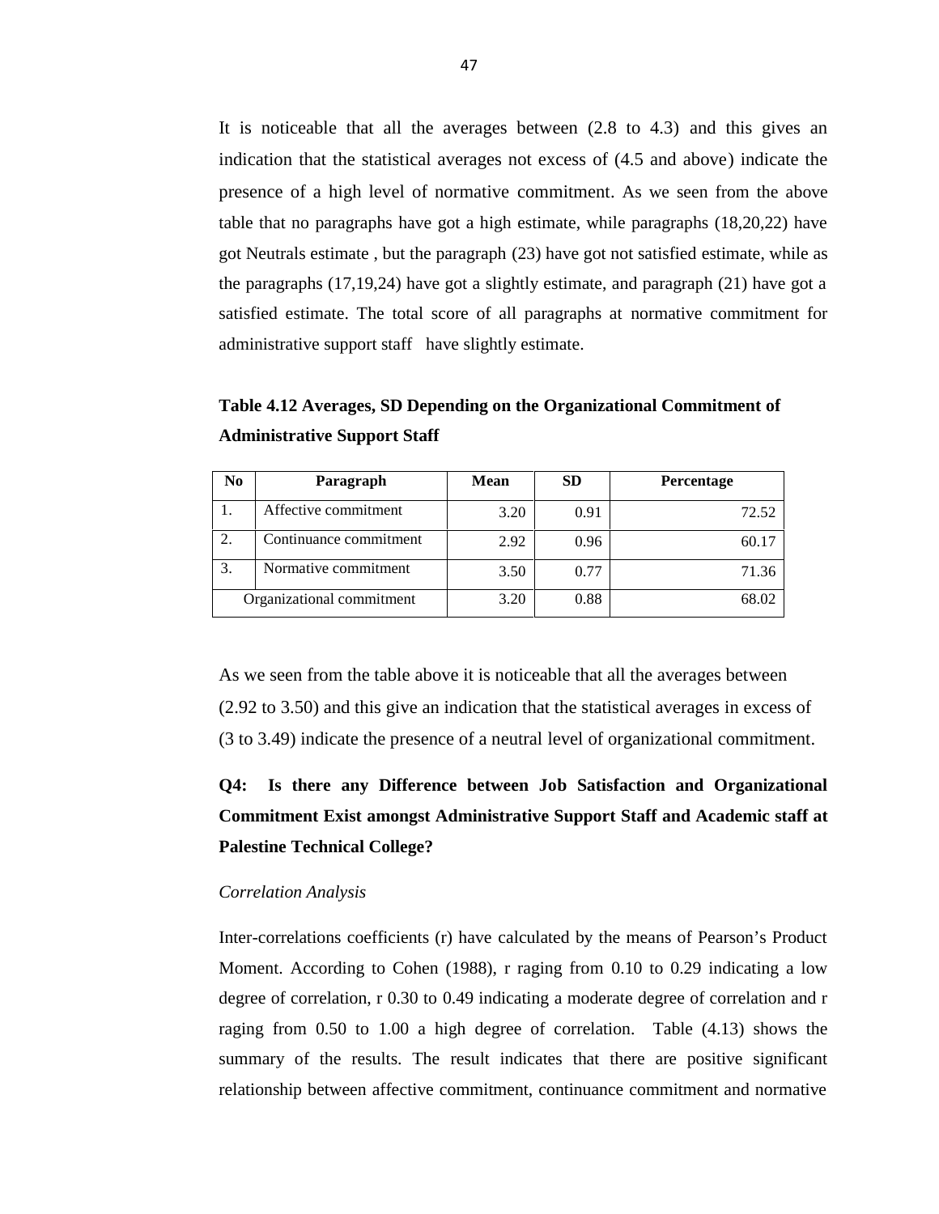It is noticeable that all the averages between (2.8 to 4.3) and this gives an indication that the statistical averages not excess of (4.5 and above) indicate the presence of a high level of normative commitment. As we seen from the above table that no paragraphs have got a high estimate, while paragraphs (18,20,22) have got Neutrals estimate , but the paragraph (23) have got not satisfied estimate, while as the paragraphs (17,19,24) have got a slightly estimate, and paragraph (21) have got a satisfied estimate. The total score of all paragraphs at normative commitment for administrative support staff have slightly estimate.

**Table 4.12 Averages, SD Depending on the Organizational Commitment of Administrative Support Staff**

| No | Paragraph | Mean | SD | Percentage |
|---|---|---|---|---|
| 1. | Affective commitment | 3.20 | 0.91 | 72.52 |
| 2. | Continuance commitment | 2.92 | 0.96 | 60.17 |
| 3. | Normative commitment | 3.50 | 0.77 | 71.36 |
| Organizational commitment | | 3.20 | 0.88 | 68.02 |

As we seen from the table above it is noticeable that all the averages between (2.92 to 3.50) and this give an indication that the statistical averages in excess of (3 to 3.49) indicate the presence of a neutral level of organizational commitment.

**Q4: Is there any Difference between Job Satisfaction and Organizational Commitment Exist amongst Administrative Support Staff and Academic staff at Palestine Technical College?**

*Correlation Analysis*

Inter-correlations coefficients (r) have calculated by the means of Pearson's Product Moment. According to Cohen (1988), r raging from 0.10 to 0.29 indicating a low degree of correlation, r 0.30 to 0.49 indicating a moderate degree of correlation and r raging from 0.50 to 1.00 a high degree of correlation. Table (4.13) shows the summary of the results. The result indicates that there are positive significant relationship between affective commitment, continuance commitment and normative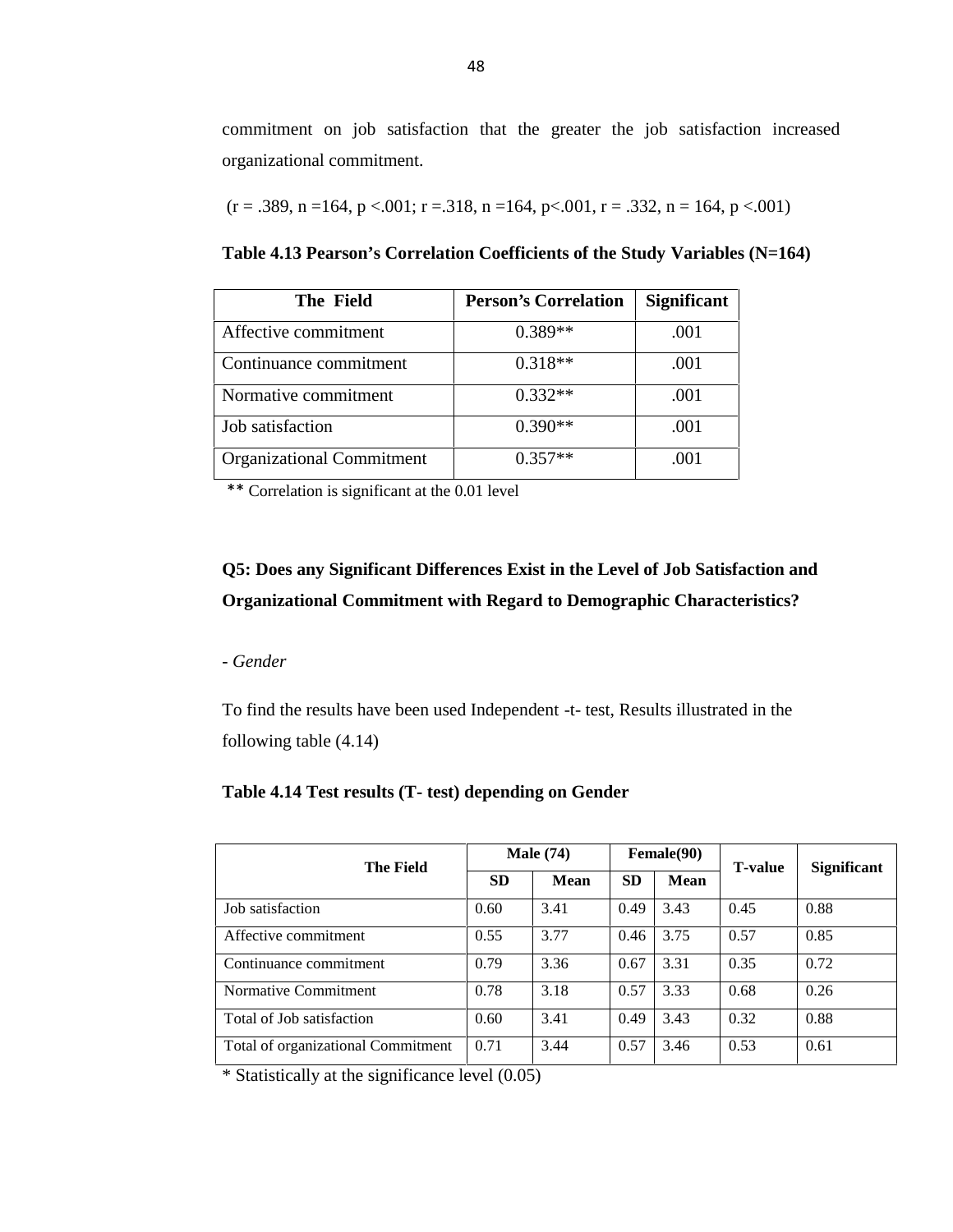commitment on job satisfaction that the greater the job satisfaction increased organizational commitment.

($r = .389$, $n = 164$, $p < .001$; $r = .318$, $n = 164$, $p < .001$, $r = .332$, $n = 164$, $p < .001$)

**Table 4.13 Pearson's Correlation Coefficients of the Study Variables (N=164)**

| The Field | Person's Correlation | Significant |
|---|---|---|
| Affective commitment | 0.389** | .001 |
| Continuance commitment | 0.318** | .001 |
| Normative commitment | 0.332** | .001 |
| Job satisfaction | 0.390** | .001 |
| Organizational Commitment | 0.357** | .001 |

** Correlation is significant at the 0.01 level

**Q5: Does any Significant Differences Exist in the Level of Job Satisfaction and Organizational Commitment with Regard to Demographic Characteristics?**

- *Gender*

To find the results have been used Independent -t- test, Results illustrated in the following table (4.14)

**Table 4.14 Test results (T- test) depending on Gender**

| The Field | Male (74) | | Female(90) | | T-value | Significant |
|---|---|---|---|---|---|---|
| | SD | Mean | SD | Mean | | |
| Job satisfaction | 0.60 | 3.41 | 0.49 | 3.43 | 0.45 | 0.88 |
| Affective commitment | 0.55 | 3.77 | 0.46 | 3.75 | 0.57 | 0.85 |
| Continuance commitment | 0.79 | 3.36 | 0.67 | 3.31 | 0.35 | 0.72 |
| Normative Commitment | 0.78 | 3.18 | 0.57 | 3.33 | 0.68 | 0.26 |
| Total of Job satisfaction | 0.60 | 3.41 | 0.49 | 3.43 | 0.32 | 0.88 |
| Total of organizational Commitment | 0.71 | 3.44 | 0.57 | 3.46 | 0.53 | 0.61 |

* Statistically at the significance level (0.05)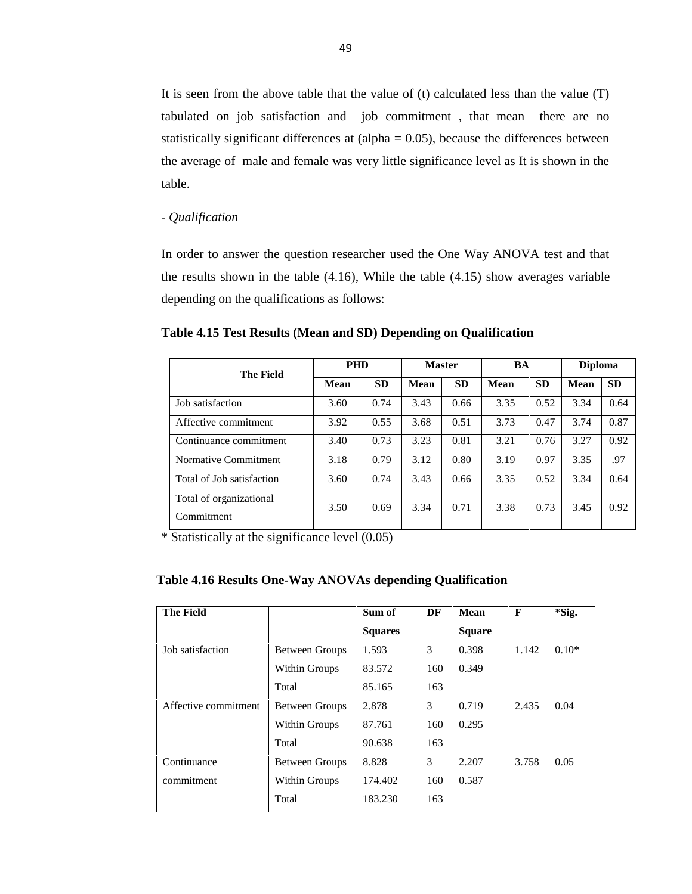It is seen from the above table that the value of (t) calculated less than the value (T) tabulated on job satisfaction and job commitment , that mean there are no statistically significant differences at (alpha = 0.05), because the differences between the average of male and female was very little significance level as It is shown in the table.

- *Qualification*

In order to answer the question researcher used the One Way ANOVA test and that the results shown in the table (4.16), While the table (4.15) show averages variable depending on the qualifications as follows:

**Table 4.15 Test Results (Mean and SD) Depending on Qualification**

| The Field | PHD | | Master | | BA | | Diploma | |
|---|---|---|---|---|---|---|---|---|
| | Mean | SD | Mean | SD | Mean | SD | Mean | SD |
| Job satisfaction | 3.60 | 0.74 | 3.43 | 0.66 | 3.35 | 0.52 | 3.34 | 0.64 |
| Affective commitment | 3.92 | 0.55 | 3.68 | 0.51 | 3.73 | 0.47 | 3.74 | 0.87 |
| Continuance commitment | 3.40 | 0.73 | 3.23 | 0.81 | 3.21 | 0.76 | 3.27 | 0.92 |
| Normative Commitment | 3.18 | 0.79 | 3.12 | 0.80 | 3.19 | 0.97 | 3.35 | .97 |
| Total of Job satisfaction | 3.60 | 0.74 | 3.43 | 0.66 | 3.35 | 0.52 | 3.34 | 0.64 |
| Total of organizational Commitment | 3.50 | 0.69 | 3.34 | 0.71 | 3.38 | 0.73 | 3.45 | 0.92 |

\* Statistically at the significance level (0.05)

**Table 4.16 Results One-Way ANOVAs depending Qualification**

| The Field | | Sum of Squares | DF | Mean Square | F | *Sig. |
|---|---|---|---|---|---|---|
| Job satisfaction | Between Groups | 1.593 | 3 | 0.398 | 1.142 | 0.10* |
| | Within Groups | 83.572 | 160 | 0.349 | | |
| | Total | 85.165 | 163 | | | |
| Affective commitment | Between Groups | 2.878 | 3 | 0.719 | 2.435 | 0.04 |
| | Within Groups | 87.761 | 160 | 0.295 | | |
| | Total | 90.638 | 163 | | | |
| Continuance commitment | Between Groups | 8.828 | 3 | 2.207 | 3.758 | 0.05 |
| | Within Groups | 174.402 | 160 | 0.587 | | |
| | Total | 183.230 | 163 | | | |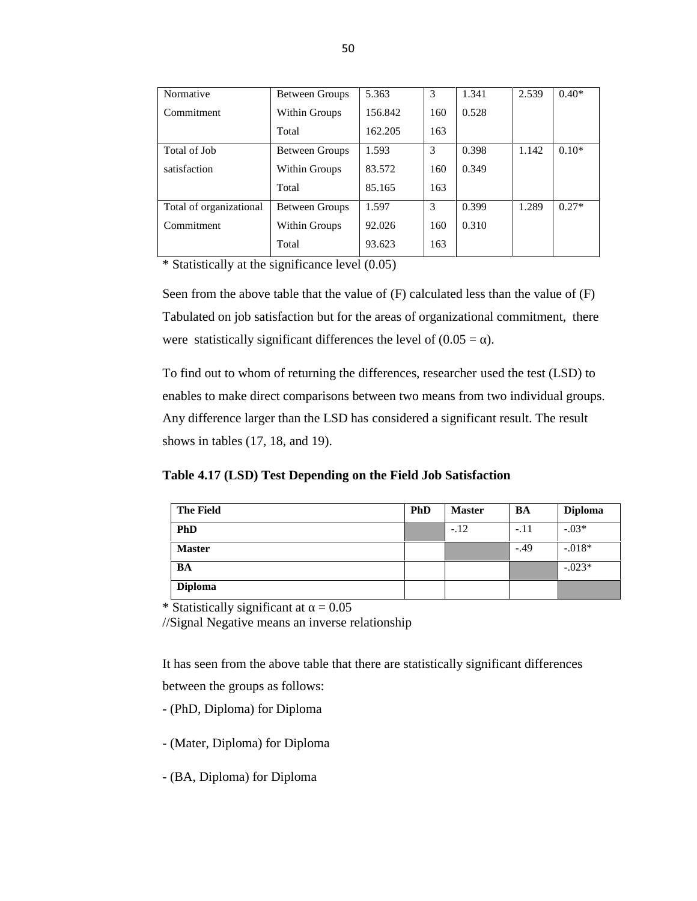| Normative Commitment | Between Groups | 5.363 | 3 | 1.341 | 2.539 | 0.40* |
|---|---|---|---|---|---|---|
| | Within Groups | 156.842 | 160 | 0.528 | | |
| | Total | 162.205 | 163 | | | |
| Total of Job satisfaction | Between Groups | 1.593 | 3 | 0.398 | 1.142 | 0.10* |
| | Within Groups | 83.572 | 160 | 0.349 | | |
| | Total | 85.165 | 163 | | | |
| Total of organizational Commitment | Between Groups | 1.597 | 3 | 0.399 | 1.289 | 0.27* |
| | Within Groups | 92.026 | 160 | 0.310 | | |
| | Total | 93.623 | 163 | | | |

\* Statistically at the significance level (0.05)

Seen from the above table that the value of (F) calculated less than the value of (F) Tabulated on job satisfaction but for the areas of organizational commitment, there were statistically significant differences the level of (0.05 = α).

To find out to whom of returning the differences, researcher used the test (LSD) to enables to make direct comparisons between two means from two individual groups. Any difference larger than the LSD has considered a significant result. The result shows in tables (17, 18, and 19).

**Table 4.17 (LSD) Test Depending on the Field Job Satisfaction**

| The Field | PhD | Master | BA | Diploma |
|---|---|---|---|---|
| **PhD** | | -.12 | -.11 | -.03* |
| **Master** | | | -.49 | -.018* |
| **BA** | | | | -.023* |
| **Diploma** | | | | |

\* Statistically significant at α = 0.05
//Signal Negative means an inverse relationship

It has seen from the above table that there are statistically significant differences between the groups as follows:

- (PhD, Diploma) for Diploma
- (Mater, Diploma) for Diploma
- (BA, Diploma) for Diploma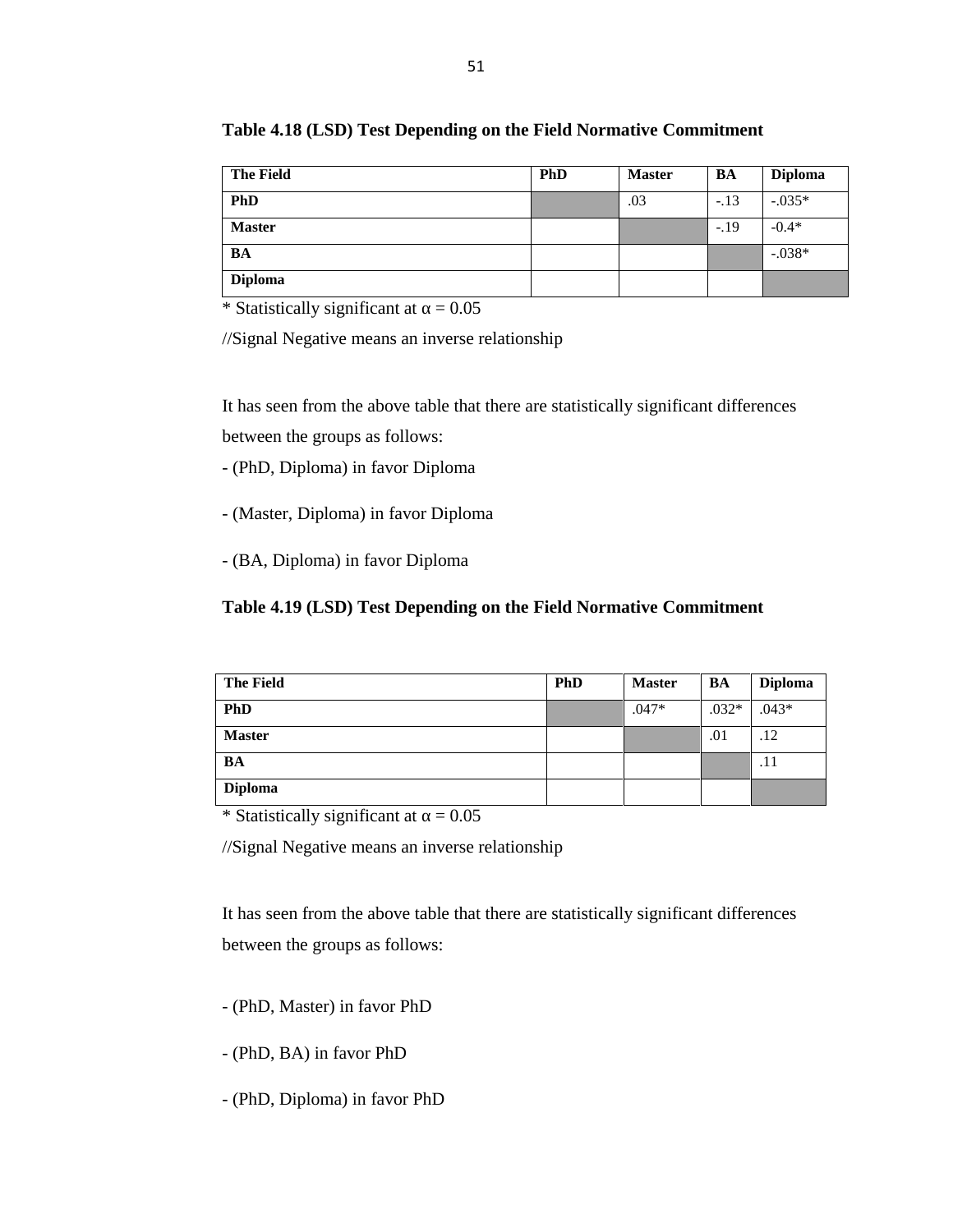**Table 4.18 (LSD) Test Depending on the Field Normative Commitment**

| The Field | PhD | Master | BA | Diploma |
|---|---|---|---|---|
| PhD | | .03 | -.13 | -.035* |
| Master | | | -.19 | -0.4* |
| BA | | | | -.038* |
| Diploma | | | | |

* Statistically significant at α = 0.05

//Signal Negative means an inverse relationship

It has seen from the above table that there are statistically significant differences between the groups as follows:

- (PhD, Diploma) in favor Diploma
- (Master, Diploma) in favor Diploma
- (BA, Diploma) in favor Diploma

**Table 4.19 (LSD) Test Depending on the Field Normative Commitment**

| The Field | PhD | Master | BA | Diploma |
|---|---|---|---|---|
| PhD | | .047* | .032* | .043* |
| Master | | | .01 | .12 |
| BA | | | | .11 |
| Diploma | | | | |

* Statistically significant at α = 0.05

//Signal Negative means an inverse relationship

It has seen from the above table that there are statistically significant differences between the groups as follows:

- (PhD, Master) in favor PhD
- (PhD, BA) in favor PhD
- (PhD, Diploma) in favor PhD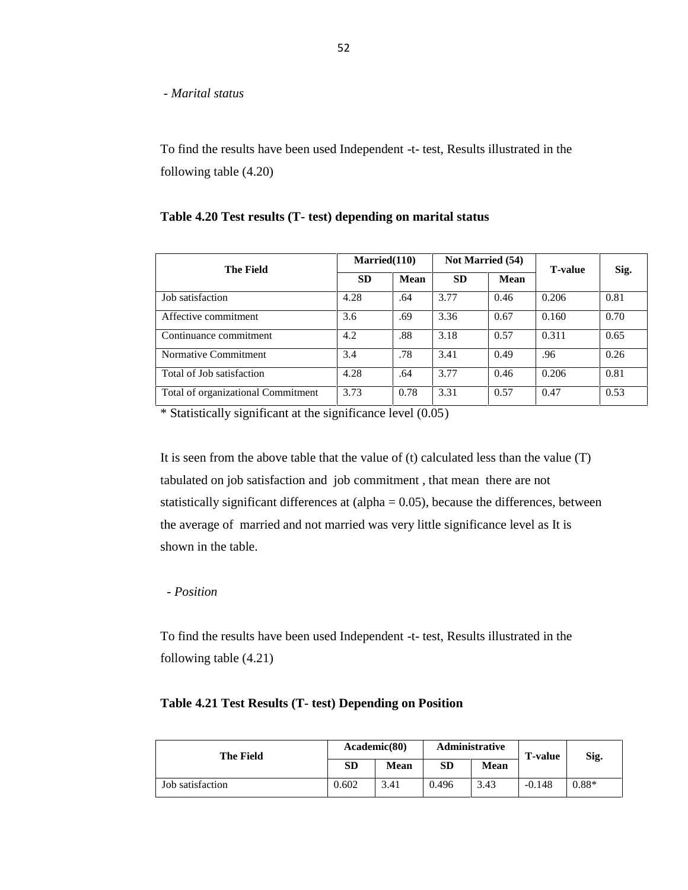- *Marital status*

To find the results have been used Independent -t- test, Results illustrated in the following table (4.20)

**Table 4.20 Test results (T- test) depending on marital status**

| The Field | Married(110) | | Not Married (54) | | T-value | Sig. |
|---|---|---|---|---|---|---|
| | SD | Mean | SD | Mean | | |
| Job satisfaction | 4.28 | .64 | 3.77 | 0.46 | 0.206 | 0.81 |
| Affective commitment | 3.6 | .69 | 3.36 | 0.67 | 0.160 | 0.70 |
| Continuance commitment | 4.2 | .88 | 3.18 | 0.57 | 0.311 | 0.65 |
| Normative Commitment | 3.4 | .78 | 3.41 | 0.49 | .96 | 0.26 |
| Total of Job satisfaction | 4.28 | .64 | 3.77 | 0.46 | 0.206 | 0.81 |
| Total of organizational Commitment | 3.73 | 0.78 | 3.31 | 0.57 | 0.47 | 0.53 |

\* Statistically significant at the significance level (0.05)

It is seen from the above table that the value of (t) calculated less than the value (T) tabulated on job satisfaction and job commitment , that mean there are not statistically significant differences at (alpha = 0.05), because the differences, between the average of married and not married was very little significance level as It is shown in the table.

- *Position*

To find the results have been used Independent -t- test, Results illustrated in the following table (4.21)

**Table 4.21 Test Results (T- test) Depending on Position**

| The Field | Academic(80) | | Administrative | | T-value | Sig. |
|---|---|---|---|---|---|---|
| | SD | Mean | SD | Mean | | |
| Job satisfaction | 0.602 | 3.41 | 0.496 | 3.43 | -0.148 | 0.88* |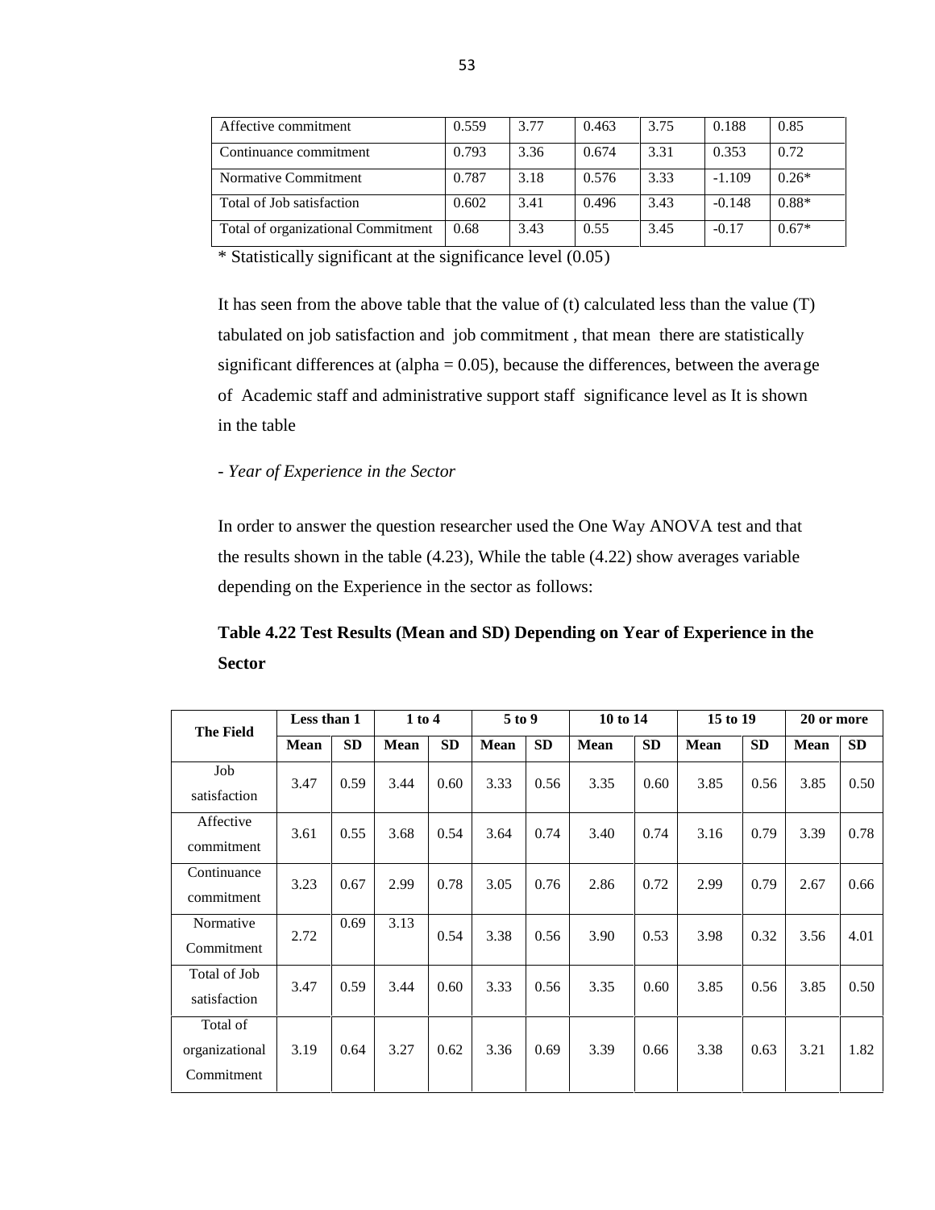| | | | | | | |
|---|---|---|---|---|---|---|
| Affective commitment | 0.559 | 3.77 | 0.463 | 3.75 | 0.188 | 0.85 |
| Continuance commitment | 0.793 | 3.36 | 0.674 | 3.31 | 0.353 | 0.72 |
| Normative Commitment | 0.787 | 3.18 | 0.576 | 3.33 | -1.109 | 0.26* |
| Total of Job satisfaction | 0.602 | 3.41 | 0.496 | 3.43 | -0.148 | 0.88* |
| Total of organizational Commitment | 0.68 | 3.43 | 0.55 | 3.45 | -0.17 | 0.67* |

\* Statistically significant at the significance level (0.05)

It has seen from the above table that the value of (t) calculated less than the value (T) tabulated on job satisfaction and job commitment , that mean there are statistically significant differences at (alpha = 0.05), because the differences, between the average of Academic staff and administrative support staff significance level as It is shown in the table

- *Year of Experience in the Sector*

In order to answer the question researcher used the One Way ANOVA test and that the results shown in the table (4.23), While the table (4.22) show averages variable depending on the Experience in the sector as follows:

**Table 4.22 Test Results (Mean and SD) Depending on Year of Experience in the Sector**

| The Field | Less than 1 | | 1 to 4 | | 5 to 9 | | 10 to 14 | | 15 to 19 | | 20 or more | |
|---|---|---|---|---|---|---|---|---|---|---|---|---|
| | **Mean** | **SD** | **Mean** | **SD** | **Mean** | **SD** | **Mean** | **SD** | **Mean** | **SD** | **Mean** | **SD** |
| Job satisfaction | 3.47 | 0.59 | 3.44 | 0.60 | 3.33 | 0.56 | 3.35 | 0.60 | 3.85 | 0.56 | 3.85 | 0.50 |
| Affective commitment | 3.61 | 0.55 | 3.68 | 0.54 | 3.64 | 0.74 | 3.40 | 0.74 | 3.16 | 0.79 | 3.39 | 0.78 |
| Continuance commitment | 3.23 | 0.67 | 2.99 | 0.78 | 3.05 | 0.76 | 2.86 | 0.72 | 2.99 | 0.79 | 2.67 | 0.66 |
| Normative Commitment | 2.72 | 0.69 | 3.13 | 0.54 | 3.38 | 0.56 | 3.90 | 0.53 | 3.98 | 0.32 | 3.56 | 4.01 |
| Total of Job satisfaction | 3.47 | 0.59 | 3.44 | 0.60 | 3.33 | 0.56 | 3.35 | 0.60 | 3.85 | 0.56 | 3.85 | 0.50 |
| Total of organizational Commitment | 3.19 | 0.64 | 3.27 | 0.62 | 3.36 | 0.69 | 3.39 | 0.66 | 3.38 | 0.63 | 3.21 | 1.82 |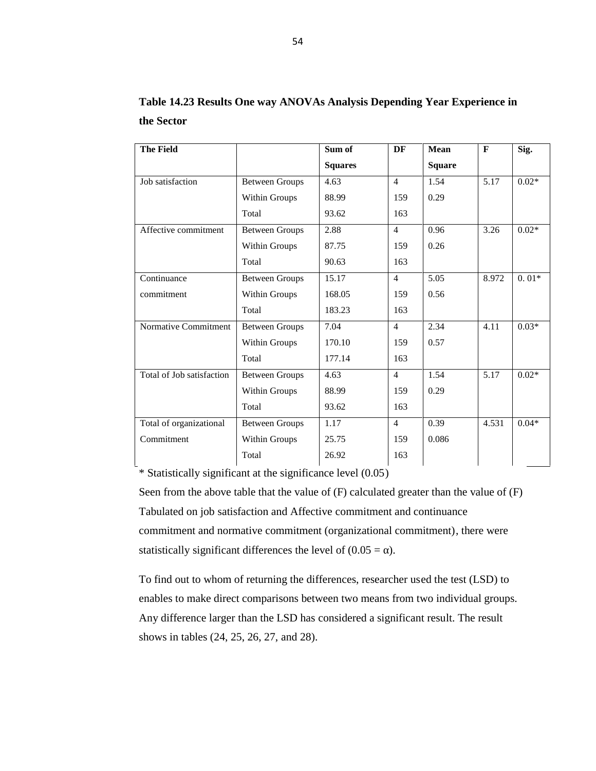**Table 14.23 Results One way ANOVAs Analysis Depending Year Experience in the Sector**

| The Field | | Sum of Squares | DF | Mean Square | F | Sig. |
|---|---|---|---|---|---|---|
| Job satisfaction | Between Groups | 4.63 | 4 | 1.54 | 5.17 | 0.02* |
| | Within Groups | 88.99 | 159 | 0.29 | | |
| | Total | 93.62 | 163 | | | |
| Affective commitment | Between Groups | 2.88 | 4 | 0.96 | 3.26 | 0.02* |
| | Within Groups | 87.75 | 159 | 0.26 | | |
| | Total | 90.63 | 163 | | | |
| Continuance commitment | Between Groups | 15.17 | 4 | 5.05 | 8.972 | 0. 01* |
| | Within Groups | 168.05 | 159 | 0.56 | | |
| | Total | 183.23 | 163 | | | |
| Normative Commitment | Between Groups | 7.04 | 4 | 2.34 | 4.11 | 0.03* |
| | Within Groups | 170.10 | 159 | 0.57 | | |
| | Total | 177.14 | 163 | | | |
| Total of Job satisfaction | Between Groups | 4.63 | 4 | 1.54 | 5.17 | 0.02* |
| | Within Groups | 88.99 | 159 | 0.29 | | |
| | Total | 93.62 | 163 | | | |
| Total of organizational Commitment | Between Groups | 1.17 | 4 | 0.39 | 4.531 | 0.04* |
| | Within Groups | 25.75 | 159 | 0.086 | | |
| | Total | 26.92 | 163 | | | |

* Statistically significant at the significance level (0.05)

Seen from the above table that the value of (F) calculated greater than the value of (F) Tabulated on job satisfaction and Affective commitment and continuance commitment and normative commitment (organizational commitment), there were statistically significant differences the level of (0.05 = α).

To find out to whom of returning the differences, researcher used the test (LSD) to enables to make direct comparisons between two means from two individual groups. Any difference larger than the LSD has considered a significant result. The result shows in tables (24, 25, 26, 27, and 28).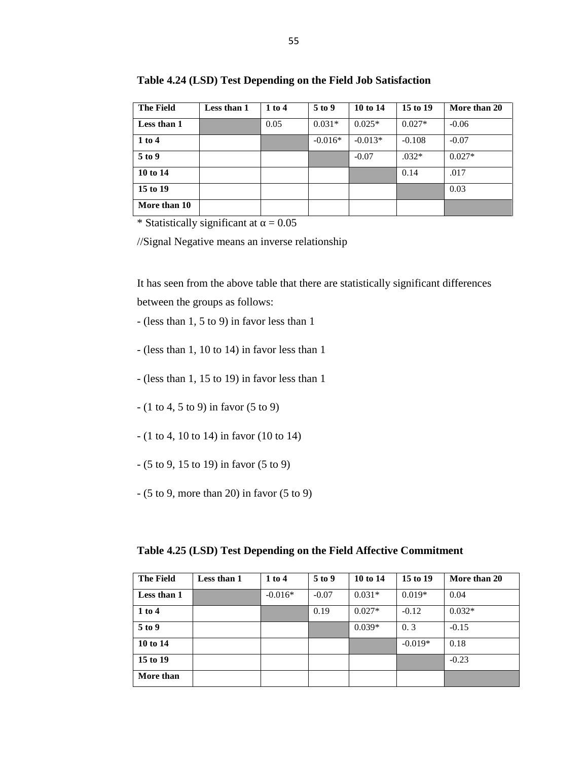**Table 4.24 (LSD) Test Depending on the Field Job Satisfaction**

| The Field | Less than 1 | 1 to 4 | 5 to 9 | 10 to 14 | 15 to 19 | More than 20 |
|---|---|---|---|---|---|---|
| Less than 1 | | 0.05 | 0.031* | 0.025* | 0.027* | -0.06 |
| 1 to 4 | | | -0.016* | -0.013* | -0.108 | -0.07 |
| 5 to 9 | | | | -0.07 | .032* | 0.027* |
| 10 to 14 | | | | | 0.14 | .017 |
| 15 to 19 | | | | | | 0.03 |
| More than 10 | | | | | | |

* Statistically significant at α = 0.05

//Signal Negative means an inverse relationship

It has seen from the above table that there are statistically significant differences between the groups as follows:

- (less than 1, 5 to 9) in favor less than 1
- (less than 1, 10 to 14) in favor less than 1
- (less than 1, 15 to 19) in favor less than 1
- (1 to 4, 5 to 9) in favor (5 to 9)
- (1 to 4, 10 to 14) in favor (10 to 14)
- (5 to 9, 15 to 19) in favor (5 to 9)
- (5 to 9, more than 20) in favor (5 to 9)

**Table 4.25 (LSD) Test Depending on the Field Affective Commitment**

| The Field | Less than 1 | 1 to 4 | 5 to 9 | 10 to 14 | 15 to 19 | More than 20 |
|---|---|---|---|---|---|---|
| Less than 1 | | -0.016* | -0.07 | 0.031* | 0.019* | 0.04 |
| 1 to 4 | | | 0.19 | 0.027* | -0.12 | 0.032* |
| 5 to 9 | | | | 0.039* | 0. 3 | -0.15 |
| 10 to 14 | | | | | -0.019* | 0.18 |
| 15 to 19 | | | | | | -0.23 |
| More than | | | | | | |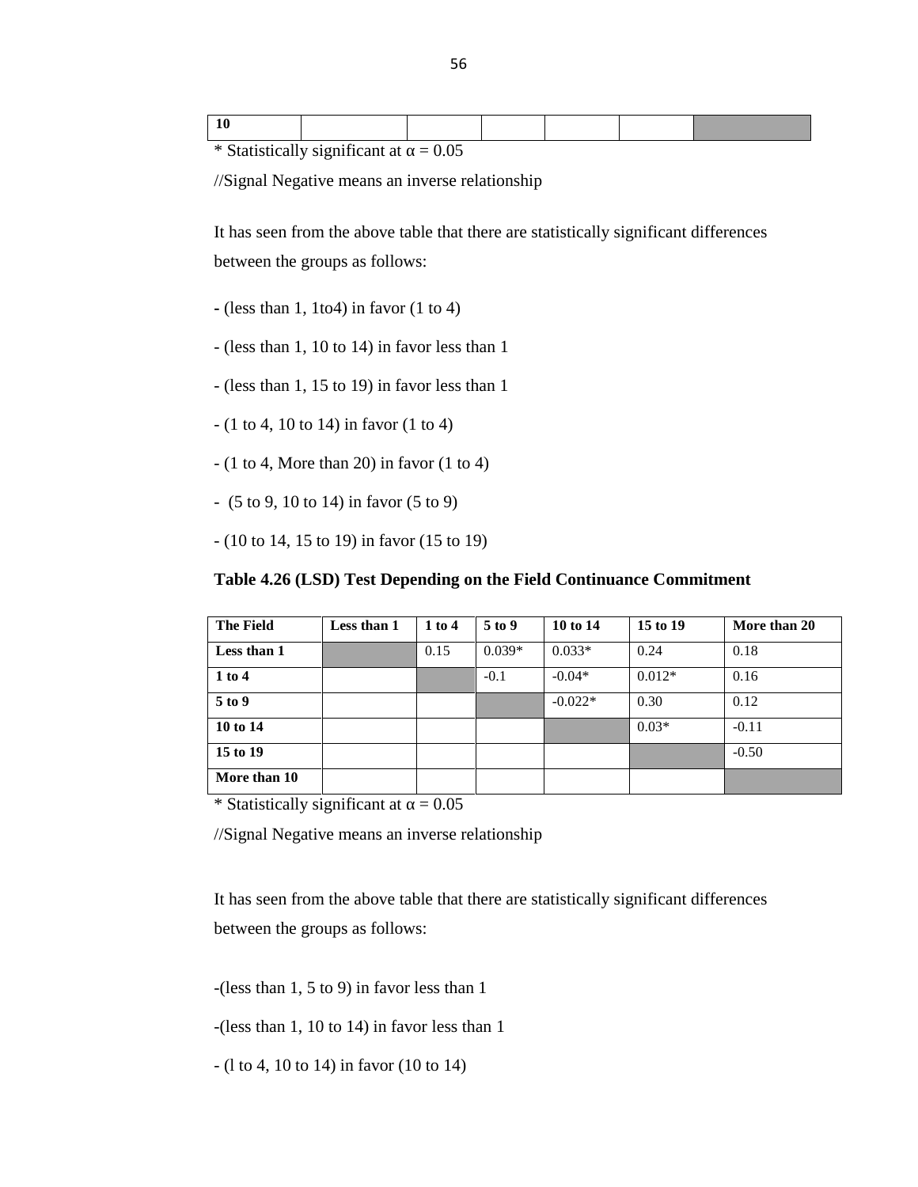| 10 | | | | | | |
|---|---|---|---|---|---|---|

* Statistically significant at α = 0.05

//Signal Negative means an inverse relationship

It has seen from the above table that there are statistically significant differences between the groups as follows:

- (less than 1, 1to4) in favor (1 to 4)
- (less than 1, 10 to 14) in favor less than 1
- (less than 1, 15 to 19) in favor less than 1
- (1 to 4, 10 to 14) in favor (1 to 4)
- (1 to 4, More than 20) in favor (1 to 4)
- (5 to 9, 10 to 14) in favor (5 to 9)
- (10 to 14, 15 to 19) in favor (15 to 19)

**Table 4.26 (LSD) Test Depending on the Field Continuance Commitment**

| The Field | Less than 1 | 1 to 4 | 5 to 9 | 10 to 14 | 15 to 19 | More than 20 |
|---|---|---|---|---|---|---|
| Less than 1 | | 0.15 | 0.039* | 0.033* | 0.24 | 0.18 |
| 1 to 4 | | | -0.1 | -0.04* | 0.012* | 0.16 |
| 5 to 9 | | | | -0.022* | 0.30 | 0.12 |
| 10 to 14 | | | | | 0.03* | -0.11 |
| 15 to 19 | | | | | | -0.50 |
| More than 10 | | | | | | |

* Statistically significant at α = 0.05

//Signal Negative means an inverse relationship

It has seen from the above table that there are statistically significant differences between the groups as follows:

-(less than 1, 5 to 9) in favor less than 1

-(less than 1, 10 to 14) in favor less than 1

- (l to 4, 10 to 14) in favor (10 to 14)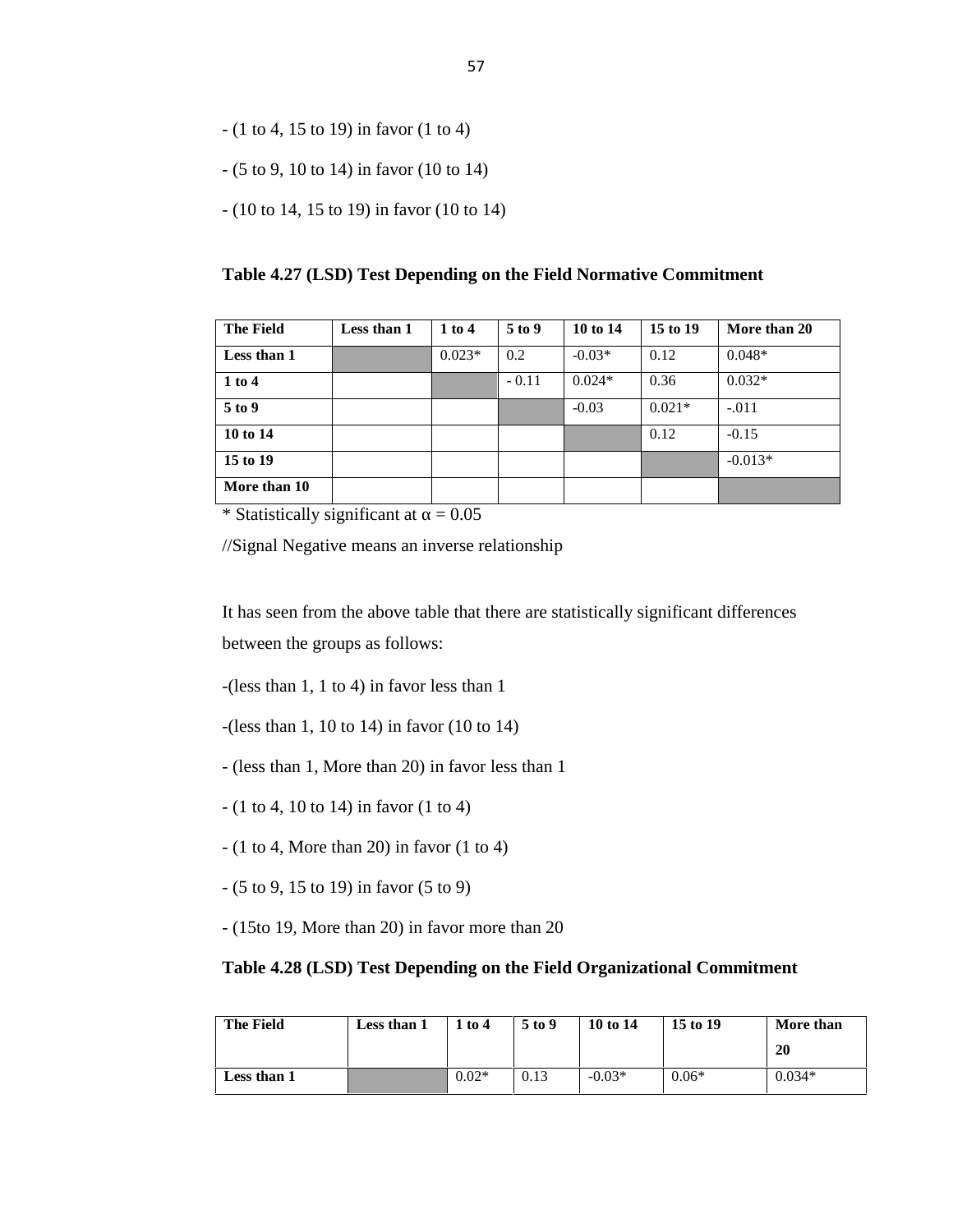- (1 to 4, 15 to 19) in favor (1 to 4)

- (5 to 9, 10 to 14) in favor (10 to 14)

- (10 to 14, 15 to 19) in favor (10 to 14)

**Table 4.27 (LSD) Test Depending on the Field Normative Commitment**

| The Field | Less than 1 | 1 to 4 | 5 to 9 | 10 to 14 | 15 to 19 | More than 20 |
|---|---|---|---|---|---|---|
| **Less than 1** | | 0.023* | 0.2 | -0.03* | 0.12 | 0.048* |
| **1 to 4** | | | - 0.11 | 0.024* | 0.36 | 0.032* |
| **5 to 9** | | | | -0.03 | 0.021* | -.011 |
| **10 to 14** | | | | | 0.12 | -0.15 |
| **15 to 19** | | | | | | -0.013* |
| **More than 10** | | | | | | |

* Statistically significant at α = 0.05

//Signal Negative means an inverse relationship

It has seen from the above table that there are statistically significant differences between the groups as follows:

-(less than 1, 1 to 4) in favor less than 1

-(less than 1, 10 to 14) in favor (10 to 14)

- (less than 1, More than 20) in favor less than 1

- (1 to 4, 10 to 14) in favor (1 to 4)

- (1 to 4, More than 20) in favor (1 to 4)

- (5 to 9, 15 to 19) in favor (5 to 9)

- (15to 19, More than 20) in favor more than 20

**Table 4.28 (LSD) Test Depending on the Field Organizational Commitment**

| The Field | Less than 1 | 1 to 4 | 5 to 9 | 10 to 14 | 15 to 19 | More than 20 |
|---|---|---|---|---|---|---|
| **Less than 1** | | 0.02* | 0.13 | -0.03* | 0.06* | 0.034* |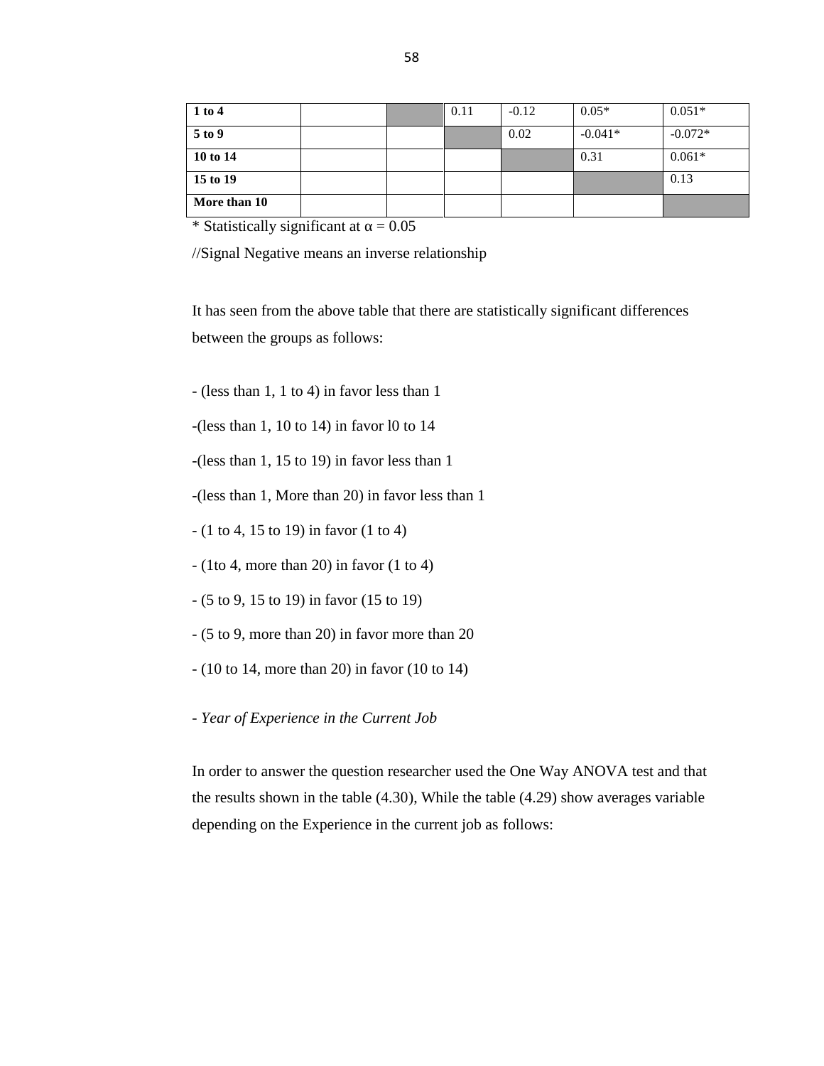| 1 to 4 | | | 0.11 | -0.12 | 0.05* | 0.051* |
|---|---|---|---|---|---|---|
| 5 to 9 | | | | 0.02 | -0.041* | -0.072* |
| 10 to 14 | | | | | 0.31 | 0.061* |
| 15 to 19 | | | | | | 0.13 |
| More than 10 | | | | | | |

* Statistically significant at α = 0.05

//Signal Negative means an inverse relationship

It has seen from the above table that there are statistically significant differences between the groups as follows:

- (less than 1, 1 to 4) in favor less than 1
-(less than 1, 10 to 14) in favor l0 to 14
-(less than 1, 15 to 19) in favor less than 1
-(less than 1, More than 20) in favor less than 1
- (1 to 4, 15 to 19) in favor (1 to 4)
- (1to 4, more than 20) in favor (1 to 4)
- (5 to 9, 15 to 19) in favor (15 to 19)
- (5 to 9, more than 20) in favor more than 20
- (10 to 14, more than 20) in favor (10 to 14)

- *Year of Experience in the Current Job*

In order to answer the question researcher used the One Way ANOVA test and that the results shown in the table (4.30), While the table (4.29) show averages variable depending on the Experience in the current job as follows: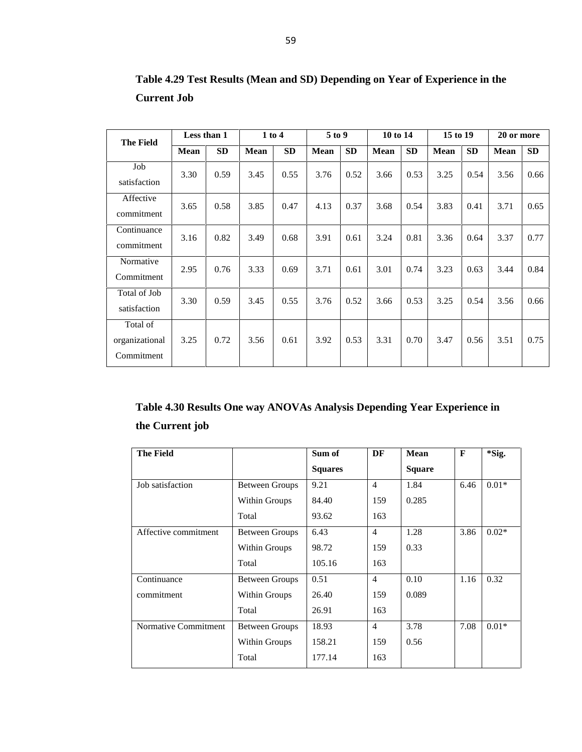**Table 4.29 Test Results (Mean and SD) Depending on Year of Experience in the Current Job**

| The Field | Less than 1 | | 1 to 4 | | 5 to 9 | | 10 to 14 | | 15 to 19 | | 20 or more | |
|---|---|---|---|---|---|---|---|---|---|---|---|---|
| | Mean | SD | Mean | SD | Mean | SD | Mean | SD | Mean | SD | Mean | SD |
| Job satisfaction | 3.30 | 0.59 | 3.45 | 0.55 | 3.76 | 0.52 | 3.66 | 0.53 | 3.25 | 0.54 | 3.56 | 0.66 |
| Affective commitment | 3.65 | 0.58 | 3.85 | 0.47 | 4.13 | 0.37 | 3.68 | 0.54 | 3.83 | 0.41 | 3.71 | 0.65 |
| Continuance commitment | 3.16 | 0.82 | 3.49 | 0.68 | 3.91 | 0.61 | 3.24 | 0.81 | 3.36 | 0.64 | 3.37 | 0.77 |
| Normative Commitment | 2.95 | 0.76 | 3.33 | 0.69 | 3.71 | 0.61 | 3.01 | 0.74 | 3.23 | 0.63 | 3.44 | 0.84 |
| Total of Job satisfaction | 3.30 | 0.59 | 3.45 | 0.55 | 3.76 | 0.52 | 3.66 | 0.53 | 3.25 | 0.54 | 3.56 | 0.66 |
| Total of organizational Commitment | 3.25 | 0.72 | 3.56 | 0.61 | 3.92 | 0.53 | 3.31 | 0.70 | 3.47 | 0.56 | 3.51 | 0.75 |

**Table 4.30 Results One way ANOVAs Analysis Depending Year Experience in the Current job**

| The Field | | Sum of Squares | DF | Mean Square | F | *Sig. |
|---|---|---|---|---|---|---|
| Job satisfaction | Between Groups | 9.21 | 4 | 1.84 | 6.46 | 0.01* |
| | Within Groups | 84.40 | 159 | 0.285 | | |
| | Total | 93.62 | 163 | | | |
| Affective commitment | Between Groups | 6.43 | 4 | 1.28 | 3.86 | 0.02* |
| | Within Groups | 98.72 | 159 | 0.33 | | |
| | Total | 105.16 | 163 | | | |
| Continuance commitment | Between Groups | 0.51 | 4 | 0.10 | 1.16 | 0.32 |
| | Within Groups | 26.40 | 159 | 0.089 | | |
| | Total | 26.91 | 163 | | | |
| Normative Commitment | Between Groups | 18.93 | 4 | 3.78 | 7.08 | 0.01* |
| | Within Groups | 158.21 | 159 | 0.56 | | |
| | Total | 177.14 | 163 | | | |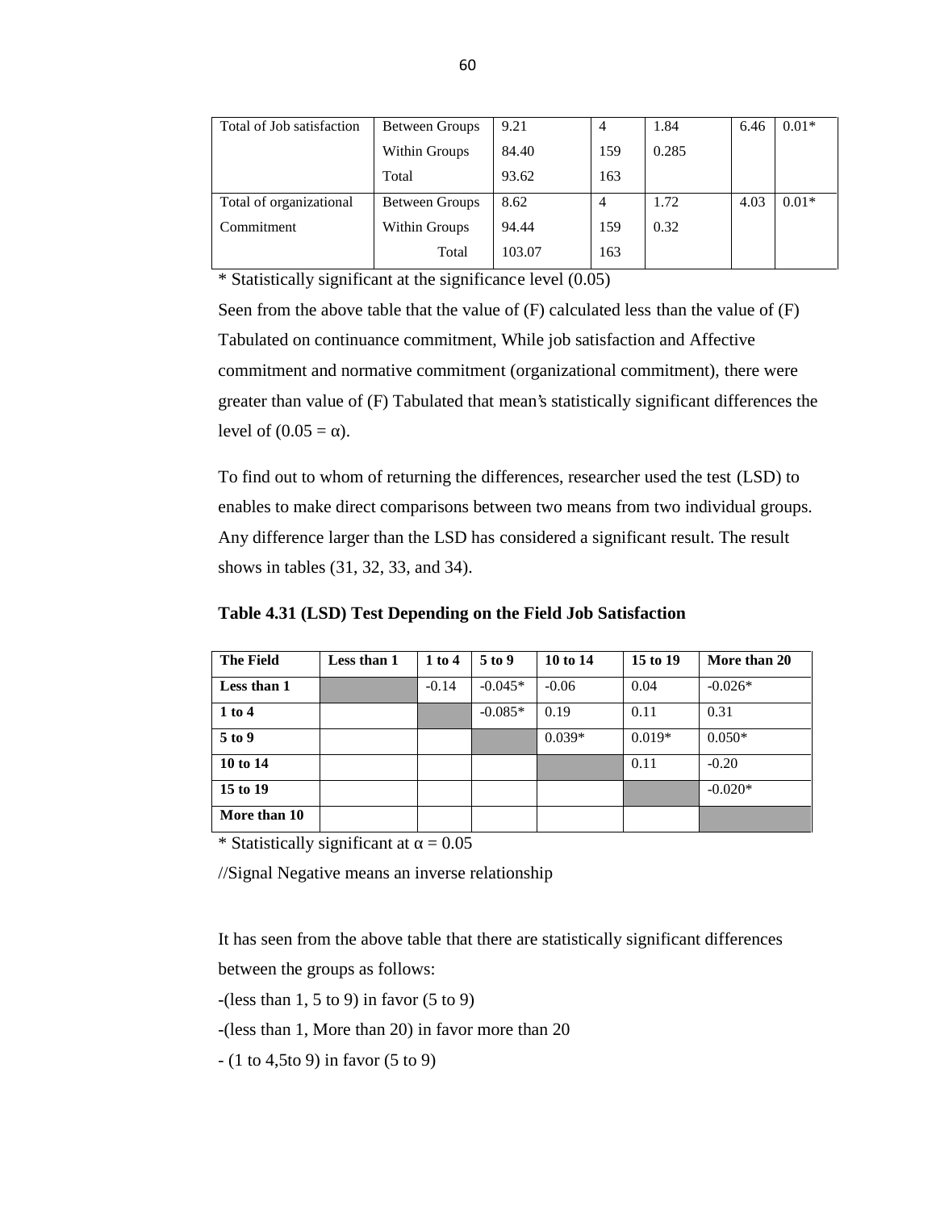| Total of Job satisfaction | Between Groups | 9.21 | 4 | 1.84 | 6.46 | 0.01* |
|---|---|---|---|---|---|---|
| | Within Groups | 84.40 | 159 | 0.285 | | |
| | Total | 93.62 | 163 | | | |
| Total of organizational Commitment | Between Groups | 8.62 | 4 | 1.72 | 4.03 | 0.01* |
| | Within Groups | 94.44 | 159 | 0.32 | | |
| | Total | 103.07 | 163 | | | |

\* Statistically significant at the significance level (0.05)

Seen from the above table that the value of (F) calculated less than the value of (F) Tabulated on continuance commitment, While job satisfaction and Affective commitment and normative commitment (organizational commitment), there were greater than value of (F) Tabulated that mean's statistically significant differences the level of ($0.05 = \alpha$).

To find out to whom of returning the differences, researcher used the test (LSD) to enables to make direct comparisons between two means from two individual groups. Any difference larger than the LSD has considered a significant result. The result shows in tables (31, 32, 33, and 34).

**Table 4.31 (LSD) Test Depending on the Field Job Satisfaction**

| The Field | Less than 1 | 1 to 4 | 5 to 9 | 10 to 14 | 15 to 19 | More than 20 |
|---|---|---|---|---|---|---|
| **Less than 1** | | -0.14 | -0.045* | -0.06 | 0.04 | -0.026* |
| **1 to 4** | | | -0.085* | 0.19 | 0.11 | 0.31 |
| **5 to 9** | | | | 0.039* | 0.019* | 0.050* |
| **10 to 14** | | | | | 0.11 | -0.20 |
| **15 to 19** | | | | | | -0.020* |
| **More than 10** | | | | | | |

\* Statistically significant at $\alpha = 0.05$

//Signal Negative means an inverse relationship

It has seen from the above table that there are statistically significant differences between the groups as follows:

-(less than 1, 5 to 9) in favor (5 to 9)

-(less than 1, More than 20) in favor more than 20

\- (1 to 4,5to 9) in favor (5 to 9)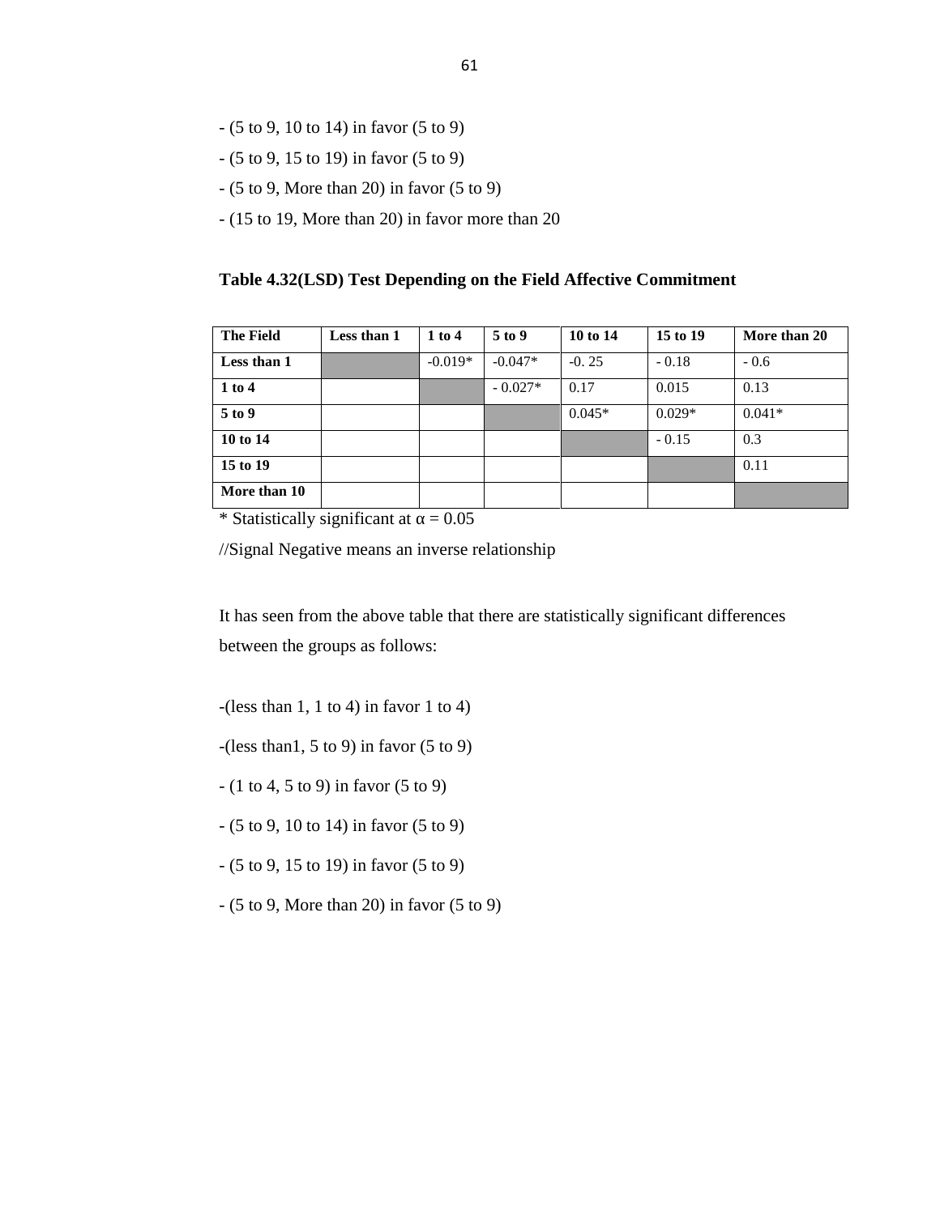- (5 to 9, 10 to 14) in favor (5 to 9)

- (5 to 9, 15 to 19) in favor (5 to 9)

- (5 to 9, More than 20) in favor (5 to 9)

- (15 to 19, More than 20) in favor more than 20

**Table 4.32(LSD) Test Depending on the Field Affective Commitment**

| The Field | Less than 1 | 1 to 4 | 5 to 9 | 10 to 14 | 15 to 19 | More than 20 |
|---|---|---|---|---|---|---|
| **Less than 1** | | -0.019* | -0.047* | -0. 25 | - 0.18 | - 0.6 |
| **1 to 4** | | | - 0.027* | 0.17 | 0.015 | 0.13 |
| **5 to 9** | | | | 0.045* | 0.029* | 0.041* |
| **10 to 14** | | | | | - 0.15 | 0.3 |
| **15 to 19** | | | | | | 0.11 |
| **More than 10** | | | | | | |

* Statistically significant at α = 0.05

//Signal Negative means an inverse relationship

It has seen from the above table that there are statistically significant differences between the groups as follows:

-(less than 1, 1 to 4) in favor 1 to 4)

-(less than1, 5 to 9) in favor (5 to 9)

- (1 to 4, 5 to 9) in favor (5 to 9)

- (5 to 9, 10 to 14) in favor (5 to 9)

- (5 to 9, 15 to 19) in favor (5 to 9)

- (5 to 9, More than 20) in favor (5 to 9)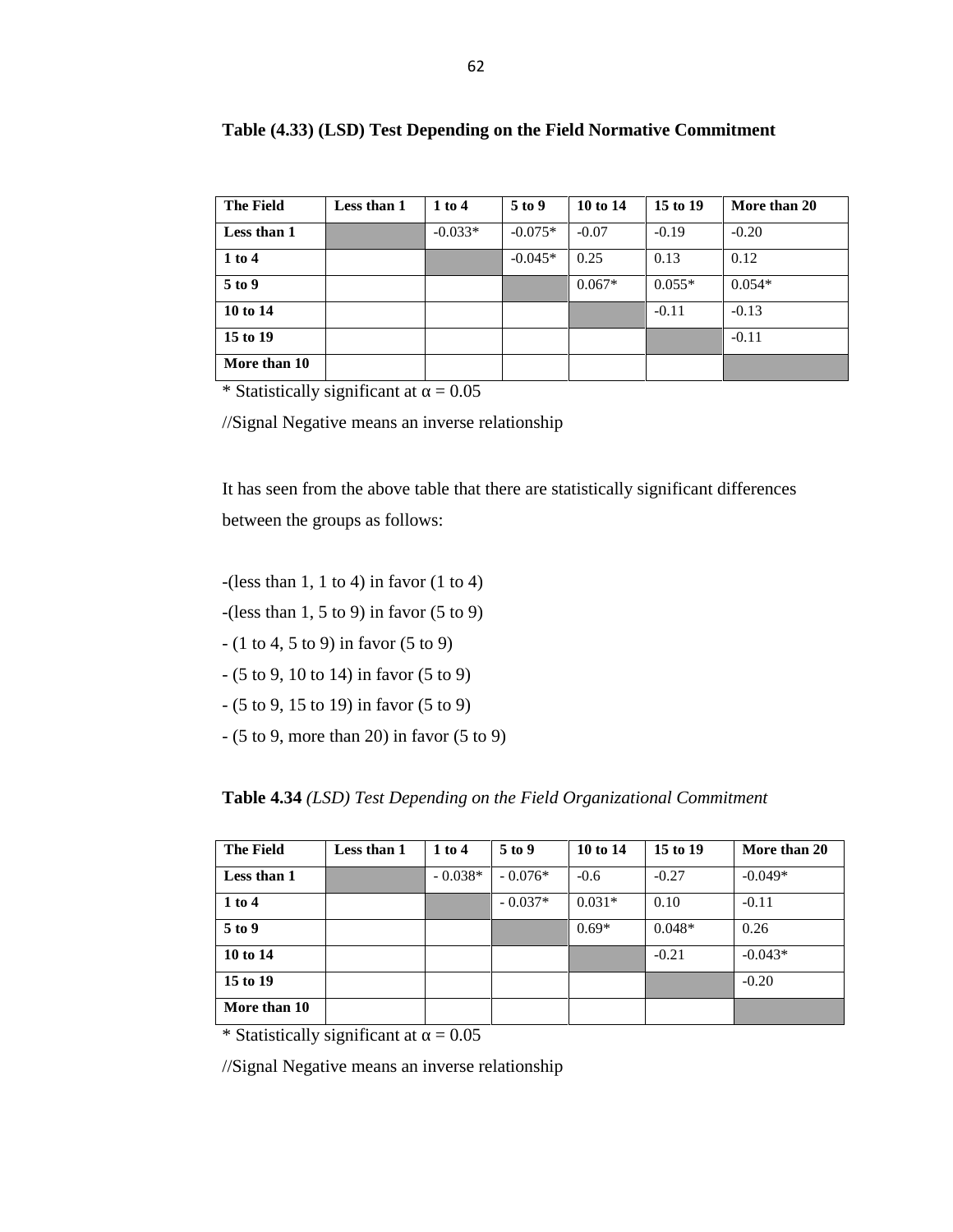**Table (4.33) (LSD) Test Depending on the Field Normative Commitment**

| The Field | Less than 1 | 1 to 4 | 5 to 9 | 10 to 14 | 15 to 19 | More than 20 |
|---|---|---|---|---|---|---|
| Less than 1 | | -0.033* | -0.075* | -0.07 | -0.19 | -0.20 |
| 1 to 4 | | | -0.045* | 0.25 | 0.13 | 0.12 |
| 5 to 9 | | | | 0.067* | 0.055* | 0.054* |
| 10 to 14 | | | | | -0.11 | -0.13 |
| 15 to 19 | | | | | | -0.11 |
| More than 10 | | | | | | |

* Statistically significant at $\alpha = 0.05$

//Signal Negative means an inverse relationship

It has seen from the above table that there are statistically significant differences between the groups as follows:

-(less than 1, 1 to 4) in favor (1 to 4)

-(less than 1, 5 to 9) in favor (5 to 9)

- (1 to 4, 5 to 9) in favor (5 to 9)

- (5 to 9, 10 to 14) in favor (5 to 9)

- (5 to 9, 15 to 19) in favor (5 to 9)

- (5 to 9, more than 20) in favor (5 to 9)

**Table 4.34** *(LSD) Test Depending on the Field Organizational Commitment*

| The Field | Less than 1 | 1 to 4 | 5 to 9 | 10 to 14 | 15 to 19 | More than 20 |
|---|---|---|---|---|---|---|
| Less than 1 | | - 0.038* | - 0.076* | -0.6 | -0.27 | -0.049* |
| 1 to 4 | | | - 0.037* | 0.031* | 0.10 | -0.11 |
| 5 to 9 | | | | 0.69* | 0.048* | 0.26 |
| 10 to 14 | | | | | -0.21 | -0.043* |
| 15 to 19 | | | | | | -0.20 |
| More than 10 | | | | | | |

* Statistically significant at $\alpha = 0.05$

//Signal Negative means an inverse relationship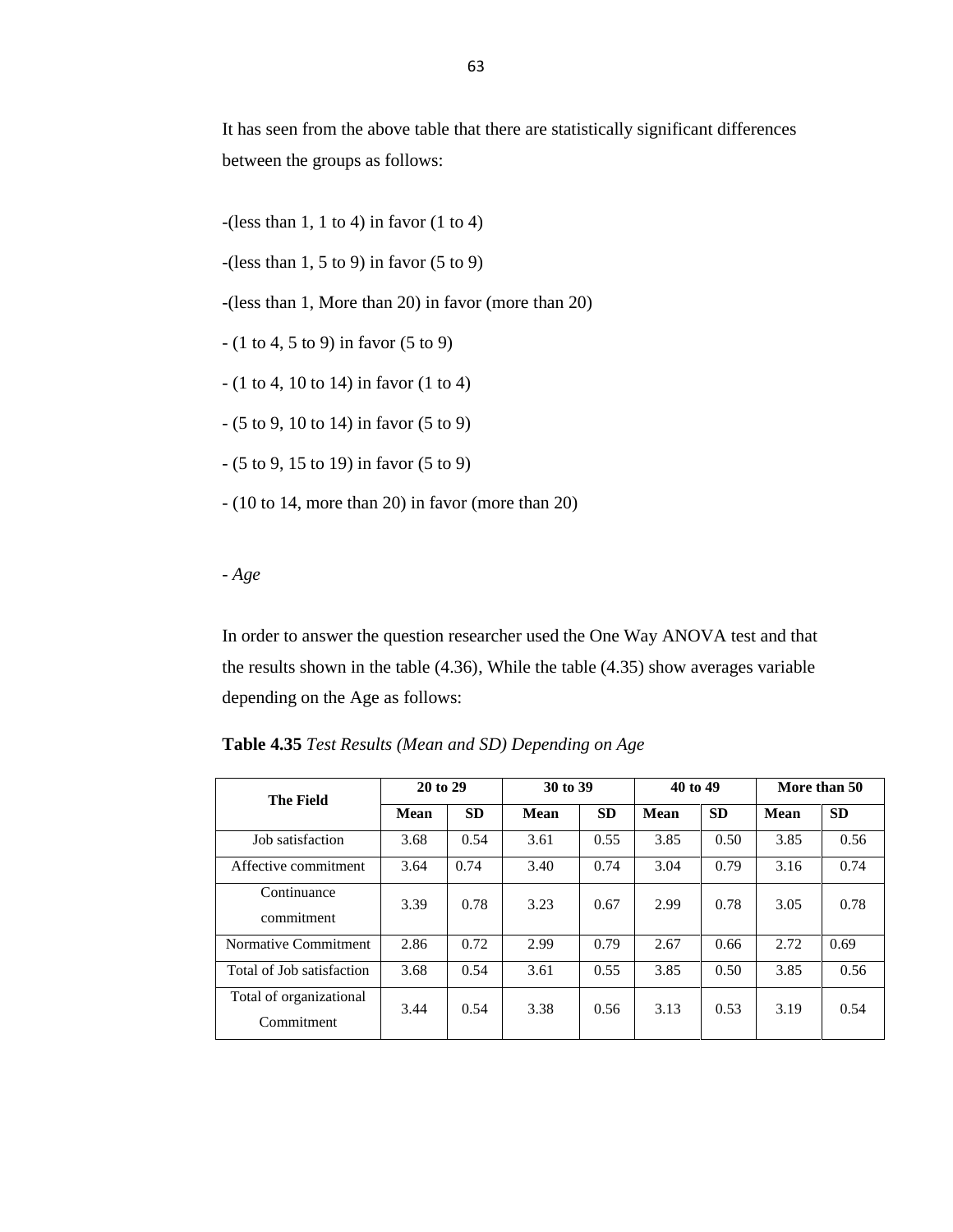It has seen from the above table that there are statistically significant differences between the groups as follows:

-(less than 1, 1 to 4) in favor (1 to 4)

-(less than 1, 5 to 9) in favor (5 to 9)

-(less than 1, More than 20) in favor (more than 20)

- (1 to 4, 5 to 9) in favor (5 to 9)

- (1 to 4, 10 to 14) in favor (1 to 4)

- (5 to 9, 10 to 14) in favor (5 to 9)

- (5 to 9, 15 to 19) in favor (5 to 9)

- (10 to 14, more than 20) in favor (more than 20)

- *Age*

In order to answer the question researcher used the One Way ANOVA test and that the results shown in the table (4.36), While the table (4.35) show averages variable depending on the Age as follows:

**Table 4.35** *Test Results (Mean and SD) Depending on Age*

| The Field | 20 to 29 | | 30 to 39 | | 40 to 49 | | More than 50 | |
|---|---|---|---|---|---|---|---|---|
| | **Mean** | **SD** | **Mean** | **SD** | **Mean** | **SD** | **Mean** | **SD** |
| Job satisfaction | 3.68 | 0.54 | 3.61 | 0.55 | 3.85 | 0.50 | 3.85 | 0.56 |
| Affective commitment | 3.64 | 0.74 | 3.40 | 0.74 | 3.04 | 0.79 | 3.16 | 0.74 |
| Continuance commitment | 3.39 | 0.78 | 3.23 | 0.67 | 2.99 | 0.78 | 3.05 | 0.78 |
| Normative Commitment | 2.86 | 0.72 | 2.99 | 0.79 | 2.67 | 0.66 | 2.72 | 0.69 |
| Total of Job satisfaction | 3.68 | 0.54 | 3.61 | 0.55 | 3.85 | 0.50 | 3.85 | 0.56 |
| Total of organizational Commitment | 3.44 | 0.54 | 3.38 | 0.56 | 3.13 | 0.53 | 3.19 | 0.54 |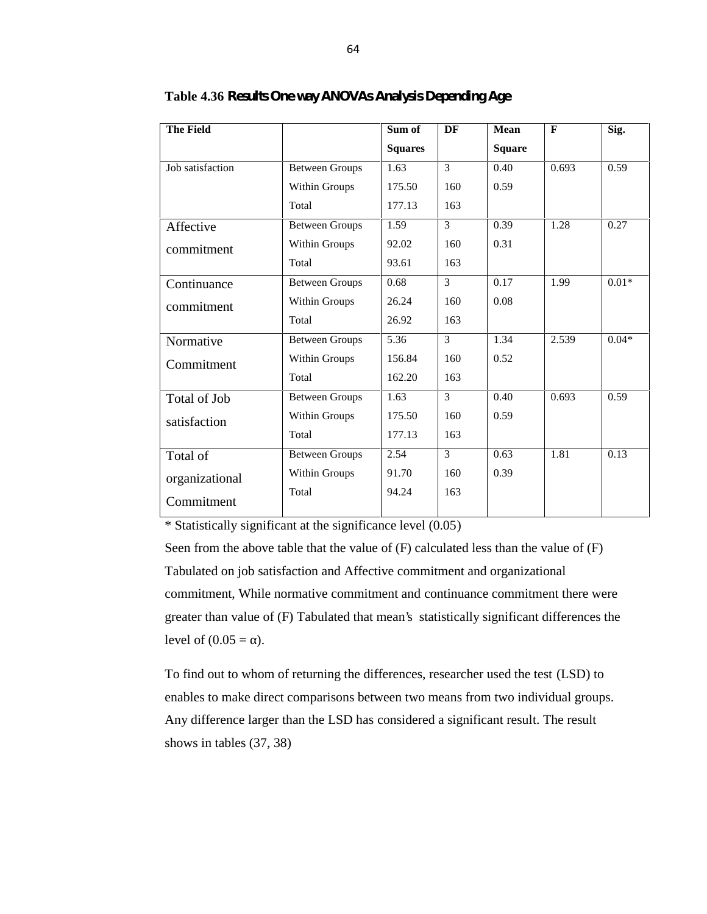**Table 4.36 Results One way ANOVAs Analysis Depending Age**

| The Field | | Sum of Squares | DF | Mean Square | F | Sig. |
|---|---|---|---|---|---|---|
| Job satisfaction | Between Groups | 1.63 | 3 | 0.40 | 0.693 | 0.59 |
| | Within Groups | 175.50 | 160 | 0.59 | | |
| | Total | 177.13 | 163 | | | |
| Affective commitment | Between Groups | 1.59 | 3 | 0.39 | 1.28 | 0.27 |
| | Within Groups | 92.02 | 160 | 0.31 | | |
| | Total | 93.61 | 163 | | | |
| Continuance commitment | Between Groups | 0.68 | 3 | 0.17 | 1.99 | 0.01* |
| | Within Groups | 26.24 | 160 | 0.08 | | |
| | Total | 26.92 | 163 | | | |
| Normative Commitment | Between Groups | 5.36 | 3 | 1.34 | 2.539 | 0.04* |
| | Within Groups | 156.84 | 160 | 0.52 | | |
| | Total | 162.20 | 163 | | | |
| Total of Job satisfaction | Between Groups | 1.63 | 3 | 0.40 | 0.693 | 0.59 |
| | Within Groups | 175.50 | 160 | 0.59 | | |
| | Total | 177.13 | 163 | | | |
| Total of organizational Commitment | Between Groups | 2.54 | 3 | 0.63 | 1.81 | 0.13 |
| | Within Groups | 91.70 | 160 | 0.39 | | |
| | Total | 94.24 | 163 | | | |

* Statistically significant at the significance level (0.05)

Seen from the above table that the value of (F) calculated less than the value of (F) Tabulated on job satisfaction and Affective commitment and organizational commitment, While normative commitment and continuance commitment there were greater than value of (F) Tabulated that mean's statistically significant differences the level of ($0.05 = \alpha$).

To find out to whom of returning the differences, researcher used the test (LSD) to enables to make direct comparisons between two means from two individual groups. Any difference larger than the LSD has considered a significant result. The result shows in tables (37, 38)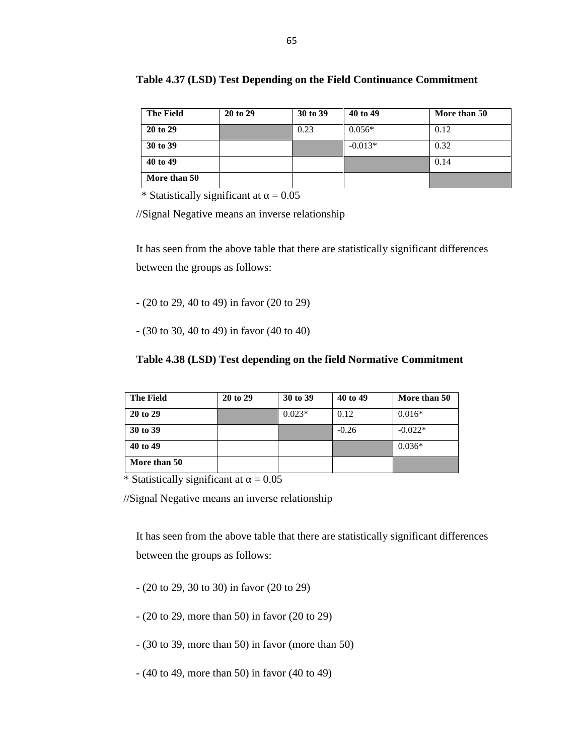**Table 4.37 (LSD) Test Depending on the Field Continuance Commitment**

| The Field | 20 to 29 | 30 to 39 | 40 to 49 | More than 50 |
|---|---|---|---|---|
| 20 to 29 | | 0.23 | 0.056* | 0.12 |
| 30 to 39 | | | -0.013* | 0.32 |
| 40 to 49 | | | | 0.14 |
| More than 50 | | | | |

\* Statistically significant at α = 0.05

//Signal Negative means an inverse relationship

It has seen from the above table that there are statistically significant differences between the groups as follows:

- (20 to 29, 40 to 49) in favor (20 to 29)
- (30 to 30, 40 to 49) in favor (40 to 40)

**Table 4.38 (LSD) Test depending on the field Normative Commitment**

| The Field | 20 to 29 | 30 to 39 | 40 to 49 | More than 50 |
|---|---|---|---|---|
| 20 to 29 | | 0.023* | 0.12 | 0.016* |
| 30 to 39 | | | -0.26 | -0.022* |
| 40 to 49 | | | | 0.036* |
| More than 50 | | | | |

\* Statistically significant at α = 0.05

//Signal Negative means an inverse relationship

It has seen from the above table that there are statistically significant differences between the groups as follows:

- (20 to 29, 30 to 30) in favor (20 to 29)
- (20 to 29, more than 50) in favor (20 to 29)
- (30 to 39, more than 50) in favor (more than 50)
- (40 to 49, more than 50) in favor (40 to 49)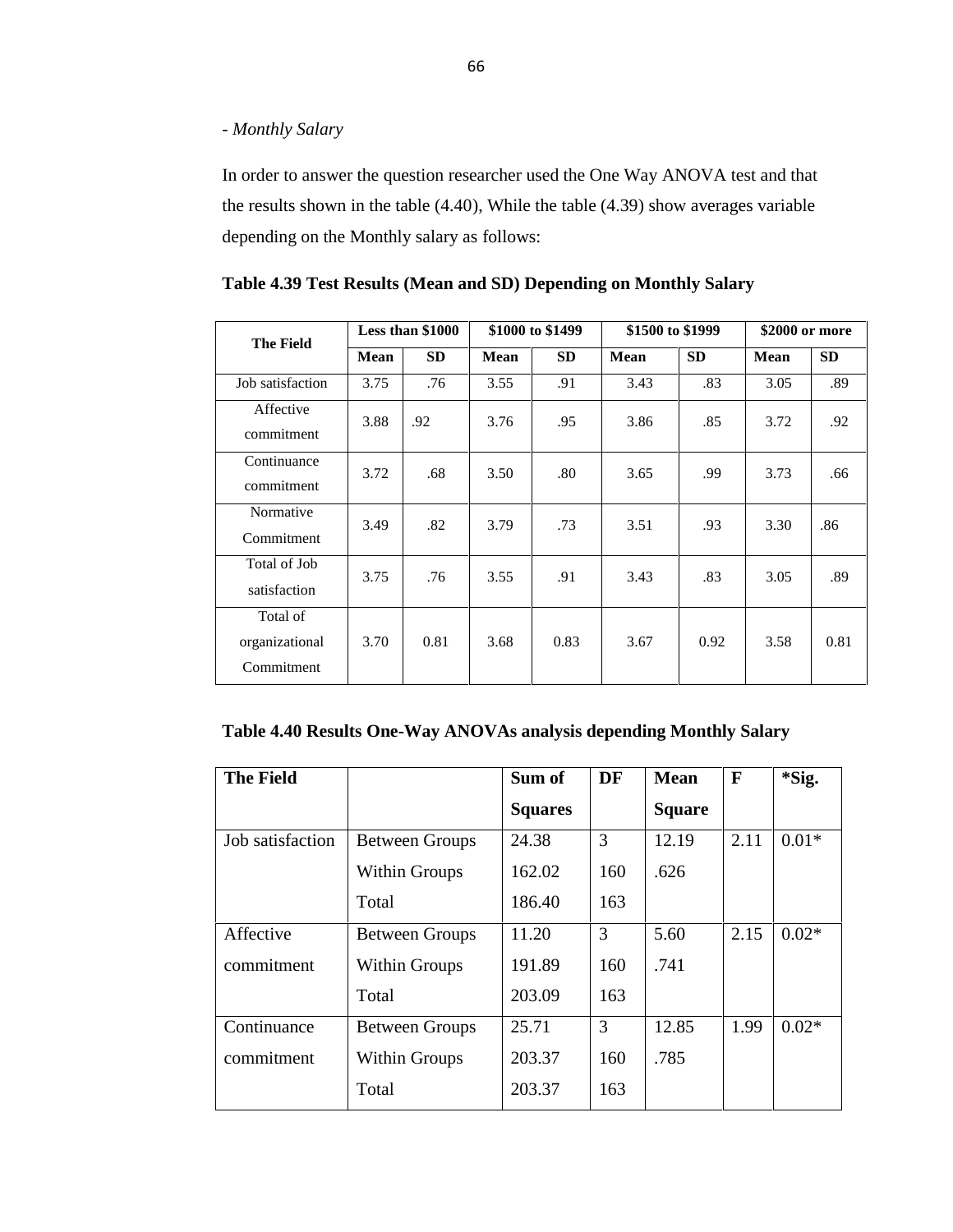- *Monthly Salary*

In order to answer the question researcher used the One Way ANOVA test and that the results shown in the table (4.40), While the table (4.39) show averages variable depending on the Monthly salary as follows:

**Table 4.39 Test Results (Mean and SD) Depending on Monthly Salary**

| The Field | Less than $1000 | | $1000 to $1499 | | $1500 to $1999 | | $2000 or more | |
|---|---|---|---|---|---|---|---|---|
| | Mean | SD | Mean | SD | Mean | SD | Mean | SD |
| Job satisfaction | 3.75 | .76 | 3.55 | .91 | 3.43 | .83 | 3.05 | .89 |
| Affective commitment | 3.88 | .92 | 3.76 | .95 | 3.86 | .85 | 3.72 | .92 |
| Continuance commitment | 3.72 | .68 | 3.50 | .80 | 3.65 | .99 | 3.73 | .66 |
| Normative Commitment | 3.49 | .82 | 3.79 | .73 | 3.51 | .93 | 3.30 | .86 |
| Total of Job satisfaction | 3.75 | .76 | 3.55 | .91 | 3.43 | .83 | 3.05 | .89 |
| Total of organizational Commitment | 3.70 | 0.81 | 3.68 | 0.83 | 3.67 | 0.92 | 3.58 | 0.81 |

**Table 4.40 Results One-Way ANOVAs analysis depending Monthly Salary**

| The Field | | Sum of Squares | DF | Mean Square | F | *Sig. |
|---|---|---|---|---|---|---|
| Job satisfaction | Between Groups | 24.38 | 3 | 12.19 | 2.11 | 0.01* |
| | Within Groups | 162.02 | 160 | .626 | | |
| | Total | 186.40 | 163 | | | |
| Affective commitment | Between Groups | 11.20 | 3 | 5.60 | 2.15 | 0.02* |
| | Within Groups | 191.89 | 160 | .741 | | |
| | Total | 203.09 | 163 | | | |
| Continuance commitment | Between Groups | 25.71 | 3 | 12.85 | 1.99 | 0.02* |
| | Within Groups | 203.37 | 160 | .785 | | |
| | Total | 203.37 | 163 | | | |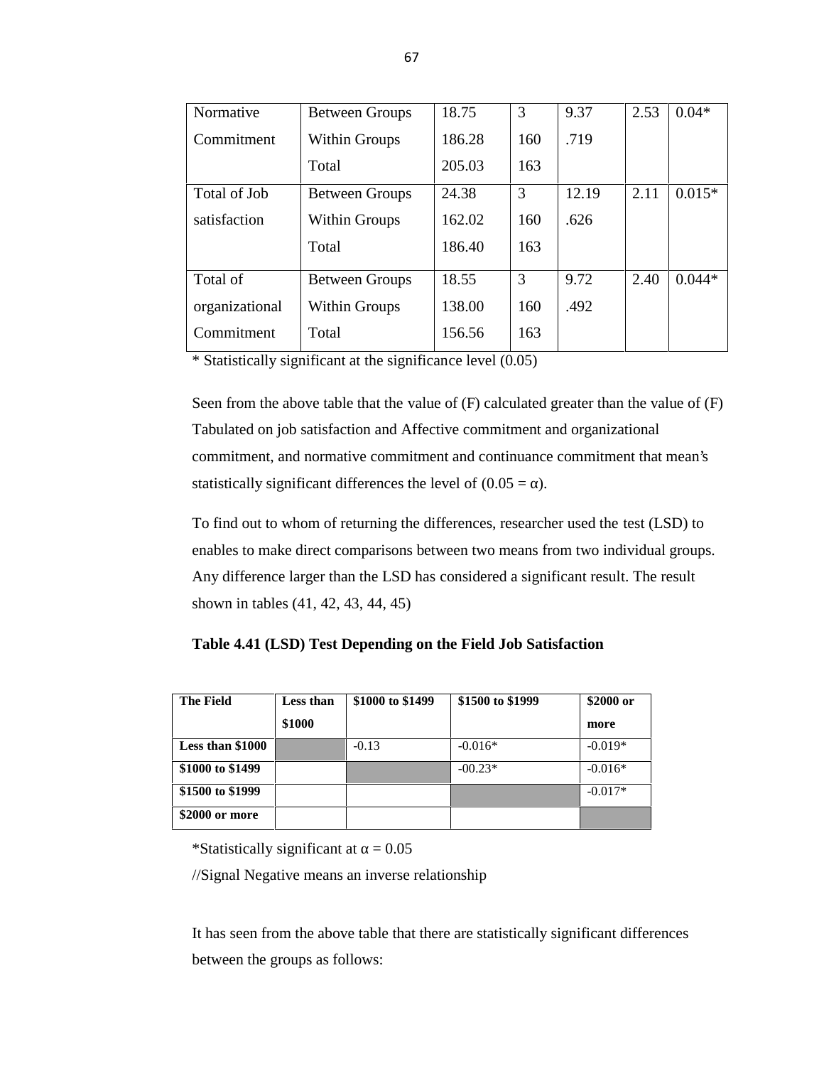| Normative Commitment | Between Groups | 18.75 | 3 | 9.37 | 2.53 | 0.04* |
|---|---|---|---|---|---|---|
| | Within Groups | 186.28 | 160 | .719 | | |
| | Total | 205.03 | 163 | | | |
| Total of Job satisfaction | Between Groups | 24.38 | 3 | 12.19 | 2.11 | 0.015* |
| | Within Groups | 162.02 | 160 | .626 | | |
| | Total | 186.40 | 163 | | | |
| Total of organizational Commitment | Between Groups | 18.55 | 3 | 9.72 | 2.40 | 0.044* |
| | Within Groups | 138.00 | 160 | .492 | | |
| | Total | 156.56 | 163 | | | |

\* Statistically significant at the significance level (0.05)

Seen from the above table that the value of (F) calculated greater than the value of (F) Tabulated on job satisfaction and Affective commitment and organizational commitment, and normative commitment and continuance commitment that mean's statistically significant differences the level of (0.05 = α).

To find out to whom of returning the differences, researcher used the test (LSD) to enables to make direct comparisons between two means from two individual groups. Any difference larger than the LSD has considered a significant result. The result shown in tables (41, 42, 43, 44, 45)

**Table 4.41 (LSD) Test Depending on the Field Job Satisfaction**

| The Field | Less than $1000 | $1000 to $1499 | $1500 to $1999 | $2000 or more |
|---|---|---|---|---|
| **Less than $1000** | | -0.13 | -0.016* | -0.019* |
| **$1000 to $1499** | | | -00.23* | -0.016* |
| **$1500 to $1999** | | | | -0.017* |
| **$2000 or more** | | | | |

*Statistically significant at α = 0.05

//Signal Negative means an inverse relationship

It has seen from the above table that there are statistically significant differences between the groups as follows: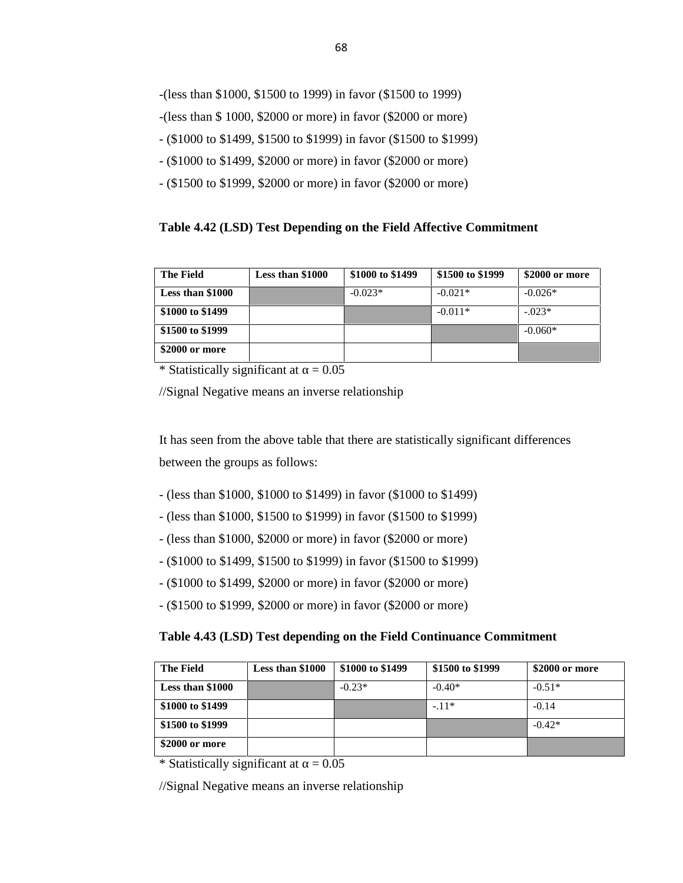-(less than $1000, $1500 to 1999) in favor ($1500 to 1999)

-(less than $ 1000, $2000 or more) in favor ($2000 or more)

- ($1000 to $1499, $1500 to $1999) in favor ($1500 to $1999)

- ($1000 to $1499, $2000 or more) in favor ($2000 or more)

- ($1500 to $1999, $2000 or more) in favor ($2000 or more)

**Table 4.42 (LSD) Test Depending on the Field Affective Commitment**

| The Field | Less than $1000 | $1000 to $1499 | $1500 to $1999 | $2000 or more |
|---|---|---|---|---|
| **Less than $1000** | | -0.023* | -0.021* | -0.026* |
| **$1000 to $1499** | | | -0.011* | -.023* |
| **$1500 to $1999** | | | | -0.060* |
| **$2000 or more** | | | | |

* Statistically significant at $\alpha = 0.05$

//Signal Negative means an inverse relationship

It has seen from the above table that there are statistically significant differences between the groups as follows:

- (less than $1000, $1000 to $1499) in favor ($1000 to $1499)
- (less than $1000, $1500 to $1999) in favor ($1500 to $1999)
- (less than $1000, $2000 or more) in favor ($2000 or more)
- ($1000 to $1499, $1500 to $1999) in favor ($1500 to $1999)
- ($1000 to $1499, $2000 or more) in favor ($2000 or more)
- ($1500 to $1999, $2000 or more) in favor ($2000 or more)

**Table 4.43 (LSD) Test depending on the Field Continuance Commitment**

| The Field | Less than $1000 | $1000 to $1499 | $1500 to $1999 | $2000 or more |
|---|---|---|---|---|
| **Less than $1000** | | -0.23* | -0.40* | -0.51* |
| **$1000 to $1499** | | | -.11* | -0.14 |
| **$1500 to $1999** | | | | -0.42* |
| **$2000 or more** | | | | |

* Statistically significant at $\alpha = 0.05$

//Signal Negative means an inverse relationship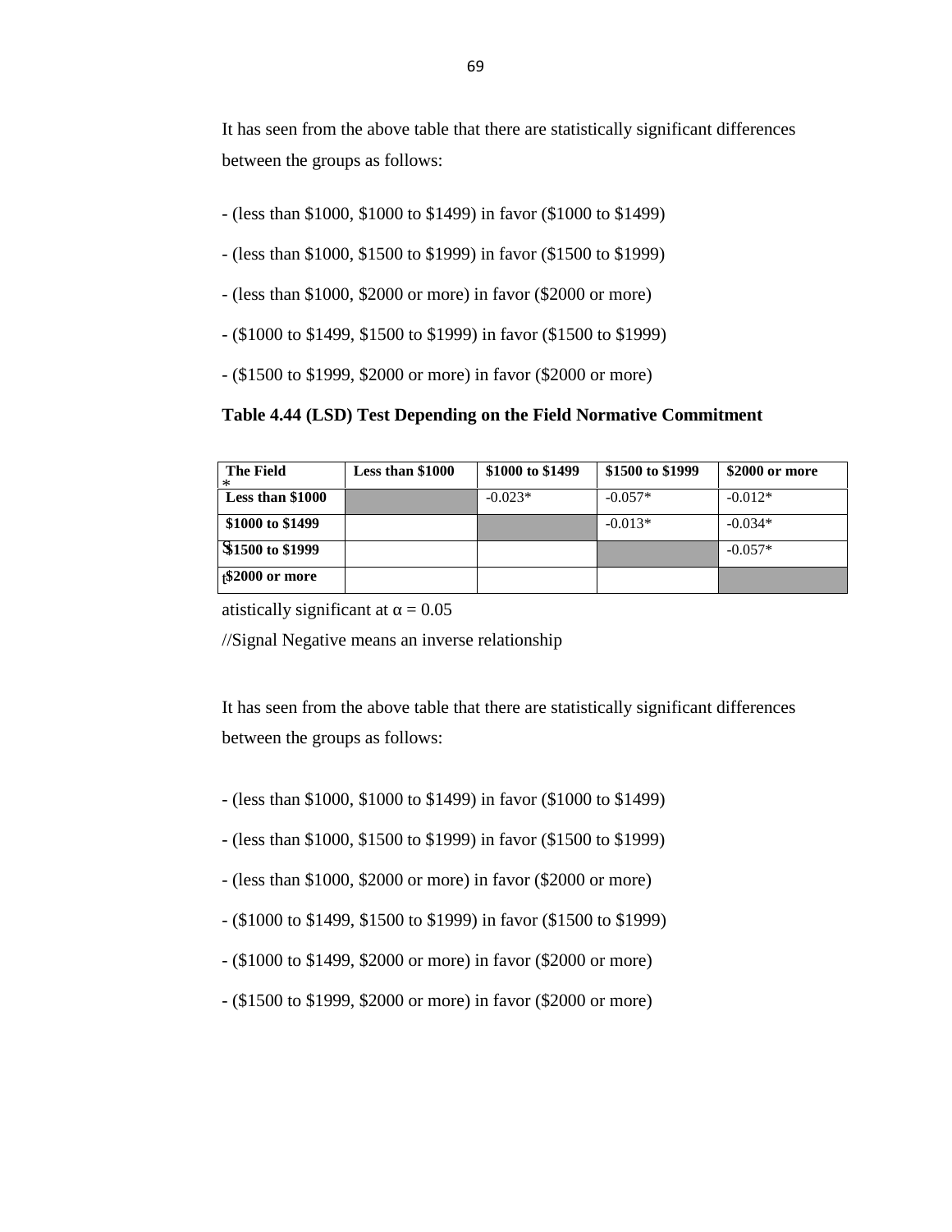It has seen from the above table that there are statistically significant differences between the groups as follows:

- (less than $1000, $1000 to $1499) in favor ($1000 to $1499)
- (less than $1000, $1500 to $1999) in favor ($1500 to $1999)
- (less than $1000, $2000 or more) in favor ($2000 or more)
- ($1000 to $1499, $1500 to $1999) in favor ($1500 to $1999)
- ($1500 to $1999, $2000 or more) in favor ($2000 or more)

**Table 4.44 (LSD) Test Depending on the Field Normative Commitment**

| **The Field** | **Less than $1000** | **$1000 to $1499** | **$1500 to $1999** | **$2000 or more** |
|---|---|---|---|---|
| **Less than $1000** | | -0.023* | -0.057* | -0.012* |
| **$1000 to $1499** | | | -0.013* | -0.034* |
| **$1500 to $1999** | | | | -0.057* |
| **$2000 or more** | | | | |

*Statistically significant at $\alpha = 0.05$

//Signal Negative means an inverse relationship

It has seen from the above table that there are statistically significant differences between the groups as follows:

- (less than $1000, $1000 to $1499) in favor ($1000 to $1499)
- (less than $1000, $1500 to $1999) in favor ($1500 to $1999)
- (less than $1000, $2000 or more) in favor ($2000 or more)
- ($1000 to $1499, $1500 to $1999) in favor ($1500 to $1999)
- ($1000 to $1499, $2000 or more) in favor ($2000 or more)
- ($1500 to $1999, $2000 or more) in favor ($2000 or more)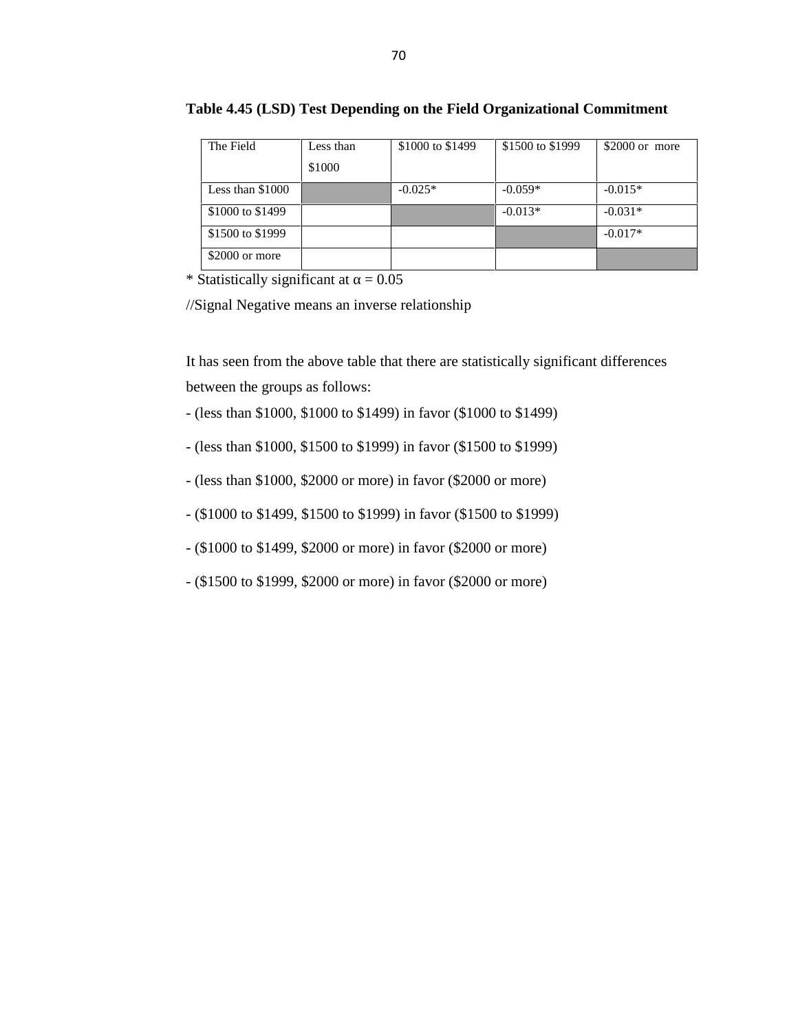**Table 4.45 (LSD) Test Depending on the Field Organizational Commitment**

| The Field | Less than $1000 | $1000 to $1499 | $1500 to $1999 | $2000 or more |
|---|---|---|---|---|
| Less than $1000 | | -0.025* | -0.059* | -0.015* |
| $1000 to $1499 | | | -0.013* | -0.031* |
| $1500 to $1999 | | | | -0.017* |
| $2000 or more | | | | |

* Statistically significant at α = 0.05

//Signal Negative means an inverse relationship

It has seen from the above table that there are statistically significant differences between the groups as follows:

- (less than $1000, $1000 to $1499) in favor ($1000 to $1499)
- (less than $1000, $1500 to $1999) in favor ($1500 to $1999)
- (less than $1000, $2000 or more) in favor ($2000 or more)
- ($1000 to $1499, $1500 to $1999) in favor ($1500 to $1999)
- ($1000 to $1499, $2000 or more) in favor ($2000 or more)
- ($1500 to $1999, $2000 or more) in favor ($2000 or more)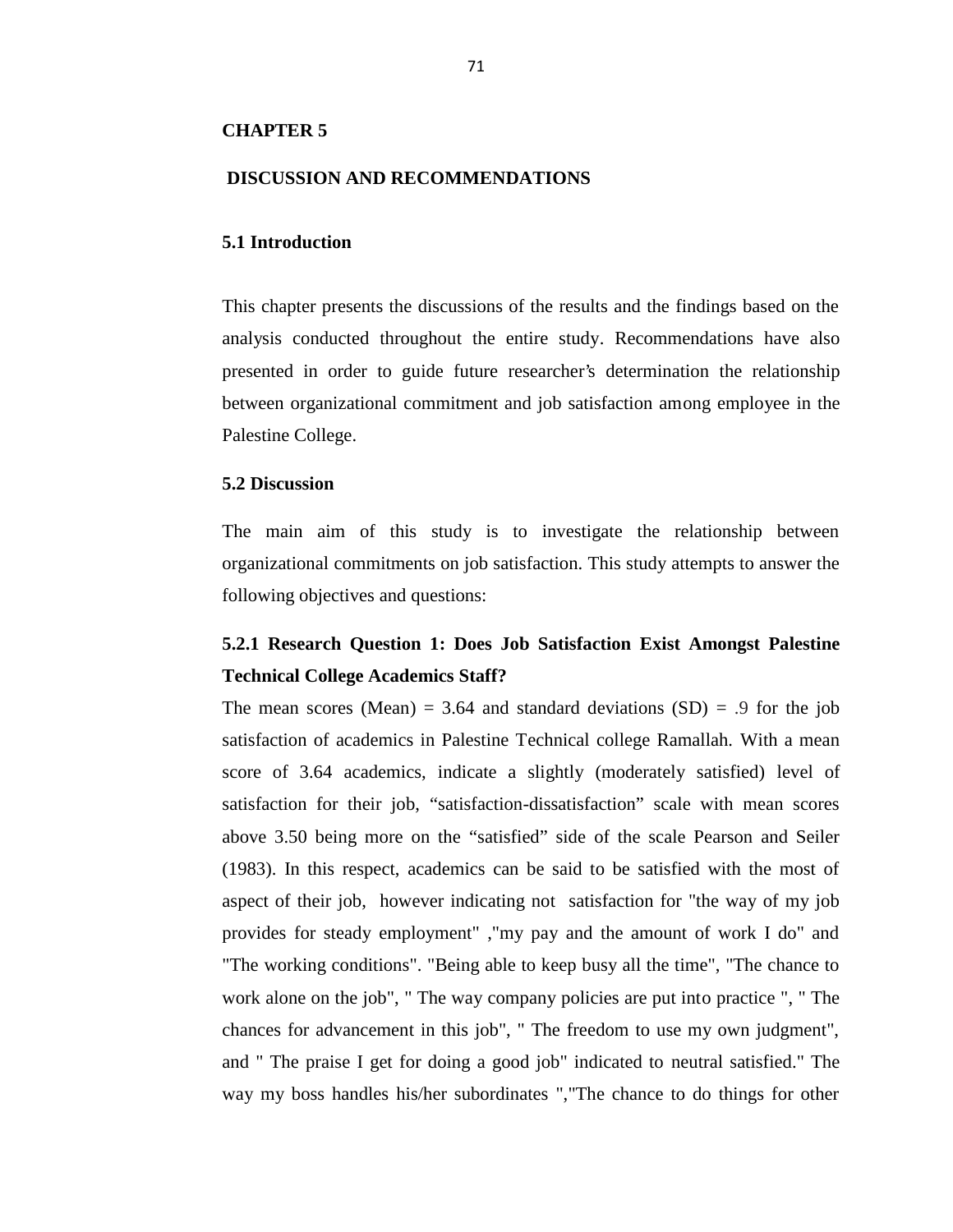# CHAPTER 5

## DISCUSSION AND RECOMMENDATIONS

### 5.1 Introduction

This chapter presents the discussions of the results and the findings based on the analysis conducted throughout the entire study. Recommendations have also presented in order to guide future researcher's determination the relationship between organizational commitment and job satisfaction among employee in the Palestine College.

### 5.2 Discussion

The main aim of this study is to investigate the relationship between organizational commitments on job satisfaction. This study attempts to answer the following objectives and questions:

#### 5.2.1 Research Question 1: Does Job Satisfaction Exist Amongst Palestine Technical College Academics Staff?

The mean scores (Mean) = 3.64 and standard deviations (SD) = .9 for the job satisfaction of academics in Palestine Technical college Ramallah. With a mean score of 3.64 academics, indicate a slightly (moderately satisfied) level of satisfaction for their job, "satisfaction-dissatisfaction" scale with mean scores above 3.50 being more on the "satisfied" side of the scale Pearson and Seiler (1983). In this respect, academics can be said to be satisfied with the most of aspect of their job, however indicating not satisfaction for "the way of my job provides for steady employment" ,"my pay and the amount of work I do" and "The working conditions". "Being able to keep busy all the time", "The chance to work alone on the job", " The way company policies are put into practice ", " The chances for advancement in this job", " The freedom to use my own judgment", and " The praise I get for doing a good job" indicated to neutral satisfied." The way my boss handles his/her subordinates ","The chance to do things for other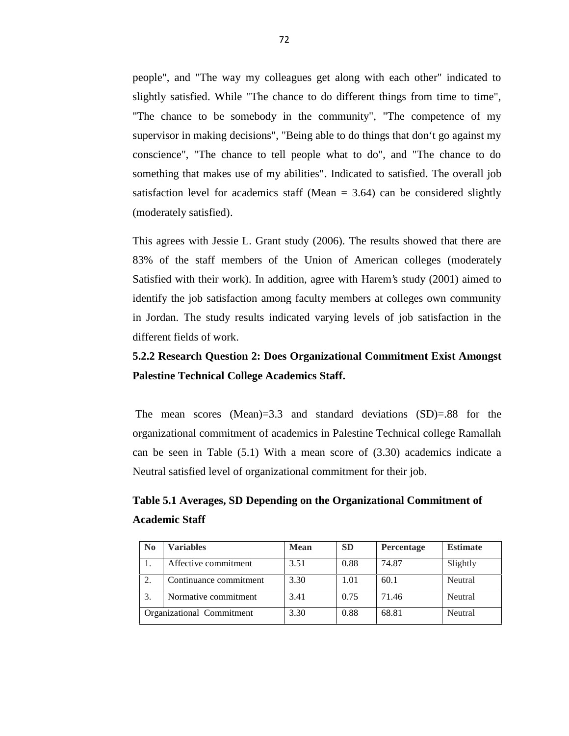people", and "The way my colleagues get along with each other" indicated to slightly satisfied. While "The chance to do different things from time to time", "The chance to be somebody in the community", "The competence of my supervisor in making decisions", "Being able to do things that don't go against my conscience", "The chance to tell people what to do", and "The chance to do something that makes use of my abilities". Indicated to satisfied. The overall job satisfaction level for academics staff (Mean = 3.64) can be considered slightly (moderately satisfied).

This agrees with Jessie L. Grant study (2006). The results showed that there are 83% of the staff members of the Union of American colleges (moderately Satisfied with their work). In addition, agree with Harem's study (2001) aimed to identify the job satisfaction among faculty members at colleges own community in Jordan. The study results indicated varying levels of job satisfaction in the different fields of work.

### 5.2.2 Research Question 2: Does Organizational Commitment Exist Amongst Palestine Technical College Academics Staff.

The mean scores (Mean)=3.3 and standard deviations (SD)=.88 for the organizational commitment of academics in Palestine Technical college Ramallah can be seen in Table (5.1) With a mean score of (3.30) academics indicate a Neutral satisfied level of organizational commitment for their job.

**Table 5.1 Averages, SD Depending on the Organizational Commitment of Academic Staff**

| No | Variables | Mean | SD | Percentage | Estimate |
|---|---|---|---|---|---|
| 1. | Affective commitment | 3.51 | 0.88 | 74.87 | Slightly |
| 2. | Continuance commitment | 3.30 | 1.01 | 60.1 | Neutral |
| 3. | Normative commitment | 3.41 | 0.75 | 71.46 | Neutral |
| Organizational Commitment | | 3.30 | 0.88 | 68.81 | Neutral |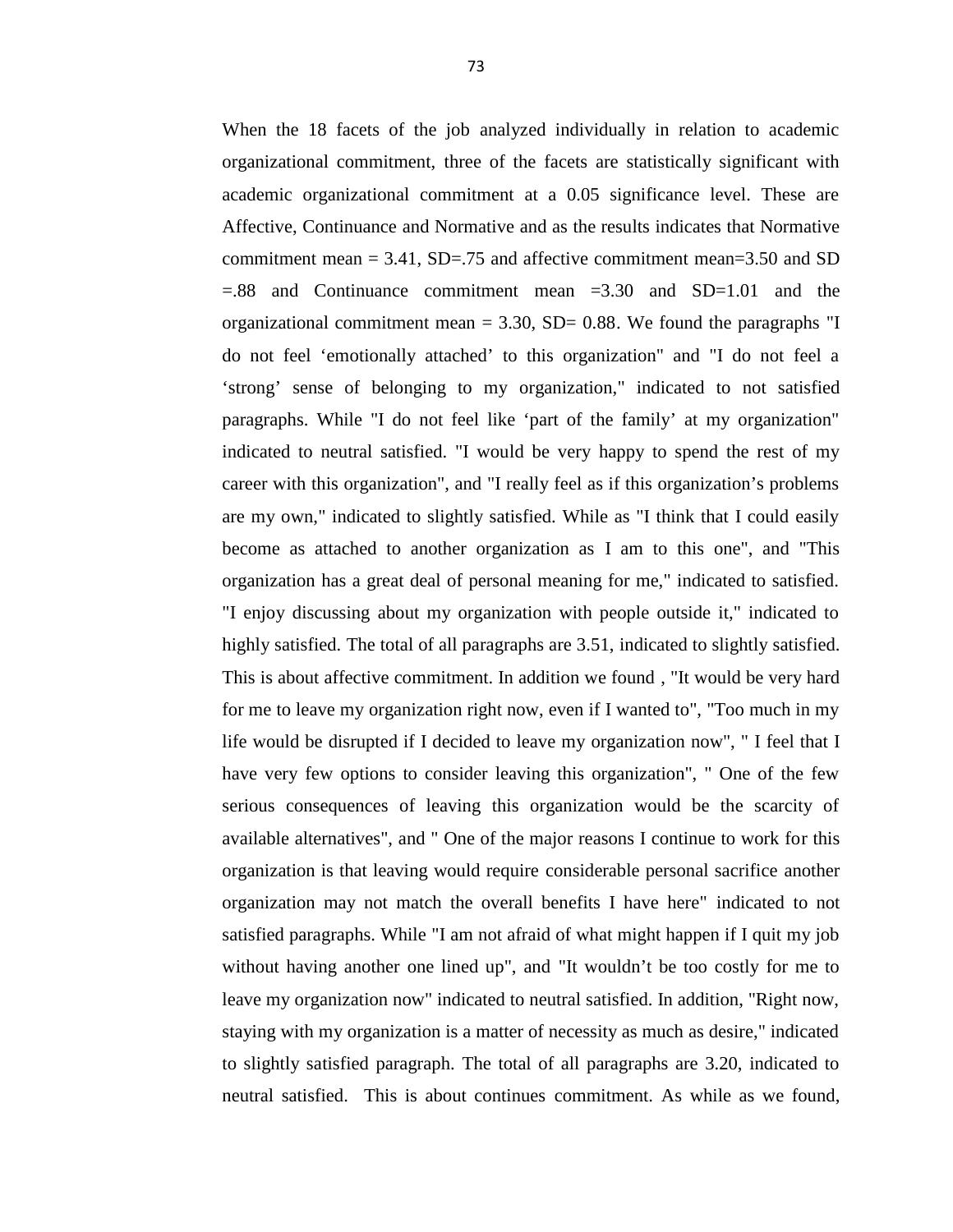When the 18 facets of the job analyzed individually in relation to academic organizational commitment, three of the facets are statistically significant with academic organizational commitment at a 0.05 significance level. These are Affective, Continuance and Normative and as the results indicates that Normative commitment mean = 3.41, SD=.75 and affective commitment mean=3.50 and SD =.88 and Continuance commitment mean =3.30 and SD=1.01 and the organizational commitment mean = 3.30, SD= 0.88. We found the paragraphs "I do not feel 'emotionally attached' to this organization" and "I do not feel a 'strong' sense of belonging to my organization," indicated to not satisfied paragraphs. While "I do not feel like 'part of the family' at my organization" indicated to neutral satisfied. "I would be very happy to spend the rest of my career with this organization", and "I really feel as if this organization's problems are my own," indicated to slightly satisfied. While as "I think that I could easily become as attached to another organization as I am to this one", and "This organization has a great deal of personal meaning for me," indicated to satisfied. "I enjoy discussing about my organization with people outside it," indicated to highly satisfied. The total of all paragraphs are 3.51, indicated to slightly satisfied. This is about affective commitment. In addition we found , "It would be very hard for me to leave my organization right now, even if I wanted to", "Too much in my life would be disrupted if I decided to leave my organization now", " I feel that I have very few options to consider leaving this organization", " One of the few serious consequences of leaving this organization would be the scarcity of available alternatives", and " One of the major reasons I continue to work for this organization is that leaving would require considerable personal sacrifice another organization may not match the overall benefits I have here" indicated to not satisfied paragraphs. While "I am not afraid of what might happen if I quit my job without having another one lined up", and "It wouldn't be too costly for me to leave my organization now" indicated to neutral satisfied. In addition, "Right now, staying with my organization is a matter of necessity as much as desire," indicated to slightly satisfied paragraph. The total of all paragraphs are 3.20, indicated to neutral satisfied. This is about continues commitment. As while as we found,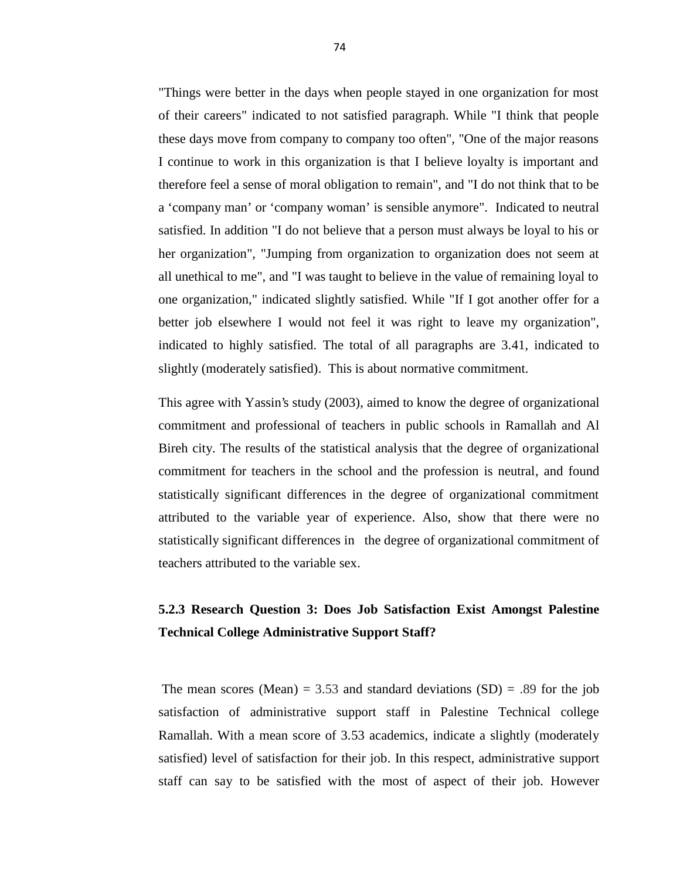"Things were better in the days when people stayed in one organization for most of their careers" indicated to not satisfied paragraph. While "I think that people these days move from company to company too often", "One of the major reasons I continue to work in this organization is that I believe loyalty is important and therefore feel a sense of moral obligation to remain", and "I do not think that to be a 'company man' or 'company woman' is sensible anymore". Indicated to neutral satisfied. In addition "I do not believe that a person must always be loyal to his or her organization", "Jumping from organization to organization does not seem at all unethical to me", and "I was taught to believe in the value of remaining loyal to one organization," indicated slightly satisfied. While "If I got another offer for a better job elsewhere I would not feel it was right to leave my organization", indicated to highly satisfied. The total of all paragraphs are 3.41, indicated to slightly (moderately satisfied). This is about normative commitment.

This agree with Yassin's study (2003), aimed to know the degree of organizational commitment and professional of teachers in public schools in Ramallah and Al Bireh city. The results of the statistical analysis that the degree of organizational commitment for teachers in the school and the profession is neutral, and found statistically significant differences in the degree of organizational commitment attributed to the variable year of experience. Also, show that there were no statistically significant differences in the degree of organizational commitment of teachers attributed to the variable sex.

### 5.2.3 Research Question 3: Does Job Satisfaction Exist Amongst Palestine Technical College Administrative Support Staff?

The mean scores (Mean) = 3.53 and standard deviations (SD) = .89 for the job satisfaction of administrative support staff in Palestine Technical college Ramallah. With a mean score of 3.53 academics, indicate a slightly (moderately satisfied) level of satisfaction for their job. In this respect, administrative support staff can say to be satisfied with the most of aspect of their job. However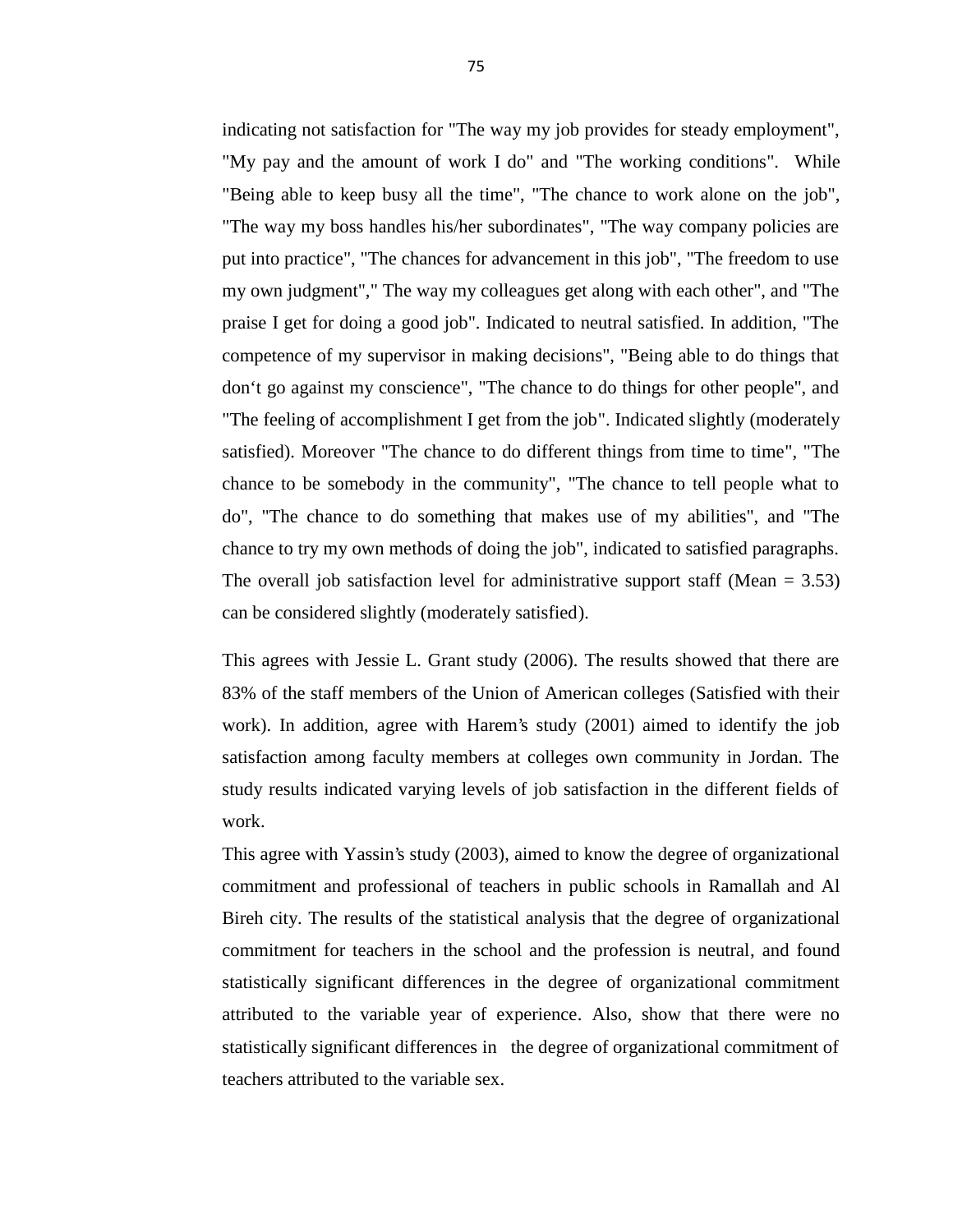indicating not satisfaction for "The way my job provides for steady employment", "My pay and the amount of work I do" and "The working conditions". While "Being able to keep busy all the time", "The chance to work alone on the job", "The way my boss handles his/her subordinates", "The way company policies are put into practice", "The chances for advancement in this job", "The freedom to use my own judgment"," The way my colleagues get along with each other", and "The praise I get for doing a good job". Indicated to neutral satisfied. In addition, "The competence of my supervisor in making decisions", "Being able to do things that don't go against my conscience", "The chance to do things for other people", and "The feeling of accomplishment I get from the job". Indicated slightly (moderately satisfied). Moreover "The chance to do different things from time to time", "The chance to be somebody in the community", "The chance to tell people what to do", "The chance to do something that makes use of my abilities", and "The chance to try my own methods of doing the job", indicated to satisfied paragraphs. The overall job satisfaction level for administrative support staff (Mean = 3.53) can be considered slightly (moderately satisfied).

This agrees with Jessie L. Grant study (2006). The results showed that there are 83% of the staff members of the Union of American colleges (Satisfied with their work). In addition, agree with Harem's study (2001) aimed to identify the job satisfaction among faculty members at colleges own community in Jordan. The study results indicated varying levels of job satisfaction in the different fields of work.

This agree with Yassin's study (2003), aimed to know the degree of organizational commitment and professional of teachers in public schools in Ramallah and Al Bireh city. The results of the statistical analysis that the degree of organizational commitment for teachers in the school and the profession is neutral, and found statistically significant differences in the degree of organizational commitment attributed to the variable year of experience. Also, show that there were no statistically significant differences in the degree of organizational commitment of teachers attributed to the variable sex.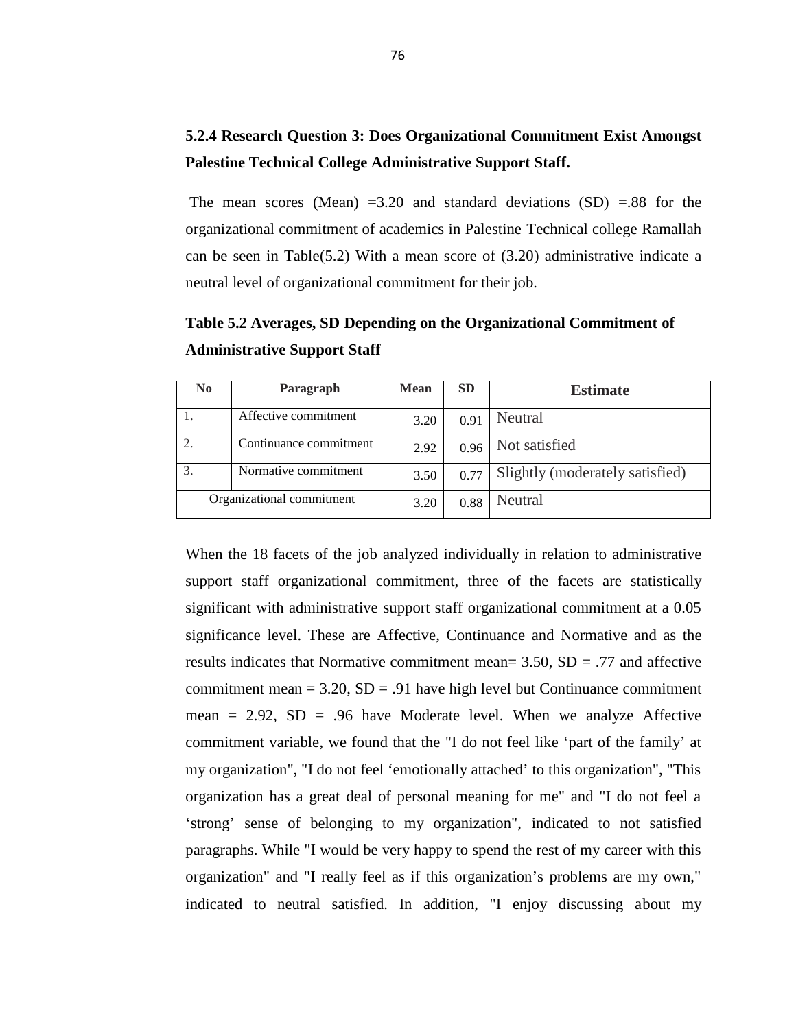### 5.2.4 Research Question 3: Does Organizational Commitment Exist Amongst Palestine Technical College Administrative Support Staff.

The mean scores (Mean) =3.20 and standard deviations (SD) =.88 for the organizational commitment of academics in Palestine Technical college Ramallah can be seen in Table(5.2) With a mean score of (3.20) administrative indicate a neutral level of organizational commitment for their job.

**Table 5.2 Averages, SD Depending on the Organizational Commitment of Administrative Support Staff**

| No | Paragraph | Mean | SD | Estimate |
|---|---|---|---|---|
| 1. | Affective commitment | 3.20 | 0.91 | Neutral |
| 2. | Continuance commitment | 2.92 | 0.96 | Not satisfied |
| 3. | Normative commitment | 3.50 | 0.77 | Slightly (moderately satisfied) |
| Organizational commitment | | 3.20 | 0.88 | Neutral |

When the 18 facets of the job analyzed individually in relation to administrative support staff organizational commitment, three of the facets are statistically significant with administrative support staff organizational commitment at a 0.05 significance level. These are Affective, Continuance and Normative and as the results indicates that Normative commitment mean= 3.50, SD = .77 and affective commitment mean = 3.20, SD = .91 have high level but Continuance commitment mean = 2.92, SD = .96 have Moderate level. When we analyze Affective commitment variable, we found that the "I do not feel like 'part of the family' at my organization", "I do not feel 'emotionally attached' to this organization", "This organization has a great deal of personal meaning for me" and "I do not feel a 'strong' sense of belonging to my organization", indicated to not satisfied paragraphs. While "I would be very happy to spend the rest of my career with this organization" and "I really feel as if this organization's problems are my own," indicated to neutral satisfied. In addition, "I enjoy discussing about my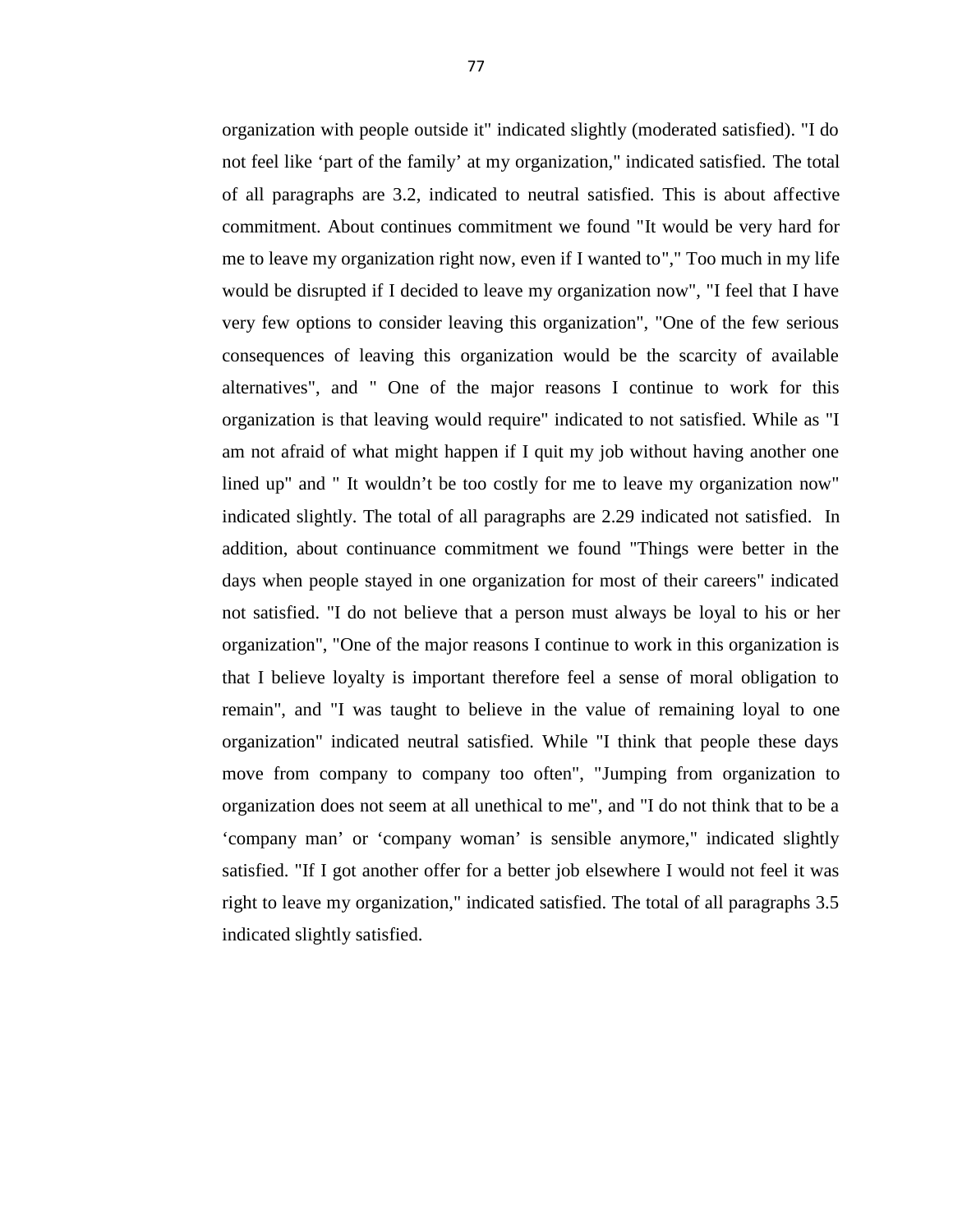organization with people outside it" indicated slightly (moderated satisfied). "I do not feel like 'part of the family' at my organization," indicated satisfied. The total of all paragraphs are 3.2, indicated to neutral satisfied. This is about affective commitment. About continues commitment we found "It would be very hard for me to leave my organization right now, even if I wanted to"," Too much in my life would be disrupted if I decided to leave my organization now", "I feel that I have very few options to consider leaving this organization", "One of the few serious consequences of leaving this organization would be the scarcity of available alternatives", and " One of the major reasons I continue to work for this organization is that leaving would require" indicated to not satisfied. While as "I am not afraid of what might happen if I quit my job without having another one lined up" and " It wouldn't be too costly for me to leave my organization now" indicated slightly. The total of all paragraphs are 2.29 indicated not satisfied. In addition, about continuance commitment we found "Things were better in the days when people stayed in one organization for most of their careers" indicated not satisfied. "I do not believe that a person must always be loyal to his or her organization", "One of the major reasons I continue to work in this organization is that I believe loyalty is important therefore feel a sense of moral obligation to remain", and "I was taught to believe in the value of remaining loyal to one organization" indicated neutral satisfied. While "I think that people these days move from company to company too often", "Jumping from organization to organization does not seem at all unethical to me", and "I do not think that to be a 'company man' or 'company woman' is sensible anymore," indicated slightly satisfied. "If I got another offer for a better job elsewhere I would not feel it was right to leave my organization," indicated satisfied. The total of all paragraphs 3.5 indicated slightly satisfied.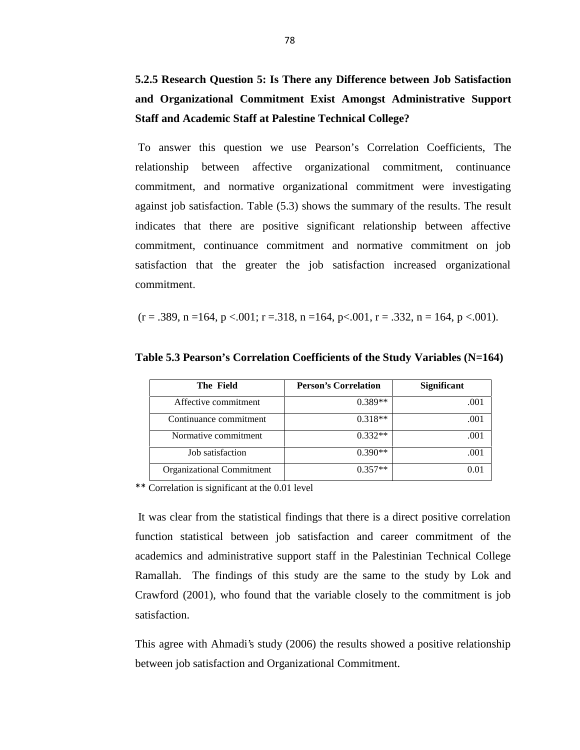### 5.2.5 Research Question 5: Is There any Difference between Job Satisfaction and Organizational Commitment Exist Amongst Administrative Support Staff and Academic Staff at Palestine Technical College?

To answer this question we use Pearson's Correlation Coefficients, The relationship between affective organizational commitment, continuance commitment, and normative organizational commitment were investigating against job satisfaction. Table (5.3) shows the summary of the results. The result indicates that there are positive significant relationship between affective commitment, continuance commitment and normative commitment on job satisfaction that the greater the job satisfaction increased organizational commitment.

($r = .389$, $n = 164$, $p < .001$; $r = .318$, $n = 164$, $p < .001$, $r = .332$, $n = 164$, $p < .001$).

**Table 5.3 Pearson's Correlation Coefficients of the Study Variables (N=164)**

| The Field | Person's Correlation | Significant |
|---|---|---|
| Affective commitment | 0.389** | .001 |
| Continuance commitment | 0.318** | .001 |
| Normative commitment | 0.332** | .001 |
| Job satisfaction | 0.390** | .001 |
| Organizational Commitment | 0.357** | 0.01 |

** Correlation is significant at the 0.01 level

It was clear from the statistical findings that there is a direct positive correlation function statistical between job satisfaction and career commitment of the academics and administrative support staff in the Palestinian Technical College Ramallah. The findings of this study are the same to the study by Lok and Crawford (2001), who found that the variable closely to the commitment is job satisfaction.

This agree with Ahmadi's study (2006) the results showed a positive relationship between job satisfaction and Organizational Commitment.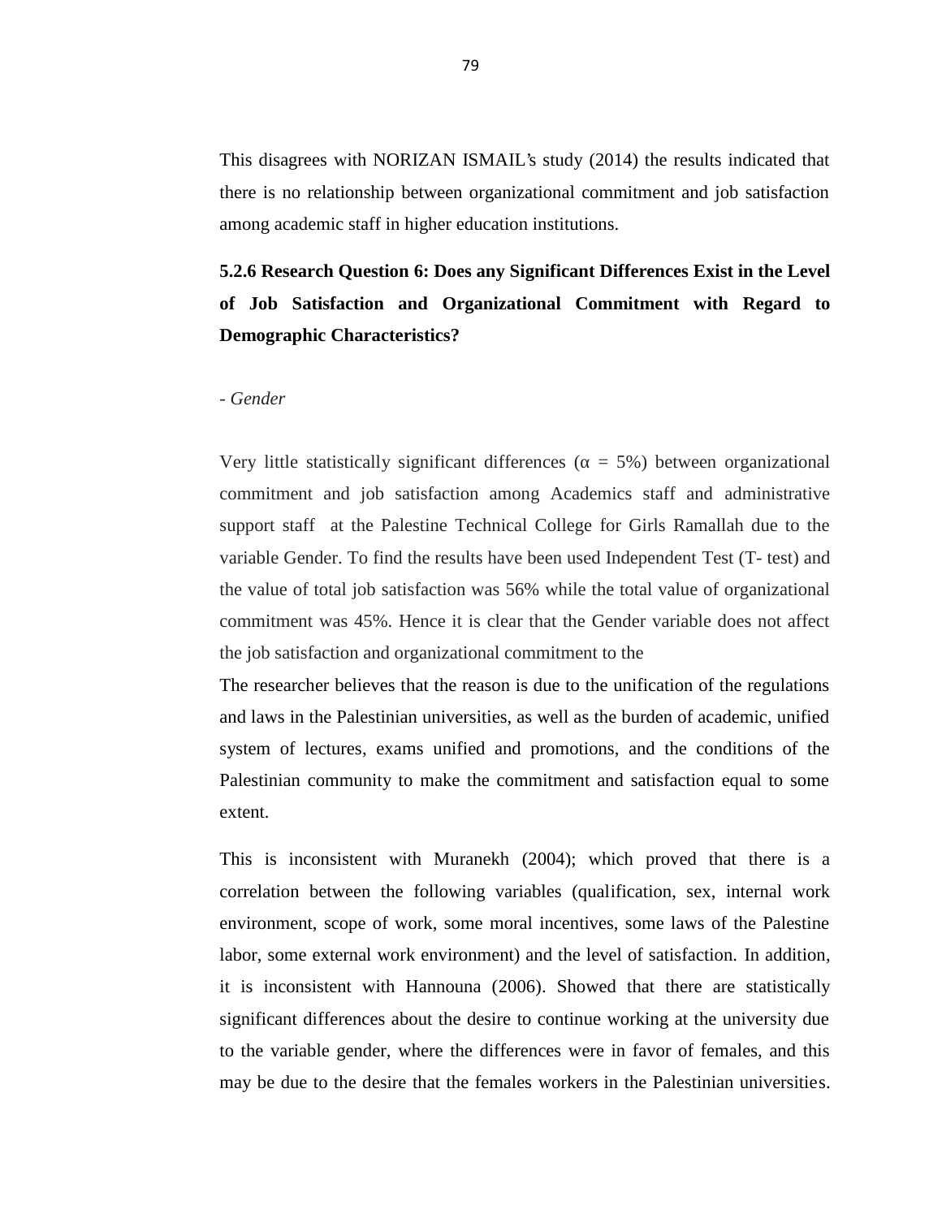This disagrees with NORIZAN ISMAIL's study (2014) the results indicated that there is no relationship between organizational commitment and job satisfaction among academic staff in higher education institutions.

### 5.2.6 Research Question 6: Does any Significant Differences Exist in the Level of Job Satisfaction and Organizational Commitment with Regard to Demographic Characteristics?

- *Gender*

Very little statistically significant differences ($\alpha$ = 5%) between organizational commitment and job satisfaction among Academics staff and administrative support staff at the Palestine Technical College for Girls Ramallah due to the variable Gender. To find the results have been used Independent Test (T- test) and the value of total job satisfaction was 56% while the total value of organizational commitment was 45%. Hence it is clear that the Gender variable does not affect the job satisfaction and organizational commitment to the

The researcher believes that the reason is due to the unification of the regulations and laws in the Palestinian universities, as well as the burden of academic, unified system of lectures, exams unified and promotions, and the conditions of the Palestinian community to make the commitment and satisfaction equal to some extent.

This is inconsistent with Muranekh (2004); which proved that there is a correlation between the following variables (qualification, sex, internal work environment, scope of work, some moral incentives, some laws of the Palestine labor, some external work environment) and the level of satisfaction. In addition, it is inconsistent with Hannouna (2006). Showed that there are statistically significant differences about the desire to continue working at the university due to the variable gender, where the differences were in favor of females, and this may be due to the desire that the females workers in the Palestinian universities.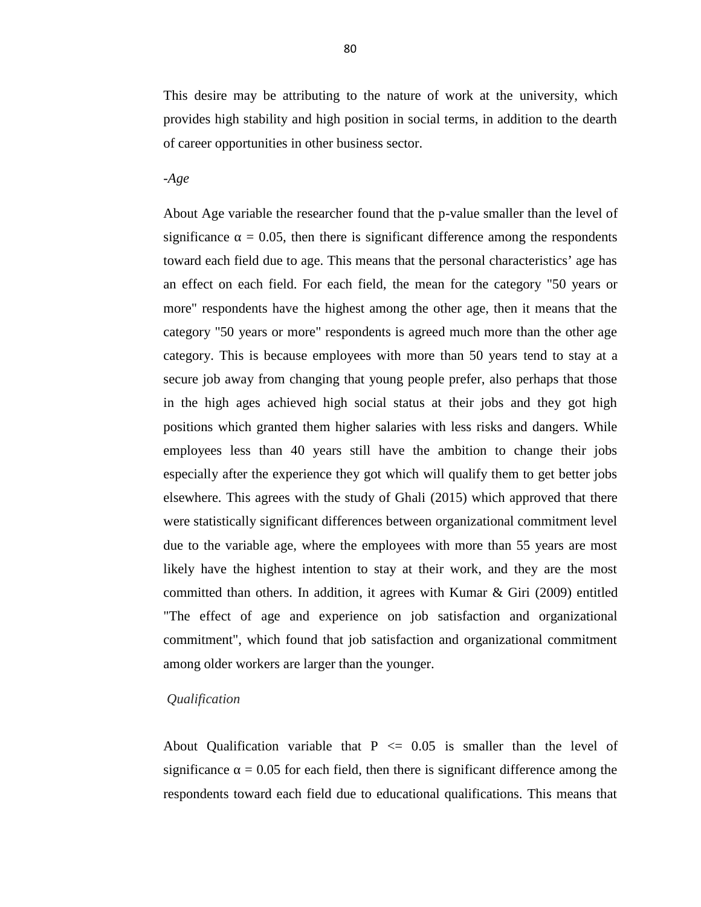This desire may be attributing to the nature of work at the university, which provides high stability and high position in social terms, in addition to the dearth of career opportunities in other business sector.

-*Age*

About Age variable the researcher found that the p-value smaller than the level of significance $\alpha = 0.05$, then there is significant difference among the respondents toward each field due to age. This means that the personal characteristics' age has an effect on each field. For each field, the mean for the category "50 years or more" respondents have the highest among the other age, then it means that the category "50 years or more" respondents is agreed much more than the other age category. This is because employees with more than 50 years tend to stay at a secure job away from changing that young people prefer, also perhaps that those in the high ages achieved high social status at their jobs and they got high positions which granted them higher salaries with less risks and dangers. While employees less than 40 years still have the ambition to change their jobs especially after the experience they got which will qualify them to get better jobs elsewhere. This agrees with the study of Ghali (2015) which approved that there were statistically significant differences between organizational commitment level due to the variable age, where the employees with more than 55 years are most likely have the highest intention to stay at their work, and they are the most committed than others. In addition, it agrees with Kumar & Giri (2009) entitled "The effect of age and experience on job satisfaction and organizational commitment", which found that job satisfaction and organizational commitment among older workers are larger than the younger.

*Qualification*

About Qualification variable that $P <= 0.05$ is smaller than the level of significance $\alpha = 0.05$ for each field, then there is significant difference among the respondents toward each field due to educational qualifications. This means that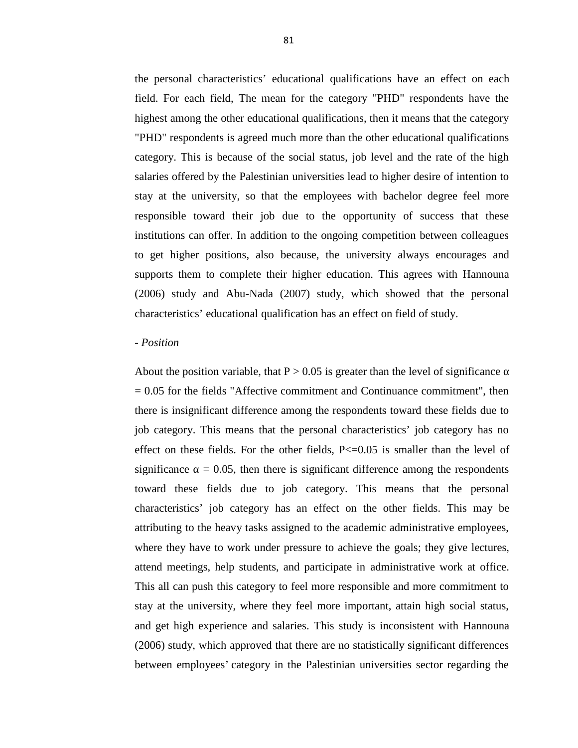the personal characteristics' educational qualifications have an effect on each field. For each field, The mean for the category "PHD" respondents have the highest among the other educational qualifications, then it means that the category "PHD" respondents is agreed much more than the other educational qualifications category. This is because of the social status, job level and the rate of the high salaries offered by the Palestinian universities lead to higher desire of intention to stay at the university, so that the employees with bachelor degree feel more responsible toward their job due to the opportunity of success that these institutions can offer. In addition to the ongoing competition between colleagues to get higher positions, also because, the university always encourages and supports them to complete their higher education. This agrees with Hannouna (2006) study and Abu-Nada (2007) study, which showed that the personal characteristics' educational qualification has an effect on field of study.

- *Position*

About the position variable, that $P > 0.05$ is greater than the level of significance $\alpha = 0.05$ for the fields "Affective commitment and Continuance commitment", then there is insignificant difference among the respondents toward these fields due to job category. This means that the personal characteristics' job category has no effect on these fields. For the other fields, $P<=0.05$ is smaller than the level of significance $\alpha = 0.05$, then there is significant difference among the respondents toward these fields due to job category. This means that the personal characteristics' job category has an effect on the other fields. This may be attributing to the heavy tasks assigned to the academic administrative employees, where they have to work under pressure to achieve the goals; they give lectures, attend meetings, help students, and participate in administrative work at office. This all can push this category to feel more responsible and more commitment to stay at the university, where they feel more important, attain high social status, and get high experience and salaries. This study is inconsistent with Hannouna (2006) study, which approved that there are no statistically significant differences between employees' category in the Palestinian universities sector regarding the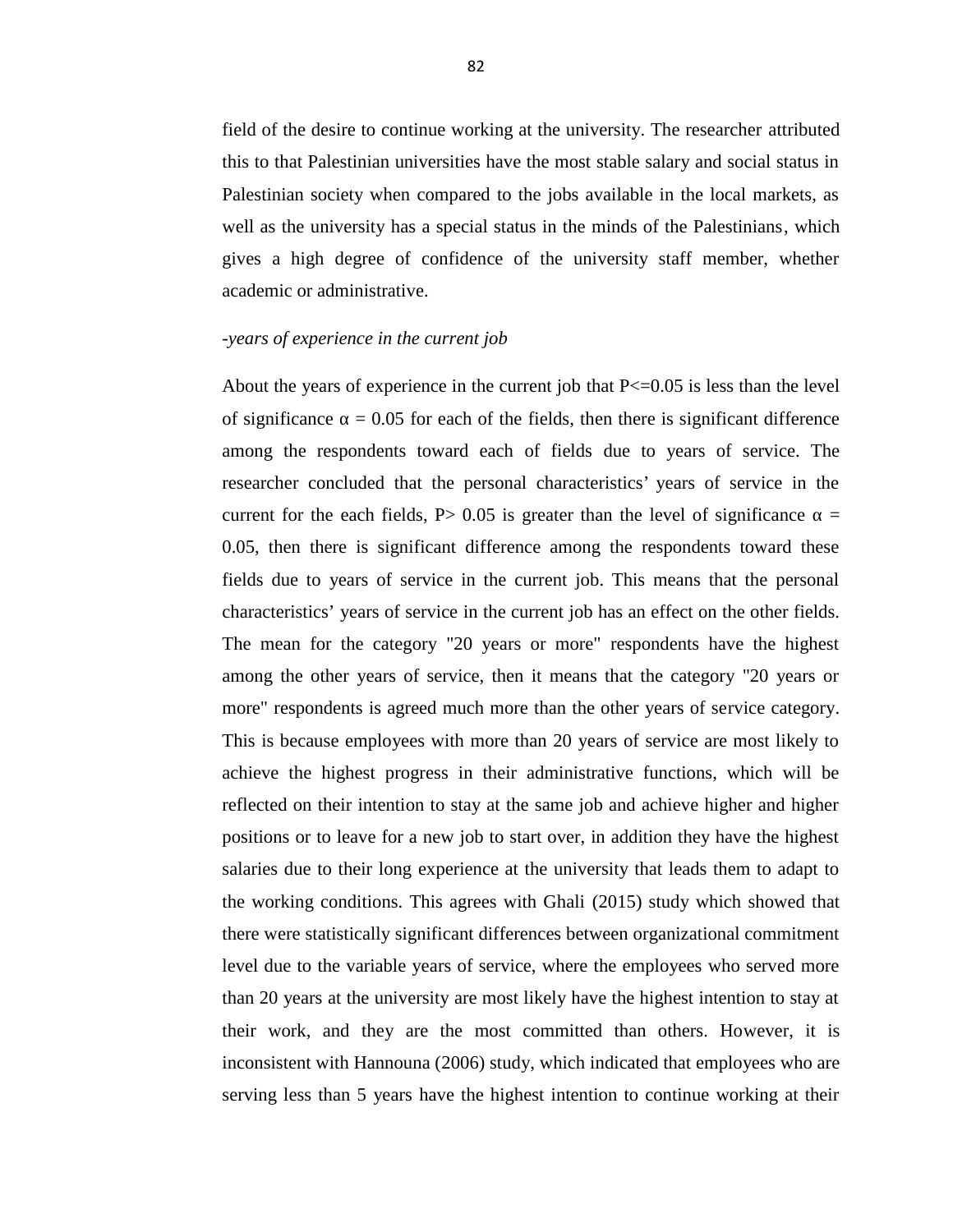field of the desire to continue working at the university. The researcher attributed this to that Palestinian universities have the most stable salary and social status in Palestinian society when compared to the jobs available in the local markets, as well as the university has a special status in the minds of the Palestinians, which gives a high degree of confidence of the university staff member, whether academic or administrative.

*-years of experience in the current job*

About the years of experience in the current job that $P<=0.05$ is less than the level of significance $\alpha = 0.05$ for each of the fields, then there is significant difference among the respondents toward each of fields due to years of service. The researcher concluded that the personal characteristics' years of service in the current for the each fields, $P> 0.05$ is greater than the level of significance $\alpha = 0.05$, then there is significant difference among the respondents toward these fields due to years of service in the current job. This means that the personal characteristics' years of service in the current job has an effect on the other fields. The mean for the category "20 years or more" respondents have the highest among the other years of service, then it means that the category "20 years or more" respondents is agreed much more than the other years of service category. This is because employees with more than 20 years of service are most likely to achieve the highest progress in their administrative functions, which will be reflected on their intention to stay at the same job and achieve higher and higher positions or to leave for a new job to start over, in addition they have the highest salaries due to their long experience at the university that leads them to adapt to the working conditions. This agrees with Ghali (2015) study which showed that there were statistically significant differences between organizational commitment level due to the variable years of service, where the employees who served more than 20 years at the university are most likely have the highest intention to stay at their work, and they are the most committed than others. However, it is inconsistent with Hannouna (2006) study, which indicated that employees who are serving less than 5 years have the highest intention to continue working at their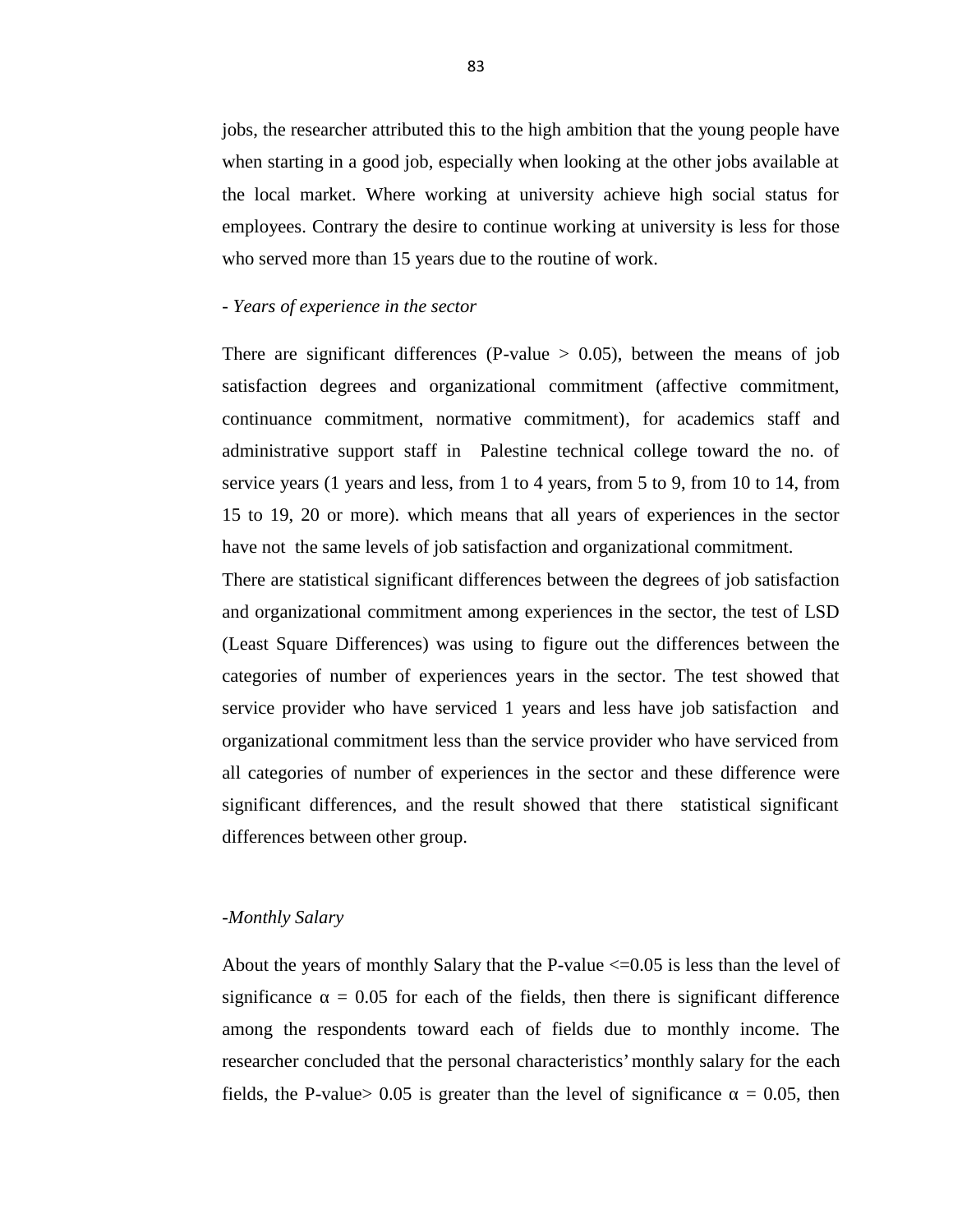jobs, the researcher attributed this to the high ambition that the young people have when starting in a good job, especially when looking at the other jobs available at the local market. Where working at university achieve high social status for employees. Contrary the desire to continue working at university is less for those who served more than 15 years due to the routine of work.

- *Years of experience in the sector*

There are significant differences (P-value > 0.05), between the means of job satisfaction degrees and organizational commitment (affective commitment, continuance commitment, normative commitment), for academics staff and administrative support staff in Palestine technical college toward the no. of service years (1 years and less, from 1 to 4 years, from 5 to 9, from 10 to 14, from 15 to 19, 20 or more). which means that all years of experiences in the sector have not the same levels of job satisfaction and organizational commitment.

There are statistical significant differences between the degrees of job satisfaction and organizational commitment among experiences in the sector, the test of LSD (Least Square Differences) was using to figure out the differences between the categories of number of experiences years in the sector. The test showed that service provider who have serviced 1 years and less have job satisfaction and organizational commitment less than the service provider who have serviced from all categories of number of experiences in the sector and these difference were significant differences, and the result showed that there statistical significant differences between other group.

-*Monthly Salary*

About the years of monthly Salary that the P-value <=0.05 is less than the level of significance $\alpha = 0.05$ for each of the fields, then there is significant difference among the respondents toward each of fields due to monthly income. The researcher concluded that the personal characteristics' monthly salary for the each fields, the P-value> 0.05 is greater than the level of significance $\alpha = 0.05$, then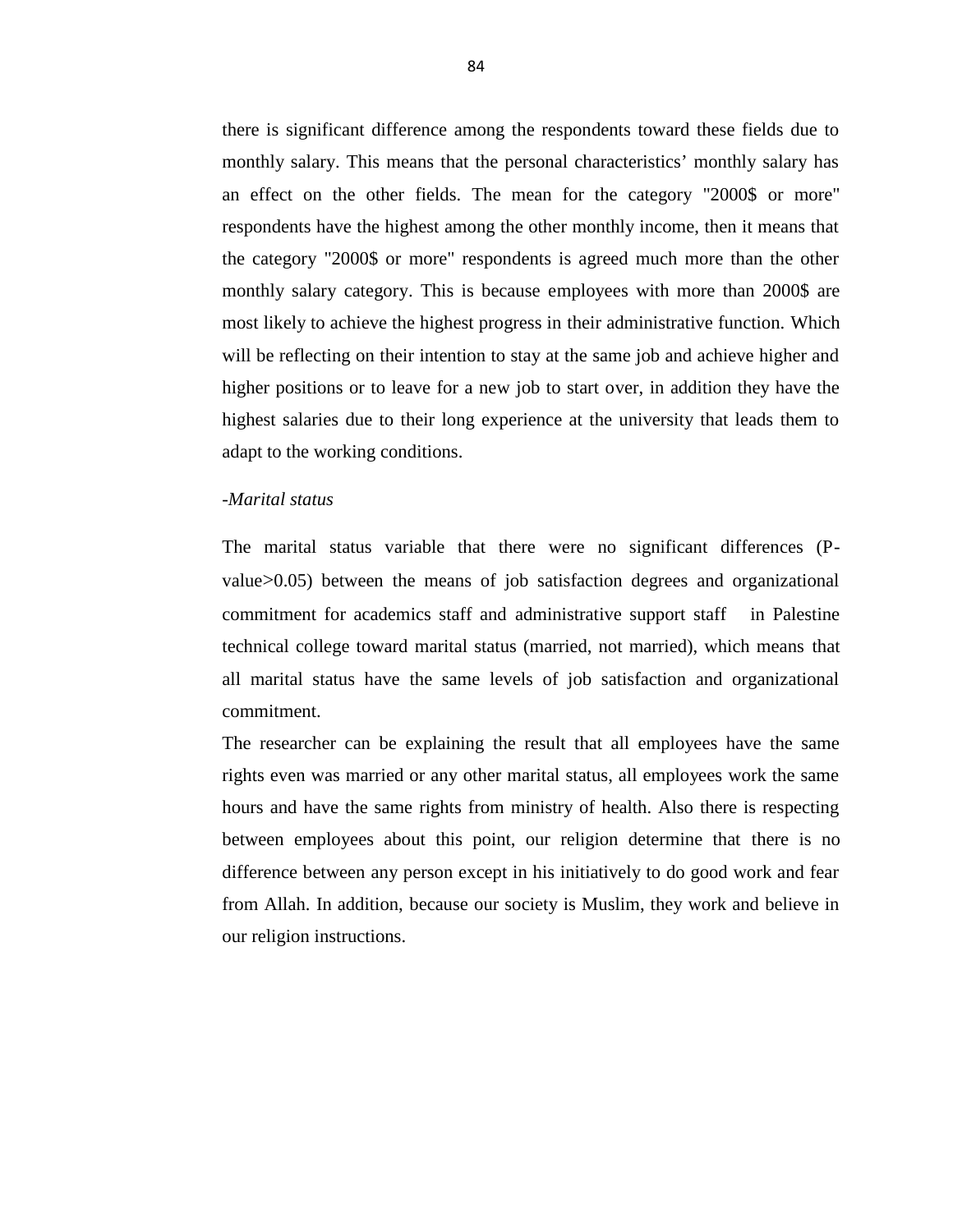there is significant difference among the respondents toward these fields due to monthly salary. This means that the personal characteristics' monthly salary has an effect on the other fields. The mean for the category "2000$ or more" respondents have the highest among the other monthly income, then it means that the category "2000$ or more" respondents is agreed much more than the other monthly salary category. This is because employees with more than 2000$ are most likely to achieve the highest progress in their administrative function. Which will be reflecting on their intention to stay at the same job and achieve higher and higher positions or to leave for a new job to start over, in addition they have the highest salaries due to their long experience at the university that leads them to adapt to the working conditions.

-*Marital status*

The marital status variable that there were no significant differences (P-value>0.05) between the means of job satisfaction degrees and organizational commitment for academics staff and administrative support staff in Palestine technical college toward marital status (married, not married), which means that all marital status have the same levels of job satisfaction and organizational commitment.

The researcher can be explaining the result that all employees have the same rights even was married or any other marital status, all employees work the same hours and have the same rights from ministry of health. Also there is respecting between employees about this point, our religion determine that there is no difference between any person except in his initiatively to do good work and fear from Allah. In addition, because our society is Muslim, they work and believe in our religion instructions.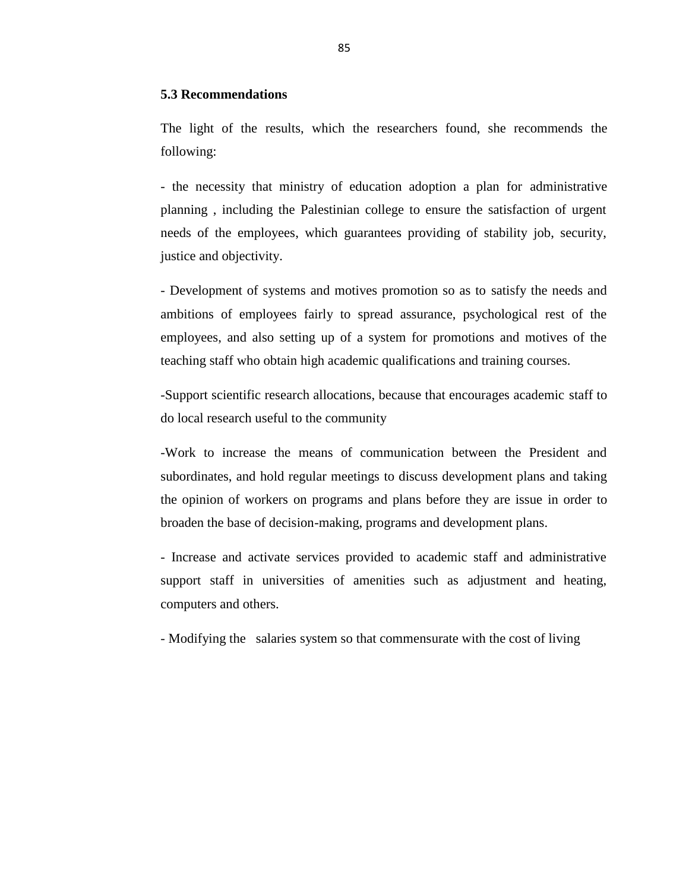### 5.3 Recommendations

The light of the results, which the researchers found, she recommends the following:

- the necessity that ministry of education adoption a plan for administrative planning , including the Palestinian college to ensure the satisfaction of urgent needs of the employees, which guarantees providing of stability job, security, justice and objectivity.

- Development of systems and motives promotion so as to satisfy the needs and ambitions of employees fairly to spread assurance, psychological rest of the employees, and also setting up of a system for promotions and motives of the teaching staff who obtain high academic qualifications and training courses.

-Support scientific research allocations, because that encourages academic staff to do local research useful to the community

-Work to increase the means of communication between the President and subordinates, and hold regular meetings to discuss development plans and taking the opinion of workers on programs and plans before they are issue in order to broaden the base of decision-making, programs and development plans.

- Increase and activate services provided to academic staff and administrative support staff in universities of amenities such as adjustment and heating, computers and others.

- Modifying the salaries system so that commensurate with the cost of living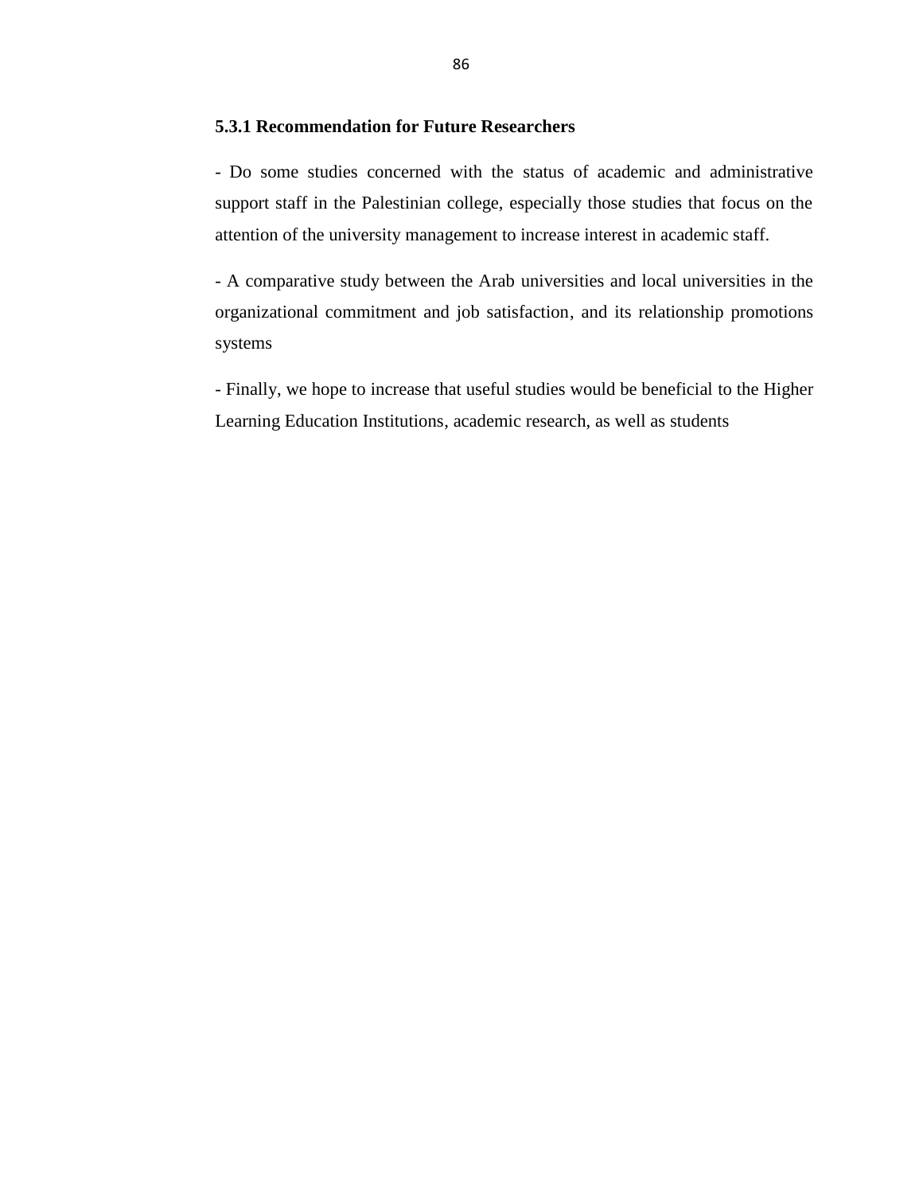### 5.3.1 Recommendation for Future Researchers

- Do some studies concerned with the status of academic and administrative support staff in the Palestinian college, especially those studies that focus on the attention of the university management to increase interest in academic staff.

- A comparative study between the Arab universities and local universities in the organizational commitment and job satisfaction, and its relationship promotions systems

- Finally, we hope to increase that useful studies would be beneficial to the Higher Learning Education Institutions, academic research, as well as students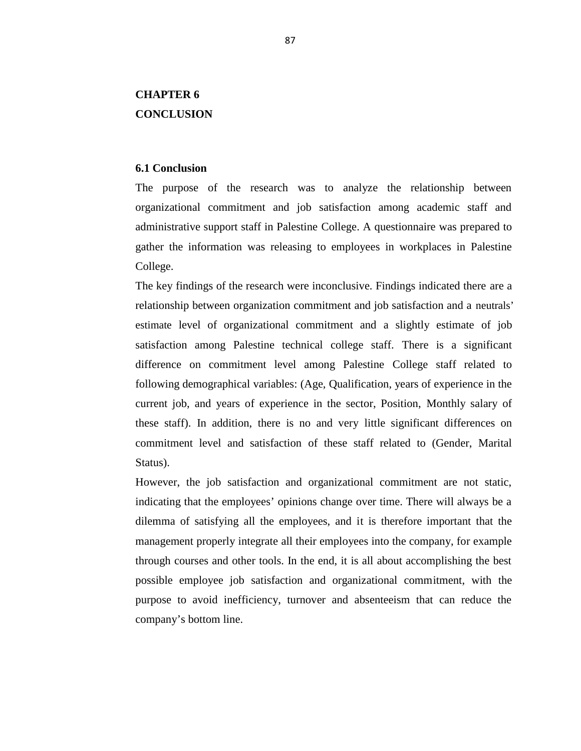# CHAPTER 6
# CONCLUSION

## 6.1 Conclusion

The purpose of the research was to analyze the relationship between organizational commitment and job satisfaction among academic staff and administrative support staff in Palestine College. A questionnaire was prepared to gather the information was releasing to employees in workplaces in Palestine College.

The key findings of the research were inconclusive. Findings indicated there are a relationship between organization commitment and job satisfaction and a neutrals' estimate level of organizational commitment and a slightly estimate of job satisfaction among Palestine technical college staff. There is a significant difference on commitment level among Palestine College staff related to following demographical variables: (Age, Qualification, years of experience in the current job, and years of experience in the sector, Position, Monthly salary of these staff). In addition, there is no and very little significant differences on commitment level and satisfaction of these staff related to (Gender, Marital Status).

However, the job satisfaction and organizational commitment are not static, indicating that the employees' opinions change over time. There will always be a dilemma of satisfying all the employees, and it is therefore important that the management properly integrate all their employees into the company, for example through courses and other tools. In the end, it is all about accomplishing the best possible employee job satisfaction and organizational commitment, with the purpose to avoid inefficiency, turnover and absenteeism that can reduce the company's bottom line.